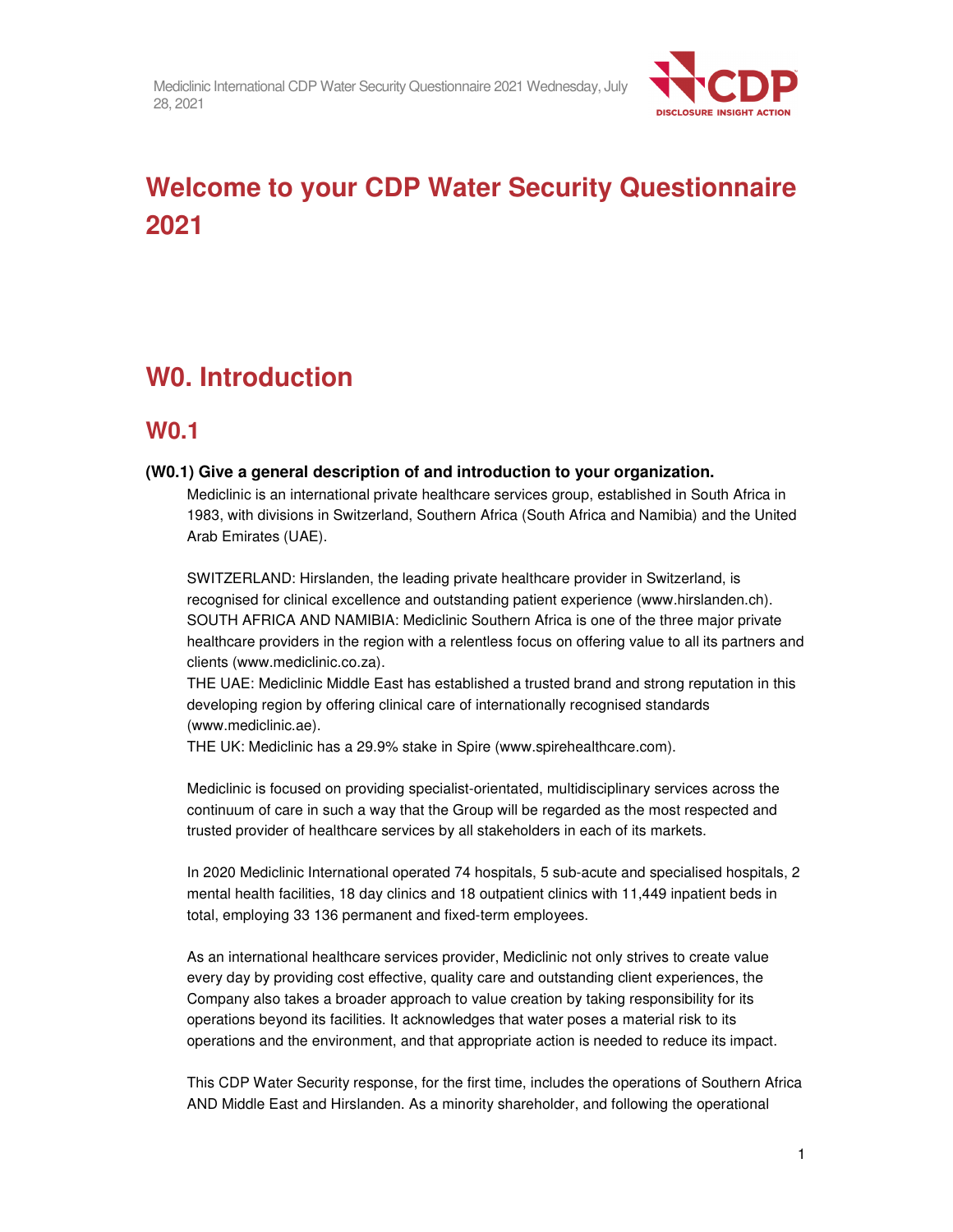# Welcome to your CDP Water Security Questionnaire 2021

## W0. Introduction

### W0.1

**(W0.1) Give a general description of and introduction to your organization.**

Mediclinic is an international private healthcare services group, established in South Africa in 1983, with divisions in Switzerland, Southern Africa (South Africa and Namibia) and the United Arab Emirates (UAE).

SWITZERLAND: Hirslanden, the leading private healthcare provider in Switzerland, is recognised for clinical excellence and outstanding patient experience (www.hirslanden.ch).
SOUTH AFRICA AND NAMIBIA: Mediclinic Southern Africa is one of the three major private healthcare providers in the region with a relentless focus on offering value to all its partners and clients (www.mediclinic.co.za).
THE UAE: Mediclinic Middle East has established a trusted brand and strong reputation in this developing region by offering clinical care of internationally recognised standards (www.mediclinic.ae).
THE UK: Mediclinic has a 29.9% stake in Spire (www.spirehealthcare.com).

Mediclinic is focused on providing specialist-orientated, multidisciplinary services across the continuum of care in such a way that the Group will be regarded as the most respected and trusted provider of healthcare services by all stakeholders in each of its markets.

In 2020 Mediclinic International operated 74 hospitals, 5 sub-acute and specialised hospitals, 2 mental health facilities, 18 day clinics and 18 outpatient clinics with 11,449 inpatient beds in total, employing 33 136 permanent and fixed-term employees.

As an international healthcare services provider, Mediclinic not only strives to create value every day by providing cost effective, quality care and outstanding client experiences, the Company also takes a broader approach to value creation by taking responsibility for its operations beyond its facilities. It acknowledges that water poses a material risk to its operations and the environment, and that appropriate action is needed to reduce its impact.

This CDP Water Security response, for the first time, includes the operations of Southern Africa AND Middle East and Hirslanden. As a minority shareholder, and following the operational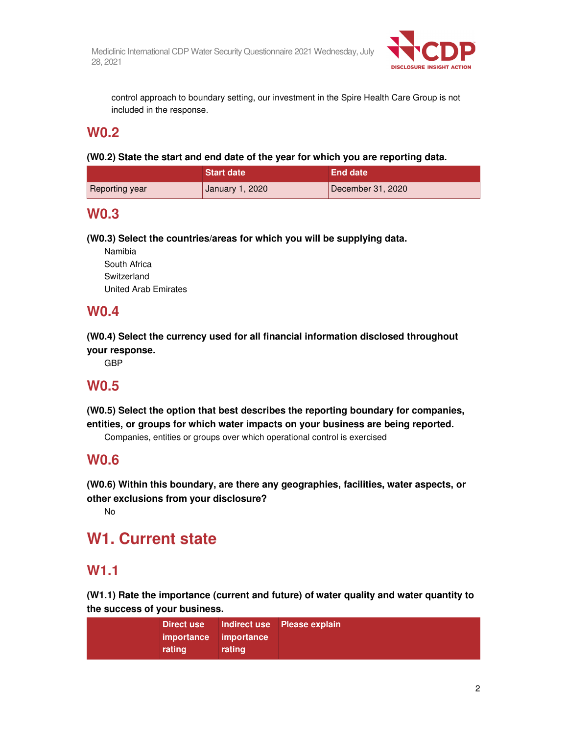control approach to boundary setting, our investment in the Spire Health Care Group is not included in the response.

## W0.2

**(W0.2) State the start and end date of the year for which you are reporting data.**

| | Start date | End date |
|---|---|---|
| Reporting year | January 1, 2020 | December 31, 2020 |

## W0.3

**(W0.3) Select the countries/areas for which you will be supplying data.**

Namibia
South Africa
Switzerland
United Arab Emirates

## W0.4

**(W0.4) Select the currency used for all financial information disclosed throughout your response.**

GBP

## W0.5

**(W0.5) Select the option that best describes the reporting boundary for companies, entities, or groups for which water impacts on your business are being reported.**

Companies, entities or groups over which operational control is exercised

## W0.6

**(W0.6) Within this boundary, are there any geographies, facilities, water aspects, or other exclusions from your disclosure?**

No

# W1. Current state

## W1.1

**(W1.1) Rate the importance (current and future) of water quality and water quantity to the success of your business.**

| | Direct use importance rating | Indirect use importance rating | Please explain |
|---|---|---|---|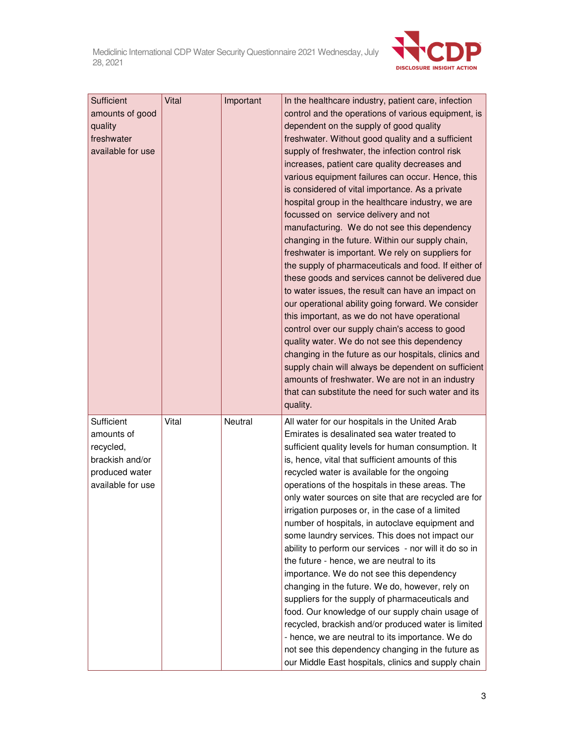| | | | |
|---|---|---|---|
| Sufficient amounts of good quality freshwater available for use | Vital | Important | In the healthcare industry, patient care, infection control and the operations of various equipment, is dependent on the supply of good quality freshwater. Without good quality and a sufficient supply of freshwater, the infection control risk increases, patient care quality decreases and various equipment failures can occur. Hence, this is considered of vital importance. As a private hospital group in the healthcare industry, we are focussed on service delivery and not manufacturing. We do not see this dependency changing in the future. Within our supply chain, freshwater is important. We rely on suppliers for the supply of pharmaceuticals and food. If either of these goods and services cannot be delivered due to water issues, the result can have an impact on our operational ability going forward. We consider this important, as we do not have operational control over our supply chain's access to good quality water. We do not see this dependency changing in the future as our hospitals, clinics and supply chain will always be dependent on sufficient amounts of freshwater. We are not in an industry that can substitute the need for such water and its quality. |
| Sufficient amounts of recycled, brackish and/or produced water available for use | Vital | Neutral | All water for our hospitals in the United Arab Emirates is desalinated sea water treated to sufficient quality levels for human consumption. It is, hence, vital that sufficient amounts of this recycled water is available for the ongoing operations of the hospitals in these areas. The only water sources on site that are recycled are for irrigation purposes or, in the case of a limited number of hospitals, in autoclave equipment and some laundry services. This does not impact our ability to perform our services - nor will it do so in the future - hence, we are neutral to its importance. We do not see this dependency changing in the future. We do, however, rely on suppliers for the supply of pharmaceuticals and food. Our knowledge of our supply chain usage of recycled, brackish and/or produced water is limited - hence, we are neutral to its importance. We do not see this dependency changing in the future as our Middle East hospitals, clinics and supply chain |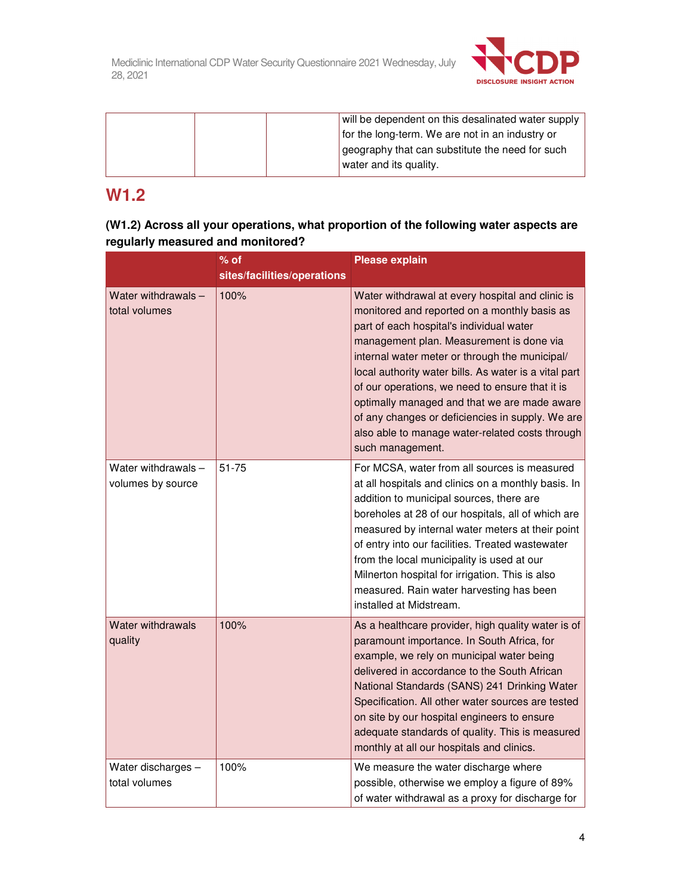| | | | will be dependent on this desalinated water supply for the long-term. We are not in an industry or geography that can substitute the need for such water and its quality. |
|---|---|---|---|

## W1.2

### (W1.2) Across all your operations, what proportion of the following water aspects are regularly measured and monitored?

| | % of sites/facilities/operations | Please explain |
|---|---|---|
| Water withdrawals – total volumes | 100% | Water withdrawal at every hospital and clinic is monitored and reported on a monthly basis as part of each hospital's individual water management plan. Measurement is done via internal water meter or through the municipal/ local authority water bills. As water is a vital part of our operations, we need to ensure that it is optimally managed and that we are made aware of any changes or deficiencies in supply. We are also able to manage water-related costs through such management. |
| Water withdrawals – volumes by source | 51-75 | For MCSA, water from all sources is measured at all hospitals and clinics on a monthly basis. In addition to municipal sources, there are boreholes at 28 of our hospitals, all of which are measured by internal water meters at their point of entry into our facilities. Treated wastewater from the local municipality is used at our Milnerton hospital for irrigation. This is also measured. Rain water harvesting has been installed at Midstream. |
| Water withdrawals quality | 100% | As a healthcare provider, high quality water is of paramount importance. In South Africa, for example, we rely on municipal water being delivered in accordance to the South African National Standards (SANS) 241 Drinking Water Specification. All other water sources are tested on site by our hospital engineers to ensure adequate standards of quality. This is measured monthly at all our hospitals and clinics. |
| Water discharges – total volumes | 100% | We measure the water discharge where possible, otherwise we employ a figure of 89% of water withdrawal as a proxy for discharge for |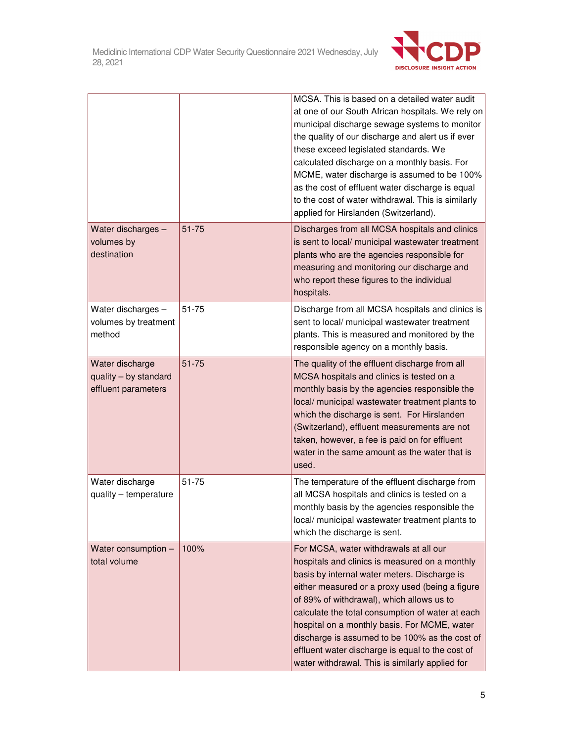| | | |
|---|---|---|
| | | MCSA. This is based on a detailed water audit at one of our South African hospitals. We rely on municipal discharge sewage systems to monitor the quality of our discharge and alert us if ever these exceed legislated standards. We calculated discharge on a monthly basis. For MCME, water discharge is assumed to be 100% as the cost of effluent water discharge is equal to the cost of water withdrawal. This is similarly applied for Hirslanden (Switzerland). |
| Water discharges – volumes by destination | 51-75 | Discharges from all MCSA hospitals and clinics is sent to local/ municipal wastewater treatment plants who are the agencies responsible for measuring and monitoring our discharge and who report these figures to the individual hospitals. |
| Water discharges – volumes by treatment method | 51-75 | Discharge from all MCSA hospitals and clinics is sent to local/ municipal wastewater treatment plants. This is measured and monitored by the responsible agency on a monthly basis. |
| Water discharge quality – by standard effluent parameters | 51-75 | The quality of the effluent discharge from all MCSA hospitals and clinics is tested on a monthly basis by the agencies responsible the local/ municipal wastewater treatment plants to which the discharge is sent. For Hirslanden (Switzerland), effluent measurements are not taken, however, a fee is paid on for effluent water in the same amount as the water that is used. |
| Water discharge quality – temperature | 51-75 | The temperature of the effluent discharge from all MCSA hospitals and clinics is tested on a monthly basis by the agencies responsible the local/ municipal wastewater treatment plants to which the discharge is sent. |
| Water consumption – total volume | 100% | For MCSA, water withdrawals at all our hospitals and clinics is measured on a monthly basis by internal water meters. Discharge is either measured or a proxy used (being a figure of 89% of withdrawal), which allows us to calculate the total consumption of water at each hospital on a monthly basis. For MCME, water discharge is assumed to be 100% as the cost of effluent water discharge is equal to the cost of water withdrawal. This is similarly applied for |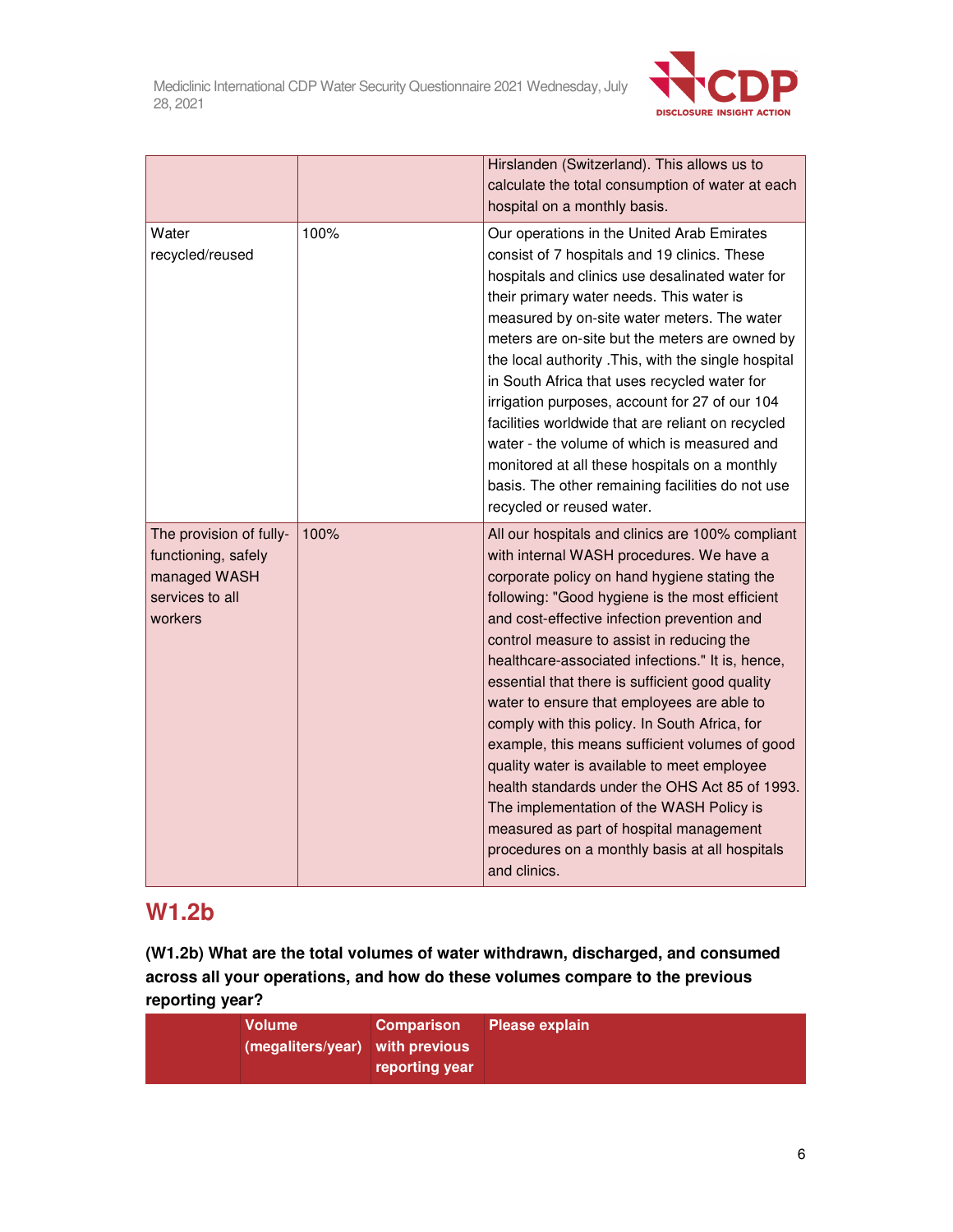| | | |
|---|---|---|
| | | Hirslanden (Switzerland). This allows us to calculate the total consumption of water at each hospital on a monthly basis. |
| Water recycled/reused | 100% | Our operations in the United Arab Emirates consist of 7 hospitals and 19 clinics. These hospitals and clinics use desalinated water for their primary water needs. This water is measured by on-site water meters. The water meters are on-site but the meters are owned by the local authority .This, with the single hospital in South Africa that uses recycled water for irrigation purposes, account for 27 of our 104 facilities worldwide that are reliant on recycled water - the volume of which is measured and monitored at all these hospitals on a monthly basis. The other remaining facilities do not use recycled or reused water. |
| The provision of fully-functioning, safely managed WASH services to all workers | 100% | All our hospitals and clinics are 100% compliant with internal WASH procedures. We have a corporate policy on hand hygiene stating the following: "Good hygiene is the most efficient and cost-effective infection prevention and control measure to assist in reducing the healthcare-associated infections." It is, hence, essential that there is sufficient good quality water to ensure that employees are able to comply with this policy. In South Africa, for example, this means sufficient volumes of good quality water is available to meet employee health standards under the OHS Act 85 of 1993. The implementation of the WASH Policy is measured as part of hospital management procedures on a monthly basis at all hospitals and clinics. |

## W1.2b

**(W1.2b) What are the total volumes of water withdrawn, discharged, and consumed across all your operations, and how do these volumes compare to the previous reporting year?**

| | Volume (megaliters/year) | Comparison with previous reporting year | Please explain |
|---|---|---|---|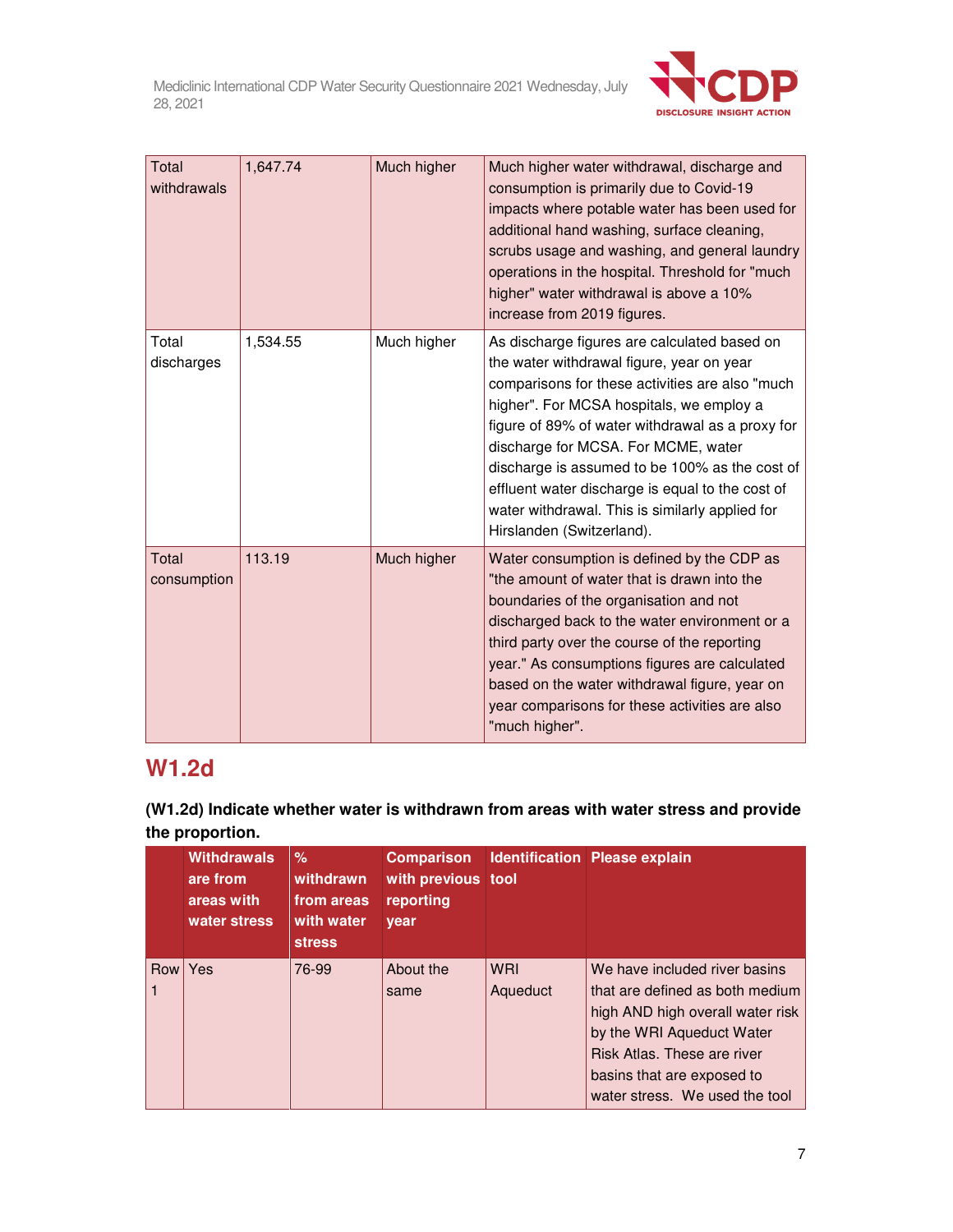| Total withdrawals | 1,647.74 | Much higher | Much higher water withdrawal, discharge and consumption is primarily due to Covid-19 impacts where potable water has been used for additional hand washing, surface cleaning, scrubs usage and washing, and general laundry operations in the hospital. Threshold for "much higher" water withdrawal is above a 10% increase from 2019 figures. |
|---|---|---|---|
| Total discharges | 1,534.55 | Much higher | As discharge figures are calculated based on the water withdrawal figure, year on year comparisons for these activities are also "much higher". For MCSA hospitals, we employ a figure of 89% of water withdrawal as a proxy for discharge for MCSA. For MCME, water discharge is assumed to be 100% as the cost of effluent water discharge is equal to the cost of water withdrawal. This is similarly applied for Hirslanden (Switzerland). |
| Total consumption | 113.19 | Much higher | Water consumption is defined by the CDP as "the amount of water that is drawn into the boundaries of the organisation and not discharged back to the water environment or a third party over the course of the reporting year." As consumptions figures are calculated based on the water withdrawal figure, year on year comparisons for these activities are also "much higher". |

## W1.2d

**(W1.2d) Indicate whether water is withdrawn from areas with water stress and provide the proportion.**

| | Withdrawals are from areas with water stress | % withdrawn from areas with water stress | Comparison with previous reporting year | Identification tool | Please explain |
|---|---|---|---|---|---|
| Row 1 | Yes | 76-99 | About the same | WRI Aqueduct | We have included river basins that are defined as both medium high AND high overall water risk by the WRI Aqueduct Water Risk Atlas. These are river basins that are exposed to water stress. We used the tool |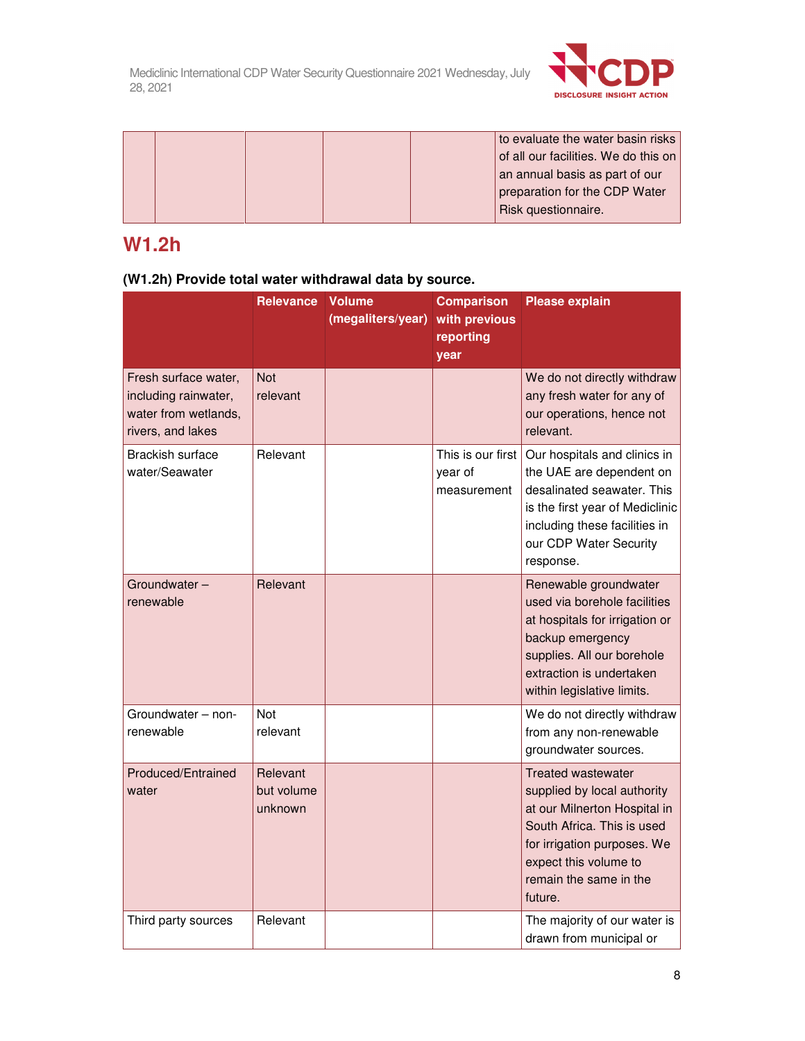| | | | | | to evaluate the water basin risks of all our facilities. We do this on an annual basis as part of our preparation for the CDP Water Risk questionnaire. |
|---|---|---|---|---|---|

## W1.2h

**(W1.2h) Provide total water withdrawal data by source.**

| | Relevance | Volume (megaliters/year) | Comparison with previous reporting year | Please explain |
|---|---|---|---|---|
| Fresh surface water, including rainwater, water from wetlands, rivers, and lakes | Not relevant | | | We do not directly withdraw any fresh water for any of our operations, hence not relevant. |
| Brackish surface water/Seawater | Relevant | | This is our first year of measurement | Our hospitals and clinics in the UAE are dependent on desalinated seawater. This is the first year of Mediclinic including these facilities in our CDP Water Security response. |
| Groundwater – renewable | Relevant | | | Renewable groundwater used via borehole facilities at hospitals for irrigation or backup emergency supplies. All our borehole extraction is undertaken within legislative limits. |
| Groundwater – non-renewable | Not relevant | | | We do not directly withdraw from any non-renewable groundwater sources. |
| Produced/Entrained water | Relevant but volume unknown | | | Treated wastewater supplied by local authority at our Milnerton Hospital in South Africa. This is used for irrigation purposes. We expect this volume to remain the same in the future. |
| Third party sources | Relevant | | | The majority of our water is drawn from municipal or |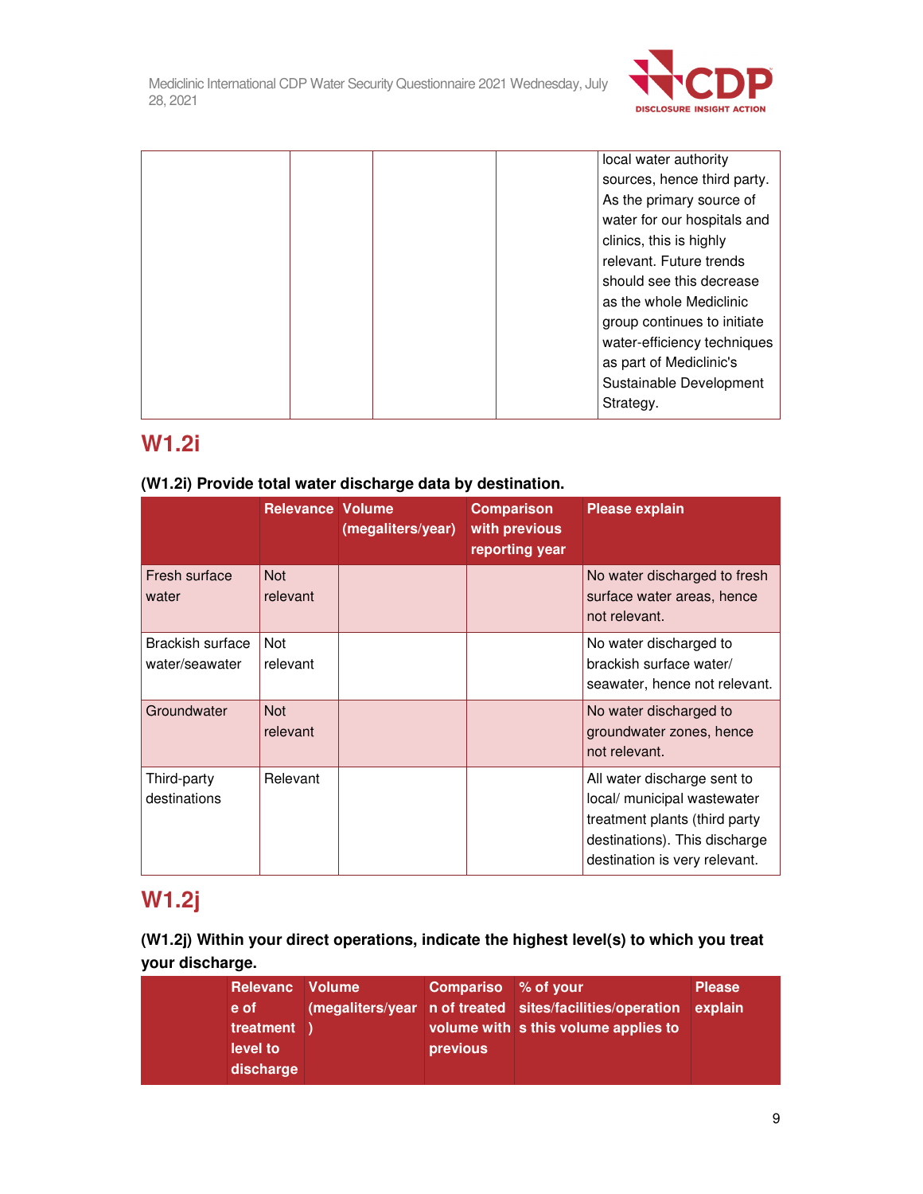| | | | | |
|---|---|---|---|---|
| | | | | local water authority sources, hence third party. As the primary source of water for our hospitals and clinics, this is highly relevant. Future trends should see this decrease as the whole Mediclinic group continues to initiate water-efficiency techniques as part of Mediclinic's Sustainable Development Strategy. |

## W1.2i

**(W1.2i) Provide total water discharge data by destination.**

| | Relevance | Volume (megaliters/year) | Comparison with previous reporting year | Please explain |
|---|---|---|---|---|
| Fresh surface water | Not relevant | | | No water discharged to fresh surface water areas, hence not relevant. |
| Brackish surface water/seawater | Not relevant | | | No water discharged to brackish surface water/ seawater, hence not relevant. |
| Groundwater | Not relevant | | | No water discharged to groundwater zones, hence not relevant. |
| Third-party destinations | Relevant | | | All water discharge sent to local/ municipal wastewater treatment plants (third party destinations). This discharge destination is very relevant. |

## W1.2j

**(W1.2j) Within your direct operations, indicate the highest level(s) to which you treat your discharge.**

| | Relevance of treatment level to discharge | Volume (megaliters/year) | Comparison of treated volume with previous | % of your sites/facilities/operations this volume applies to | Please explain |
|---|---|---|---|---|---|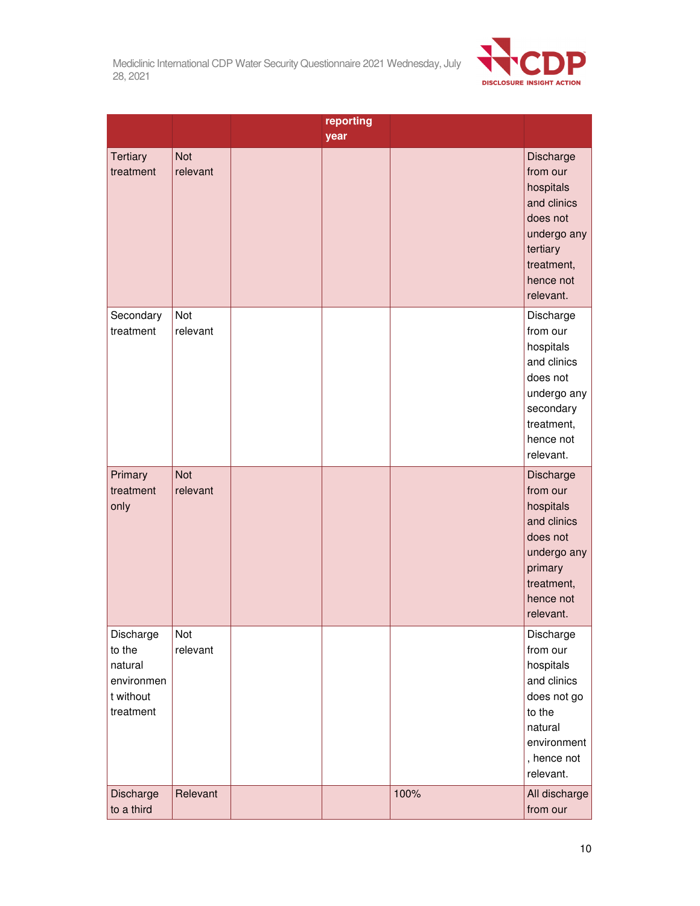| | | | reporting year | | |
|---|---|---|---|---|---|
| Tertiary treatment | Not relevant | | | | Discharge from our hospitals and clinics does not undergo any tertiary treatment, hence not relevant. |
| Secondary treatment | Not relevant | | | | Discharge from our hospitals and clinics does not undergo any secondary treatment, hence not relevant. |
| Primary treatment only | Not relevant | | | | Discharge from our hospitals and clinics does not undergo any primary treatment, hence not relevant. |
| Discharge to the natural environment without treatment | Not relevant | | | | Discharge from our hospitals and clinics does not go to the natural environment, hence not relevant. |
| Discharge to a third | Relevant | | | 100% | All discharge from our |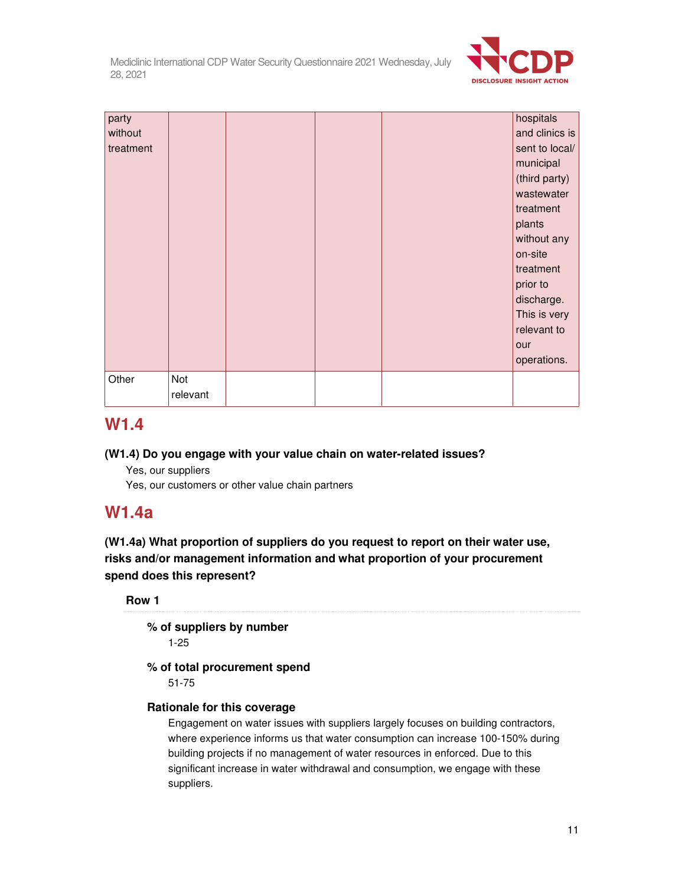| | | | | | |
|---|---|---|---|---|---|
| party without treatment | | | | | hospitals and clinics is sent to local/ municipal (third party) wastewater treatment plants without any on-site treatment prior to discharge. This is very relevant to our operations. |
| Other | Not relevant | | | | |

## W1.4

**(W1.4) Do you engage with your value chain on water-related issues?**

Yes, our suppliers
Yes, our customers or other value chain partners

## W1.4a

**(W1.4a) What proportion of suppliers do you request to report on their water use, risks and/or management information and what proportion of your procurement spend does this represent?**

**Row 1**

**% of suppliers by number**
1-25

**% of total procurement spend**
51-75

**Rationale for this coverage**
Engagement on water issues with suppliers largely focuses on building contractors, where experience informs us that water consumption can increase 100-150% during building projects if no management of water resources in enforced. Due to this significant increase in water withdrawal and consumption, we engage with these suppliers.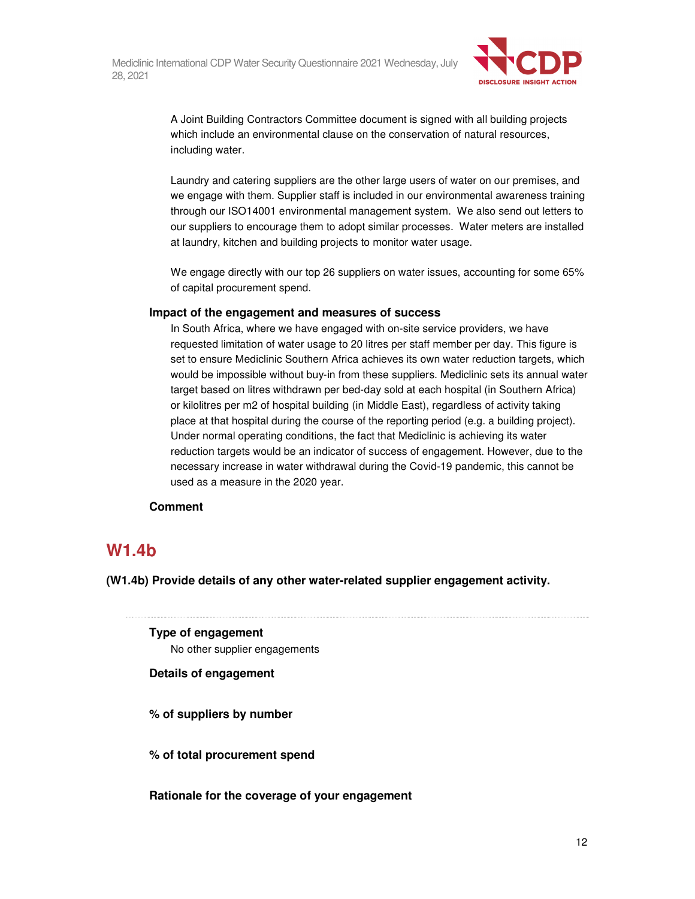A Joint Building Contractors Committee document is signed with all building projects which include an environmental clause on the conservation of natural resources, including water.

Laundry and catering suppliers are the other large users of water on our premises, and we engage with them. Supplier staff is included in our environmental awareness training through our ISO14001 environmental management system. We also send out letters to our suppliers to encourage them to adopt similar processes. Water meters are installed at laundry, kitchen and building projects to monitor water usage.

We engage directly with our top 26 suppliers on water issues, accounting for some 65% of capital procurement spend.

**Impact of the engagement and measures of success**

In South Africa, where we have engaged with on-site service providers, we have requested limitation of water usage to 20 litres per staff member per day. This figure is set to ensure Mediclinic Southern Africa achieves its own water reduction targets, which would be impossible without buy-in from these suppliers. Mediclinic sets its annual water target based on litres withdrawn per bed-day sold at each hospital (in Southern Africa) or kilolitres per m2 of hospital building (in Middle East), regardless of activity taking place at that hospital during the course of the reporting period (e.g. a building project). Under normal operating conditions, the fact that Mediclinic is achieving its water reduction targets would be an indicator of success of engagement. However, due to the necessary increase in water withdrawal during the Covid-19 pandemic, this cannot be used as a measure in the 2020 year.

**Comment**

## W1.4b

**(W1.4b) Provide details of any other water-related supplier engagement activity.**

**Type of engagement**

No other supplier engagements

**Details of engagement**

**% of suppliers by number**

**% of total procurement spend**

**Rationale for the coverage of your engagement**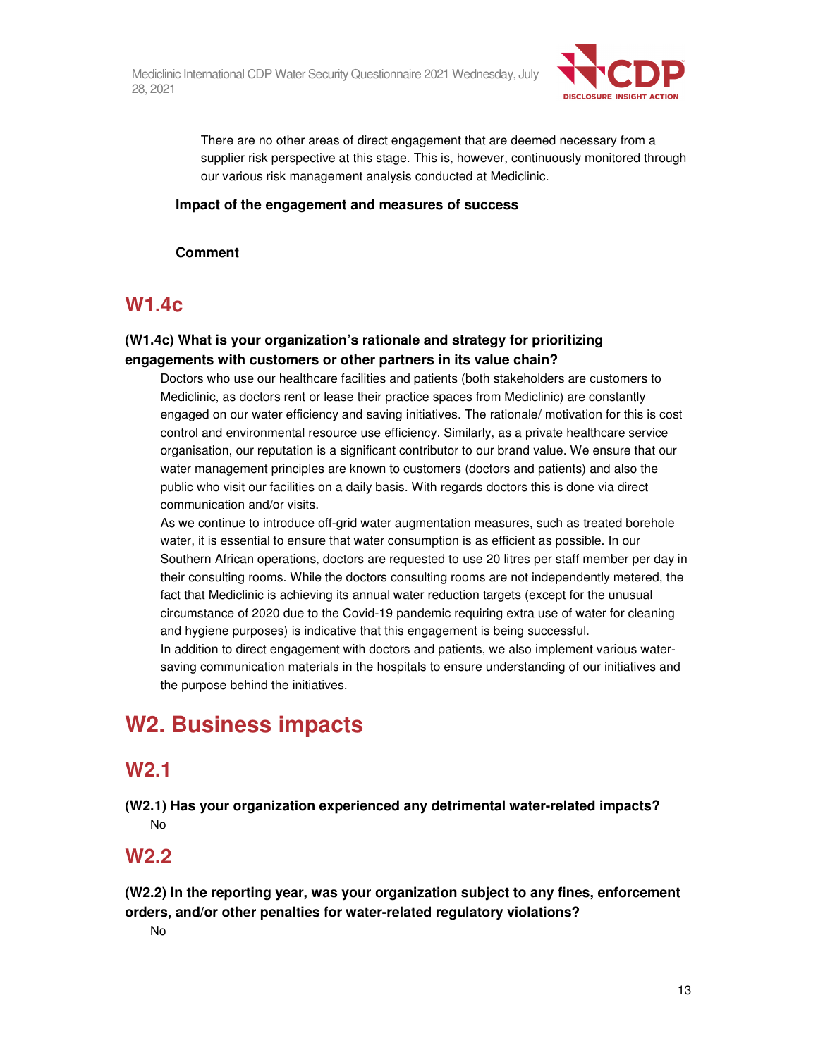There are no other areas of direct engagement that are deemed necessary from a supplier risk perspective at this stage. This is, however, continuously monitored through our various risk management analysis conducted at Mediclinic.

**Impact of the engagement and measures of success**

**Comment**

## W1.4c

### (W1.4c) What is your organization's rationale and strategy for prioritizing engagements with customers or other partners in its value chain?

Doctors who use our healthcare facilities and patients (both stakeholders are customers to Mediclinic, as doctors rent or lease their practice spaces from Mediclinic) are constantly engaged on our water efficiency and saving initiatives. The rationale/ motivation for this is cost control and environmental resource use efficiency. Similarly, as a private healthcare service organisation, our reputation is a significant contributor to our brand value. We ensure that our water management principles are known to customers (doctors and patients) and also the public who visit our facilities on a daily basis. With regards doctors this is done via direct communication and/or visits.

As we continue to introduce off-grid water augmentation measures, such as treated borehole water, it is essential to ensure that water consumption is as efficient as possible. In our Southern African operations, doctors are requested to use 20 litres per staff member per day in their consulting rooms. While the doctors consulting rooms are not independently metered, the fact that Mediclinic is achieving its annual water reduction targets (except for the unusual circumstance of 2020 due to the Covid-19 pandemic requiring extra use of water for cleaning and hygiene purposes) is indicative that this engagement is being successful.

In addition to direct engagement with doctors and patients, we also implement various water-saving communication materials in the hospitals to ensure understanding of our initiatives and the purpose behind the initiatives.

# W2. Business impacts

## W2.1

### (W2.1) Has your organization experienced any detrimental water-related impacts?

No

## W2.2

### (W2.2) In the reporting year, was your organization subject to any fines, enforcement orders, and/or other penalties for water-related regulatory violations?

No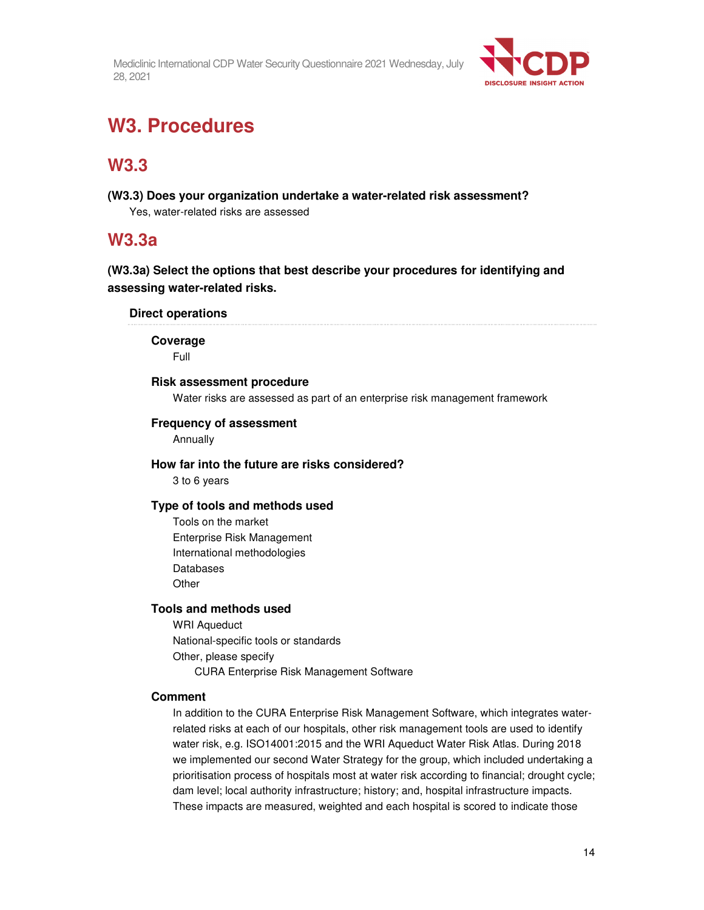# W3. Procedures

## W3.3

**(W3.3) Does your organization undertake a water-related risk assessment?**

Yes, water-related risks are assessed

## W3.3a

**(W3.3a) Select the options that best describe your procedures for identifying and assessing water-related risks.**

**Direct operations**

**Coverage**

Full

**Risk assessment procedure**

Water risks are assessed as part of an enterprise risk management framework

**Frequency of assessment**

Annually

**How far into the future are risks considered?**

3 to 6 years

**Type of tools and methods used**

Tools on the market
Enterprise Risk Management
International methodologies
Databases
Other

**Tools and methods used**

WRI Aqueduct
National-specific tools or standards
Other, please specify
    CURA Enterprise Risk Management Software

**Comment**

In addition to the CURA Enterprise Risk Management Software, which integrates water-related risks at each of our hospitals, other risk management tools are used to identify water risk, e.g. ISO14001:2015 and the WRI Aqueduct Water Risk Atlas. During 2018 we implemented our second Water Strategy for the group, which included undertaking a prioritisation process of hospitals most at water risk according to financial; drought cycle; dam level; local authority infrastructure; history; and, hospital infrastructure impacts. These impacts are measured, weighted and each hospital is scored to indicate those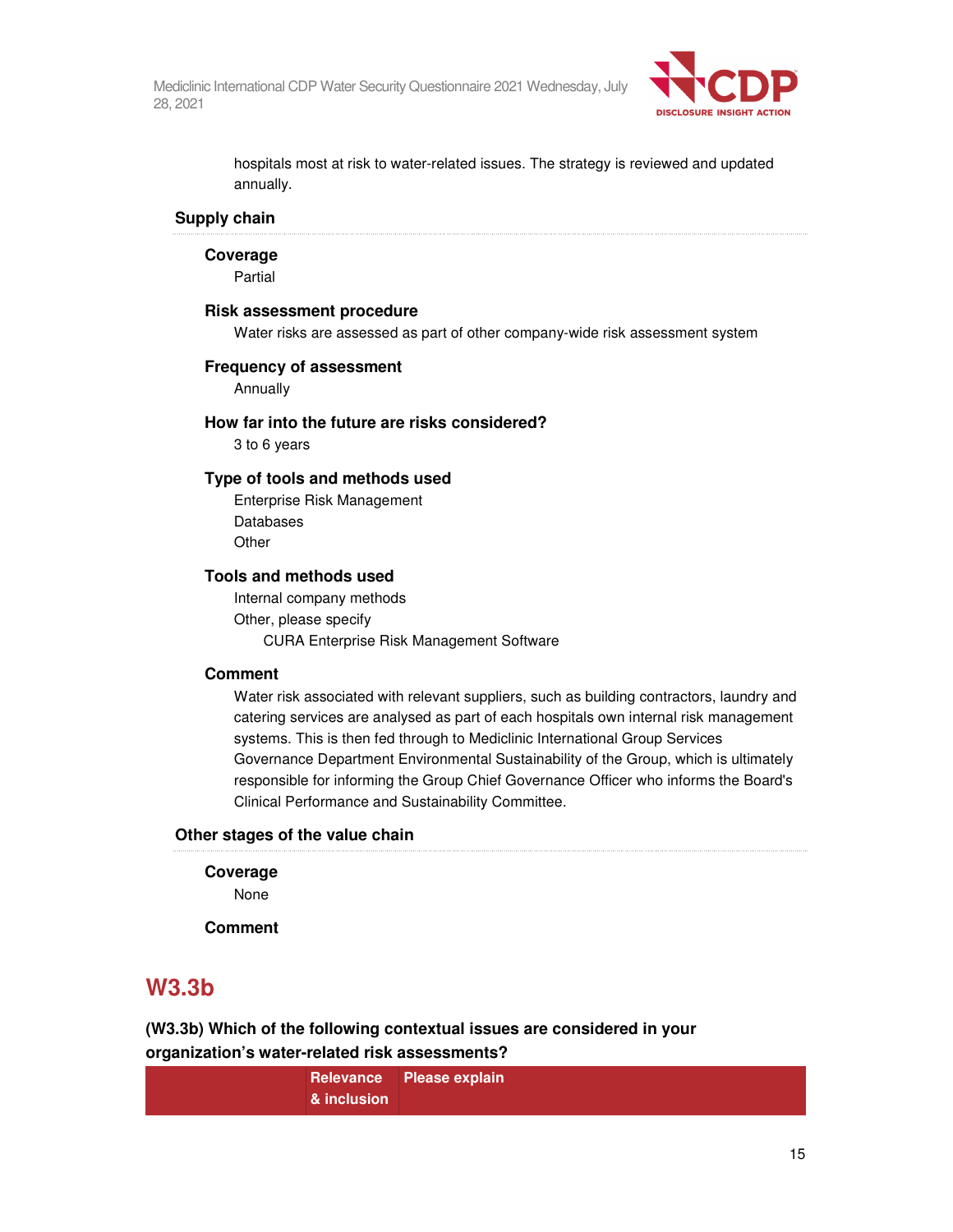hospitals most at risk to water-related issues. The strategy is reviewed and updated annually.

### Supply chain

**Coverage**

Partial

**Risk assessment procedure**

Water risks are assessed as part of other company-wide risk assessment system

**Frequency of assessment**

Annually

**How far into the future are risks considered?**

3 to 6 years

**Type of tools and methods used**

Enterprise Risk Management
Databases
Other

**Tools and methods used**

Internal company methods
Other, please specify
CURA Enterprise Risk Management Software

**Comment**

Water risk associated with relevant suppliers, such as building contractors, laundry and catering services are analysed as part of each hospitals own internal risk management systems. This is then fed through to Mediclinic International Group Services Governance Department Environmental Sustainability of the Group, which is ultimately responsible for informing the Group Chief Governance Officer who informs the Board's Clinical Performance and Sustainability Committee.

### Other stages of the value chain

**Coverage**

None

**Comment**

## W3.3b

**(W3.3b) Which of the following contextual issues are considered in your organization's water-related risk assessments?**

| | Relevance & inclusion | Please explain |
|---|---|---|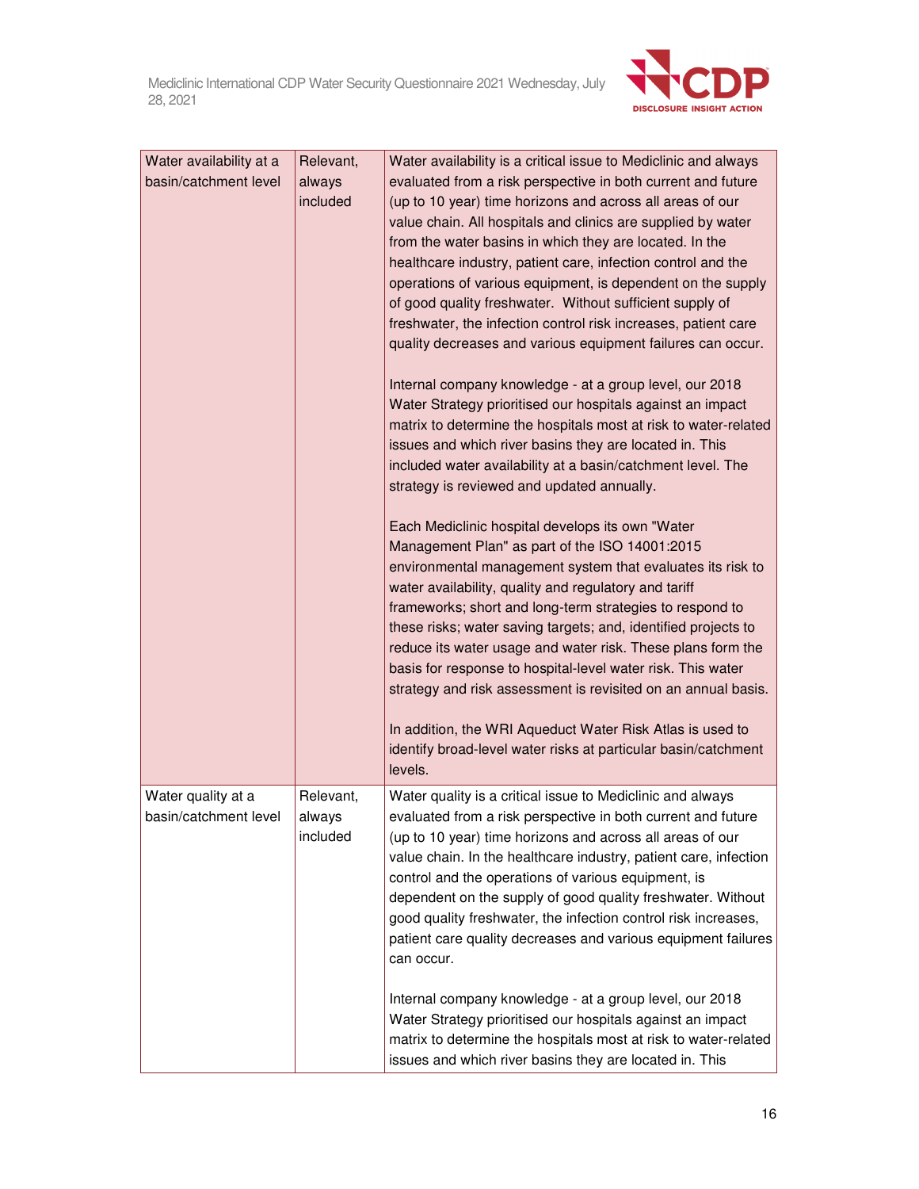| Water availability at a basin/catchment level | Relevant, always included | Water availability is a critical issue to Mediclinic and always evaluated from a risk perspective in both current and future (up to 10 year) time horizons and across all areas of our value chain. All hospitals and clinics are supplied by water from the water basins in which they are located. In the healthcare industry, patient care, infection control and the operations of various equipment, is dependent on the supply of good quality freshwater. Without sufficient supply of freshwater, the infection control risk increases, patient care quality decreases and various equipment failures can occur.<br><br>Internal company knowledge - at a group level, our 2018 Water Strategy prioritised our hospitals against an impact matrix to determine the hospitals most at risk to water-related issues and which river basins they are located in. This included water availability at a basin/catchment level. The strategy is reviewed and updated annually.<br><br>Each Mediclinic hospital develops its own "Water Management Plan" as part of the ISO 14001:2015 environmental management system that evaluates its risk to water availability, quality and regulatory and tariff frameworks; short and long-term strategies to respond to these risks; water saving targets; and, identified projects to reduce its water usage and water risk. These plans form the basis for response to hospital-level water risk. This water strategy and risk assessment is revisited on an annual basis.<br><br>In addition, the WRI Aqueduct Water Risk Atlas is used to identify broad-level water risks at particular basin/catchment levels. |
|---|---|---|
| Water quality at a basin/catchment level | Relevant, always included | Water quality is a critical issue to Mediclinic and always evaluated from a risk perspective in both current and future (up to 10 year) time horizons and across all areas of our value chain. In the healthcare industry, patient care, infection control and the operations of various equipment, is dependent on the supply of good quality freshwater. Without good quality freshwater, the infection control risk increases, patient care quality decreases and various equipment failures can occur.<br><br>Internal company knowledge - at a group level, our 2018 Water Strategy prioritised our hospitals against an impact matrix to determine the hospitals most at risk to water-related issues and which river basins they are located in. This |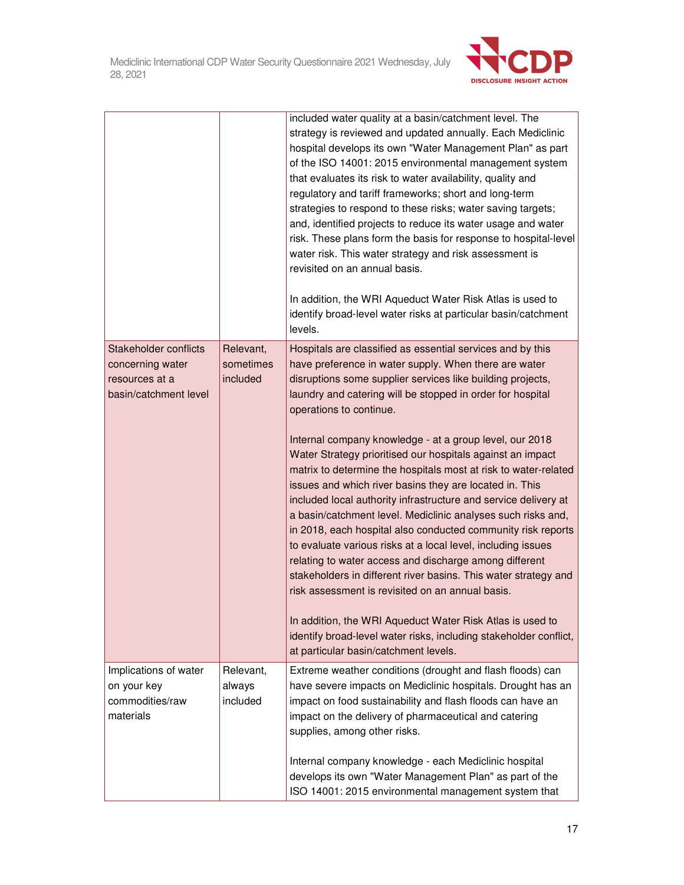| | | |
|---|---|---|
| | | included water quality at a basin/catchment level. The strategy is reviewed and updated annually. Each Mediclinic hospital develops its own "Water Management Plan" as part of the ISO 14001: 2015 environmental management system that evaluates its risk to water availability, quality and regulatory and tariff frameworks; short and long-term strategies to respond to these risks; water saving targets; and, identified projects to reduce its water usage and water risk. These plans form the basis for response to hospital-level water risk. This water strategy and risk assessment is revisited on an annual basis.<br><br>In addition, the WRI Aqueduct Water Risk Atlas is used to identify broad-level water risks at particular basin/catchment levels. |
| Stakeholder conflicts concerning water resources at a basin/catchment level | Relevant, sometimes included | Hospitals are classified as essential services and by this have preference in water supply. When there are water disruptions some supplier services like building projects, laundry and catering will be stopped in order for hospital operations to continue.<br><br>Internal company knowledge - at a group level, our 2018 Water Strategy prioritised our hospitals against an impact matrix to determine the hospitals most at risk to water-related issues and which river basins they are located in. This included local authority infrastructure and service delivery at a basin/catchment level. Mediclinic analyses such risks and, in 2018, each hospital also conducted community risk reports to evaluate various risks at a local level, including issues relating to water access and discharge among different stakeholders in different river basins. This water strategy and risk assessment is revisited on an annual basis.<br><br>In addition, the WRI Aqueduct Water Risk Atlas is used to identify broad-level water risks, including stakeholder conflict, at particular basin/catchment levels. |
| Implications of water on your key commodities/raw materials | Relevant, always included | Extreme weather conditions (drought and flash floods) can have severe impacts on Mediclinic hospitals. Drought has an impact on food sustainability and flash floods can have an impact on the delivery of pharmaceutical and catering supplies, among other risks.<br><br>Internal company knowledge - each Mediclinic hospital develops its own "Water Management Plan" as part of the ISO 14001: 2015 environmental management system that |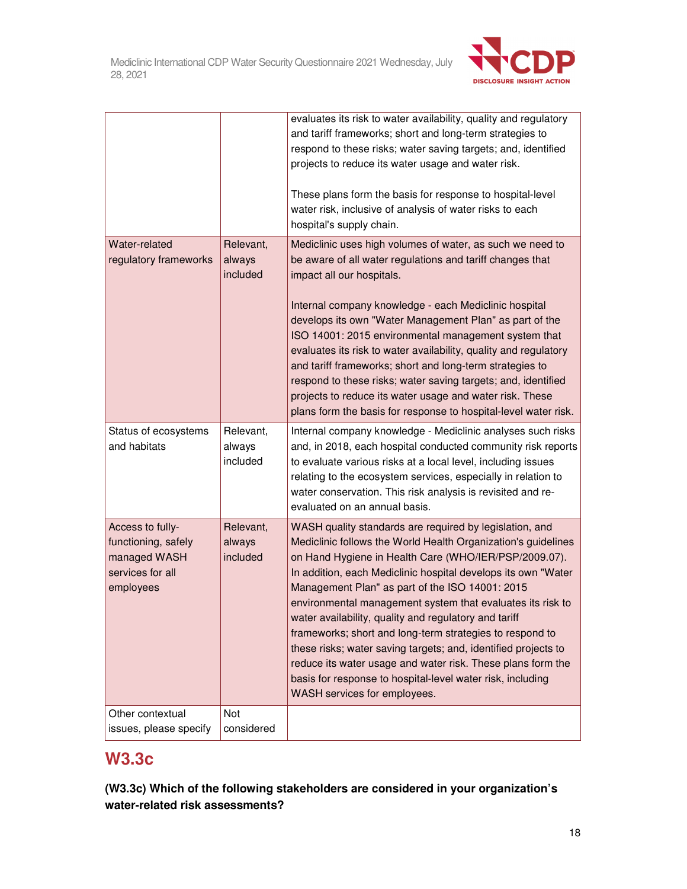| | | |
|---|---|---|
| | | evaluates its risk to water availability, quality and regulatory and tariff frameworks; short and long-term strategies to respond to these risks; water saving targets; and, identified projects to reduce its water usage and water risk.<br><br>These plans form the basis for response to hospital-level water risk, inclusive of analysis of water risks to each hospital's supply chain. |
| Water-related regulatory frameworks | Relevant, always included | Mediclinic uses high volumes of water, as such we need to be aware of all water regulations and tariff changes that impact all our hospitals.<br><br>Internal company knowledge - each Mediclinic hospital develops its own "Water Management Plan" as part of the ISO 14001: 2015 environmental management system that evaluates its risk to water availability, quality and regulatory and tariff frameworks; short and long-term strategies to respond to these risks; water saving targets; and, identified projects to reduce its water usage and water risk. These plans form the basis for response to hospital-level water risk. |
| Status of ecosystems and habitats | Relevant, always included | Internal company knowledge - Mediclinic analyses such risks and, in 2018, each hospital conducted community risk reports to evaluate various risks at a local level, including issues relating to the ecosystem services, especially in relation to water conservation. This risk analysis is revisited and re-evaluated on an annual basis. |
| Access to fully-functioning, safely managed WASH services for all employees | Relevant, always included | WASH quality standards are required by legislation, and Mediclinic follows the World Health Organization's guidelines on Hand Hygiene in Health Care (WHO/IER/PSP/2009.07). In addition, each Mediclinic hospital develops its own "Water Management Plan" as part of the ISO 14001: 2015 environmental management system that evaluates its risk to water availability, quality and regulatory and tariff frameworks; short and long-term strategies to respond to these risks; water saving targets; and, identified projects to reduce its water usage and water risk. These plans form the basis for response to hospital-level water risk, including WASH services for employees. |
| Other contextual issues, please specify | Not considered | |

## W3.3c

**(W3.3c) Which of the following stakeholders are considered in your organization's water-related risk assessments?**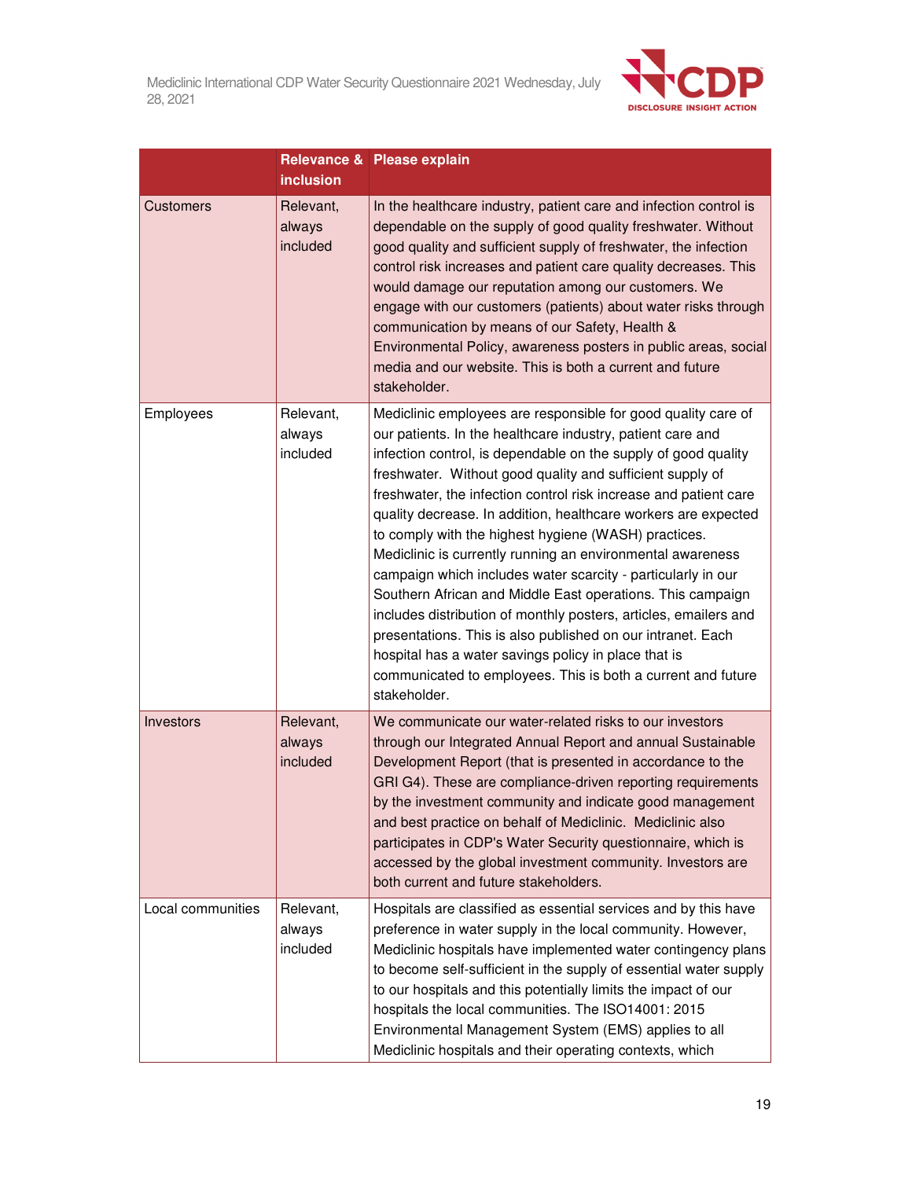| | Relevance & inclusion | Please explain |
|---|---|---|
| Customers | Relevant, always included | In the healthcare industry, patient care and infection control is dependable on the supply of good quality freshwater. Without good quality and sufficient supply of freshwater, the infection control risk increases and patient care quality decreases. This would damage our reputation among our customers. We engage with our customers (patients) about water risks through communication by means of our Safety, Health & Environmental Policy, awareness posters in public areas, social media and our website. This is both a current and future stakeholder. |
| Employees | Relevant, always included | Mediclinic employees are responsible for good quality care of our patients. In the healthcare industry, patient care and infection control, is dependable on the supply of good quality freshwater. Without good quality and sufficient supply of freshwater, the infection control risk increase and patient care quality decrease. In addition, healthcare workers are expected to comply with the highest hygiene (WASH) practices. Mediclinic is currently running an environmental awareness campaign which includes water scarcity - particularly in our Southern African and Middle East operations. This campaign includes distribution of monthly posters, articles, emailers and presentations. This is also published on our intranet. Each hospital has a water savings policy in place that is communicated to employees. This is both a current and future stakeholder. |
| Investors | Relevant, always included | We communicate our water-related risks to our investors through our Integrated Annual Report and annual Sustainable Development Report (that is presented in accordance to the GRI G4). These are compliance-driven reporting requirements by the investment community and indicate good management and best practice on behalf of Mediclinic. Mediclinic also participates in CDP's Water Security questionnaire, which is accessed by the global investment community. Investors are both current and future stakeholders. |
| Local communities | Relevant, always included | Hospitals are classified as essential services and by this have preference in water supply in the local community. However, Mediclinic hospitals have implemented water contingency plans to become self-sufficient in the supply of essential water supply to our hospitals and this potentially limits the impact of our hospitals the local communities. The ISO14001: 2015 Environmental Management System (EMS) applies to all Mediclinic hospitals and their operating contexts, which |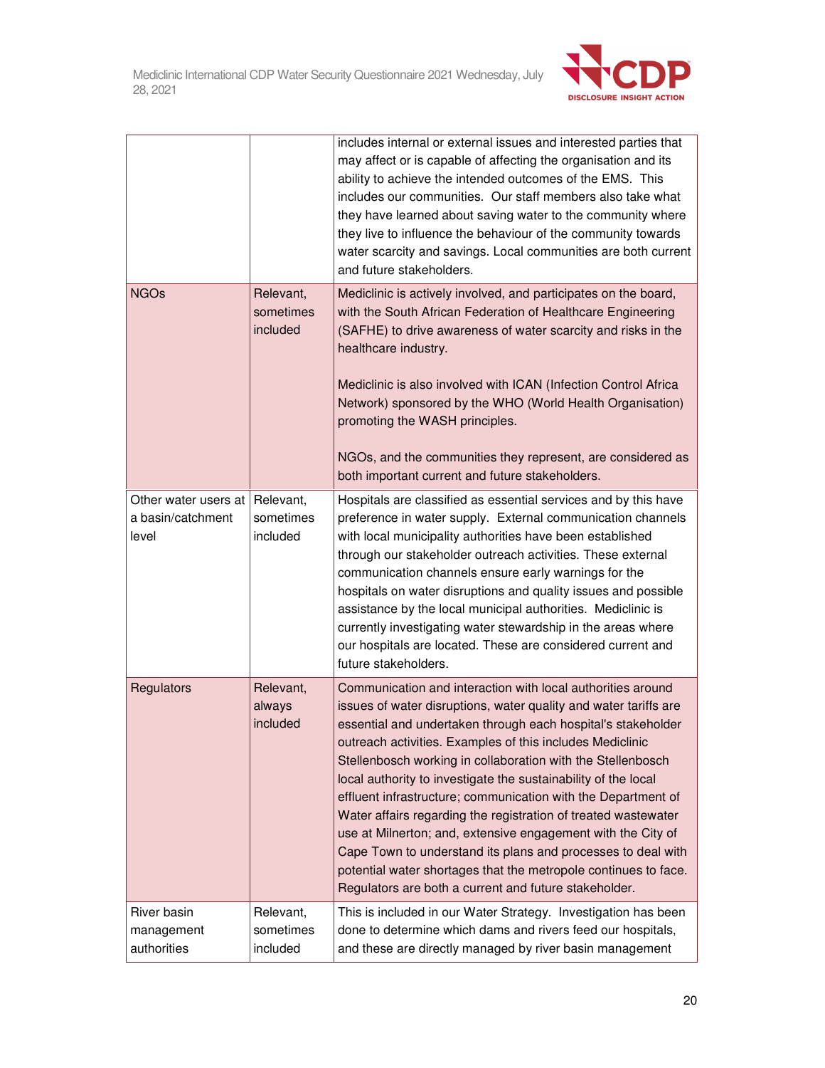| | | |
|---|---|---|
| | | includes internal or external issues and interested parties that may affect or is capable of affecting the organisation and its ability to achieve the intended outcomes of the EMS. This includes our communities. Our staff members also take what they have learned about saving water to the community where they live to influence the behaviour of the community towards water scarcity and savings. Local communities are both current and future stakeholders. |
| NGOs | Relevant, sometimes included | Mediclinic is actively involved, and participates on the board, with the South African Federation of Healthcare Engineering (SAFHE) to drive awareness of water scarcity and risks in the healthcare industry.<br><br>Mediclinic is also involved with ICAN (Infection Control Africa Network) sponsored by the WHO (World Health Organisation) promoting the WASH principles.<br><br>NGOs, and the communities they represent, are considered as both important current and future stakeholders. |
| Other water users at a basin/catchment level | Relevant, sometimes included | Hospitals are classified as essential services and by this have preference in water supply. External communication channels with local municipality authorities have been established through our stakeholder outreach activities. These external communication channels ensure early warnings for the hospitals on water disruptions and quality issues and possible assistance by the local municipal authorities. Mediclinic is currently investigating water stewardship in the areas where our hospitals are located. These are considered current and future stakeholders. |
| Regulators | Relevant, always included | Communication and interaction with local authorities around issues of water disruptions, water quality and water tariffs are essential and undertaken through each hospital's stakeholder outreach activities. Examples of this includes Mediclinic Stellenbosch working in collaboration with the Stellenbosch local authority to investigate the sustainability of the local effluent infrastructure; communication with the Department of Water affairs regarding the registration of treated wastewater use at Milnerton; and, extensive engagement with the City of Cape Town to understand its plans and processes to deal with potential water shortages that the metropole continues to face. Regulators are both a current and future stakeholder. |
| River basin management authorities | Relevant, sometimes included | This is included in our Water Strategy. Investigation has been done to determine which dams and rivers feed our hospitals, and these are directly managed by river basin management |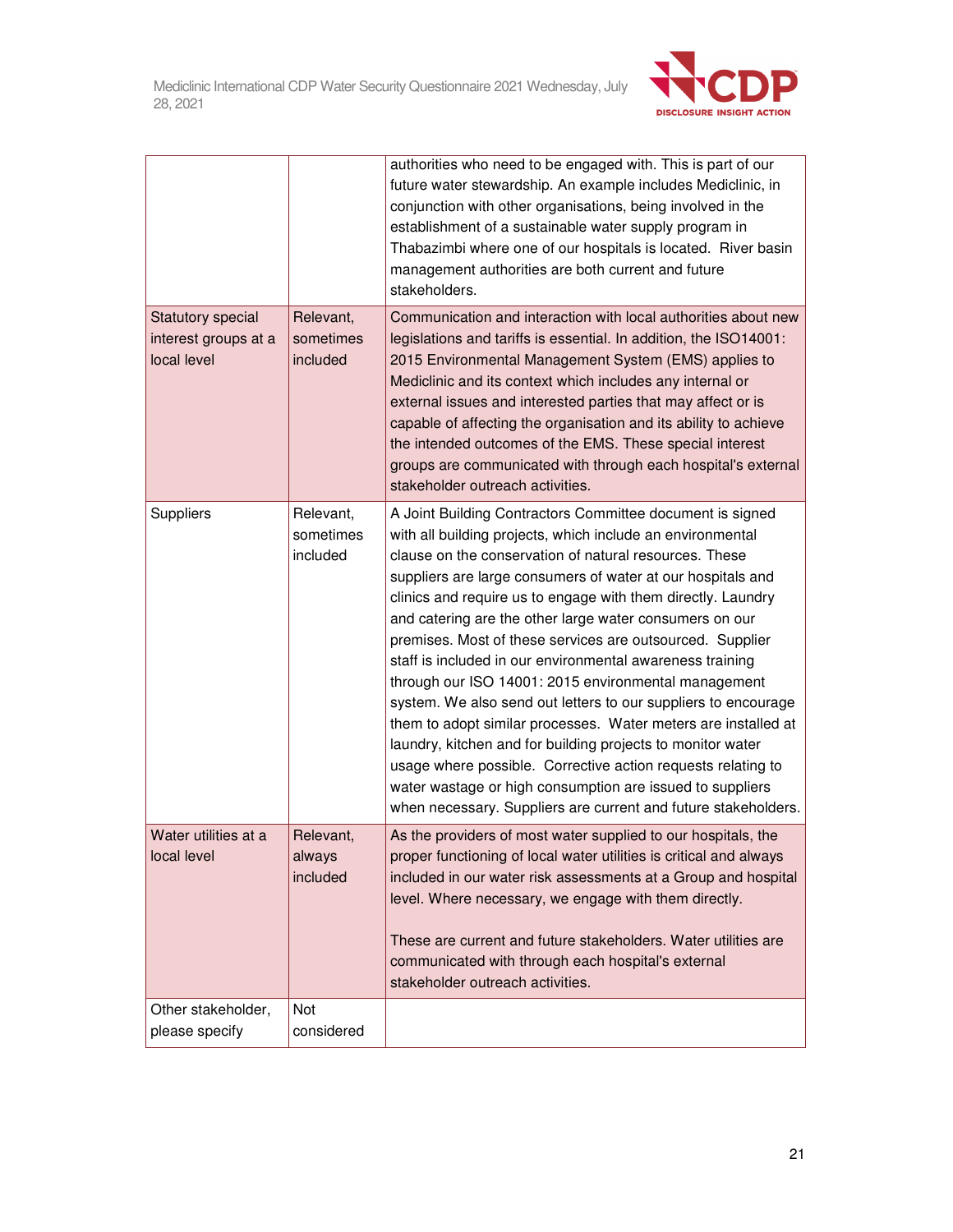| | | |
|---|---|---|
| | | authorities who need to be engaged with. This is part of our future water stewardship. An example includes Mediclinic, in conjunction with other organisations, being involved in the establishment of a sustainable water supply program in Thabazimbi where one of our hospitals is located. River basin management authorities are both current and future stakeholders. |
| Statutory special interest groups at a local level | Relevant, sometimes included | Communication and interaction with local authorities about new legislations and tariffs is essential. In addition, the ISO14001: 2015 Environmental Management System (EMS) applies to Mediclinic and its context which includes any internal or external issues and interested parties that may affect or is capable of affecting the organisation and its ability to achieve the intended outcomes of the EMS. These special interest groups are communicated with through each hospital's external stakeholder outreach activities. |
| Suppliers | Relevant, sometimes included | A Joint Building Contractors Committee document is signed with all building projects, which include an environmental clause on the conservation of natural resources. These suppliers are large consumers of water at our hospitals and clinics and require us to engage with them directly. Laundry and catering are the other large water consumers on our premises. Most of these services are outsourced. Supplier staff is included in our environmental awareness training through our ISO 14001: 2015 environmental management system. We also send out letters to our suppliers to encourage them to adopt similar processes. Water meters are installed at laundry, kitchen and for building projects to monitor water usage where possible. Corrective action requests relating to water wastage or high consumption are issued to suppliers when necessary. Suppliers are current and future stakeholders. |
| Water utilities at a local level | Relevant, always included | As the providers of most water supplied to our hospitals, the proper functioning of local water utilities is critical and always included in our water risk assessments at a Group and hospital level. Where necessary, we engage with them directly.<br><br>These are current and future stakeholders. Water utilities are communicated with through each hospital's external stakeholder outreach activities. |
| Other stakeholder, please specify | Not considered | |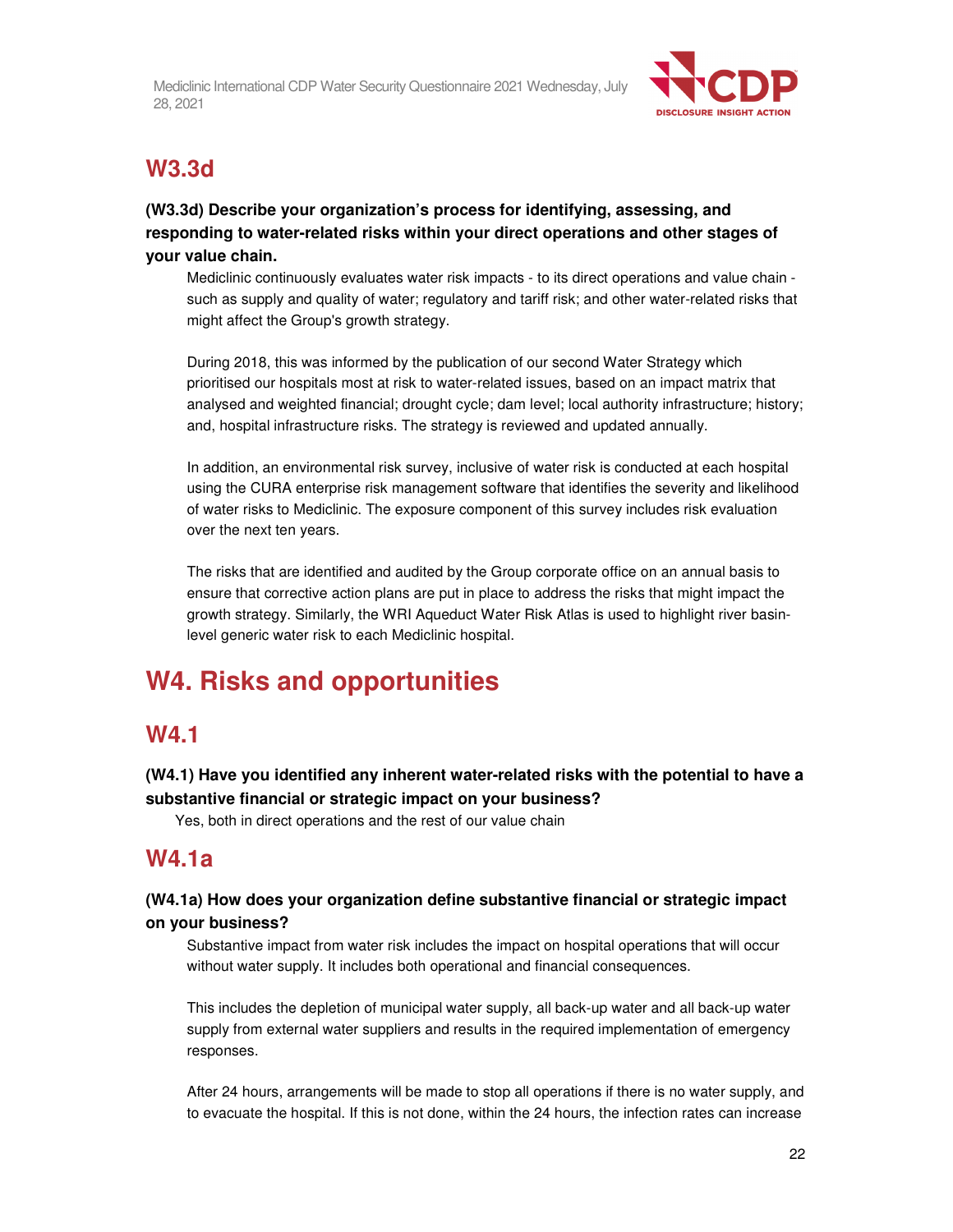## W3.3d

**(W3.3d) Describe your organization's process for identifying, assessing, and responding to water-related risks within your direct operations and other stages of your value chain.**

Mediclinic continuously evaluates water risk impacts - to its direct operations and value chain - such as supply and quality of water; regulatory and tariff risk; and other water-related risks that might affect the Group's growth strategy.

During 2018, this was informed by the publication of our second Water Strategy which prioritised our hospitals most at risk to water-related issues, based on an impact matrix that analysed and weighted financial; drought cycle; dam level; local authority infrastructure; history; and, hospital infrastructure risks. The strategy is reviewed and updated annually.

In addition, an environmental risk survey, inclusive of water risk is conducted at each hospital using the CURA enterprise risk management software that identifies the severity and likelihood of water risks to Mediclinic. The exposure component of this survey includes risk evaluation over the next ten years.

The risks that are identified and audited by the Group corporate office on an annual basis to ensure that corrective action plans are put in place to address the risks that might impact the growth strategy. Similarly, the WRI Aqueduct Water Risk Atlas is used to highlight river basin-level generic water risk to each Mediclinic hospital.

# W4. Risks and opportunities

## W4.1

**(W4.1) Have you identified any inherent water-related risks with the potential to have a substantive financial or strategic impact on your business?**

Yes, both in direct operations and the rest of our value chain

## W4.1a

**(W4.1a) How does your organization define substantive financial or strategic impact on your business?**

Substantive impact from water risk includes the impact on hospital operations that will occur without water supply. It includes both operational and financial consequences.

This includes the depletion of municipal water supply, all back-up water and all back-up water supply from external water suppliers and results in the required implementation of emergency responses.

After 24 hours, arrangements will be made to stop all operations if there is no water supply, and to evacuate the hospital. If this is not done, within the 24 hours, the infection rates can increase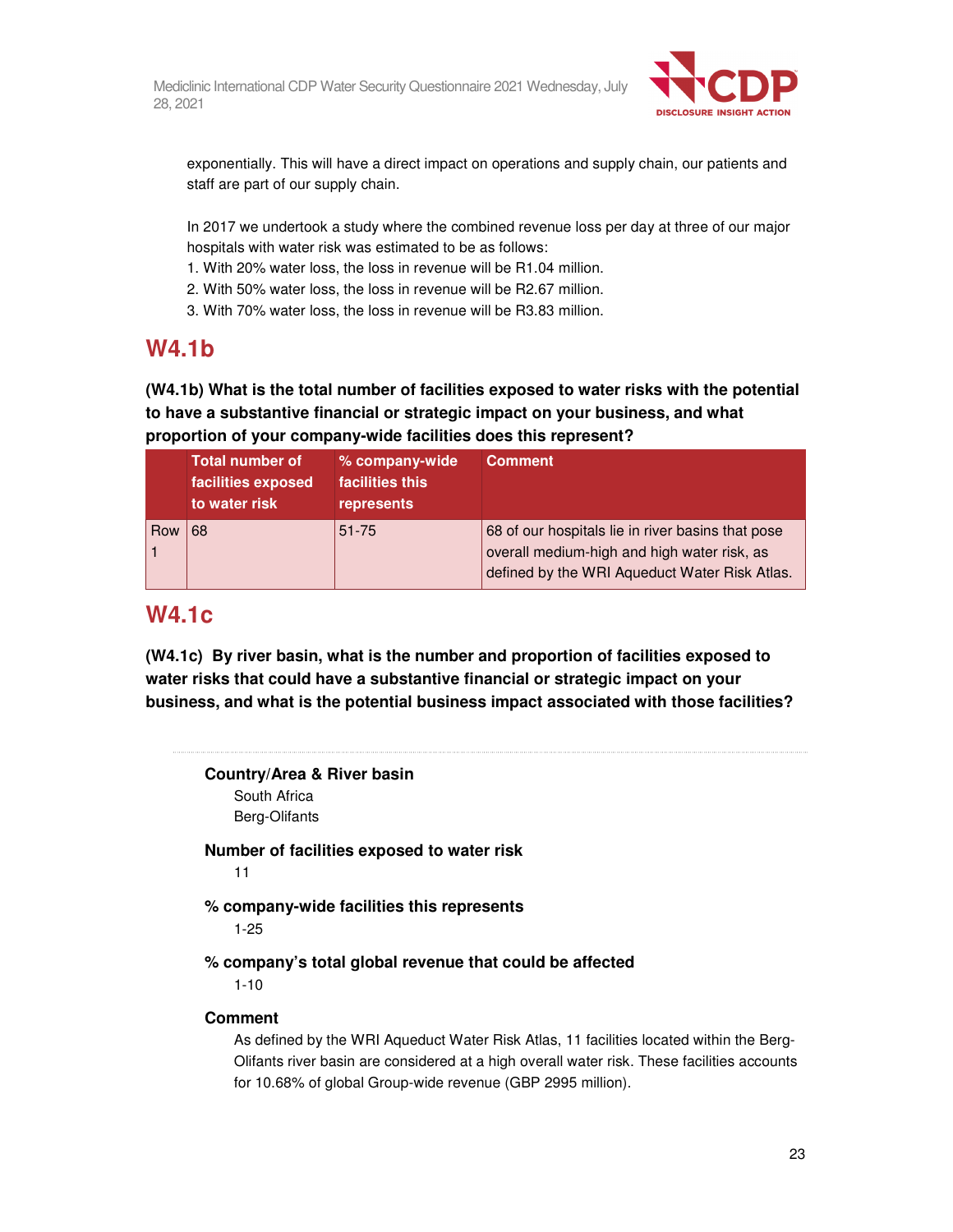exponentially. This will have a direct impact on operations and supply chain, our patients and staff are part of our supply chain.

In 2017 we undertook a study where the combined revenue loss per day at three of our major hospitals with water risk was estimated to be as follows:
1. With 20% water loss, the loss in revenue will be R1.04 million.
2. With 50% water loss, the loss in revenue will be R2.67 million.
3. With 70% water loss, the loss in revenue will be R3.83 million.

## W4.1b

**(W4.1b) What is the total number of facilities exposed to water risks with the potential to have a substantive financial or strategic impact on your business, and what proportion of your company-wide facilities does this represent?**

| | Total number of facilities exposed to water risk | % company-wide facilities this represents | Comment |
|---|---|---|---|
| Row 1 | 68 | 51-75 | 68 of our hospitals lie in river basins that pose overall medium-high and high water risk, as defined by the WRI Aqueduct Water Risk Atlas. |

## W4.1c

**(W4.1c) By river basin, what is the number and proportion of facilities exposed to water risks that could have a substantive financial or strategic impact on your business, and what is the potential business impact associated with those facilities?**

**Country/Area & River basin**

South Africa
Berg-Olifants

**Number of facilities exposed to water risk**

11

**% company-wide facilities this represents**

1-25

**% company's total global revenue that could be affected**

1-10

**Comment**

As defined by the WRI Aqueduct Water Risk Atlas, 11 facilities located within the Berg-Olifants river basin are considered at a high overall water risk. These facilities accounts for 10.68% of global Group-wide revenue (GBP 2995 million).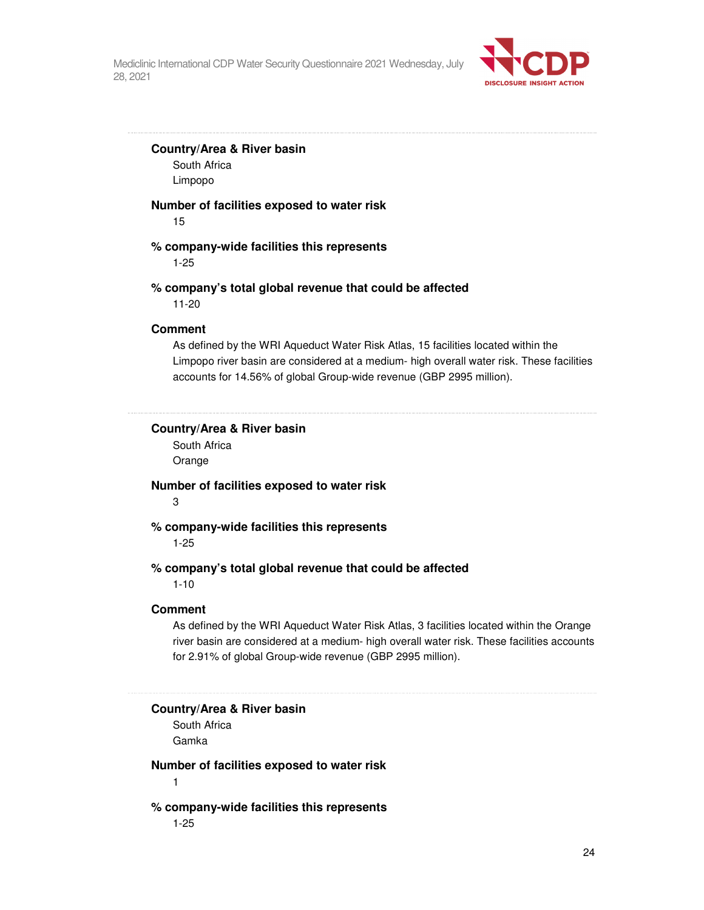**Country/Area & River basin**

South Africa

Limpopo

**Number of facilities exposed to water risk**

15

**% company-wide facilities this represents**

1-25

**% company's total global revenue that could be affected**

11-20

**Comment**

As defined by the WRI Aqueduct Water Risk Atlas, 15 facilities located within the Limpopo river basin are considered at a medium- high overall water risk. These facilities accounts for 14.56% of global Group-wide revenue (GBP 2995 million).

---

**Country/Area & River basin**

South Africa

Orange

**Number of facilities exposed to water risk**

3

**% company-wide facilities this represents**

1-25

**% company's total global revenue that could be affected**

1-10

**Comment**

As defined by the WRI Aqueduct Water Risk Atlas, 3 facilities located within the Orange river basin are considered at a medium- high overall water risk. These facilities accounts for 2.91% of global Group-wide revenue (GBP 2995 million).

---

**Country/Area & River basin**

South Africa

Gamka

**Number of facilities exposed to water risk**

1

**% company-wide facilities this represents**

1-25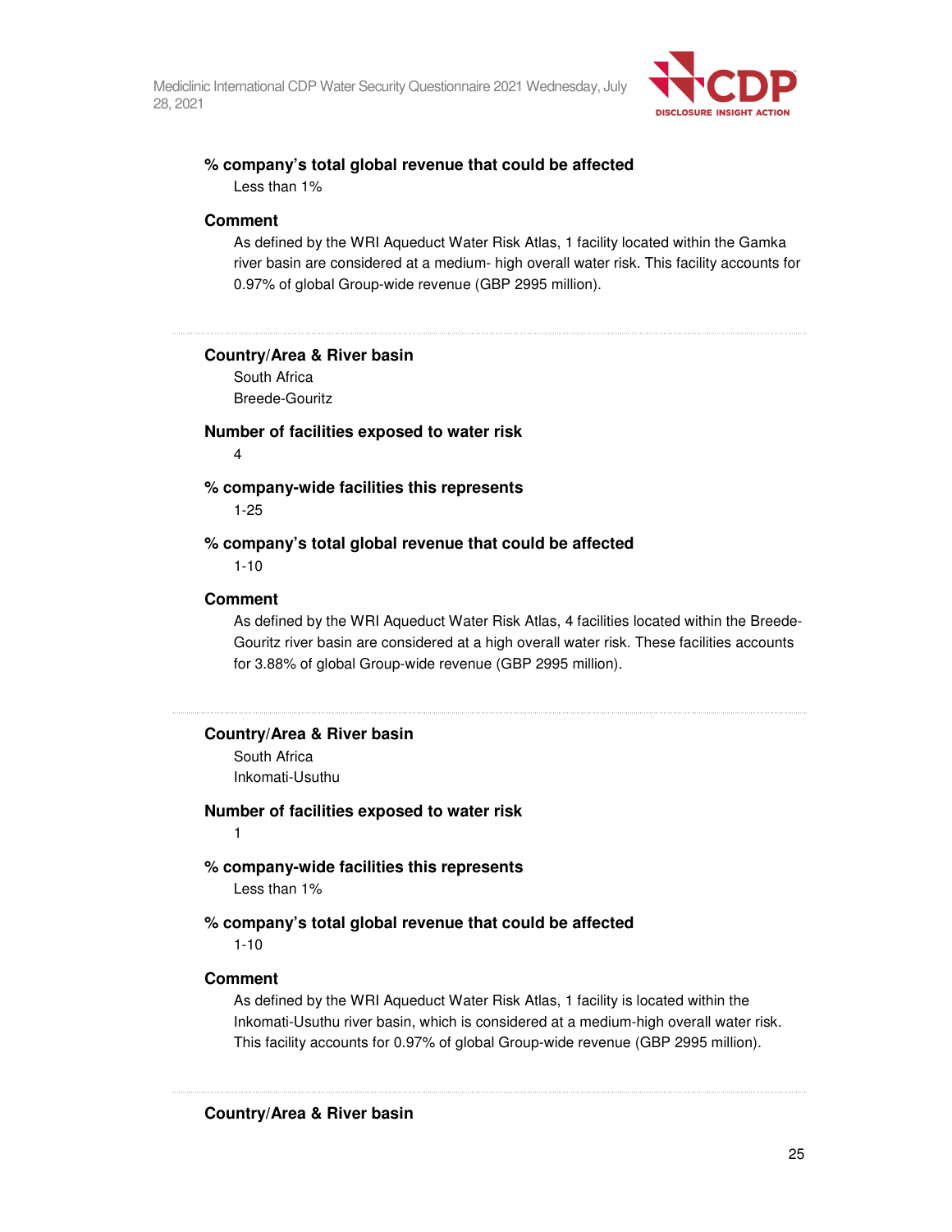**% company's total global revenue that could be affected**

Less than 1%

**Comment**

As defined by the WRI Aqueduct Water Risk Atlas, 1 facility located within the Gamka river basin are considered at a medium- high overall water risk. This facility accounts for 0.97% of global Group-wide revenue (GBP 2995 million).

---

**Country/Area & River basin**

South Africa

Breede-Gouritz

**Number of facilities exposed to water risk**

4

**% company-wide facilities this represents**

1-25

**% company's total global revenue that could be affected**

1-10

**Comment**

As defined by the WRI Aqueduct Water Risk Atlas, 4 facilities located within the Breede-Gouritz river basin are considered at a high overall water risk. These facilities accounts for 3.88% of global Group-wide revenue (GBP 2995 million).

---

**Country/Area & River basin**

South Africa

Inkomati-Usuthu

**Number of facilities exposed to water risk**

1

**% company-wide facilities this represents**

Less than 1%

**% company's total global revenue that could be affected**

1-10

**Comment**

As defined by the WRI Aqueduct Water Risk Atlas, 1 facility is located within the Inkomati-Usuthu river basin, which is considered at a medium-high overall water risk. This facility accounts for 0.97% of global Group-wide revenue (GBP 2995 million).

---

**Country/Area & River basin**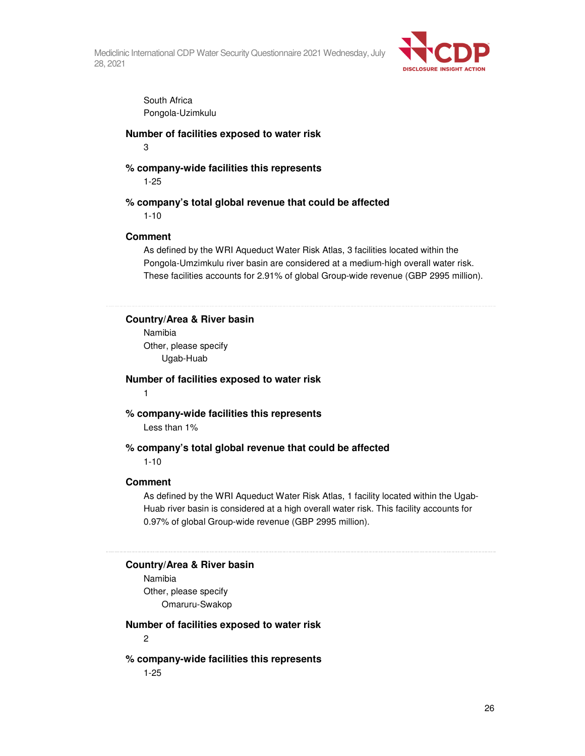South Africa
Pongola-Uzimkulu

**Number of facilities exposed to water risk**

3

**% company-wide facilities this represents**

1-25

**% company's total global revenue that could be affected**

1-10

**Comment**

As defined by the WRI Aqueduct Water Risk Atlas, 3 facilities located within the Pongola-Umzimkulu river basin are considered at a medium-high overall water risk. These facilities accounts for 2.91% of global Group-wide revenue (GBP 2995 million).

---

**Country/Area & River basin**

Namibia
Other, please specify
Ugab-Huab

**Number of facilities exposed to water risk**

1

**% company-wide facilities this represents**

Less than 1%

**% company's total global revenue that could be affected**

1-10

**Comment**

As defined by the WRI Aqueduct Water Risk Atlas, 1 facility located within the Ugab-Huab river basin is considered at a high overall water risk. This facility accounts for 0.97% of global Group-wide revenue (GBP 2995 million).

---

**Country/Area & River basin**

Namibia
Other, please specify
Omaruru-Swakop

**Number of facilities exposed to water risk**

2

**% company-wide facilities this represents**

1-25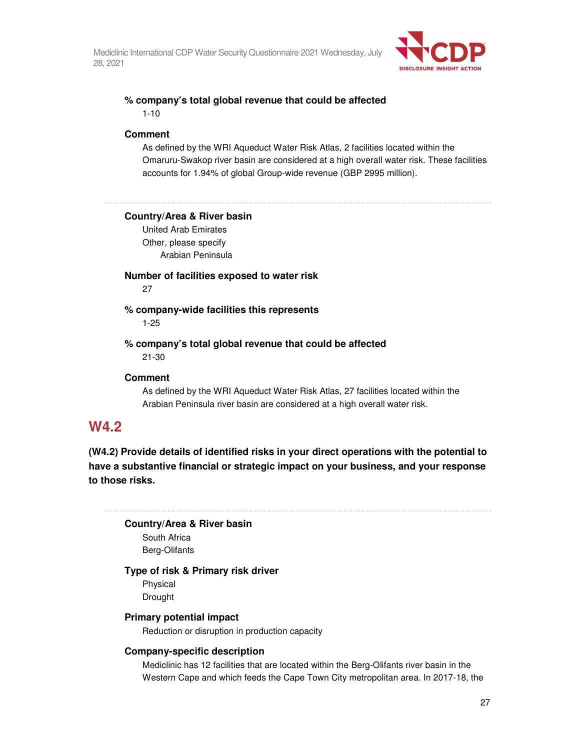**% company's total global revenue that could be affected**

1-10

**Comment**

As defined by the WRI Aqueduct Water Risk Atlas, 2 facilities located within the Omaruru-Swakop river basin are considered at a high overall water risk. These facilities accounts for 1.94% of global Group-wide revenue (GBP 2995 million).

---

**Country/Area & River basin**

United Arab Emirates

Other, please specify

Arabian Peninsula

**Number of facilities exposed to water risk**

27

**% company-wide facilities this represents**

1-25

**% company's total global revenue that could be affected**

21-30

**Comment**

As defined by the WRI Aqueduct Water Risk Atlas, 27 facilities located within the Arabian Peninsula river basin are considered at a high overall water risk.

## W4.2

**(W4.2) Provide details of identified risks in your direct operations with the potential to have a substantive financial or strategic impact on your business, and your response to those risks.**

---

**Country/Area & River basin**

South Africa

Berg-Olifants

**Type of risk & Primary risk driver**

Physical

Drought

**Primary potential impact**

Reduction or disruption in production capacity

**Company-specific description**

Mediclinic has 12 facilities that are located within the Berg-Olifants river basin in the Western Cape and which feeds the Cape Town City metropolitan area. In 2017-18, the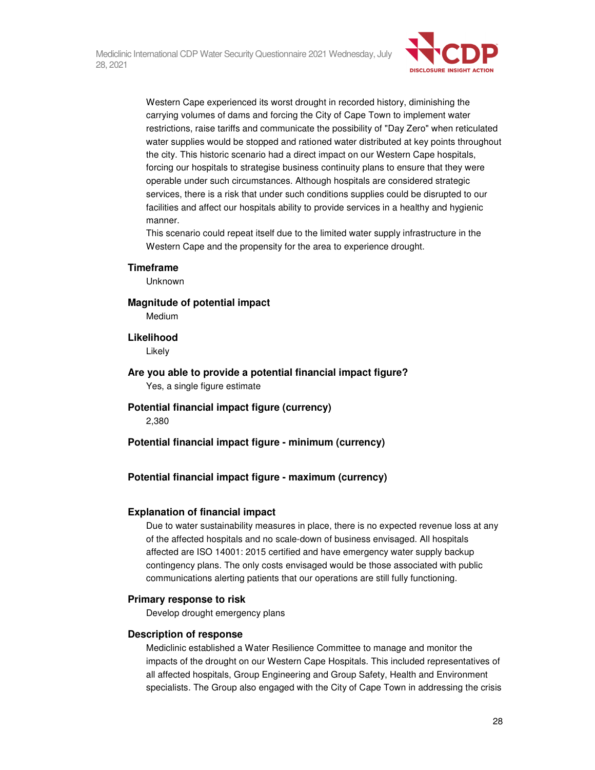Western Cape experienced its worst drought in recorded history, diminishing the carrying volumes of dams and forcing the City of Cape Town to implement water restrictions, raise tariffs and communicate the possibility of "Day Zero" when reticulated water supplies would be stopped and rationed water distributed at key points throughout the city. This historic scenario had a direct impact on our Western Cape hospitals, forcing our hospitals to strategise business continuity plans to ensure that they were operable under such circumstances. Although hospitals are considered strategic services, there is a risk that under such conditions supplies could be disrupted to our facilities and affect our hospitals ability to provide services in a healthy and hygienic manner.

This scenario could repeat itself due to the limited water supply infrastructure in the Western Cape and the propensity for the area to experience drought.

**Timeframe**

Unknown

**Magnitude of potential impact**

Medium

**Likelihood**

Likely

**Are you able to provide a potential financial impact figure?**

Yes, a single figure estimate

**Potential financial impact figure (currency)**

2,380

**Potential financial impact figure - minimum (currency)**

**Potential financial impact figure - maximum (currency)**

**Explanation of financial impact**

Due to water sustainability measures in place, there is no expected revenue loss at any of the affected hospitals and no scale-down of business envisaged. All hospitals affected are ISO 14001: 2015 certified and have emergency water supply backup contingency plans. The only costs envisaged would be those associated with public communications alerting patients that our operations are still fully functioning.

**Primary response to risk**

Develop drought emergency plans

**Description of response**

Mediclinic established a Water Resilience Committee to manage and monitor the impacts of the drought on our Western Cape Hospitals. This included representatives of all affected hospitals, Group Engineering and Group Safety, Health and Environment specialists. The Group also engaged with the City of Cape Town in addressing the crisis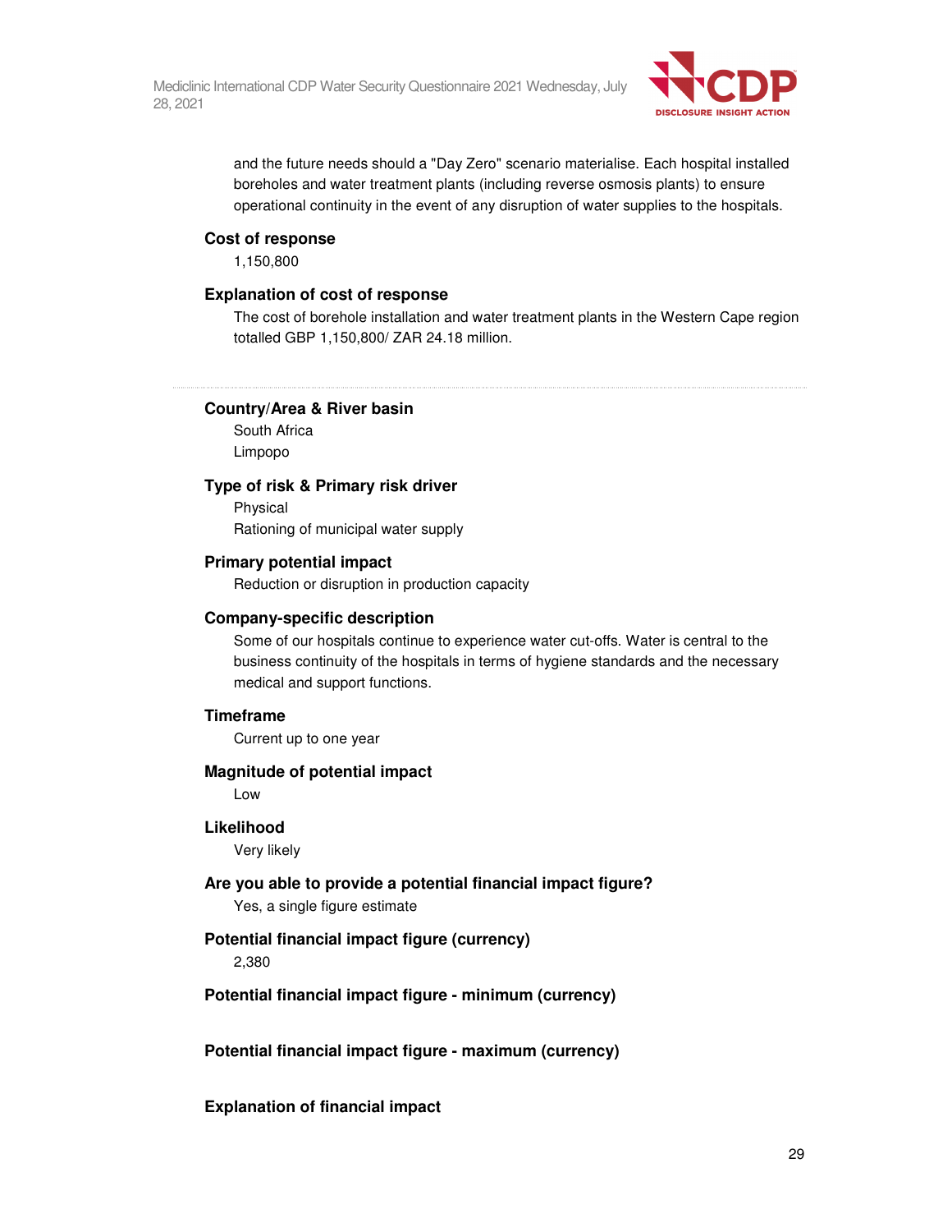and the future needs should a "Day Zero" scenario materialise. Each hospital installed boreholes and water treatment plants (including reverse osmosis plants) to ensure operational continuity in the event of any disruption of water supplies to the hospitals.

**Cost of response**

1,150,800

**Explanation of cost of response**

The cost of borehole installation and water treatment plants in the Western Cape region totalled GBP 1,150,800/ ZAR 24.18 million.

---

**Country/Area & River basin**

South Africa

Limpopo

**Type of risk & Primary risk driver**

Physical

Rationing of municipal water supply

**Primary potential impact**

Reduction or disruption in production capacity

**Company-specific description**

Some of our hospitals continue to experience water cut-offs. Water is central to the business continuity of the hospitals in terms of hygiene standards and the necessary medical and support functions.

**Timeframe**

Current up to one year

**Magnitude of potential impact**

Low

**Likelihood**

Very likely

**Are you able to provide a potential financial impact figure?**

Yes, a single figure estimate

**Potential financial impact figure (currency)**

2,380

**Potential financial impact figure - minimum (currency)**

**Potential financial impact figure - maximum (currency)**

**Explanation of financial impact**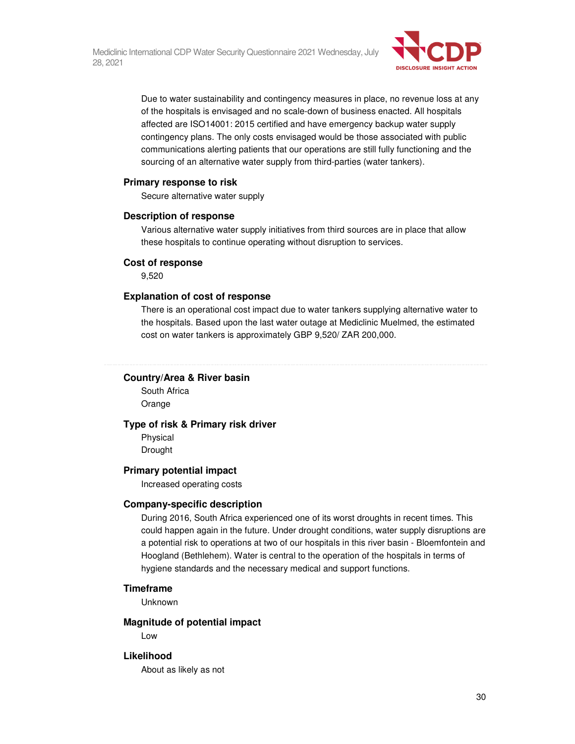Due to water sustainability and contingency measures in place, no revenue loss at any of the hospitals is envisaged and no scale-down of business enacted. All hospitals affected are ISO14001: 2015 certified and have emergency backup water supply contingency plans. The only costs envisaged would be those associated with public communications alerting patients that our operations are still fully functioning and the sourcing of an alternative water supply from third-parties (water tankers).

**Primary response to risk**

Secure alternative water supply

**Description of response**

Various alternative water supply initiatives from third sources are in place that allow these hospitals to continue operating without disruption to services.

**Cost of response**

9,520

**Explanation of cost of response**

There is an operational cost impact due to water tankers supplying alternative water to the hospitals. Based upon the last water outage at Mediclinic Muelmed, the estimated cost on water tankers is approximately GBP 9,520/ ZAR 200,000.

---

**Country/Area & River basin**

South Africa

Orange

**Type of risk & Primary risk driver**

Physical

Drought

**Primary potential impact**

Increased operating costs

**Company-specific description**

During 2016, South Africa experienced one of its worst droughts in recent times. This could happen again in the future. Under drought conditions, water supply disruptions are a potential risk to operations at two of our hospitals in this river basin - Bloemfontein and Hoogland (Bethlehem). Water is central to the operation of the hospitals in terms of hygiene standards and the necessary medical and support functions.

**Timeframe**

Unknown

**Magnitude of potential impact**

Low

**Likelihood**

About as likely as not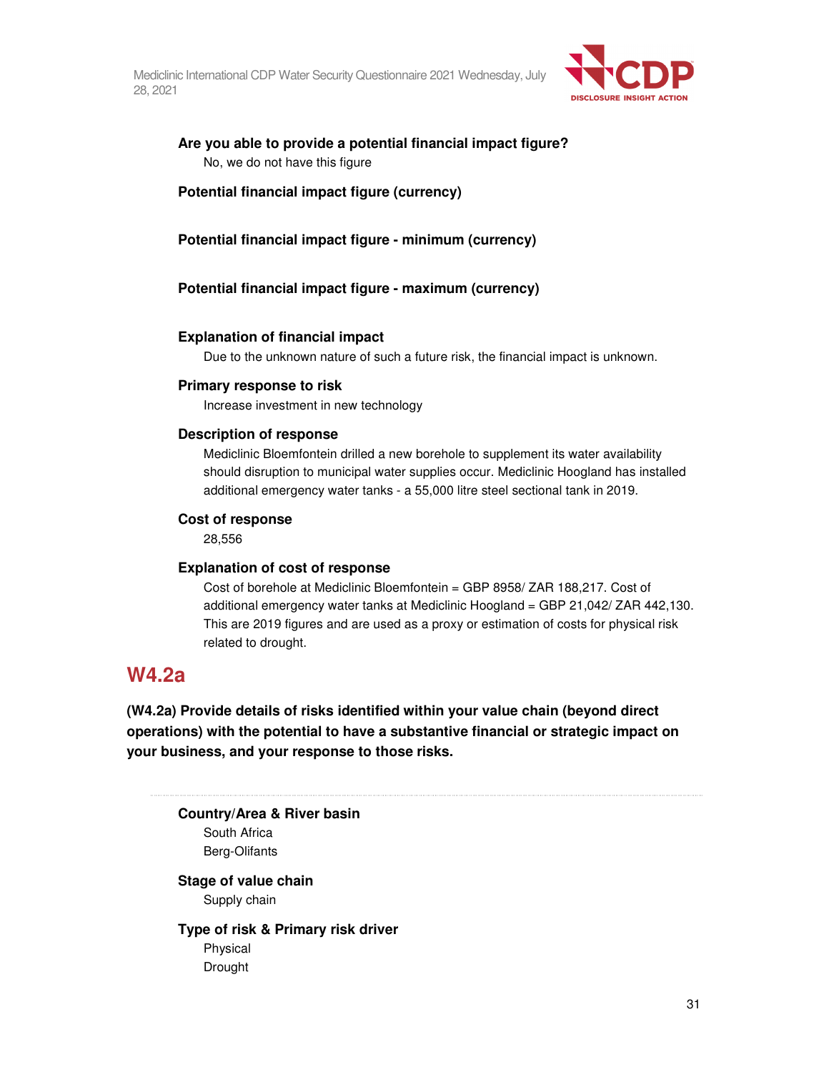**Are you able to provide a potential financial impact figure?**

No, we do not have this figure

**Potential financial impact figure (currency)**

**Potential financial impact figure - minimum (currency)**

**Potential financial impact figure - maximum (currency)**

**Explanation of financial impact**

Due to the unknown nature of such a future risk, the financial impact is unknown.

**Primary response to risk**

Increase investment in new technology

**Description of response**

Mediclinic Bloemfontein drilled a new borehole to supplement its water availability should disruption to municipal water supplies occur. Mediclinic Hoogland has installed additional emergency water tanks - a 55,000 litre steel sectional tank in 2019.

**Cost of response**

28,556

**Explanation of cost of response**

Cost of borehole at Mediclinic Bloemfontein = GBP 8958/ ZAR 188,217. Cost of additional emergency water tanks at Mediclinic Hoogland = GBP 21,042/ ZAR 442,130. This are 2019 figures and are used as a proxy or estimation of costs for physical risk related to drought.

## W4.2a

**(W4.2a) Provide details of risks identified within your value chain (beyond direct operations) with the potential to have a substantive financial or strategic impact on your business, and your response to those risks.**

---

**Country/Area & River basin**

South Africa
Berg-Olifants

**Stage of value chain**

Supply chain

**Type of risk & Primary risk driver**

Physical
Drought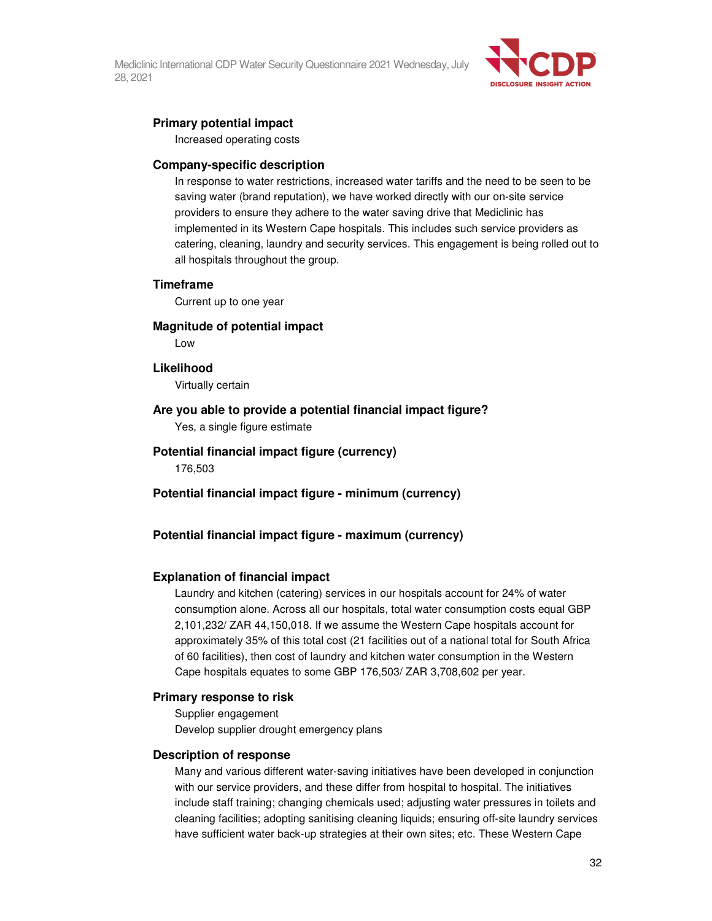**Primary potential impact**

Increased operating costs

**Company-specific description**

In response to water restrictions, increased water tariffs and the need to be seen to be saving water (brand reputation), we have worked directly with our on-site service providers to ensure they adhere to the water saving drive that Mediclinic has implemented in its Western Cape hospitals. This includes such service providers as catering, cleaning, laundry and security services. This engagement is being rolled out to all hospitals throughout the group.

**Timeframe**

Current up to one year

**Magnitude of potential impact**

Low

**Likelihood**

Virtually certain

**Are you able to provide a potential financial impact figure?**

Yes, a single figure estimate

**Potential financial impact figure (currency)**

176,503

**Potential financial impact figure - minimum (currency)**

**Potential financial impact figure - maximum (currency)**

**Explanation of financial impact**

Laundry and kitchen (catering) services in our hospitals account for 24% of water consumption alone. Across all our hospitals, total water consumption costs equal GBP 2,101,232/ ZAR 44,150,018. If we assume the Western Cape hospitals account for approximately 35% of this total cost (21 facilities out of a national total for South Africa of 60 facilities), then cost of laundry and kitchen water consumption in the Western Cape hospitals equates to some GBP 176,503/ ZAR 3,708,602 per year.

**Primary response to risk**

Supplier engagement

Develop supplier drought emergency plans

**Description of response**

Many and various different water-saving initiatives have been developed in conjunction with our service providers, and these differ from hospital to hospital. The initiatives include staff training; changing chemicals used; adjusting water pressures in toilets and cleaning facilities; adopting sanitising cleaning liquids; ensuring off-site laundry services have sufficient water back-up strategies at their own sites; etc. These Western Cape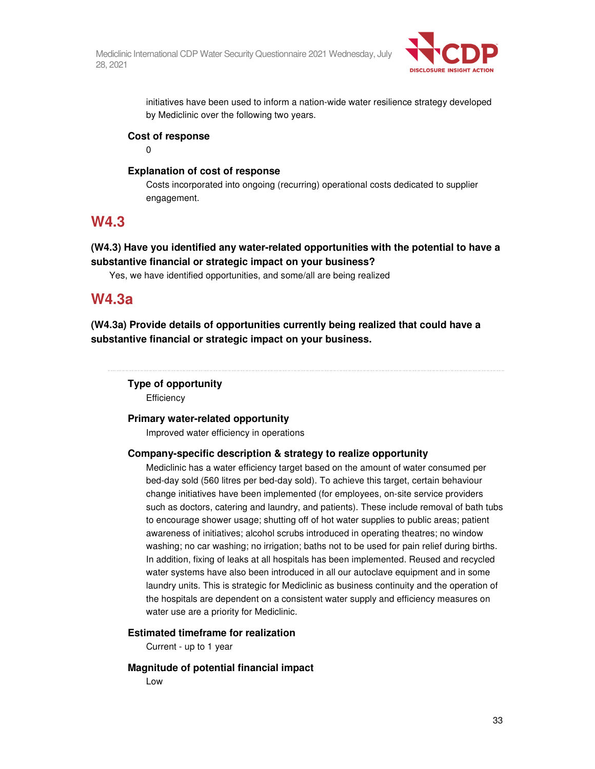initiatives have been used to inform a nation-wide water resilience strategy developed by Mediclinic over the following two years.

**Cost of response**

0

**Explanation of cost of response**

Costs incorporated into ongoing (recurring) operational costs dedicated to supplier engagement.

## W4.3

**(W4.3) Have you identified any water-related opportunities with the potential to have a substantive financial or strategic impact on your business?**

Yes, we have identified opportunities, and some/all are being realized

## W4.3a

**(W4.3a) Provide details of opportunities currently being realized that could have a substantive financial or strategic impact on your business.**

---

**Type of opportunity**

Efficiency

**Primary water-related opportunity**

Improved water efficiency in operations

**Company-specific description & strategy to realize opportunity**

Mediclinic has a water efficiency target based on the amount of water consumed per bed-day sold (560 litres per bed-day sold). To achieve this target, certain behaviour change initiatives have been implemented (for employees, on-site service providers such as doctors, catering and laundry, and patients). These include removal of bath tubs to encourage shower usage; shutting off of hot water supplies to public areas; patient awareness of initiatives; alcohol scrubs introduced in operating theatres; no window washing; no car washing; no irrigation; baths not to be used for pain relief during births. In addition, fixing of leaks at all hospitals has been implemented. Reused and recycled water systems have also been introduced in all our autoclave equipment and in some laundry units. This is strategic for Mediclinic as business continuity and the operation of the hospitals are dependent on a consistent water supply and efficiency measures on water use are a priority for Mediclinic.

**Estimated timeframe for realization**

Current - up to 1 year

**Magnitude of potential financial impact**

Low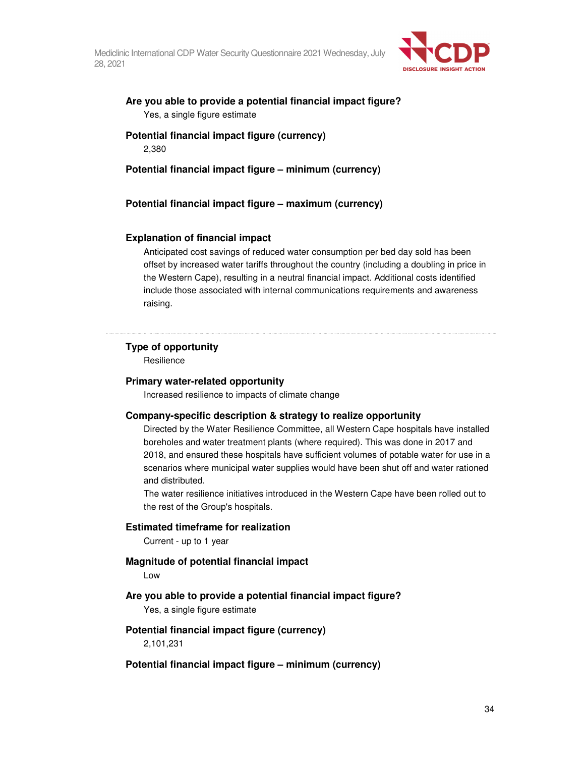**Are you able to provide a potential financial impact figure?**

Yes, a single figure estimate

**Potential financial impact figure (currency)**

2,380

**Potential financial impact figure – minimum (currency)**

**Potential financial impact figure – maximum (currency)**

**Explanation of financial impact**

Anticipated cost savings of reduced water consumption per bed day sold has been offset by increased water tariffs throughout the country (including a doubling in price in the Western Cape), resulting in a neutral financial impact. Additional costs identified include those associated with internal communications requirements and awareness raising.

---

**Type of opportunity**

Resilience

**Primary water-related opportunity**

Increased resilience to impacts of climate change

**Company-specific description & strategy to realize opportunity**

Directed by the Water Resilience Committee, all Western Cape hospitals have installed boreholes and water treatment plants (where required). This was done in 2017 and 2018, and ensured these hospitals have sufficient volumes of potable water for use in a scenarios where municipal water supplies would have been shut off and water rationed and distributed.

The water resilience initiatives introduced in the Western Cape have been rolled out to the rest of the Group's hospitals.

**Estimated timeframe for realization**

Current - up to 1 year

**Magnitude of potential financial impact**

Low

**Are you able to provide a potential financial impact figure?**

Yes, a single figure estimate

**Potential financial impact figure (currency)**

2,101,231

**Potential financial impact figure – minimum (currency)**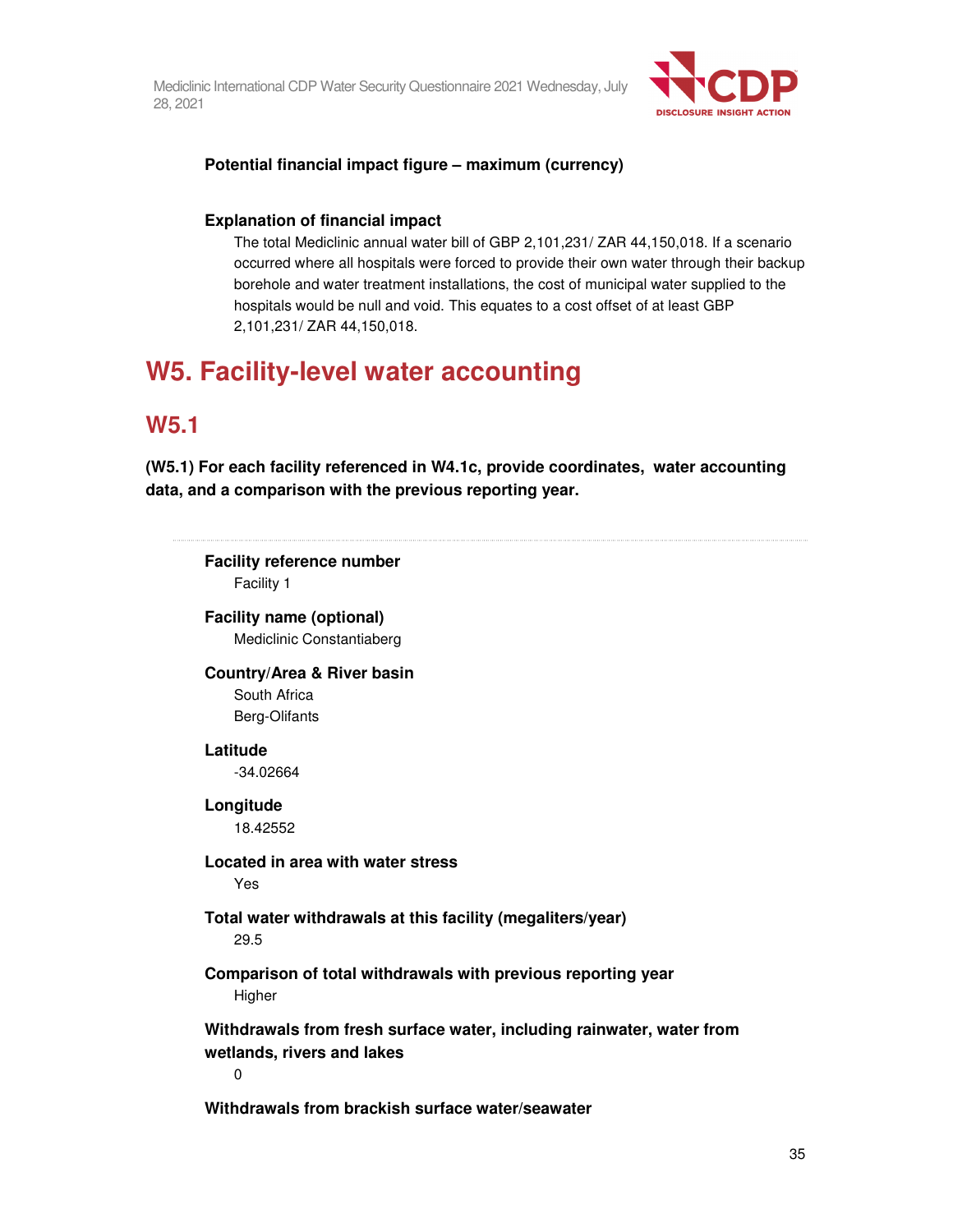**Potential financial impact figure – maximum (currency)**

**Explanation of financial impact**

The total Mediclinic annual water bill of GBP 2,101,231/ ZAR 44,150,018. If a scenario occurred where all hospitals were forced to provide their own water through their backup borehole and water treatment installations, the cost of municipal water supplied to the hospitals would be null and void. This equates to a cost offset of at least GBP 2,101,231/ ZAR 44,150,018.

# W5. Facility-level water accounting

## W5.1

**(W5.1) For each facility referenced in W4.1c, provide coordinates, water accounting data, and a comparison with the previous reporting year.**

**Facility reference number**

Facility 1

**Facility name (optional)**

Mediclinic Constantiaberg

**Country/Area & River basin**

South Africa

Berg-Olifants

**Latitude**

-34.02664

**Longitude**

18.42552

**Located in area with water stress**

Yes

**Total water withdrawals at this facility (megaliters/year)**

29.5

**Comparison of total withdrawals with previous reporting year**

Higher

**Withdrawals from fresh surface water, including rainwater, water from wetlands, rivers and lakes**

0

**Withdrawals from brackish surface water/seawater**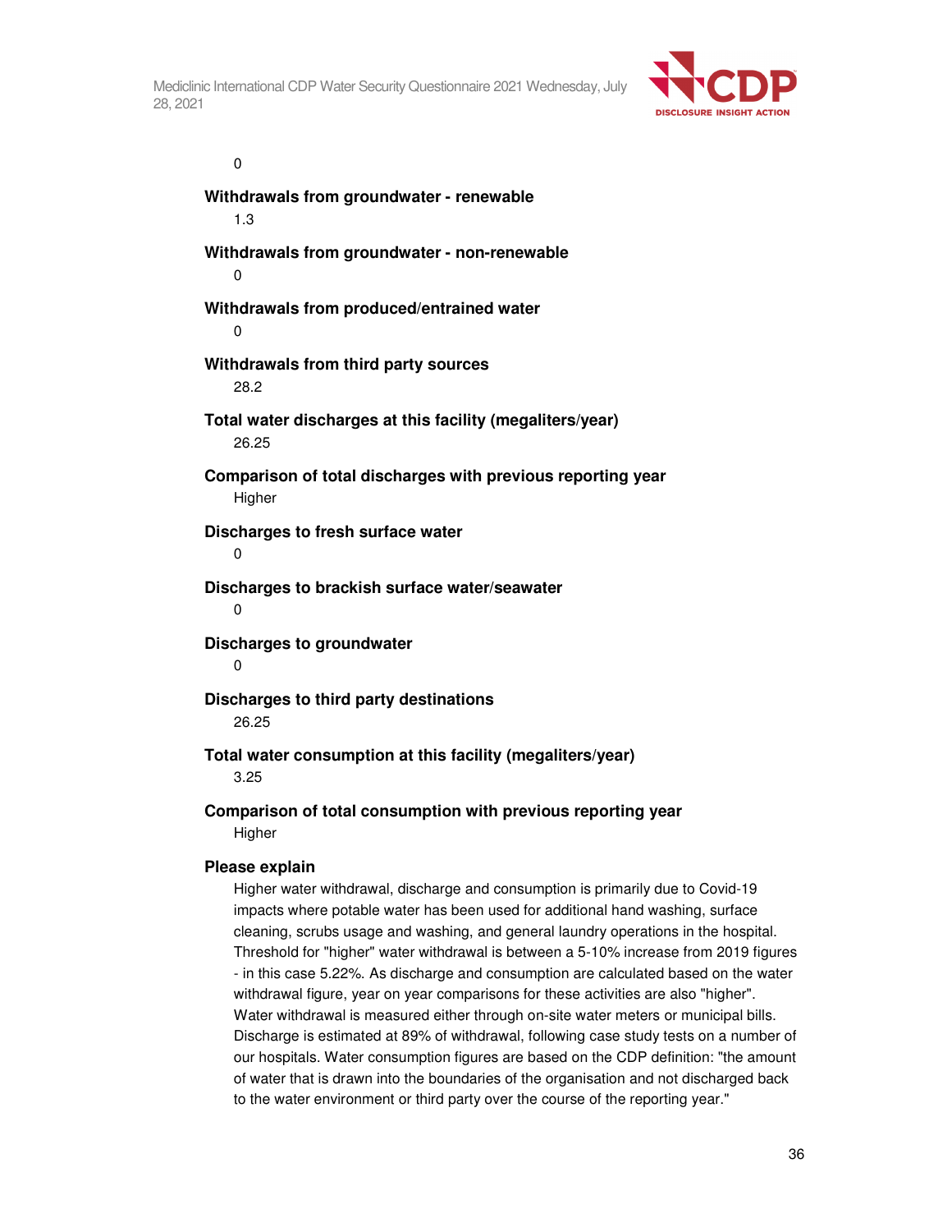0

**Withdrawals from groundwater - renewable**

1.3

**Withdrawals from groundwater - non-renewable**

0

**Withdrawals from produced/entrained water**

0

**Withdrawals from third party sources**

28.2

**Total water discharges at this facility (megaliters/year)**

26.25

**Comparison of total discharges with previous reporting year**

Higher

**Discharges to fresh surface water**

0

**Discharges to brackish surface water/seawater**

0

**Discharges to groundwater**

0

**Discharges to third party destinations**

26.25

**Total water consumption at this facility (megaliters/year)**

3.25

**Comparison of total consumption with previous reporting year**

Higher

**Please explain**

Higher water withdrawal, discharge and consumption is primarily due to Covid-19 impacts where potable water has been used for additional hand washing, surface cleaning, scrubs usage and washing, and general laundry operations in the hospital. Threshold for "higher" water withdrawal is between a 5-10% increase from 2019 figures - in this case 5.22%. As discharge and consumption are calculated based on the water withdrawal figure, year on year comparisons for these activities are also "higher". Water withdrawal is measured either through on-site water meters or municipal bills. Discharge is estimated at 89% of withdrawal, following case study tests on a number of our hospitals. Water consumption figures are based on the CDP definition: "the amount of water that is drawn into the boundaries of the organisation and not discharged back to the water environment or third party over the course of the reporting year."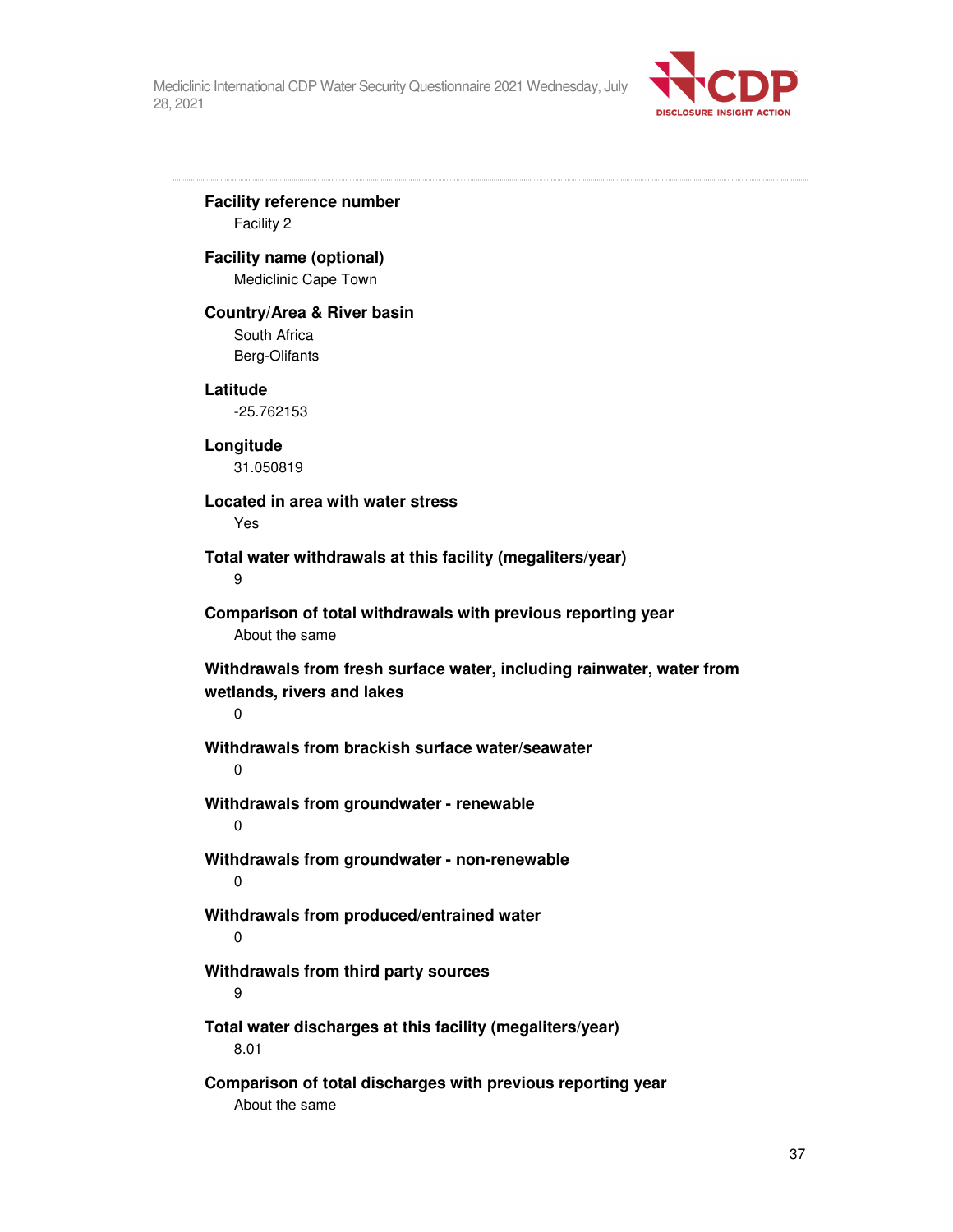**Facility reference number**

Facility 2

**Facility name (optional)**

Mediclinic Cape Town

**Country/Area & River basin**

South Africa

Berg-Olifants

**Latitude**

-25.762153

**Longitude**

31.050819

**Located in area with water stress**

Yes

**Total water withdrawals at this facility (megaliters/year)**

9

**Comparison of total withdrawals with previous reporting year**

About the same

**Withdrawals from fresh surface water, including rainwater, water from wetlands, rivers and lakes**

0

**Withdrawals from brackish surface water/seawater**

0

**Withdrawals from groundwater - renewable**

0

**Withdrawals from groundwater - non-renewable**

0

**Withdrawals from produced/entrained water**

0

**Withdrawals from third party sources**

9

**Total water discharges at this facility (megaliters/year)**

8.01

**Comparison of total discharges with previous reporting year**

About the same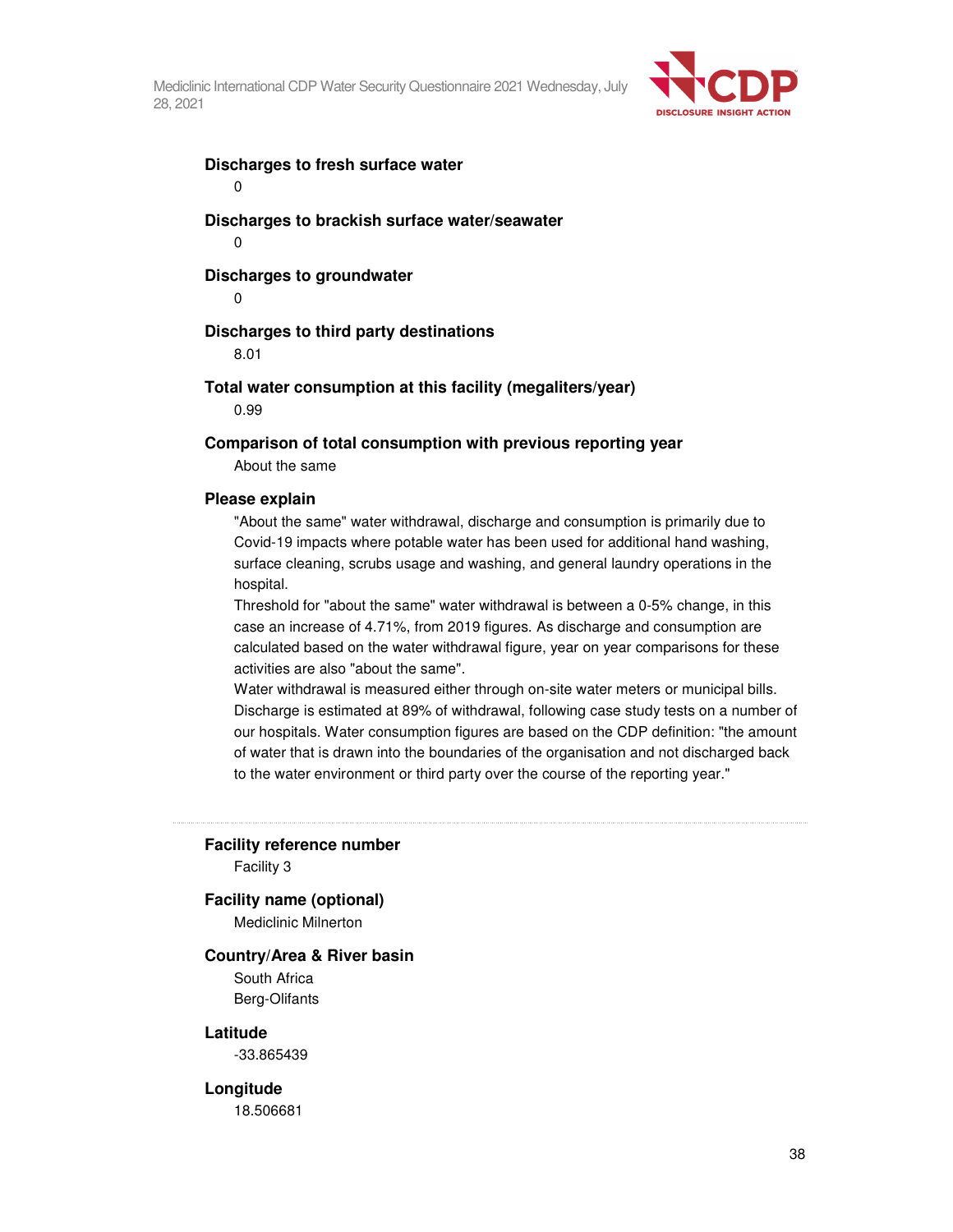**Discharges to fresh surface water**

0

**Discharges to brackish surface water/seawater**

0

**Discharges to groundwater**

0

**Discharges to third party destinations**

8.01

**Total water consumption at this facility (megaliters/year)**

0.99

**Comparison of total consumption with previous reporting year**

About the same

**Please explain**

"About the same" water withdrawal, discharge and consumption is primarily due to Covid-19 impacts where potable water has been used for additional hand washing, surface cleaning, scrubs usage and washing, and general laundry operations in the hospital.

Threshold for "about the same" water withdrawal is between a 0-5% change, in this case an increase of 4.71%, from 2019 figures. As discharge and consumption are calculated based on the water withdrawal figure, year on year comparisons for these activities are also "about the same".

Water withdrawal is measured either through on-site water meters or municipal bills. Discharge is estimated at 89% of withdrawal, following case study tests on a number of our hospitals. Water consumption figures are based on the CDP definition: "the amount of water that is drawn into the boundaries of the organisation and not discharged back to the water environment or third party over the course of the reporting year."

---

**Facility reference number**

Facility 3

**Facility name (optional)**

Mediclinic Milnerton

**Country/Area & River basin**

South Africa

Berg-Olifants

**Latitude**

-33.865439

**Longitude**

18.506681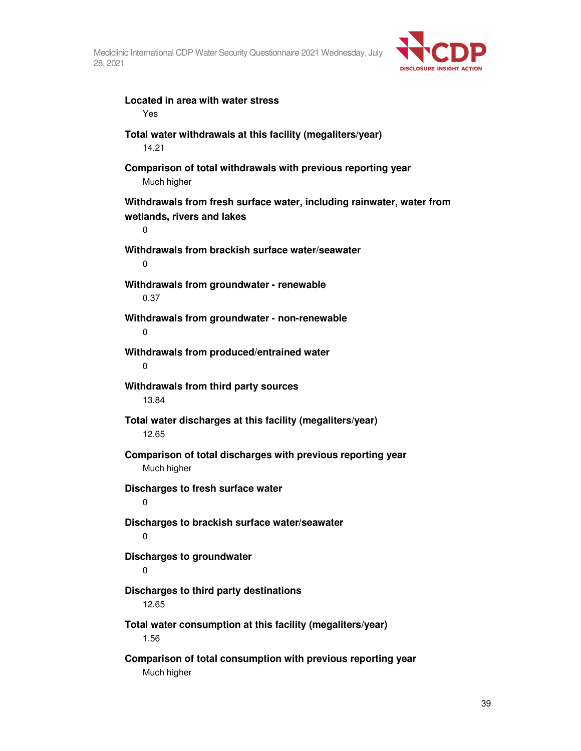**Located in area with water stress**

Yes

**Total water withdrawals at this facility (megaliters/year)**

14.21

**Comparison of total withdrawals with previous reporting year**

Much higher

**Withdrawals from fresh surface water, including rainwater, water from wetlands, rivers and lakes**

0

**Withdrawals from brackish surface water/seawater**

0

**Withdrawals from groundwater - renewable**

0.37

**Withdrawals from groundwater - non-renewable**

0

**Withdrawals from produced/entrained water**

0

**Withdrawals from third party sources**

13.84

**Total water discharges at this facility (megaliters/year)**

12.65

**Comparison of total discharges with previous reporting year**

Much higher

**Discharges to fresh surface water**

0

**Discharges to brackish surface water/seawater**

0

**Discharges to groundwater**

0

**Discharges to third party destinations**

12.65

**Total water consumption at this facility (megaliters/year)**

1.56

**Comparison of total consumption with previous reporting year**

Much higher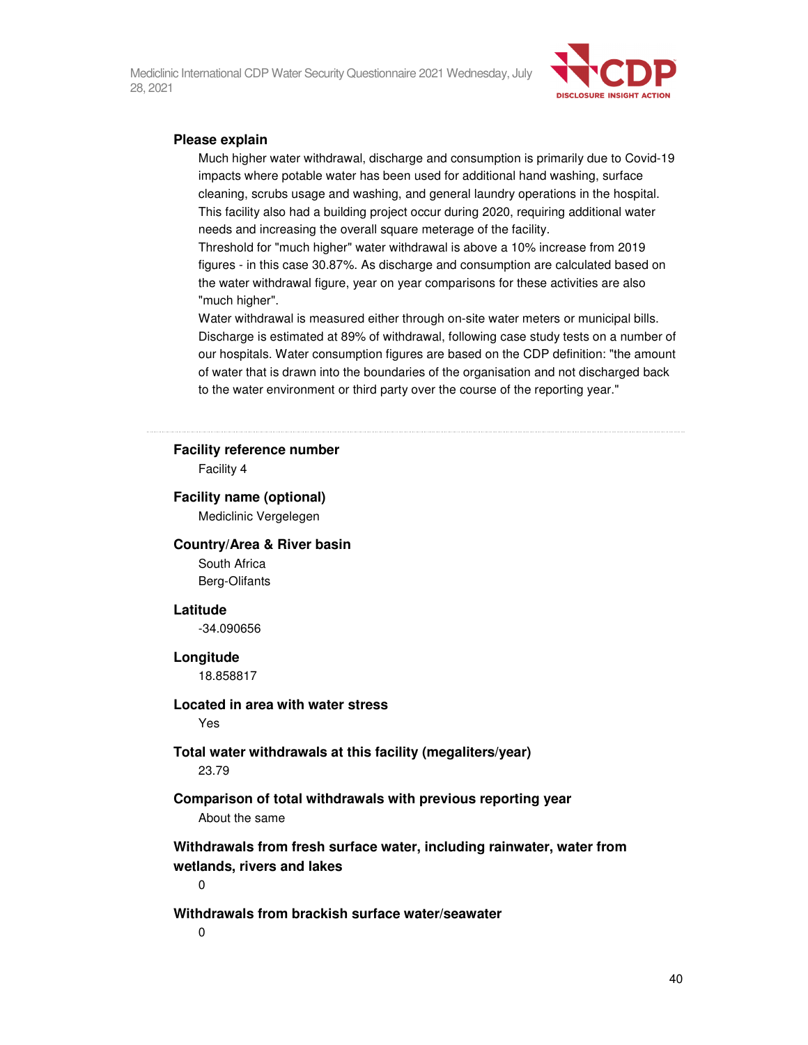**Please explain**

Much higher water withdrawal, discharge and consumption is primarily due to Covid-19 impacts where potable water has been used for additional hand washing, surface cleaning, scrubs usage and washing, and general laundry operations in the hospital. This facility also had a building project occur during 2020, requiring additional water needs and increasing the overall square meterage of the facility.

Threshold for "much higher" water withdrawal is above a 10% increase from 2019 figures - in this case 30.87%. As discharge and consumption are calculated based on the water withdrawal figure, year on year comparisons for these activities are also "much higher".

Water withdrawal is measured either through on-site water meters or municipal bills. Discharge is estimated at 89% of withdrawal, following case study tests on a number of our hospitals. Water consumption figures are based on the CDP definition: "the amount of water that is drawn into the boundaries of the organisation and not discharged back to the water environment or third party over the course of the reporting year."

---

**Facility reference number**

Facility 4

**Facility name (optional)**

Mediclinic Vergelegen

**Country/Area & River basin**

South Africa

Berg-Olifants

**Latitude**

-34.090656

**Longitude**

18.858817

**Located in area with water stress**

Yes

**Total water withdrawals at this facility (megaliters/year)**

23.79

**Comparison of total withdrawals with previous reporting year**

About the same

**Withdrawals from fresh surface water, including rainwater, water from wetlands, rivers and lakes**

0

**Withdrawals from brackish surface water/seawater**

0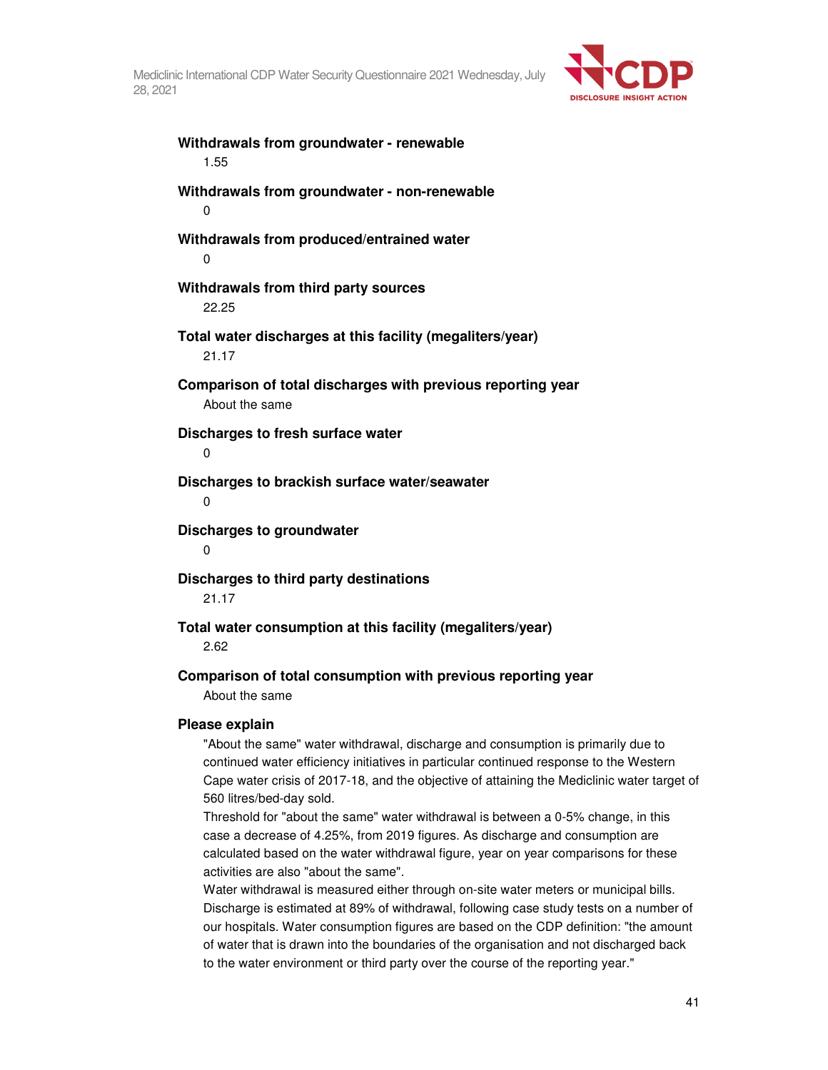**Withdrawals from groundwater - renewable**

1.55

**Withdrawals from groundwater - non-renewable**

0

**Withdrawals from produced/entrained water**

0

**Withdrawals from third party sources**

22.25

**Total water discharges at this facility (megaliters/year)**

21.17

**Comparison of total discharges with previous reporting year**

About the same

**Discharges to fresh surface water**

0

**Discharges to brackish surface water/seawater**

0

**Discharges to groundwater**

0

**Discharges to third party destinations**

21.17

**Total water consumption at this facility (megaliters/year)**

2.62

**Comparison of total consumption with previous reporting year**

About the same

**Please explain**

"About the same" water withdrawal, discharge and consumption is primarily due to continued water efficiency initiatives in particular continued response to the Western Cape water crisis of 2017-18, and the objective of attaining the Mediclinic water target of 560 litres/bed-day sold.

Threshold for "about the same" water withdrawal is between a 0-5% change, in this case a decrease of 4.25%, from 2019 figures. As discharge and consumption are calculated based on the water withdrawal figure, year on year comparisons for these activities are also "about the same".

Water withdrawal is measured either through on-site water meters or municipal bills. Discharge is estimated at 89% of withdrawal, following case study tests on a number of our hospitals. Water consumption figures are based on the CDP definition: "the amount of water that is drawn into the boundaries of the organisation and not discharged back to the water environment or third party over the course of the reporting year."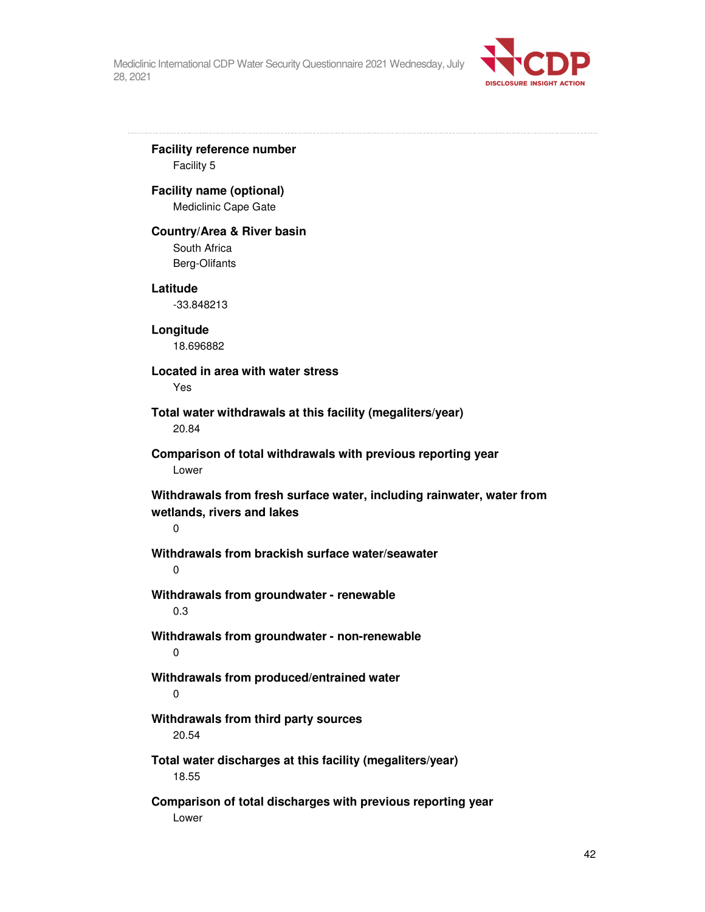**Facility reference number**

Facility 5

**Facility name (optional)**

Mediclinic Cape Gate

**Country/Area & River basin**

South Africa

Berg-Olifants

**Latitude**

-33.848213

**Longitude**

18.696882

**Located in area with water stress**

Yes

**Total water withdrawals at this facility (megaliters/year)**

20.84

**Comparison of total withdrawals with previous reporting year**

Lower

**Withdrawals from fresh surface water, including rainwater, water from wetlands, rivers and lakes**

0

**Withdrawals from brackish surface water/seawater**

0

**Withdrawals from groundwater - renewable**

0.3

**Withdrawals from groundwater - non-renewable**

0

**Withdrawals from produced/entrained water**

0

**Withdrawals from third party sources**

20.54

**Total water discharges at this facility (megaliters/year)**

18.55

**Comparison of total discharges with previous reporting year**

Lower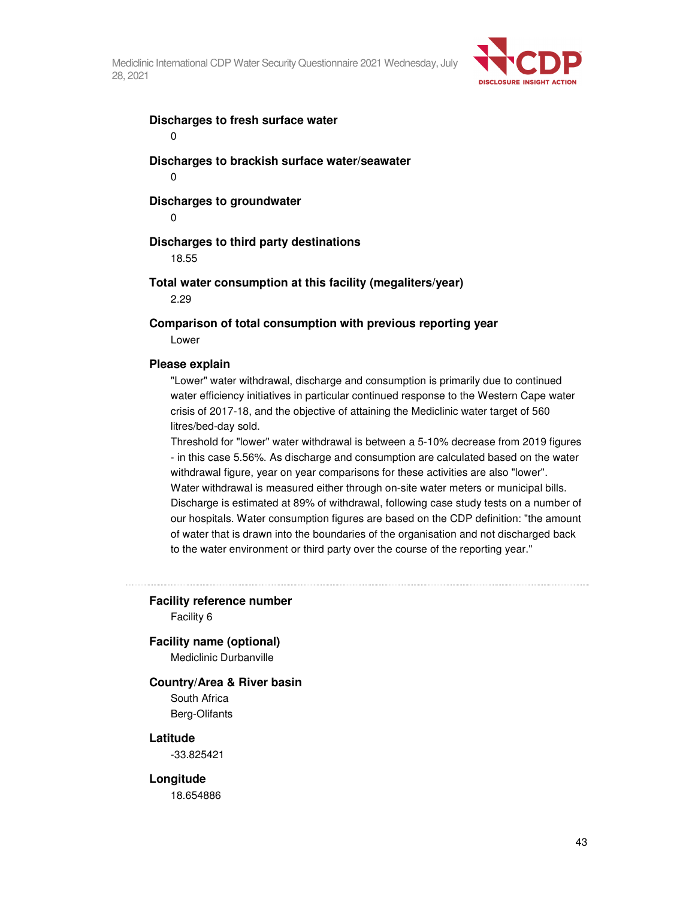**Discharges to fresh surface water**

0

**Discharges to brackish surface water/seawater**

0

**Discharges to groundwater**

0

**Discharges to third party destinations**

18.55

**Total water consumption at this facility (megaliters/year)**

2.29

**Comparison of total consumption with previous reporting year**

Lower

**Please explain**

"Lower" water withdrawal, discharge and consumption is primarily due to continued water efficiency initiatives in particular continued response to the Western Cape water crisis of 2017-18, and the objective of attaining the Mediclinic water target of 560 litres/bed-day sold.

Threshold for "lower" water withdrawal is between a 5-10% decrease from 2019 figures - in this case 5.56%. As discharge and consumption are calculated based on the water withdrawal figure, year on year comparisons for these activities are also "lower".

Water withdrawal is measured either through on-site water meters or municipal bills. Discharge is estimated at 89% of withdrawal, following case study tests on a number of our hospitals. Water consumption figures are based on the CDP definition: "the amount of water that is drawn into the boundaries of the organisation and not discharged back to the water environment or third party over the course of the reporting year."

---

**Facility reference number**

Facility 6

**Facility name (optional)**

Mediclinic Durbanville

**Country/Area & River basin**

South Africa

Berg-Olifants

**Latitude**

-33.825421

**Longitude**

18.654886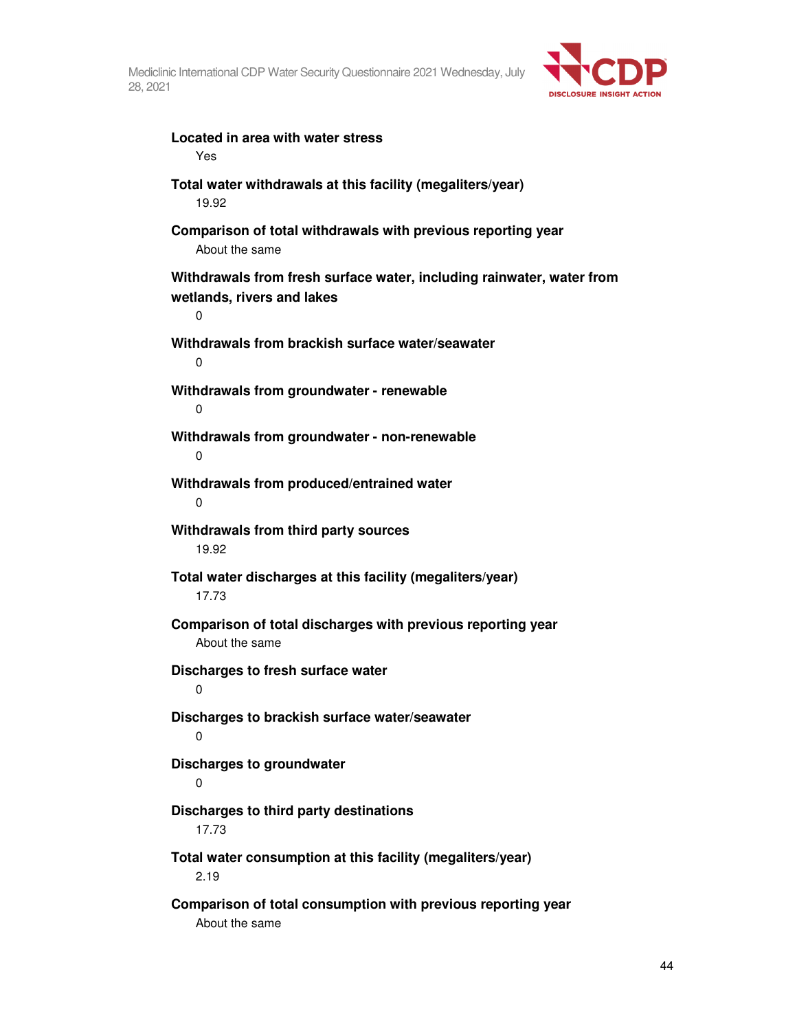**Located in area with water stress**

Yes

**Total water withdrawals at this facility (megaliters/year)**

19.92

**Comparison of total withdrawals with previous reporting year**

About the same

**Withdrawals from fresh surface water, including rainwater, water from wetlands, rivers and lakes**

0

**Withdrawals from brackish surface water/seawater**

0

**Withdrawals from groundwater - renewable**

0

**Withdrawals from groundwater - non-renewable**

0

**Withdrawals from produced/entrained water**

0

**Withdrawals from third party sources**

19.92

**Total water discharges at this facility (megaliters/year)**

17.73

**Comparison of total discharges with previous reporting year**

About the same

**Discharges to fresh surface water**

0

**Discharges to brackish surface water/seawater**

0

**Discharges to groundwater**

0

**Discharges to third party destinations**

17.73

**Total water consumption at this facility (megaliters/year)**

2.19

**Comparison of total consumption with previous reporting year**

About the same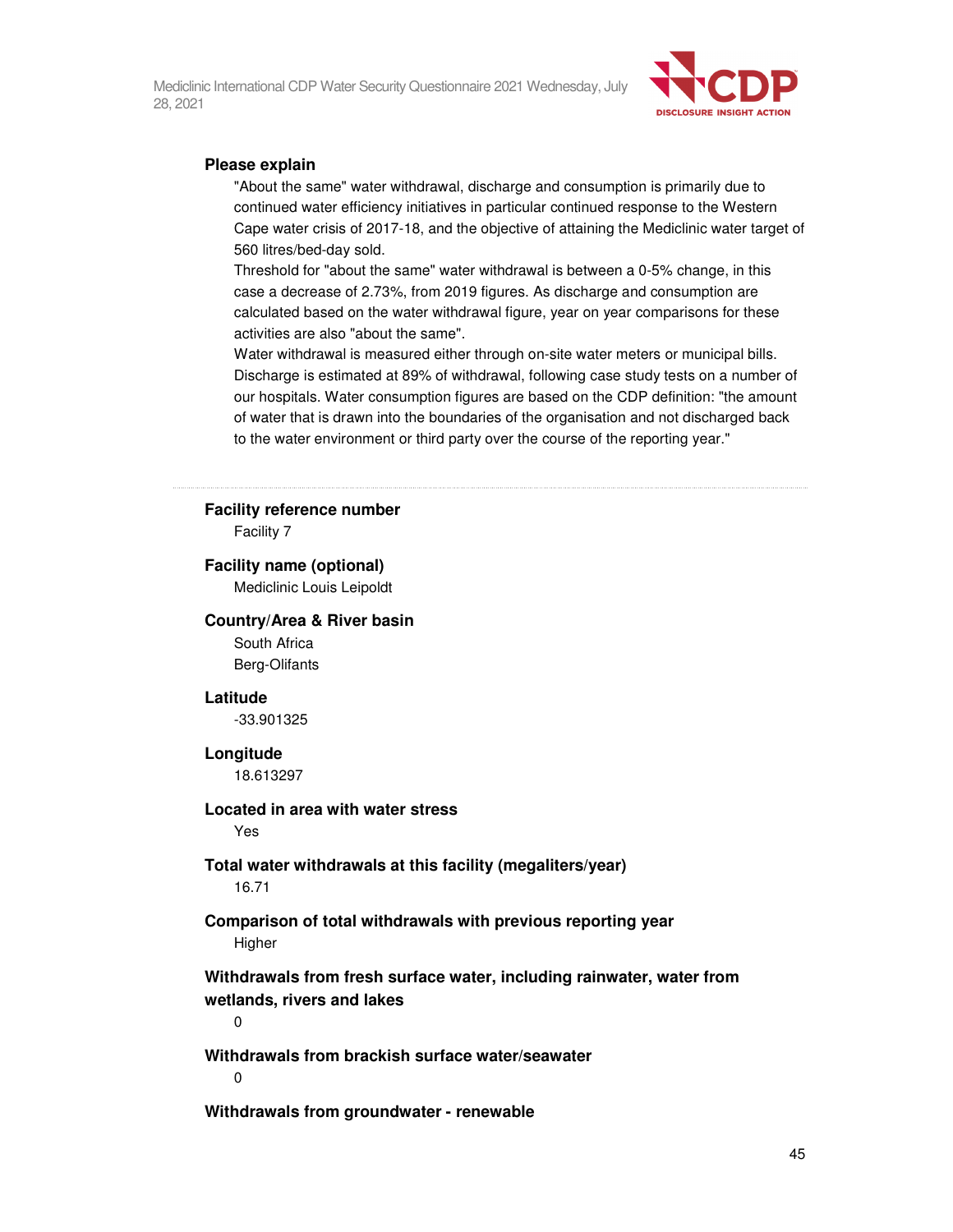**Please explain**

"About the same" water withdrawal, discharge and consumption is primarily due to continued water efficiency initiatives in particular continued response to the Western Cape water crisis of 2017-18, and the objective of attaining the Mediclinic water target of 560 litres/bed-day sold.

Threshold for "about the same" water withdrawal is between a 0-5% change, in this case a decrease of 2.73%, from 2019 figures. As discharge and consumption are calculated based on the water withdrawal figure, year on year comparisons for these activities are also "about the same".

Water withdrawal is measured either through on-site water meters or municipal bills. Discharge is estimated at 89% of withdrawal, following case study tests on a number of our hospitals. Water consumption figures are based on the CDP definition: "the amount of water that is drawn into the boundaries of the organisation and not discharged back to the water environment or third party over the course of the reporting year."

---

**Facility reference number**

Facility 7

**Facility name (optional)**

Mediclinic Louis Leipoldt

**Country/Area & River basin**

South Africa

Berg-Olifants

**Latitude**

-33.901325

**Longitude**

18.613297

**Located in area with water stress**

Yes

**Total water withdrawals at this facility (megaliters/year)**

16.71

**Comparison of total withdrawals with previous reporting year**

Higher

**Withdrawals from fresh surface water, including rainwater, water from wetlands, rivers and lakes**

0

**Withdrawals from brackish surface water/seawater**

0

**Withdrawals from groundwater - renewable**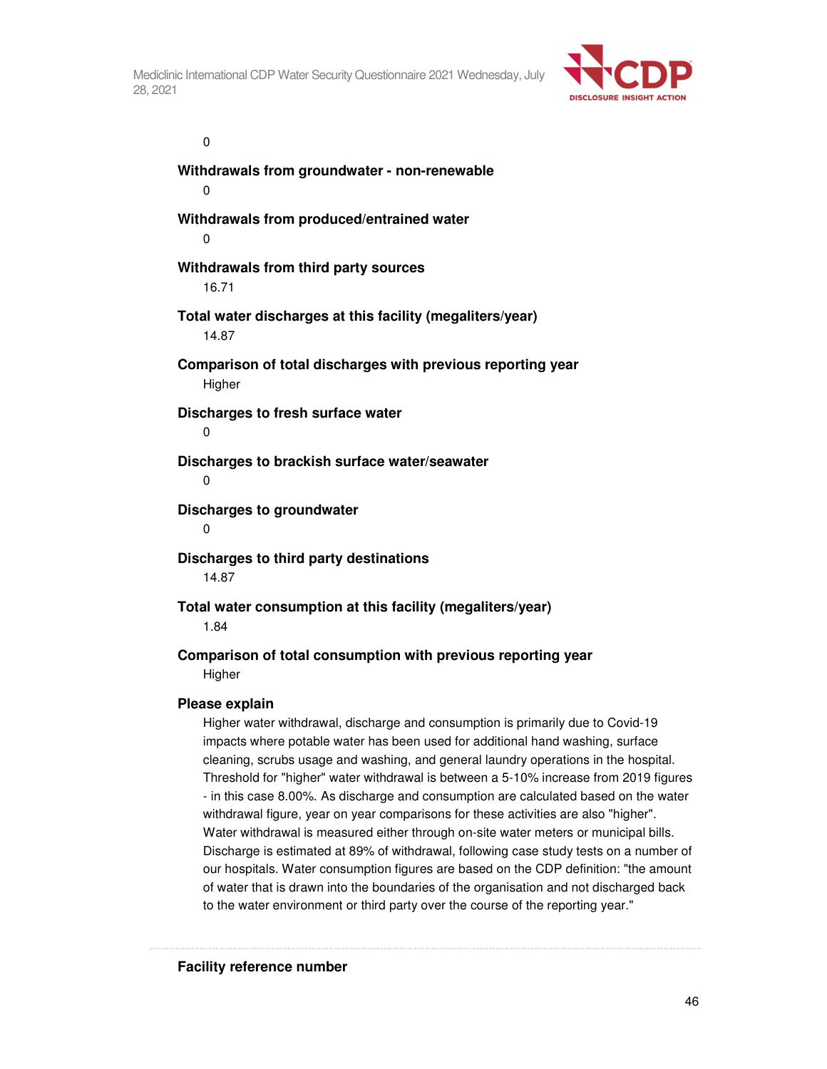0

**Withdrawals from groundwater - non-renewable**

0

**Withdrawals from produced/entrained water**

0

**Withdrawals from third party sources**

16.71

**Total water discharges at this facility (megaliters/year)**

14.87

**Comparison of total discharges with previous reporting year**

Higher

**Discharges to fresh surface water**

0

**Discharges to brackish surface water/seawater**

0

**Discharges to groundwater**

0

**Discharges to third party destinations**

14.87

**Total water consumption at this facility (megaliters/year)**

1.84

**Comparison of total consumption with previous reporting year**

Higher

**Please explain**

Higher water withdrawal, discharge and consumption is primarily due to Covid-19 impacts where potable water has been used for additional hand washing, surface cleaning, scrubs usage and washing, and general laundry operations in the hospital. Threshold for "higher" water withdrawal is between a 5-10% increase from 2019 figures - in this case 8.00%. As discharge and consumption are calculated based on the water withdrawal figure, year on year comparisons for these activities are also "higher". Water withdrawal is measured either through on-site water meters or municipal bills. Discharge is estimated at 89% of withdrawal, following case study tests on a number of our hospitals. Water consumption figures are based on the CDP definition: "the amount of water that is drawn into the boundaries of the organisation and not discharged back to the water environment or third party over the course of the reporting year."

---

**Facility reference number**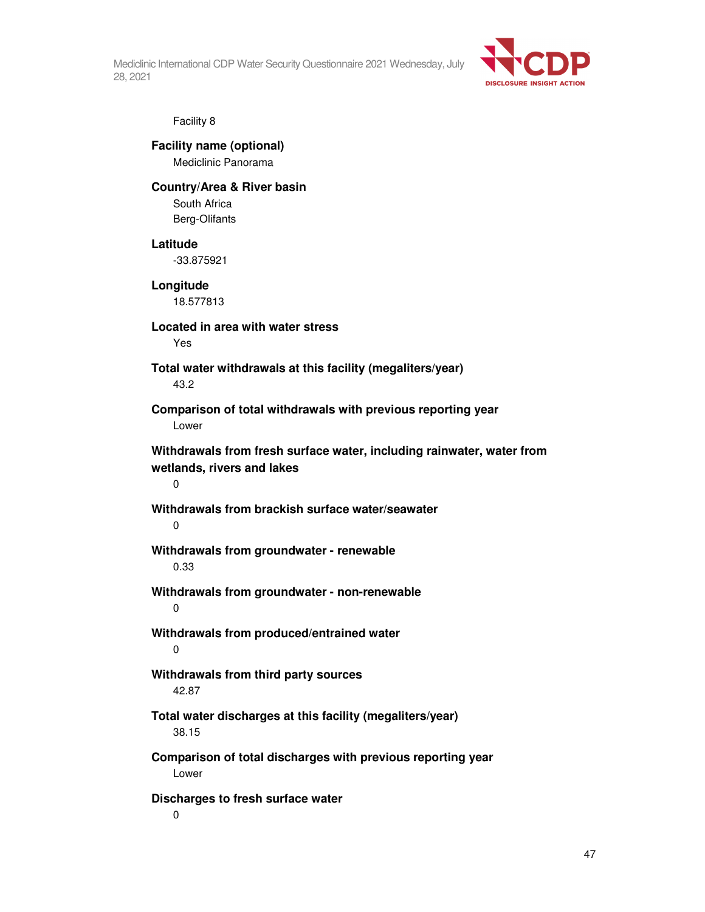Facility 8

**Facility name (optional)**

Mediclinic Panorama

**Country/Area & River basin**

South Africa

Berg-Olifants

**Latitude**

-33.875921

**Longitude**

18.577813

**Located in area with water stress**

Yes

**Total water withdrawals at this facility (megaliters/year)**

43.2

**Comparison of total withdrawals with previous reporting year**

Lower

**Withdrawals from fresh surface water, including rainwater, water from wetlands, rivers and lakes**

0

**Withdrawals from brackish surface water/seawater**

0

**Withdrawals from groundwater - renewable**

0.33

**Withdrawals from groundwater - non-renewable**

0

**Withdrawals from produced/entrained water**

0

**Withdrawals from third party sources**

42.87

**Total water discharges at this facility (megaliters/year)**

38.15

**Comparison of total discharges with previous reporting year**

Lower

**Discharges to fresh surface water**

0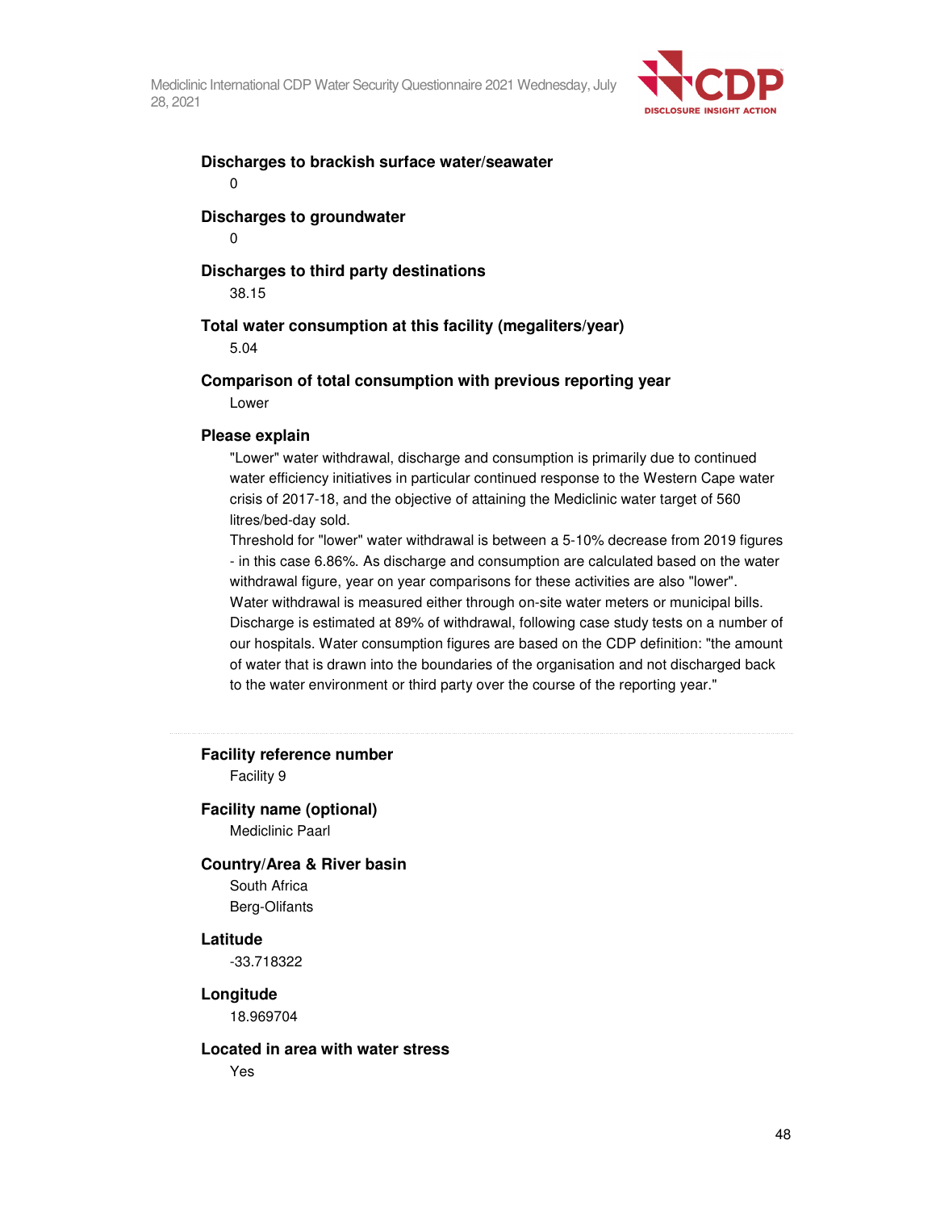**Discharges to brackish surface water/seawater**

0

**Discharges to groundwater**

0

**Discharges to third party destinations**

38.15

**Total water consumption at this facility (megaliters/year)**

5.04

**Comparison of total consumption with previous reporting year**

Lower

**Please explain**

"Lower" water withdrawal, discharge and consumption is primarily due to continued water efficiency initiatives in particular continued response to the Western Cape water crisis of 2017-18, and the objective of attaining the Mediclinic water target of 560 litres/bed-day sold.

Threshold for "lower" water withdrawal is between a 5-10% decrease from 2019 figures - in this case 6.86%. As discharge and consumption are calculated based on the water withdrawal figure, year on year comparisons for these activities are also "lower".

Water withdrawal is measured either through on-site water meters or municipal bills. Discharge is estimated at 89% of withdrawal, following case study tests on a number of our hospitals. Water consumption figures are based on the CDP definition: "the amount of water that is drawn into the boundaries of the organisation and not discharged back to the water environment or third party over the course of the reporting year."

---

**Facility reference number**

Facility 9

**Facility name (optional)**

Mediclinic Paarl

**Country/Area & River basin**

South Africa

Berg-Olifants

**Latitude**

-33.718322

**Longitude**

18.969704

**Located in area with water stress**

Yes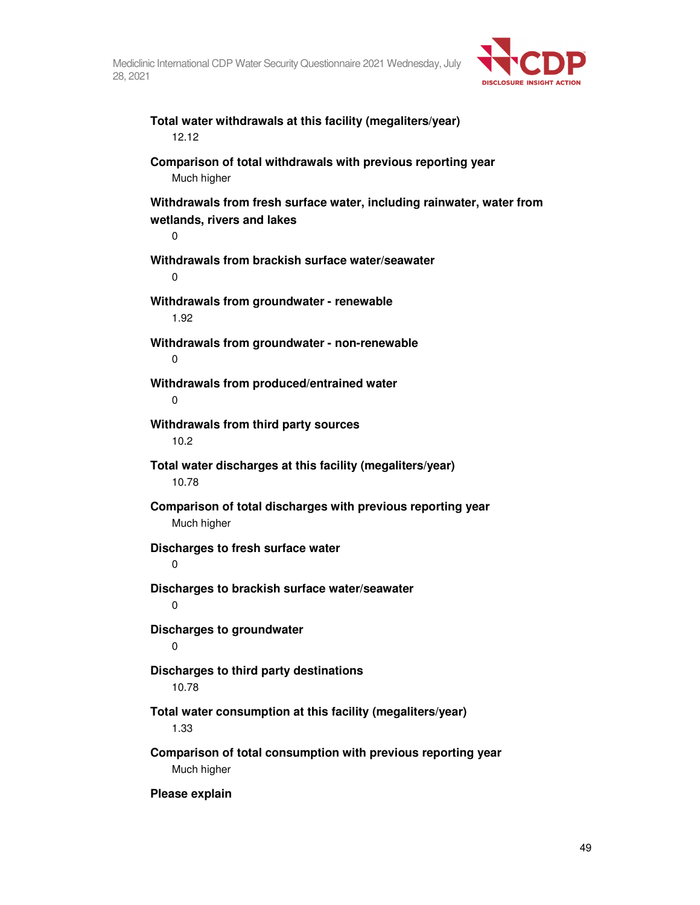**Total water withdrawals at this facility (megaliters/year)**

12.12

**Comparison of total withdrawals with previous reporting year**

Much higher

**Withdrawals from fresh surface water, including rainwater, water from wetlands, rivers and lakes**

0

**Withdrawals from brackish surface water/seawater**

0

**Withdrawals from groundwater - renewable**

1.92

**Withdrawals from groundwater - non-renewable**

0

**Withdrawals from produced/entrained water**

0

**Withdrawals from third party sources**

10.2

**Total water discharges at this facility (megaliters/year)**

10.78

**Comparison of total discharges with previous reporting year**

Much higher

**Discharges to fresh surface water**

0

**Discharges to brackish surface water/seawater**

0

**Discharges to groundwater**

0

**Discharges to third party destinations**

10.78

**Total water consumption at this facility (megaliters/year)**

1.33

**Comparison of total consumption with previous reporting year**

Much higher

**Please explain**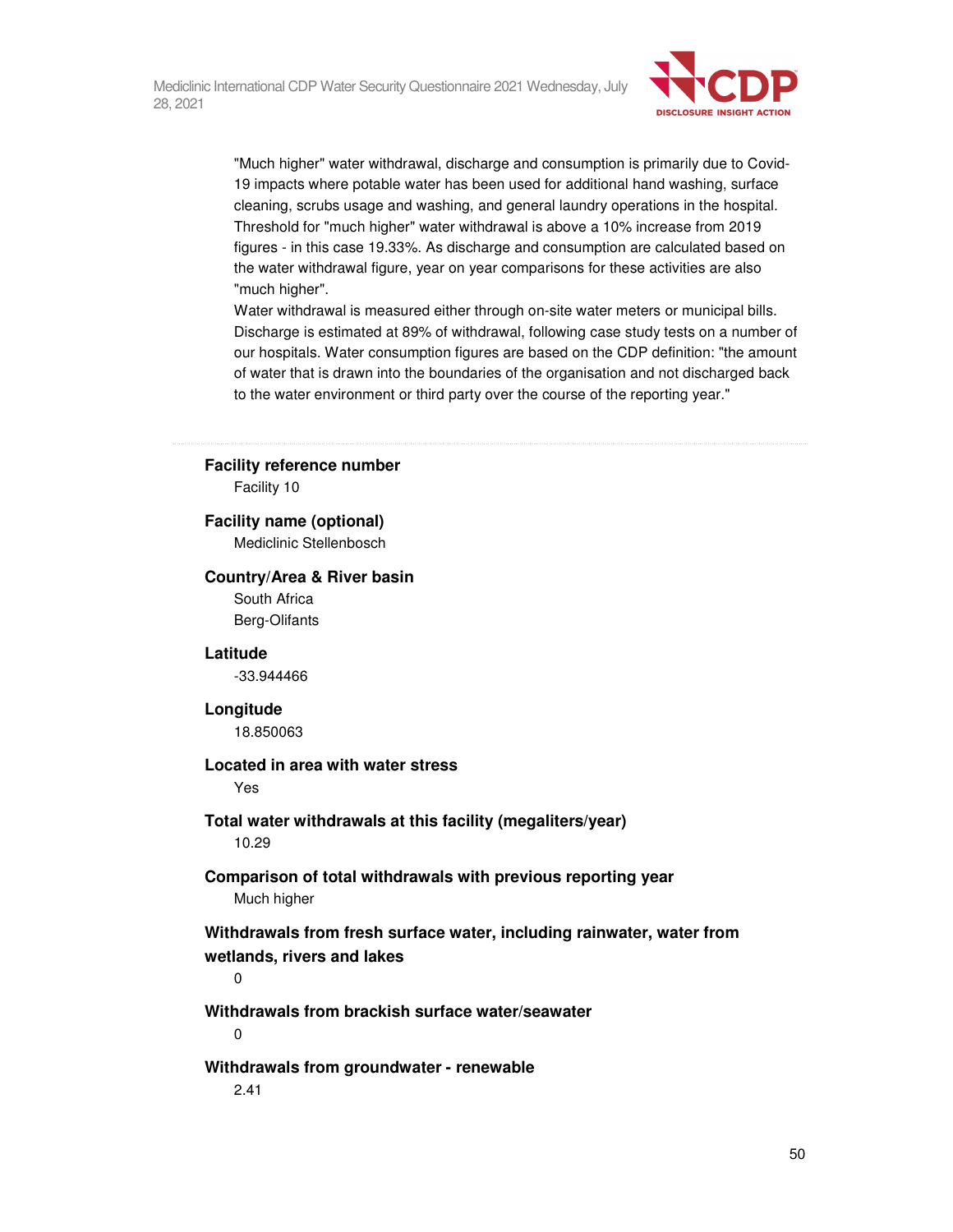"Much higher" water withdrawal, discharge and consumption is primarily due to Covid-19 impacts where potable water has been used for additional hand washing, surface cleaning, scrubs usage and washing, and general laundry operations in the hospital. Threshold for "much higher" water withdrawal is above a 10% increase from 2019 figures - in this case 19.33%. As discharge and consumption are calculated based on the water withdrawal figure, year on year comparisons for these activities are also "much higher".
Water withdrawal is measured either through on-site water meters or municipal bills. Discharge is estimated at 89% of withdrawal, following case study tests on a number of our hospitals. Water consumption figures are based on the CDP definition: "the amount of water that is drawn into the boundaries of the organisation and not discharged back to the water environment or third party over the course of the reporting year."

---

**Facility reference number**

Facility 10

**Facility name (optional)**

Mediclinic Stellenbosch

**Country/Area & River basin**

South Africa
Berg-Olifants

**Latitude**

-33.944466

**Longitude**

18.850063

**Located in area with water stress**

Yes

**Total water withdrawals at this facility (megaliters/year)**

10.29

**Comparison of total withdrawals with previous reporting year**

Much higher

**Withdrawals from fresh surface water, including rainwater, water from wetlands, rivers and lakes**

0

**Withdrawals from brackish surface water/seawater**

0

**Withdrawals from groundwater - renewable**

2.41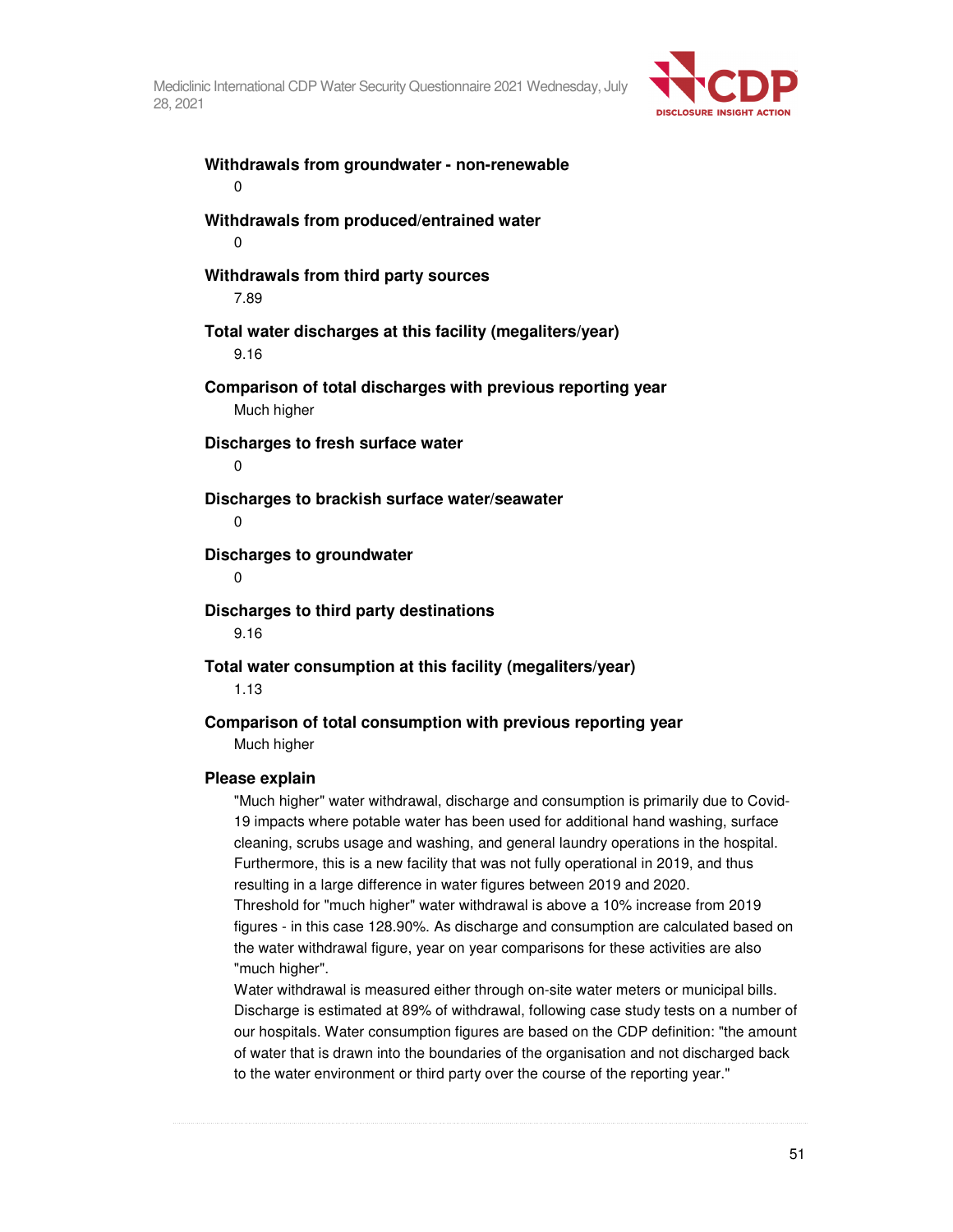**Withdrawals from groundwater - non-renewable**

0

**Withdrawals from produced/entrained water**

0

**Withdrawals from third party sources**

7.89

**Total water discharges at this facility (megaliters/year)**

9.16

**Comparison of total discharges with previous reporting year**

Much higher

**Discharges to fresh surface water**

0

**Discharges to brackish surface water/seawater**

0

**Discharges to groundwater**

0

**Discharges to third party destinations**

9.16

**Total water consumption at this facility (megaliters/year)**

1.13

**Comparison of total consumption with previous reporting year**

Much higher

**Please explain**

"Much higher" water withdrawal, discharge and consumption is primarily due to Covid-19 impacts where potable water has been used for additional hand washing, surface cleaning, scrubs usage and washing, and general laundry operations in the hospital. Furthermore, this is a new facility that was not fully operational in 2019, and thus resulting in a large difference in water figures between 2019 and 2020.
Threshold for "much higher" water withdrawal is above a 10% increase from 2019 figures - in this case 128.90%. As discharge and consumption are calculated based on the water withdrawal figure, year on year comparisons for these activities are also "much higher".
Water withdrawal is measured either through on-site water meters or municipal bills. Discharge is estimated at 89% of withdrawal, following case study tests on a number of our hospitals. Water consumption figures are based on the CDP definition: "the amount of water that is drawn into the boundaries of the organisation and not discharged back to the water environment or third party over the course of the reporting year."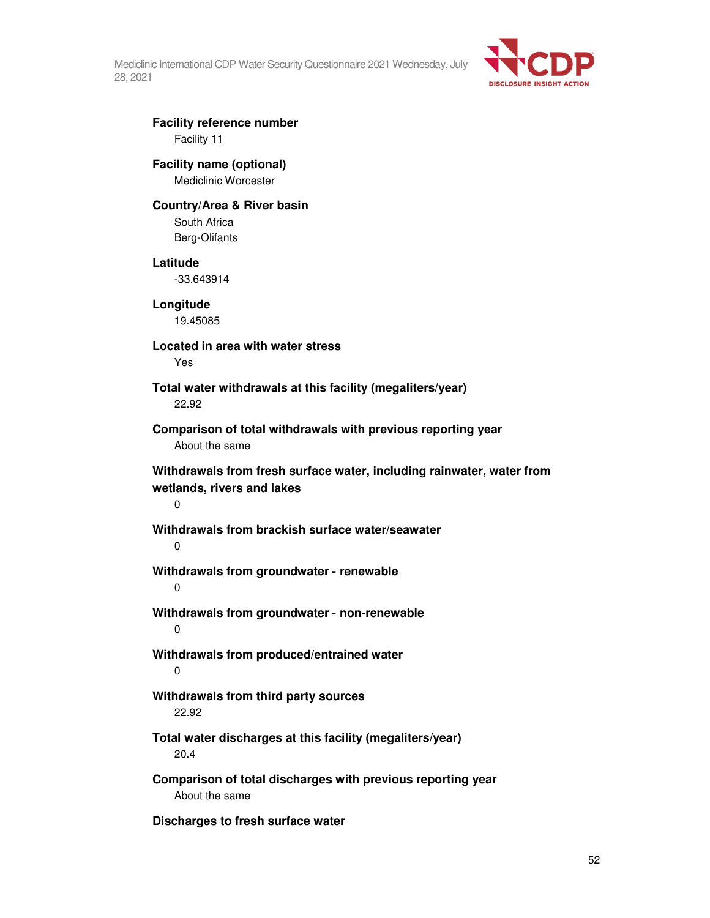**Facility reference number**

Facility 11

**Facility name (optional)**

Mediclinic Worcester

**Country/Area & River basin**

South Africa
Berg-Olifants

**Latitude**

-33.643914

**Longitude**

19.45085

**Located in area with water stress**

Yes

**Total water withdrawals at this facility (megaliters/year)**

22.92

**Comparison of total withdrawals with previous reporting year**

About the same

**Withdrawals from fresh surface water, including rainwater, water from wetlands, rivers and lakes**

0

**Withdrawals from brackish surface water/seawater**

0

**Withdrawals from groundwater - renewable**

0

**Withdrawals from groundwater - non-renewable**

0

**Withdrawals from produced/entrained water**

0

**Withdrawals from third party sources**

22.92

**Total water discharges at this facility (megaliters/year)**

20.4

**Comparison of total discharges with previous reporting year**

About the same

**Discharges to fresh surface water**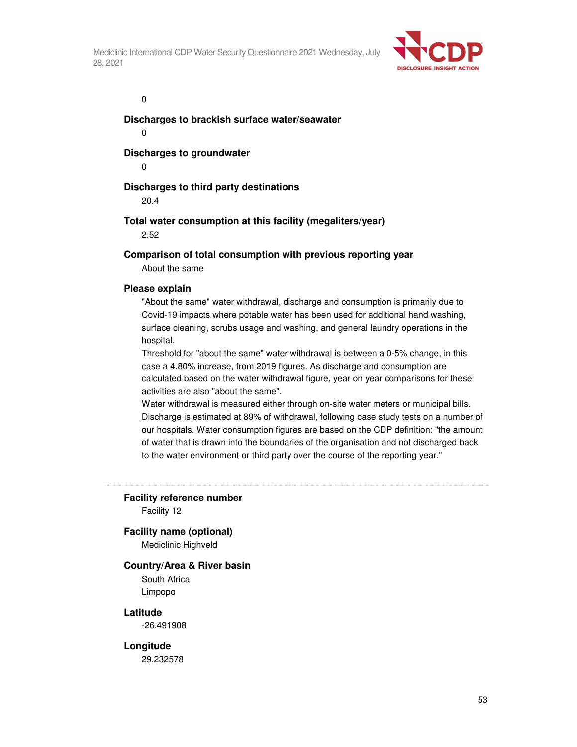0

**Discharges to brackish surface water/seawater**

0

**Discharges to groundwater**

0

**Discharges to third party destinations**

20.4

**Total water consumption at this facility (megaliters/year)**

2.52

**Comparison of total consumption with previous reporting year**

About the same

**Please explain**

"About the same" water withdrawal, discharge and consumption is primarily due to Covid-19 impacts where potable water has been used for additional hand washing, surface cleaning, scrubs usage and washing, and general laundry operations in the hospital.
Threshold for "about the same" water withdrawal is between a 0-5% change, in this case a 4.80% increase, from 2019 figures. As discharge and consumption are calculated based on the water withdrawal figure, year on year comparisons for these activities are also "about the same".
Water withdrawal is measured either through on-site water meters or municipal bills. Discharge is estimated at 89% of withdrawal, following case study tests on a number of our hospitals. Water consumption figures are based on the CDP definition: "the amount of water that is drawn into the boundaries of the organisation and not discharged back to the water environment or third party over the course of the reporting year."

---

**Facility reference number**

Facility 12

**Facility name (optional)**

Mediclinic Highveld

**Country/Area & River basin**

South Africa
Limpopo

**Latitude**

-26.491908

**Longitude**

29.232578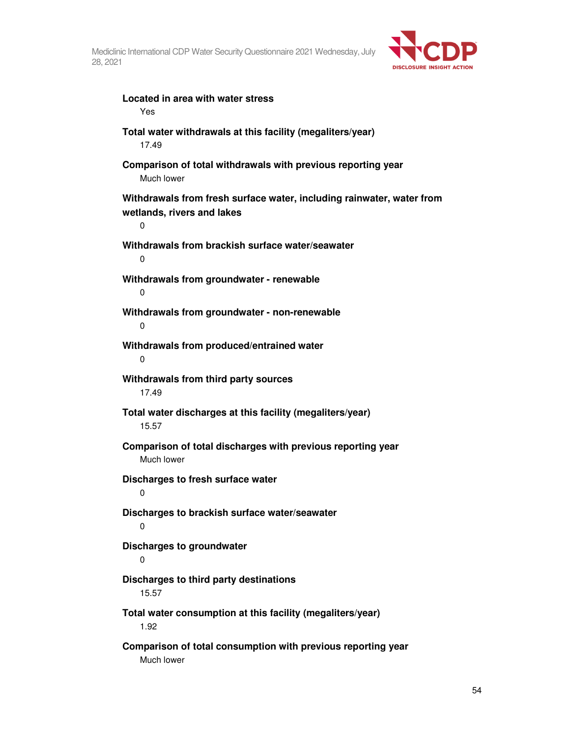**Located in area with water stress**

Yes

**Total water withdrawals at this facility (megaliters/year)**

17.49

**Comparison of total withdrawals with previous reporting year**

Much lower

**Withdrawals from fresh surface water, including rainwater, water from wetlands, rivers and lakes**

0

**Withdrawals from brackish surface water/seawater**

0

**Withdrawals from groundwater - renewable**

0

**Withdrawals from groundwater - non-renewable**

0

**Withdrawals from produced/entrained water**

0

**Withdrawals from third party sources**

17.49

**Total water discharges at this facility (megaliters/year)**

15.57

**Comparison of total discharges with previous reporting year**

Much lower

**Discharges to fresh surface water**

0

**Discharges to brackish surface water/seawater**

0

**Discharges to groundwater**

0

**Discharges to third party destinations**

15.57

**Total water consumption at this facility (megaliters/year)**

1.92

**Comparison of total consumption with previous reporting year**

Much lower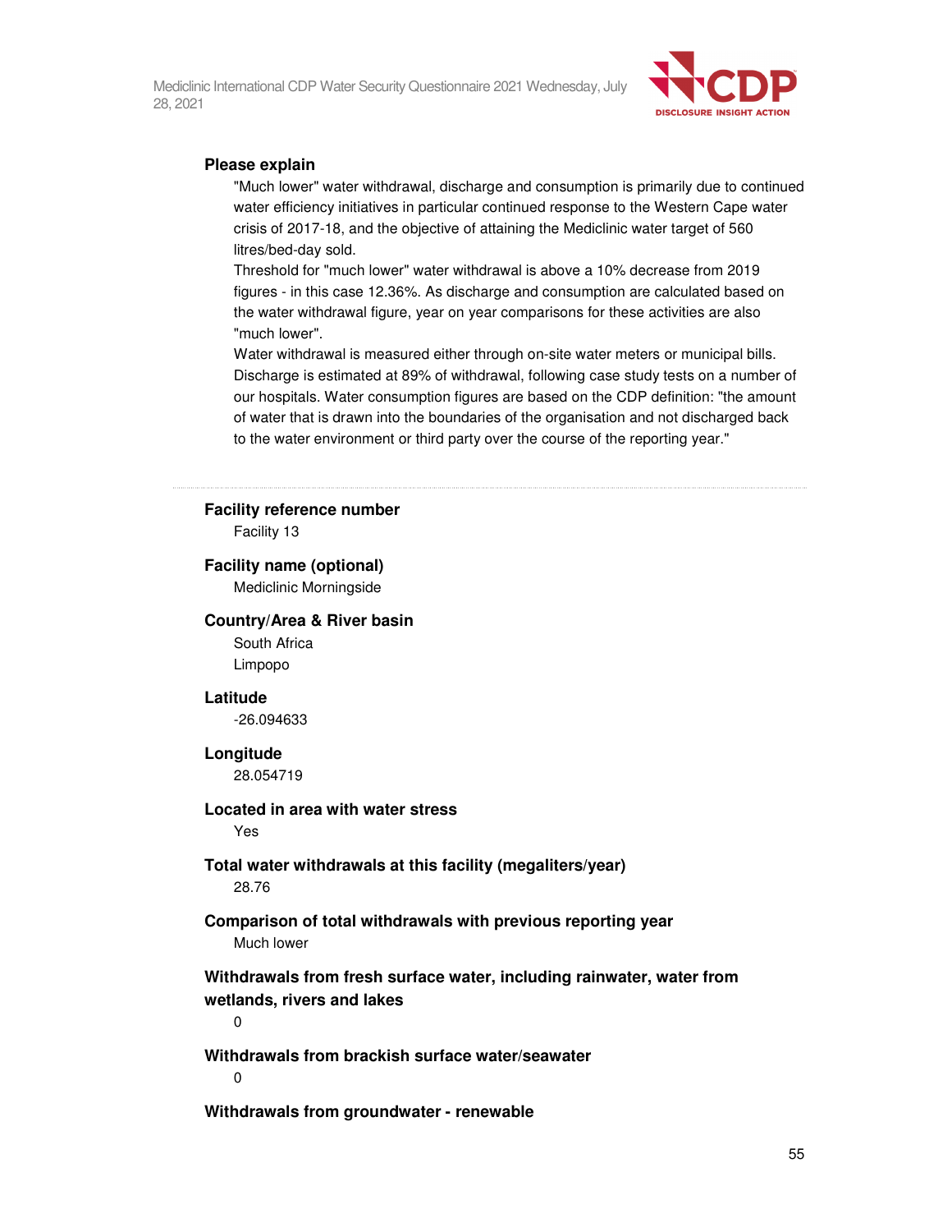**Please explain**

"Much lower" water withdrawal, discharge and consumption is primarily due to continued water efficiency initiatives in particular continued response to the Western Cape water crisis of 2017-18, and the objective of attaining the Mediclinic water target of 560 litres/bed-day sold.
Threshold for "much lower" water withdrawal is above a 10% decrease from 2019 figures - in this case 12.36%. As discharge and consumption are calculated based on the water withdrawal figure, year on year comparisons for these activities are also "much lower".
Water withdrawal is measured either through on-site water meters or municipal bills. Discharge is estimated at 89% of withdrawal, following case study tests on a number of our hospitals. Water consumption figures are based on the CDP definition: "the amount of water that is drawn into the boundaries of the organisation and not discharged back to the water environment or third party over the course of the reporting year."

---

**Facility reference number**

Facility 13

**Facility name (optional)**

Mediclinic Morningside

**Country/Area & River basin**

South Africa
Limpopo

**Latitude**

-26.094633

**Longitude**

28.054719

**Located in area with water stress**

Yes

**Total water withdrawals at this facility (megaliters/year)**

28.76

**Comparison of total withdrawals with previous reporting year**

Much lower

**Withdrawals from fresh surface water, including rainwater, water from wetlands, rivers and lakes**

0

**Withdrawals from brackish surface water/seawater**

0

**Withdrawals from groundwater - renewable**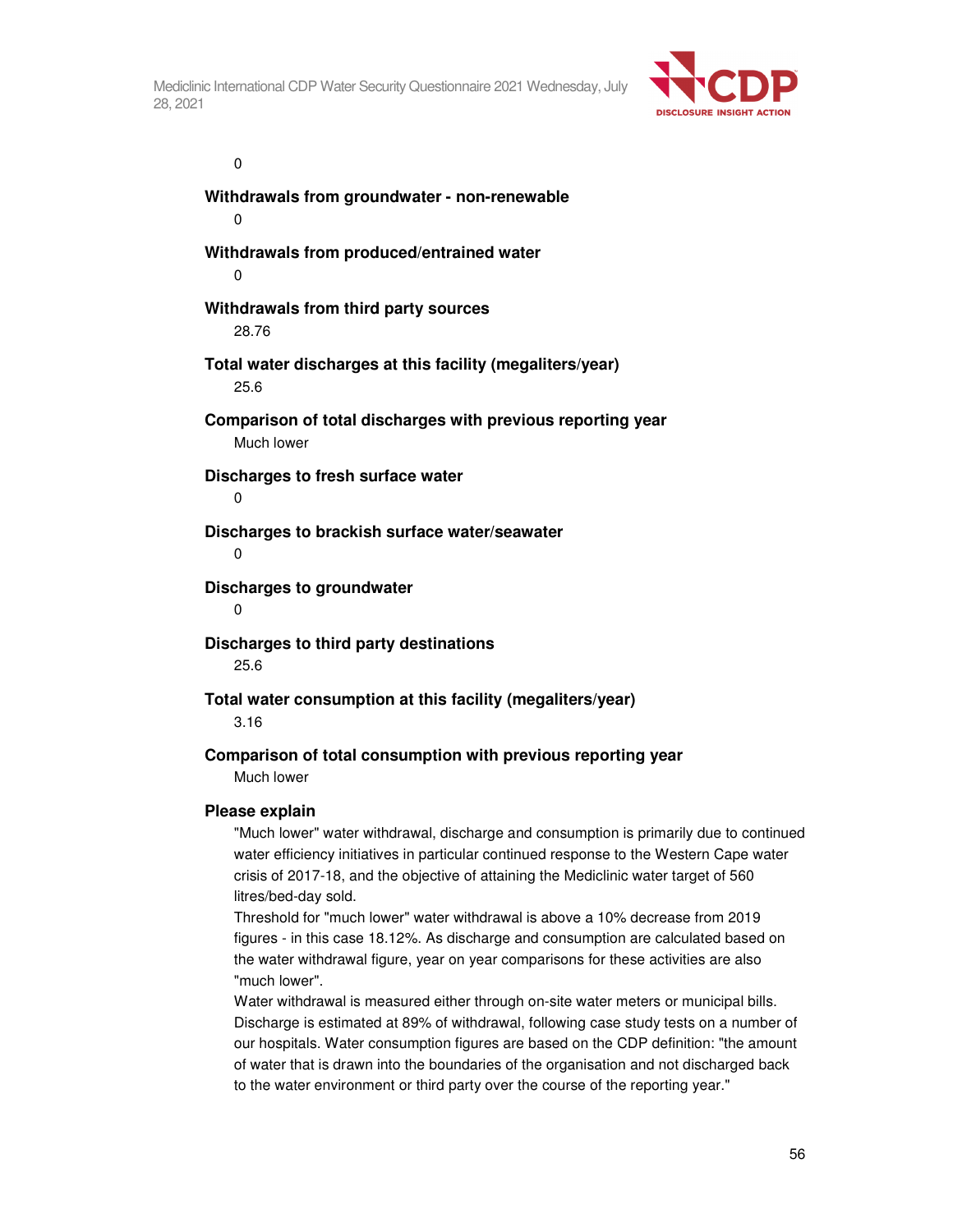0

**Withdrawals from groundwater - non-renewable**

0

**Withdrawals from produced/entrained water**

0

**Withdrawals from third party sources**

28.76

**Total water discharges at this facility (megaliters/year)**

25.6

**Comparison of total discharges with previous reporting year**

Much lower

**Discharges to fresh surface water**

0

**Discharges to brackish surface water/seawater**

0

**Discharges to groundwater**

0

**Discharges to third party destinations**

25.6

**Total water consumption at this facility (megaliters/year)**

3.16

**Comparison of total consumption with previous reporting year**

Much lower

**Please explain**

"Much lower" water withdrawal, discharge and consumption is primarily due to continued water efficiency initiatives in particular continued response to the Western Cape water crisis of 2017-18, and the objective of attaining the Mediclinic water target of 560 litres/bed-day sold.

Threshold for "much lower" water withdrawal is above a 10% decrease from 2019 figures - in this case 18.12%. As discharge and consumption are calculated based on the water withdrawal figure, year on year comparisons for these activities are also "much lower".

Water withdrawal is measured either through on-site water meters or municipal bills. Discharge is estimated at 89% of withdrawal, following case study tests on a number of our hospitals. Water consumption figures are based on the CDP definition: "the amount of water that is drawn into the boundaries of the organisation and not discharged back to the water environment or third party over the course of the reporting year."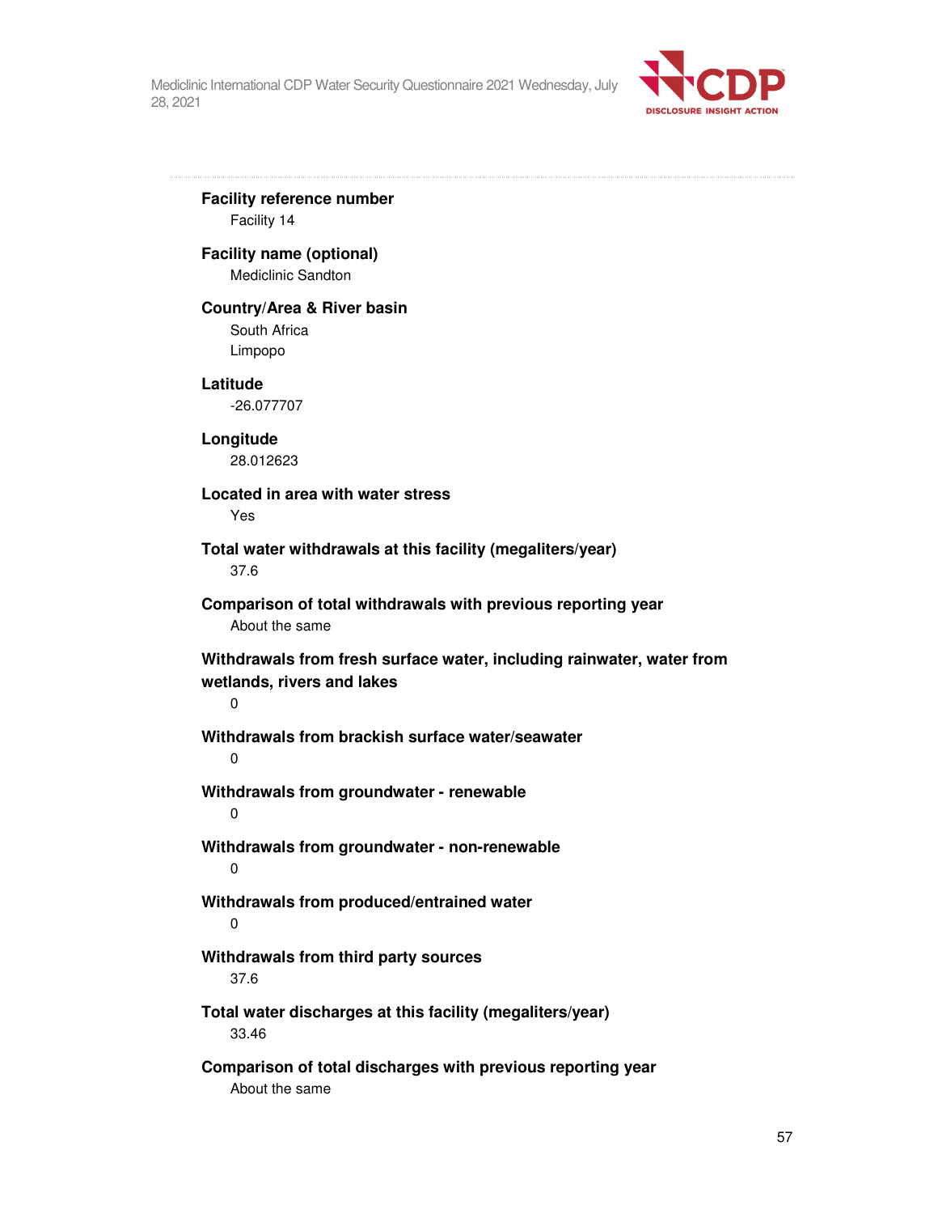**Facility reference number**

Facility 14

**Facility name (optional)**

Mediclinic Sandton

**Country/Area & River basin**

South Africa

Limpopo

**Latitude**

-26.077707

**Longitude**

28.012623

**Located in area with water stress**

Yes

**Total water withdrawals at this facility (megaliters/year)**

37.6

**Comparison of total withdrawals with previous reporting year**

About the same

**Withdrawals from fresh surface water, including rainwater, water from wetlands, rivers and lakes**

0

**Withdrawals from brackish surface water/seawater**

0

**Withdrawals from groundwater - renewable**

0

**Withdrawals from groundwater - non-renewable**

0

**Withdrawals from produced/entrained water**

0

**Withdrawals from third party sources**

37.6

**Total water discharges at this facility (megaliters/year)**

33.46

**Comparison of total discharges with previous reporting year**

About the same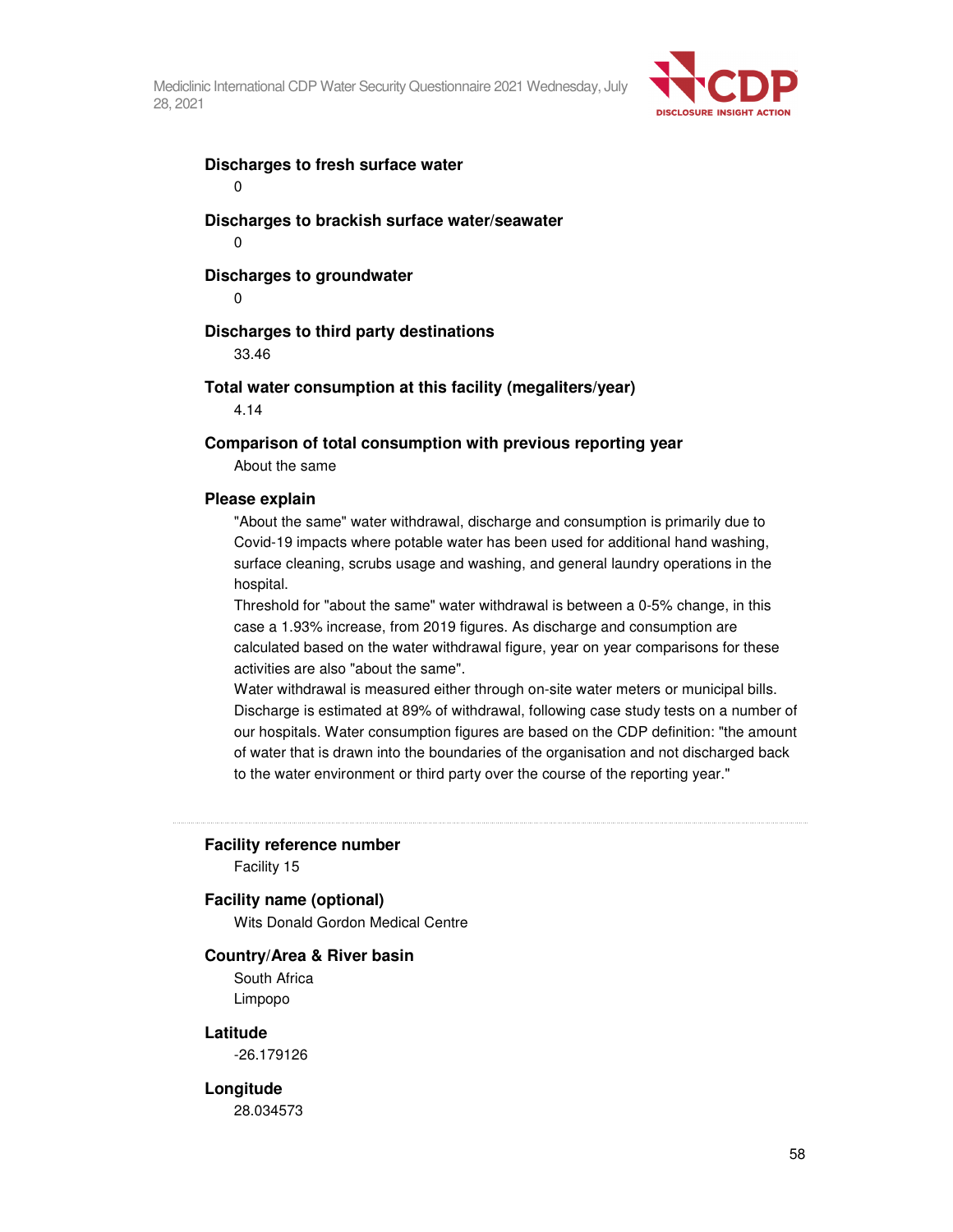**Discharges to fresh surface water**

0

**Discharges to brackish surface water/seawater**

0

**Discharges to groundwater**

0

**Discharges to third party destinations**

33.46

**Total water consumption at this facility (megaliters/year)**

4.14

**Comparison of total consumption with previous reporting year**

About the same

**Please explain**

"About the same" water withdrawal, discharge and consumption is primarily due to Covid-19 impacts where potable water has been used for additional hand washing, surface cleaning, scrubs usage and washing, and general laundry operations in the hospital.

Threshold for "about the same" water withdrawal is between a 0-5% change, in this case a 1.93% increase, from 2019 figures. As discharge and consumption are calculated based on the water withdrawal figure, year on year comparisons for these activities are also "about the same".

Water withdrawal is measured either through on-site water meters or municipal bills. Discharge is estimated at 89% of withdrawal, following case study tests on a number of our hospitals. Water consumption figures are based on the CDP definition: "the amount of water that is drawn into the boundaries of the organisation and not discharged back to the water environment or third party over the course of the reporting year."

---

**Facility reference number**

Facility 15

**Facility name (optional)**

Wits Donald Gordon Medical Centre

**Country/Area & River basin**

South Africa

Limpopo

**Latitude**

-26.179126

**Longitude**

28.034573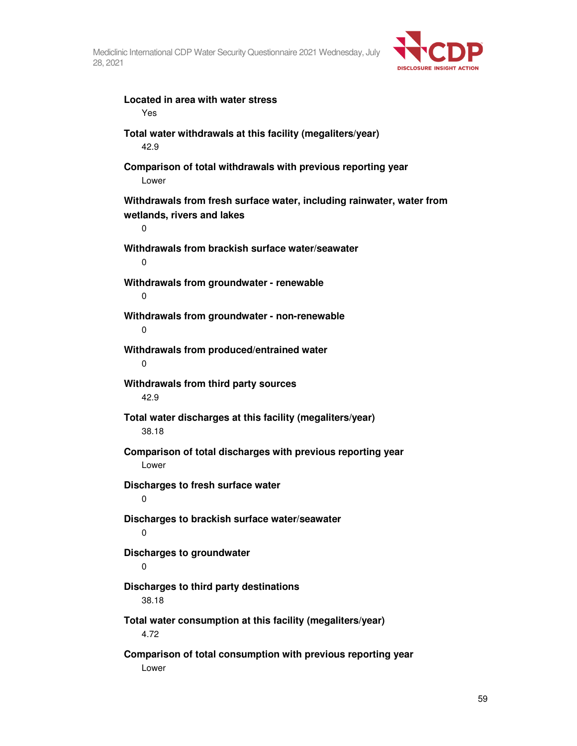**Located in area with water stress**

Yes

**Total water withdrawals at this facility (megaliters/year)**

42.9

**Comparison of total withdrawals with previous reporting year**

Lower

**Withdrawals from fresh surface water, including rainwater, water from wetlands, rivers and lakes**

0

**Withdrawals from brackish surface water/seawater**

0

**Withdrawals from groundwater - renewable**

0

**Withdrawals from groundwater - non-renewable**

0

**Withdrawals from produced/entrained water**

0

**Withdrawals from third party sources**

42.9

**Total water discharges at this facility (megaliters/year)**

38.18

**Comparison of total discharges with previous reporting year**

Lower

**Discharges to fresh surface water**

0

**Discharges to brackish surface water/seawater**

0

**Discharges to groundwater**

0

**Discharges to third party destinations**

38.18

**Total water consumption at this facility (megaliters/year)**

4.72

**Comparison of total consumption with previous reporting year**

Lower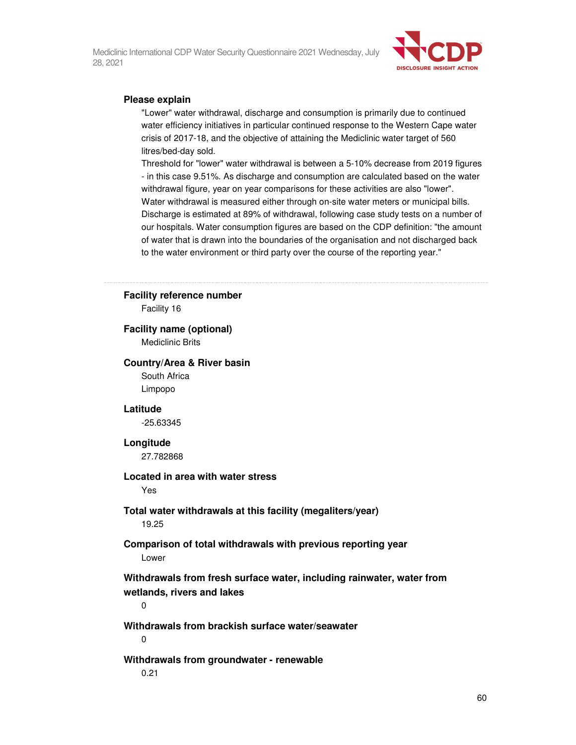**Please explain**

"Lower" water withdrawal, discharge and consumption is primarily due to continued water efficiency initiatives in particular continued response to the Western Cape water crisis of 2017-18, and the objective of attaining the Mediclinic water target of 560 litres/bed-day sold.
Threshold for "lower" water withdrawal is between a 5-10% decrease from 2019 figures - in this case 9.51%. As discharge and consumption are calculated based on the water withdrawal figure, year on year comparisons for these activities are also "lower".
Water withdrawal is measured either through on-site water meters or municipal bills.
Discharge is estimated at 89% of withdrawal, following case study tests on a number of our hospitals. Water consumption figures are based on the CDP definition: "the amount of water that is drawn into the boundaries of the organisation and not discharged back to the water environment or third party over the course of the reporting year."

---

**Facility reference number**

Facility 16

**Facility name (optional)**

Mediclinic Brits

**Country/Area & River basin**

South Africa
Limpopo

**Latitude**

-25.63345

**Longitude**

27.782868

**Located in area with water stress**

Yes

**Total water withdrawals at this facility (megaliters/year)**

19.25

**Comparison of total withdrawals with previous reporting year**

Lower

**Withdrawals from fresh surface water, including rainwater, water from wetlands, rivers and lakes**

0

**Withdrawals from brackish surface water/seawater**

0

**Withdrawals from groundwater - renewable**

0.21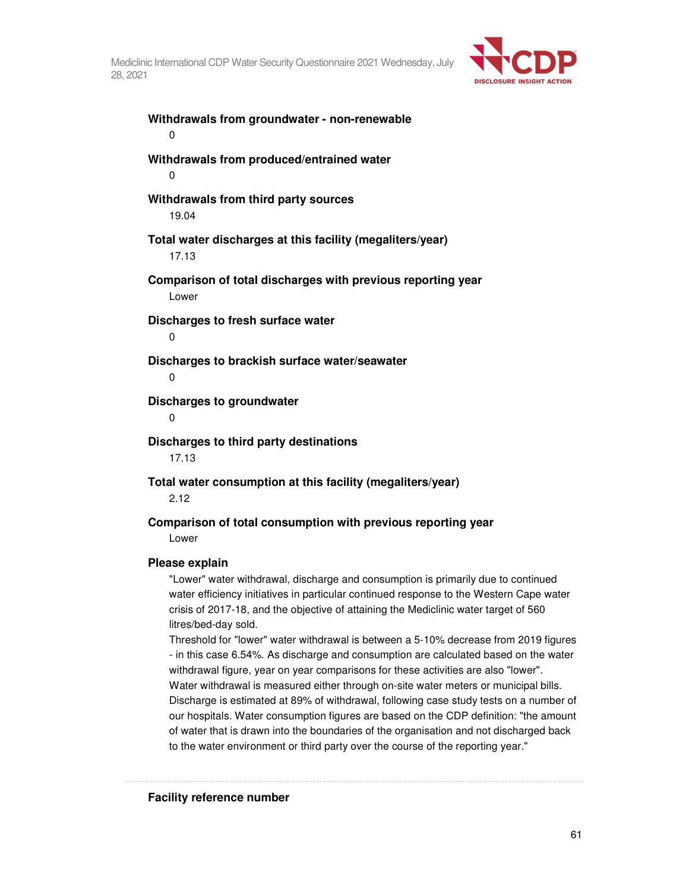**Withdrawals from groundwater - non-renewable**

0

**Withdrawals from produced/entrained water**

0

**Withdrawals from third party sources**

19.04

**Total water discharges at this facility (megaliters/year)**

17.13

**Comparison of total discharges with previous reporting year**

Lower

**Discharges to fresh surface water**

0

**Discharges to brackish surface water/seawater**

0

**Discharges to groundwater**

0

**Discharges to third party destinations**

17.13

**Total water consumption at this facility (megaliters/year)**

2.12

**Comparison of total consumption with previous reporting year**

Lower

**Please explain**

"Lower" water withdrawal, discharge and consumption is primarily due to continued water efficiency initiatives in particular continued response to the Western Cape water crisis of 2017-18, and the objective of attaining the Mediclinic water target of 560 litres/bed-day sold.

Threshold for "lower" water withdrawal is between a 5-10% decrease from 2019 figures - in this case 6.54%. As discharge and consumption are calculated based on the water withdrawal figure, year on year comparisons for these activities are also "lower". Water withdrawal is measured either through on-site water meters or municipal bills. Discharge is estimated at 89% of withdrawal, following case study tests on a number of our hospitals. Water consumption figures are based on the CDP definition: "the amount of water that is drawn into the boundaries of the organisation and not discharged back to the water environment or third party over the course of the reporting year."

---

**Facility reference number**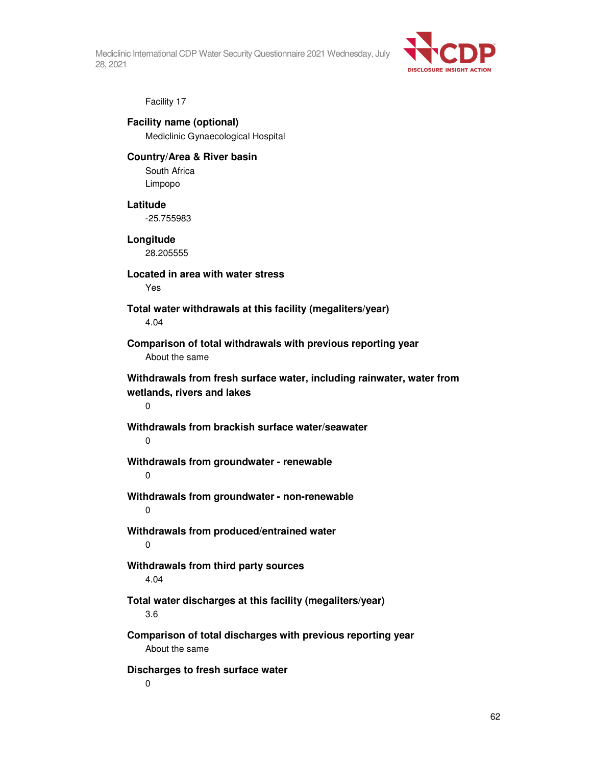Facility 17

**Facility name (optional)**

Mediclinic Gynaecological Hospital

**Country/Area & River basin**

South Africa

Limpopo

**Latitude**

-25.755983

**Longitude**

28.205555

**Located in area with water stress**

Yes

**Total water withdrawals at this facility (megaliters/year)**

4.04

**Comparison of total withdrawals with previous reporting year**

About the same

**Withdrawals from fresh surface water, including rainwater, water from wetlands, rivers and lakes**

0

**Withdrawals from brackish surface water/seawater**

0

**Withdrawals from groundwater - renewable**

0

**Withdrawals from groundwater - non-renewable**

0

**Withdrawals from produced/entrained water**

0

**Withdrawals from third party sources**

4.04

**Total water discharges at this facility (megaliters/year)**

3.6

**Comparison of total discharges with previous reporting year**

About the same

**Discharges to fresh surface water**

0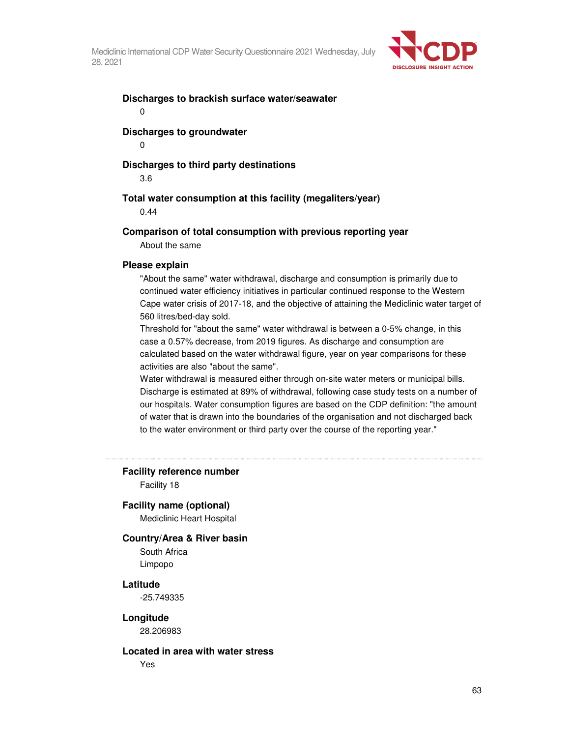**Discharges to brackish surface water/seawater**

0

**Discharges to groundwater**

0

**Discharges to third party destinations**

3.6

**Total water consumption at this facility (megaliters/year)**

0.44

**Comparison of total consumption with previous reporting year**

About the same

**Please explain**

"About the same" water withdrawal, discharge and consumption is primarily due to continued water efficiency initiatives in particular continued response to the Western Cape water crisis of 2017-18, and the objective of attaining the Mediclinic water target of 560 litres/bed-day sold.

Threshold for "about the same" water withdrawal is between a 0-5% change, in this case a 0.57% decrease, from 2019 figures. As discharge and consumption are calculated based on the water withdrawal figure, year on year comparisons for these activities are also "about the same".

Water withdrawal is measured either through on-site water meters or municipal bills. Discharge is estimated at 89% of withdrawal, following case study tests on a number of our hospitals. Water consumption figures are based on the CDP definition: "the amount of water that is drawn into the boundaries of the organisation and not discharged back to the water environment or third party over the course of the reporting year."

---

**Facility reference number**

Facility 18

**Facility name (optional)**

Mediclinic Heart Hospital

**Country/Area & River basin**

South Africa
Limpopo

**Latitude**

-25.749335

**Longitude**

28.206983

**Located in area with water stress**

Yes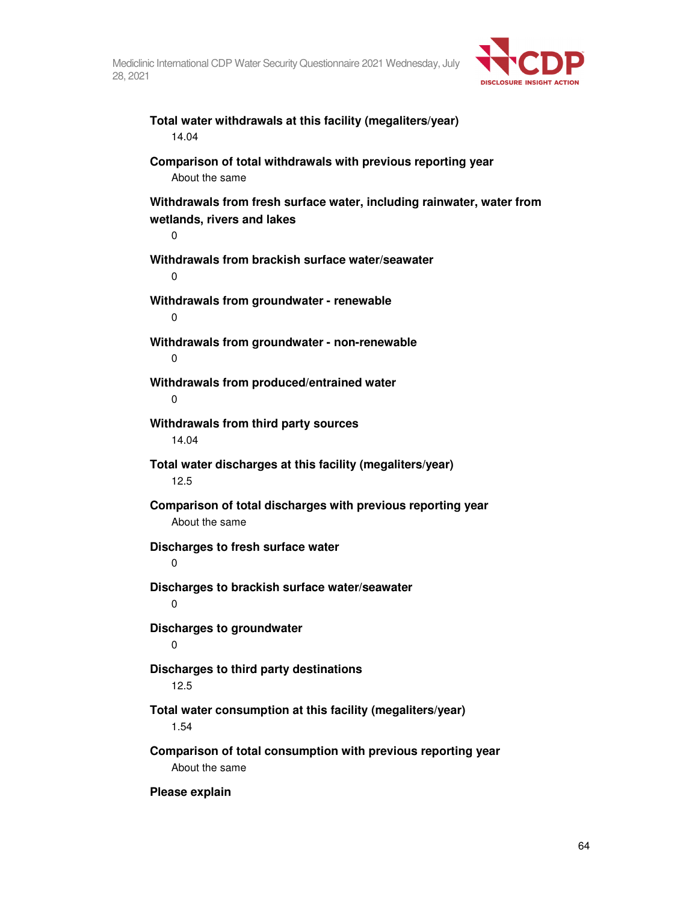**Total water withdrawals at this facility (megaliters/year)**

14.04

**Comparison of total withdrawals with previous reporting year**

About the same

**Withdrawals from fresh surface water, including rainwater, water from wetlands, rivers and lakes**

0

**Withdrawals from brackish surface water/seawater**

0

**Withdrawals from groundwater - renewable**

0

**Withdrawals from groundwater - non-renewable**

0

**Withdrawals from produced/entrained water**

0

**Withdrawals from third party sources**

14.04

**Total water discharges at this facility (megaliters/year)**

12.5

**Comparison of total discharges with previous reporting year**

About the same

**Discharges to fresh surface water**

0

**Discharges to brackish surface water/seawater**

0

**Discharges to groundwater**

0

**Discharges to third party destinations**

12.5

**Total water consumption at this facility (megaliters/year)**

1.54

**Comparison of total consumption with previous reporting year**

About the same

**Please explain**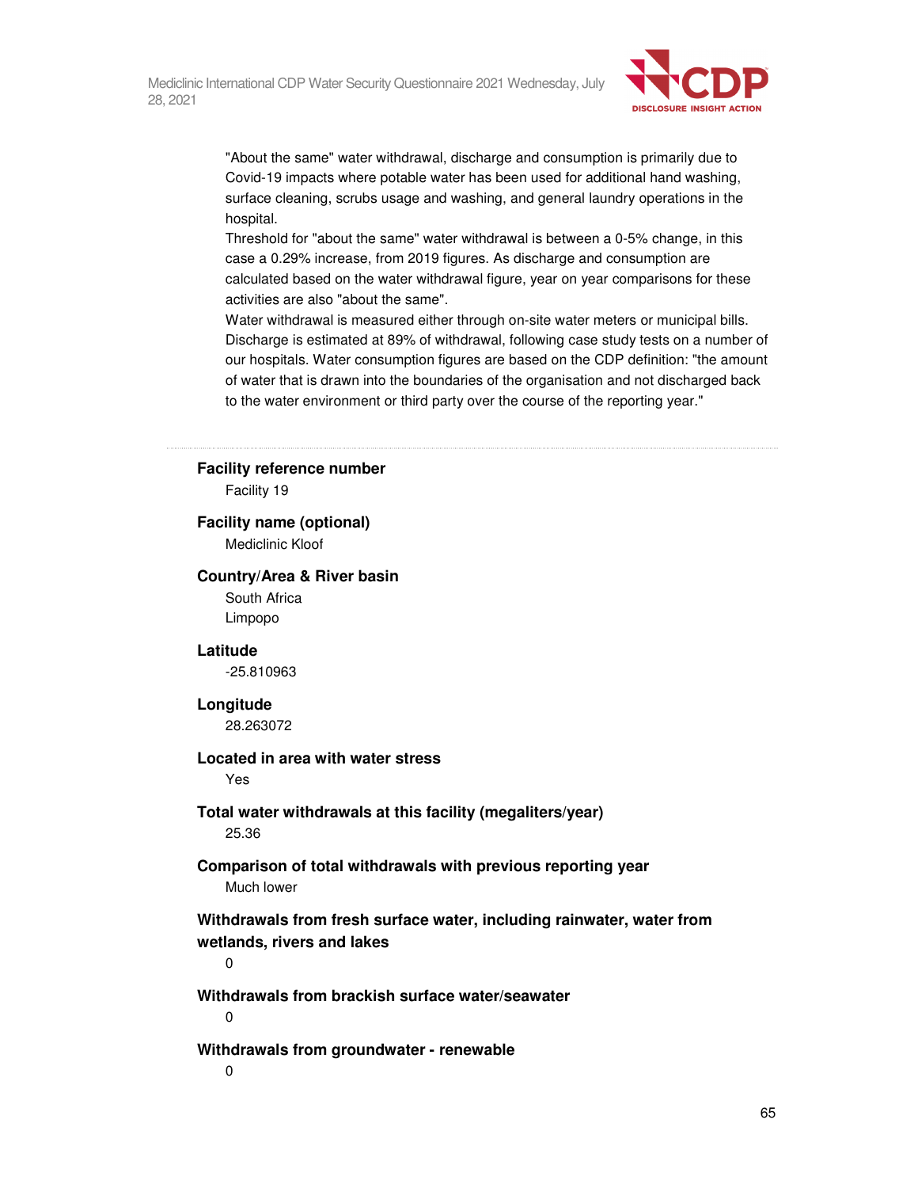"About the same" water withdrawal, discharge and consumption is primarily due to Covid-19 impacts where potable water has been used for additional hand washing, surface cleaning, scrubs usage and washing, and general laundry operations in the hospital.

Threshold for "about the same" water withdrawal is between a 0-5% change, in this case a 0.29% increase, from 2019 figures. As discharge and consumption are calculated based on the water withdrawal figure, year on year comparisons for these activities are also "about the same".

Water withdrawal is measured either through on-site water meters or municipal bills. Discharge is estimated at 89% of withdrawal, following case study tests on a number of our hospitals. Water consumption figures are based on the CDP definition: "the amount of water that is drawn into the boundaries of the organisation and not discharged back to the water environment or third party over the course of the reporting year."

---

**Facility reference number**

Facility 19

**Facility name (optional)**

Mediclinic Kloof

**Country/Area & River basin**

South Africa

Limpopo

**Latitude**

-25.810963

**Longitude**

28.263072

**Located in area with water stress**

Yes

**Total water withdrawals at this facility (megaliters/year)**

25.36

**Comparison of total withdrawals with previous reporting year**

Much lower

**Withdrawals from fresh surface water, including rainwater, water from wetlands, rivers and lakes**

0

**Withdrawals from brackish surface water/seawater**

0

**Withdrawals from groundwater - renewable**

0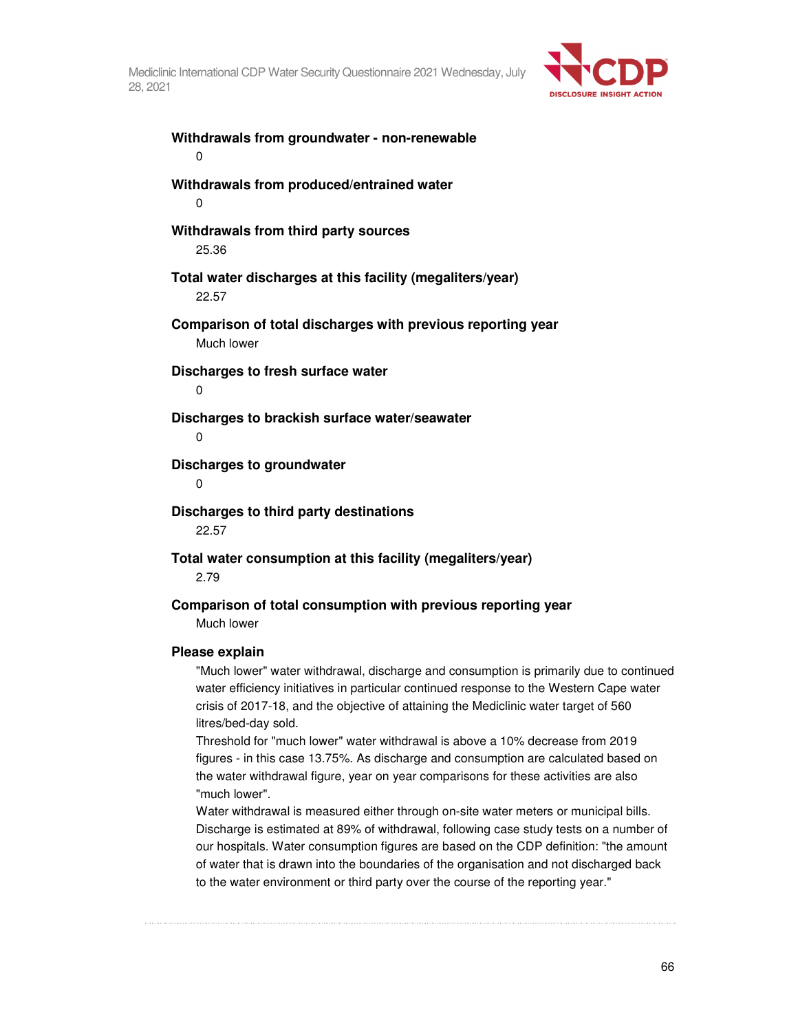**Withdrawals from groundwater - non-renewable**

0

**Withdrawals from produced/entrained water**

0

**Withdrawals from third party sources**

25.36

**Total water discharges at this facility (megaliters/year)**

22.57

**Comparison of total discharges with previous reporting year**

Much lower

**Discharges to fresh surface water**

0

**Discharges to brackish surface water/seawater**

0

**Discharges to groundwater**

0

**Discharges to third party destinations**

22.57

**Total water consumption at this facility (megaliters/year)**

2.79

**Comparison of total consumption with previous reporting year**

Much lower

**Please explain**

"Much lower" water withdrawal, discharge and consumption is primarily due to continued water efficiency initiatives in particular continued response to the Western Cape water crisis of 2017-18, and the objective of attaining the Mediclinic water target of 560 litres/bed-day sold.

Threshold for "much lower" water withdrawal is above a 10% decrease from 2019 figures - in this case 13.75%. As discharge and consumption are calculated based on the water withdrawal figure, year on year comparisons for these activities are also "much lower".

Water withdrawal is measured either through on-site water meters or municipal bills. Discharge is estimated at 89% of withdrawal, following case study tests on a number of our hospitals. Water consumption figures are based on the CDP definition: "the amount of water that is drawn into the boundaries of the organisation and not discharged back to the water environment or third party over the course of the reporting year."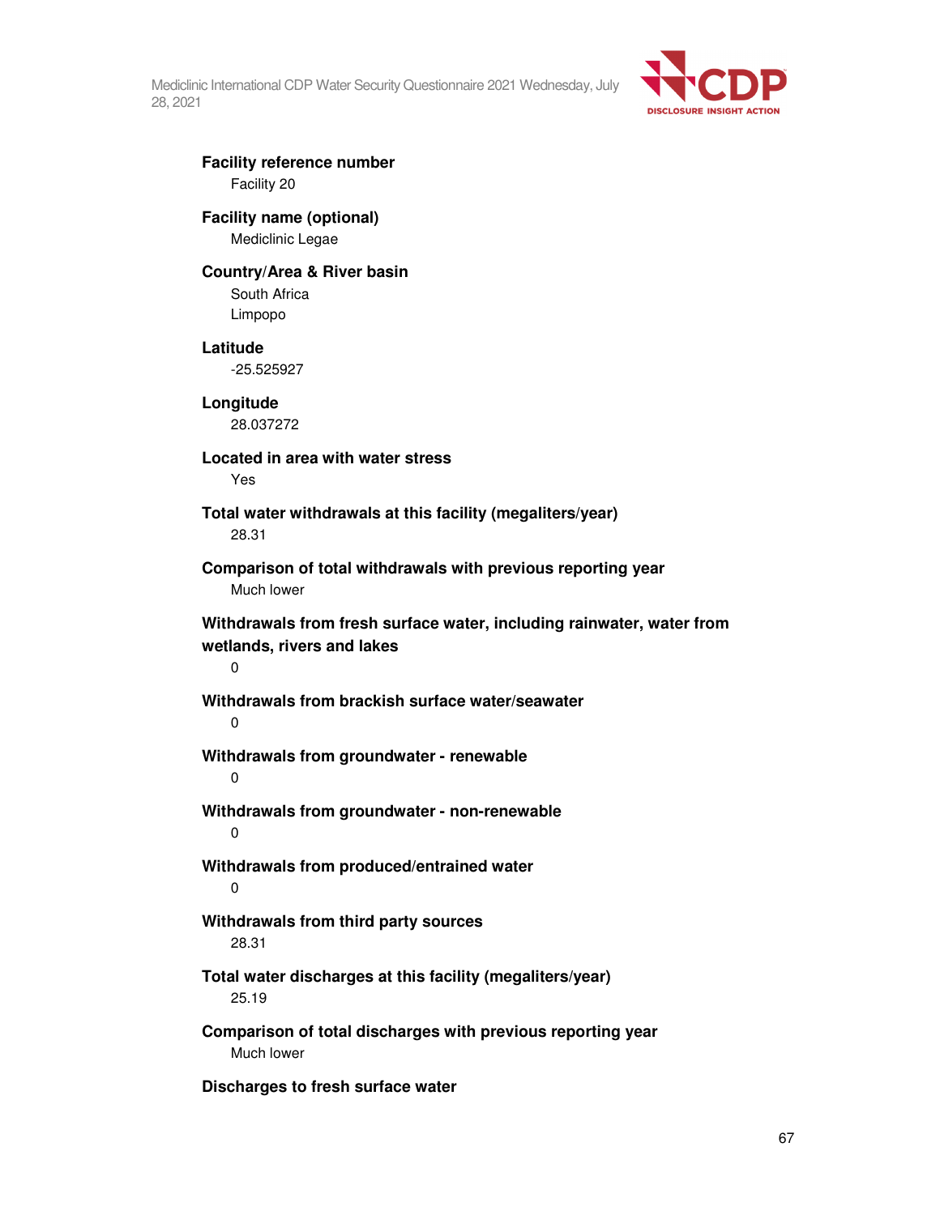**Facility reference number**

Facility 20

**Facility name (optional)**

Mediclinic Legae

**Country/Area & River basin**

South Africa

Limpopo

**Latitude**

-25.525927

**Longitude**

28.037272

**Located in area with water stress**

Yes

**Total water withdrawals at this facility (megaliters/year)**

28.31

**Comparison of total withdrawals with previous reporting year**

Much lower

**Withdrawals from fresh surface water, including rainwater, water from wetlands, rivers and lakes**

0

**Withdrawals from brackish surface water/seawater**

0

**Withdrawals from groundwater - renewable**

0

**Withdrawals from groundwater - non-renewable**

0

**Withdrawals from produced/entrained water**

0

**Withdrawals from third party sources**

28.31

**Total water discharges at this facility (megaliters/year)**

25.19

**Comparison of total discharges with previous reporting year**

Much lower

**Discharges to fresh surface water**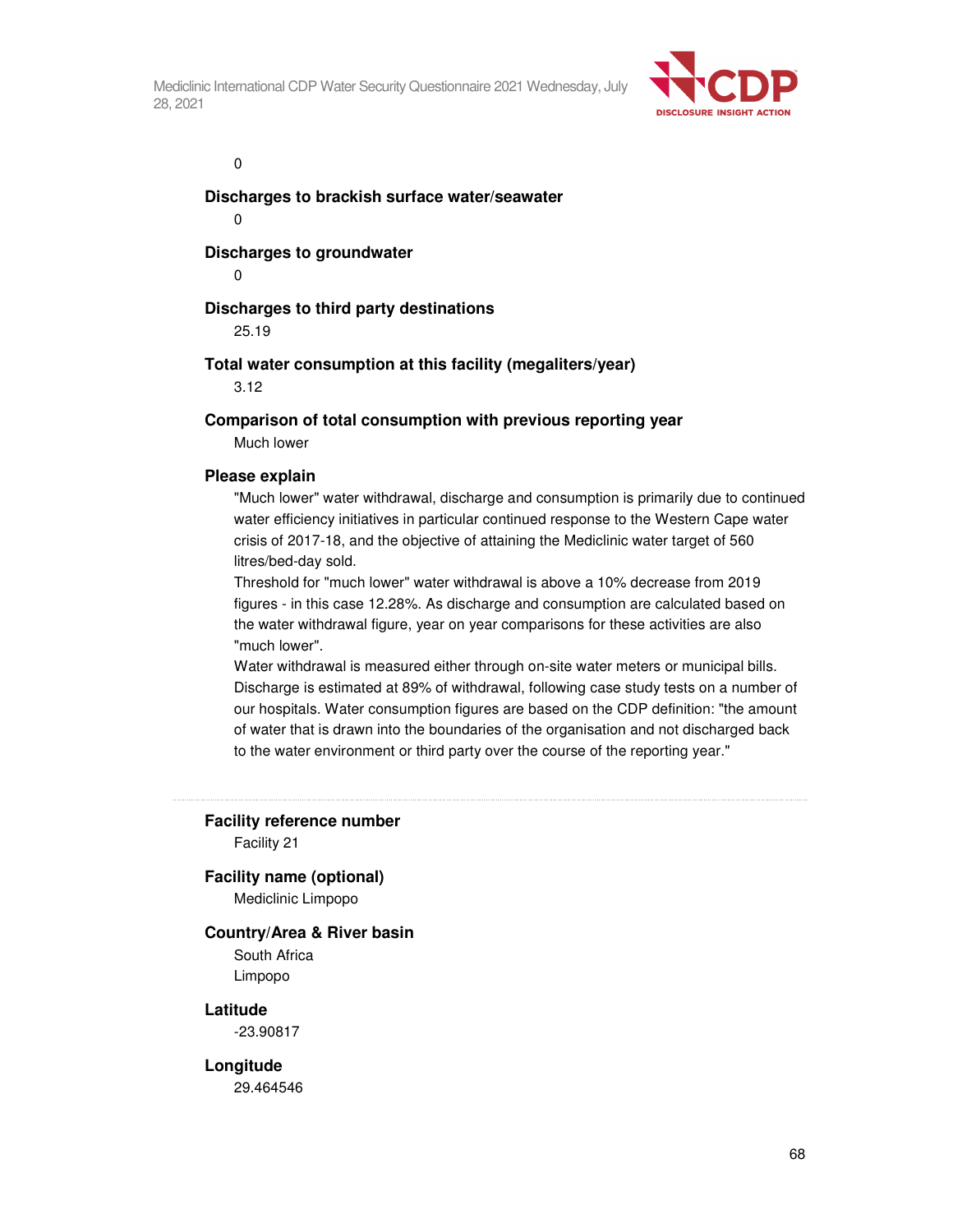0

**Discharges to brackish surface water/seawater**

0

**Discharges to groundwater**

0

**Discharges to third party destinations**

25.19

**Total water consumption at this facility (megaliters/year)**

3.12

**Comparison of total consumption with previous reporting year**

Much lower

**Please explain**

"Much lower" water withdrawal, discharge and consumption is primarily due to continued water efficiency initiatives in particular continued response to the Western Cape water crisis of 2017-18, and the objective of attaining the Mediclinic water target of 560 litres/bed-day sold.

Threshold for "much lower" water withdrawal is above a 10% decrease from 2019 figures - in this case 12.28%. As discharge and consumption are calculated based on the water withdrawal figure, year on year comparisons for these activities are also "much lower".

Water withdrawal is measured either through on-site water meters or municipal bills. Discharge is estimated at 89% of withdrawal, following case study tests on a number of our hospitals. Water consumption figures are based on the CDP definition: "the amount of water that is drawn into the boundaries of the organisation and not discharged back to the water environment or third party over the course of the reporting year."

---

**Facility reference number**

Facility 21

**Facility name (optional)**

Mediclinic Limpopo

**Country/Area & River basin**

South Africa

Limpopo

**Latitude**

-23.90817

**Longitude**

29.464546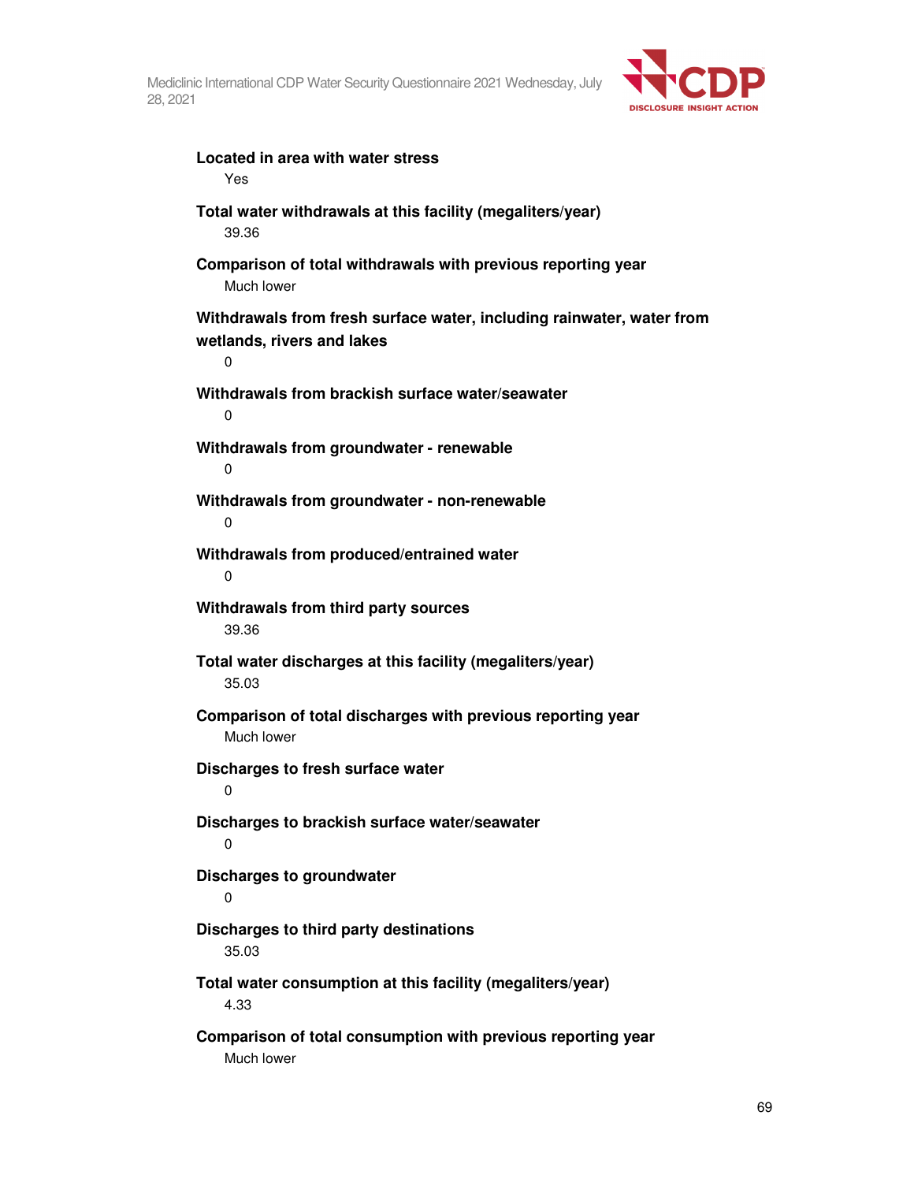**Located in area with water stress**

Yes

**Total water withdrawals at this facility (megaliters/year)**

39.36

**Comparison of total withdrawals with previous reporting year**

Much lower

**Withdrawals from fresh surface water, including rainwater, water from wetlands, rivers and lakes**

0

**Withdrawals from brackish surface water/seawater**

0

**Withdrawals from groundwater - renewable**

0

**Withdrawals from groundwater - non-renewable**

0

**Withdrawals from produced/entrained water**

0

**Withdrawals from third party sources**

39.36

**Total water discharges at this facility (megaliters/year)**

35.03

**Comparison of total discharges with previous reporting year**

Much lower

**Discharges to fresh surface water**

0

**Discharges to brackish surface water/seawater**

0

**Discharges to groundwater**

0

**Discharges to third party destinations**

35.03

**Total water consumption at this facility (megaliters/year)**

4.33

**Comparison of total consumption with previous reporting year**

Much lower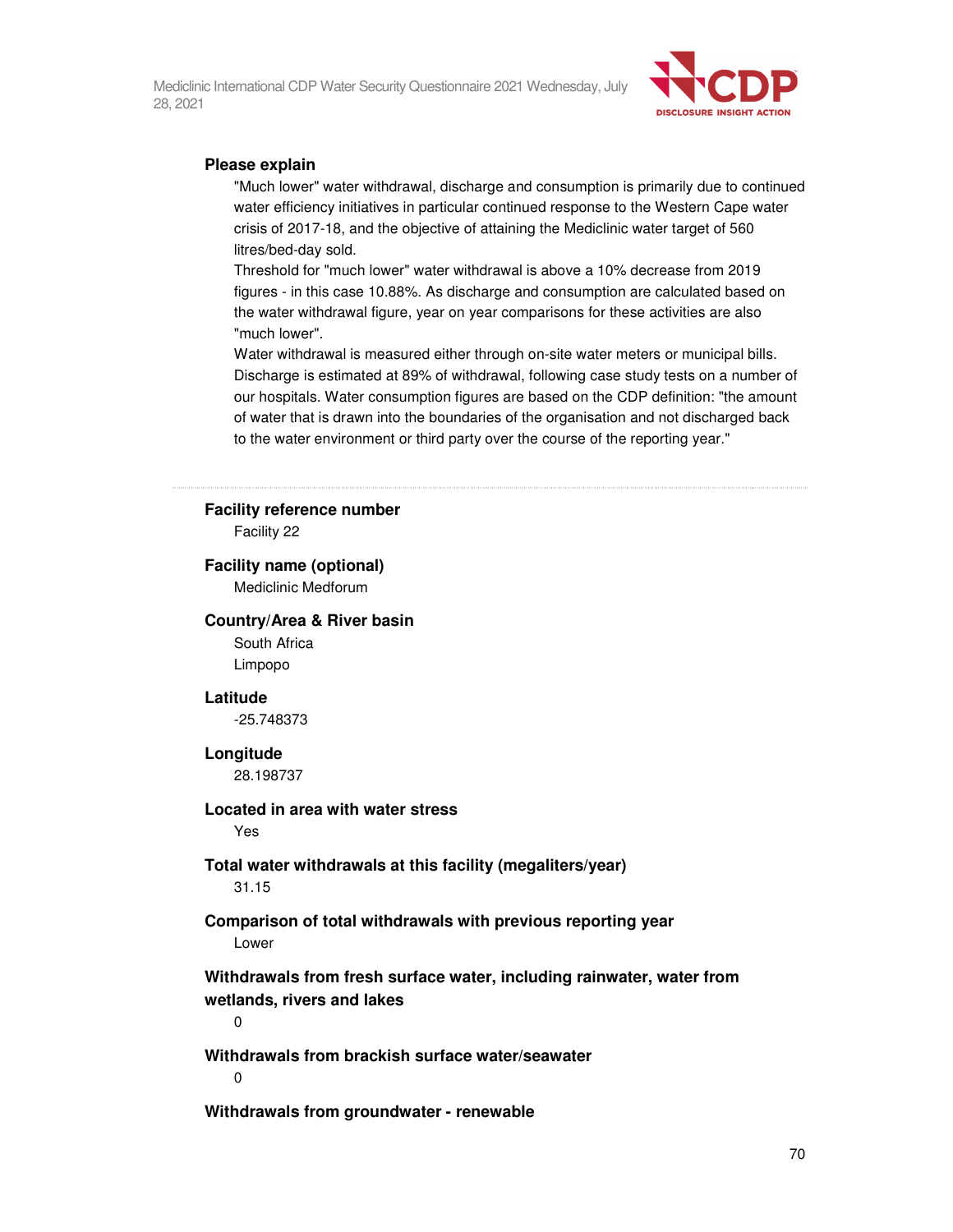**Please explain**

"Much lower" water withdrawal, discharge and consumption is primarily due to continued water efficiency initiatives in particular continued response to the Western Cape water crisis of 2017-18, and the objective of attaining the Mediclinic water target of 560 litres/bed-day sold.

Threshold for "much lower" water withdrawal is above a 10% decrease from 2019 figures - in this case 10.88%. As discharge and consumption are calculated based on the water withdrawal figure, year on year comparisons for these activities are also "much lower".

Water withdrawal is measured either through on-site water meters or municipal bills. Discharge is estimated at 89% of withdrawal, following case study tests on a number of our hospitals. Water consumption figures are based on the CDP definition: "the amount of water that is drawn into the boundaries of the organisation and not discharged back to the water environment or third party over the course of the reporting year."

---

**Facility reference number**

Facility 22

**Facility name (optional)**

Mediclinic Medforum

**Country/Area & River basin**

South Africa

Limpopo

**Latitude**

-25.748373

**Longitude**

28.198737

**Located in area with water stress**

Yes

**Total water withdrawals at this facility (megaliters/year)**

31.15

**Comparison of total withdrawals with previous reporting year**

Lower

**Withdrawals from fresh surface water, including rainwater, water from wetlands, rivers and lakes**

0

**Withdrawals from brackish surface water/seawater**

0

**Withdrawals from groundwater - renewable**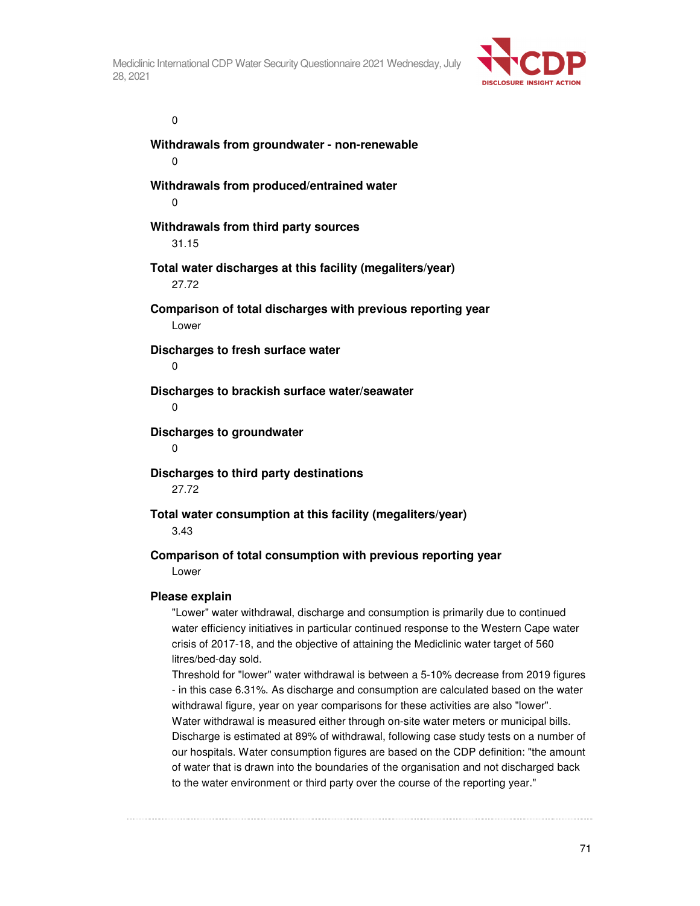0

**Withdrawals from groundwater - non-renewable**

0

**Withdrawals from produced/entrained water**

0

**Withdrawals from third party sources**

31.15

**Total water discharges at this facility (megaliters/year)**

27.72

**Comparison of total discharges with previous reporting year**

Lower

**Discharges to fresh surface water**

0

**Discharges to brackish surface water/seawater**

0

**Discharges to groundwater**

0

**Discharges to third party destinations**

27.72

**Total water consumption at this facility (megaliters/year)**

3.43

**Comparison of total consumption with previous reporting year**

Lower

**Please explain**

"Lower" water withdrawal, discharge and consumption is primarily due to continued water efficiency initiatives in particular continued response to the Western Cape water crisis of 2017-18, and the objective of attaining the Mediclinic water target of 560 litres/bed-day sold.

Threshold for "lower" water withdrawal is between a 5-10% decrease from 2019 figures - in this case 6.31%. As discharge and consumption are calculated based on the water withdrawal figure, year on year comparisons for these activities are also "lower".

Water withdrawal is measured either through on-site water meters or municipal bills. Discharge is estimated at 89% of withdrawal, following case study tests on a number of our hospitals. Water consumption figures are based on the CDP definition: "the amount of water that is drawn into the boundaries of the organisation and not discharged back to the water environment or third party over the course of the reporting year."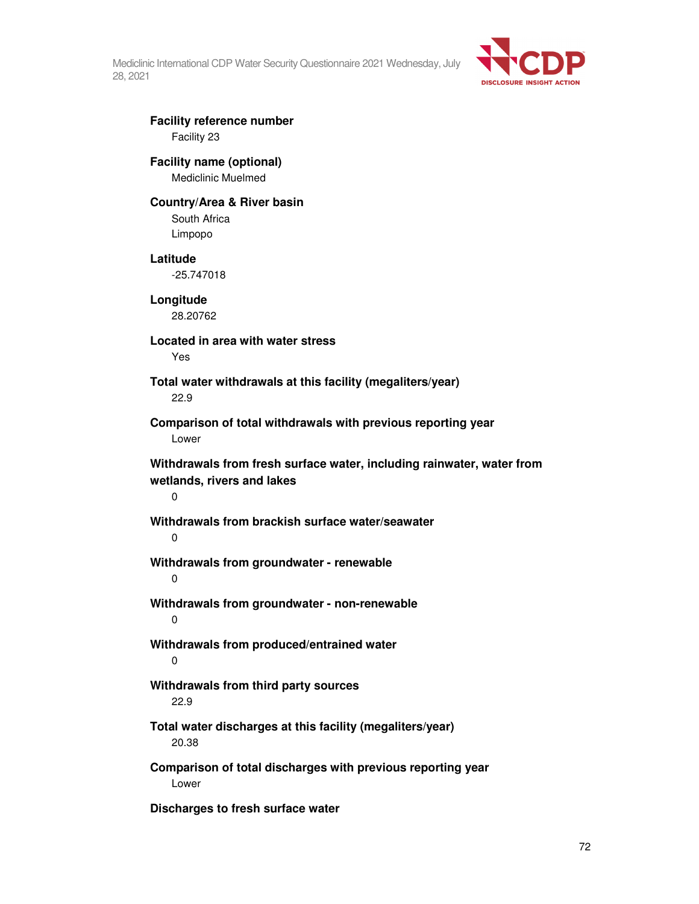**Facility reference number**

Facility 23

**Facility name (optional)**

Mediclinic Muelmed

**Country/Area & River basin**

South Africa

Limpopo

**Latitude**

-25.747018

**Longitude**

28.20762

**Located in area with water stress**

Yes

**Total water withdrawals at this facility (megaliters/year)**

22.9

**Comparison of total withdrawals with previous reporting year**

Lower

**Withdrawals from fresh surface water, including rainwater, water from wetlands, rivers and lakes**

0

**Withdrawals from brackish surface water/seawater**

0

**Withdrawals from groundwater - renewable**

0

**Withdrawals from groundwater - non-renewable**

0

**Withdrawals from produced/entrained water**

0

**Withdrawals from third party sources**

22.9

**Total water discharges at this facility (megaliters/year)**

20.38

**Comparison of total discharges with previous reporting year**

Lower

**Discharges to fresh surface water**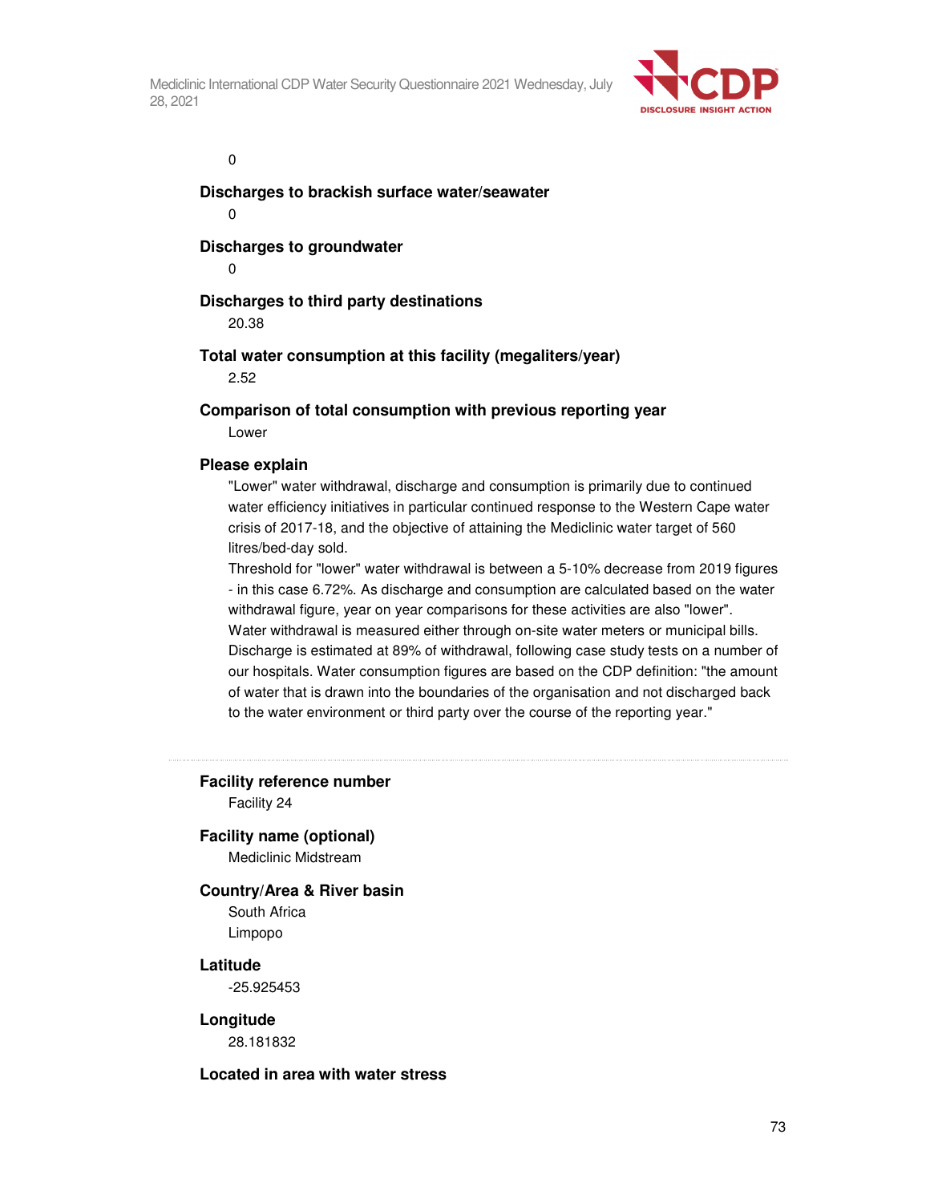0

**Discharges to brackish surface water/seawater**

0

**Discharges to groundwater**

0

**Discharges to third party destinations**

20.38

**Total water consumption at this facility (megaliters/year)**

2.52

**Comparison of total consumption with previous reporting year**

Lower

**Please explain**

"Lower" water withdrawal, discharge and consumption is primarily due to continued water efficiency initiatives in particular continued response to the Western Cape water crisis of 2017-18, and the objective of attaining the Mediclinic water target of 560 litres/bed-day sold.

Threshold for "lower" water withdrawal is between a 5-10% decrease from 2019 figures - in this case 6.72%. As discharge and consumption are calculated based on the water withdrawal figure, year on year comparisons for these activities are also "lower".

Water withdrawal is measured either through on-site water meters or municipal bills.

Discharge is estimated at 89% of withdrawal, following case study tests on a number of our hospitals. Water consumption figures are based on the CDP definition: "the amount of water that is drawn into the boundaries of the organisation and not discharged back to the water environment or third party over the course of the reporting year."

---

**Facility reference number**

Facility 24

**Facility name (optional)**

Mediclinic Midstream

**Country/Area & River basin**

South Africa

Limpopo

**Latitude**

-25.925453

**Longitude**

28.181832

**Located in area with water stress**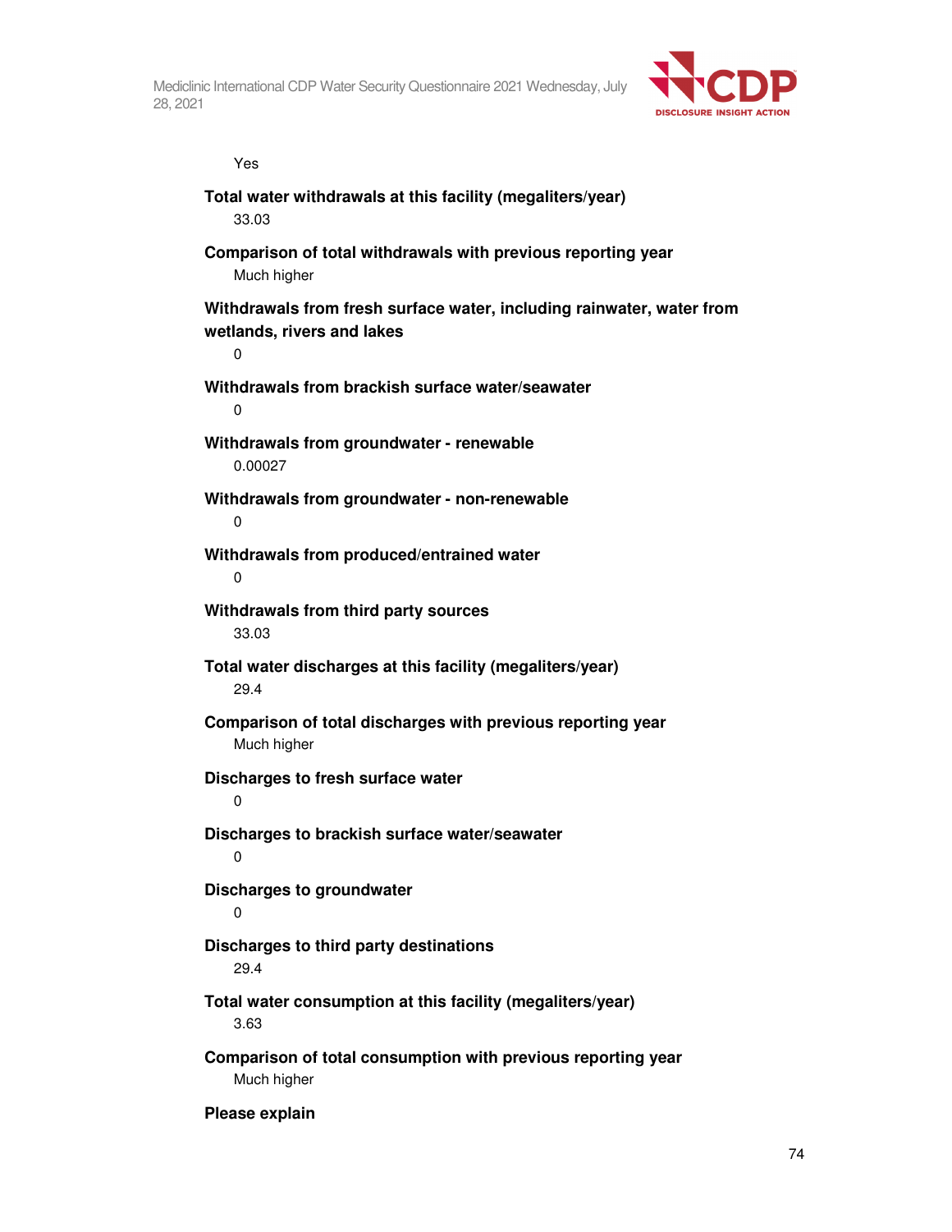Yes

**Total water withdrawals at this facility (megaliters/year)**

33.03

**Comparison of total withdrawals with previous reporting year**

Much higher

**Withdrawals from fresh surface water, including rainwater, water from wetlands, rivers and lakes**

0

**Withdrawals from brackish surface water/seawater**

0

**Withdrawals from groundwater - renewable**

0.00027

**Withdrawals from groundwater - non-renewable**

0

**Withdrawals from produced/entrained water**

0

**Withdrawals from third party sources**

33.03

**Total water discharges at this facility (megaliters/year)**

29.4

**Comparison of total discharges with previous reporting year**

Much higher

**Discharges to fresh surface water**

0

**Discharges to brackish surface water/seawater**

0

**Discharges to groundwater**

0

**Discharges to third party destinations**

29.4

**Total water consumption at this facility (megaliters/year)**

3.63

**Comparison of total consumption with previous reporting year**

Much higher

**Please explain**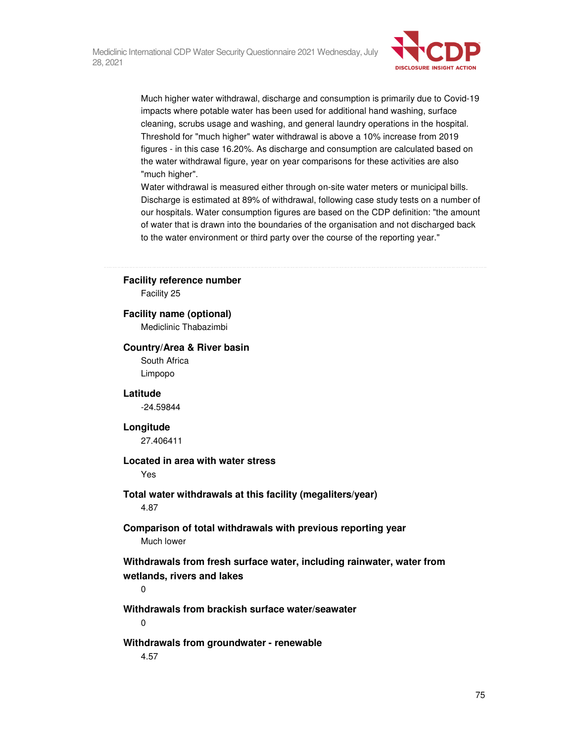Much higher water withdrawal, discharge and consumption is primarily due to Covid-19 impacts where potable water has been used for additional hand washing, surface cleaning, scrubs usage and washing, and general laundry operations in the hospital. Threshold for "much higher" water withdrawal is above a 10% increase from 2019 figures - in this case 16.20%. As discharge and consumption are calculated based on the water withdrawal figure, year on year comparisons for these activities are also "much higher".
Water withdrawal is measured either through on-site water meters or municipal bills. Discharge is estimated at 89% of withdrawal, following case study tests on a number of our hospitals. Water consumption figures are based on the CDP definition: "the amount of water that is drawn into the boundaries of the organisation and not discharged back to the water environment or third party over the course of the reporting year."

---

**Facility reference number**

Facility 25

**Facility name (optional)**

Mediclinic Thabazimbi

**Country/Area & River basin**

South Africa
Limpopo

**Latitude**

-24.59844

**Longitude**

27.406411

**Located in area with water stress**

Yes

**Total water withdrawals at this facility (megaliters/year)**

4.87

**Comparison of total withdrawals with previous reporting year**

Much lower

**Withdrawals from fresh surface water, including rainwater, water from wetlands, rivers and lakes**

0

**Withdrawals from brackish surface water/seawater**

0

**Withdrawals from groundwater - renewable**

4.57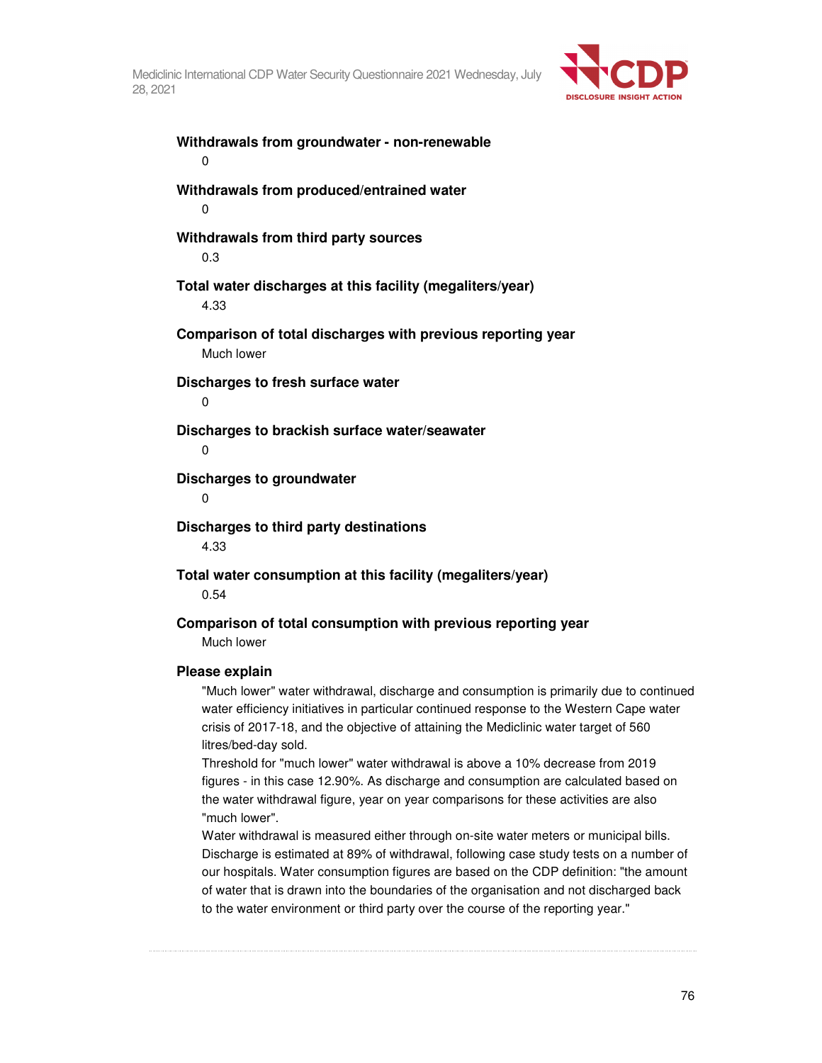**Withdrawals from groundwater - non-renewable**

0

**Withdrawals from produced/entrained water**

0

**Withdrawals from third party sources**

0.3

**Total water discharges at this facility (megaliters/year)**

4.33

**Comparison of total discharges with previous reporting year**

Much lower

**Discharges to fresh surface water**

0

**Discharges to brackish surface water/seawater**

0

**Discharges to groundwater**

0

**Discharges to third party destinations**

4.33

**Total water consumption at this facility (megaliters/year)**

0.54

**Comparison of total consumption with previous reporting year**

Much lower

**Please explain**

"Much lower" water withdrawal, discharge and consumption is primarily due to continued water efficiency initiatives in particular continued response to the Western Cape water crisis of 2017-18, and the objective of attaining the Mediclinic water target of 560 litres/bed-day sold.

Threshold for "much lower" water withdrawal is above a 10% decrease from 2019 figures - in this case 12.90%. As discharge and consumption are calculated based on the water withdrawal figure, year on year comparisons for these activities are also "much lower".

Water withdrawal is measured either through on-site water meters or municipal bills. Discharge is estimated at 89% of withdrawal, following case study tests on a number of our hospitals. Water consumption figures are based on the CDP definition: "the amount of water that is drawn into the boundaries of the organisation and not discharged back to the water environment or third party over the course of the reporting year."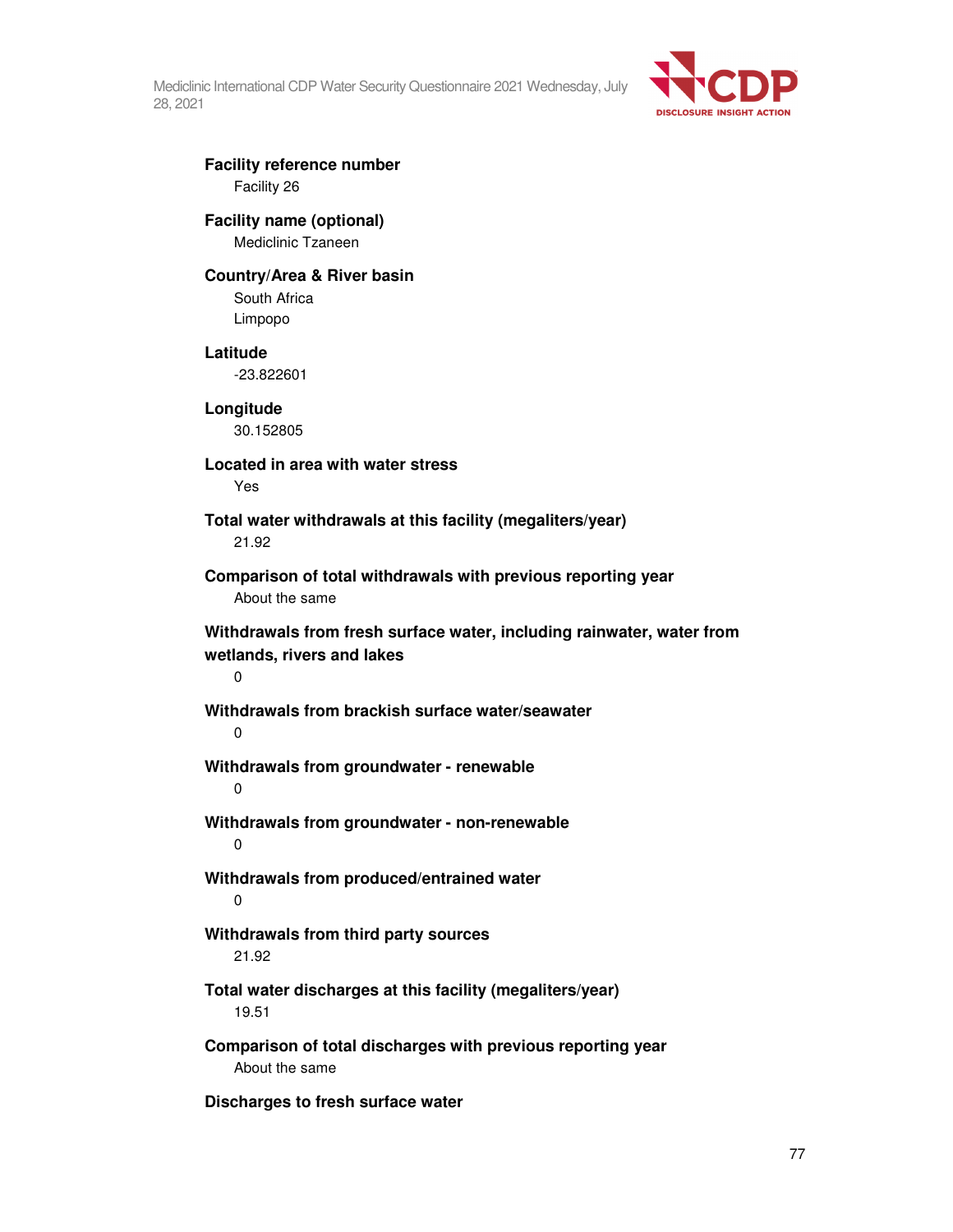**Facility reference number**

Facility 26

**Facility name (optional)**

Mediclinic Tzaneen

**Country/Area & River basin**

South Africa

Limpopo

**Latitude**

-23.822601

**Longitude**

30.152805

**Located in area with water stress**

Yes

**Total water withdrawals at this facility (megaliters/year)**

21.92

**Comparison of total withdrawals with previous reporting year**

About the same

**Withdrawals from fresh surface water, including rainwater, water from wetlands, rivers and lakes**

0

**Withdrawals from brackish surface water/seawater**

0

**Withdrawals from groundwater - renewable**

0

**Withdrawals from groundwater - non-renewable**

0

**Withdrawals from produced/entrained water**

0

**Withdrawals from third party sources**

21.92

**Total water discharges at this facility (megaliters/year)**

19.51

**Comparison of total discharges with previous reporting year**

About the same

**Discharges to fresh surface water**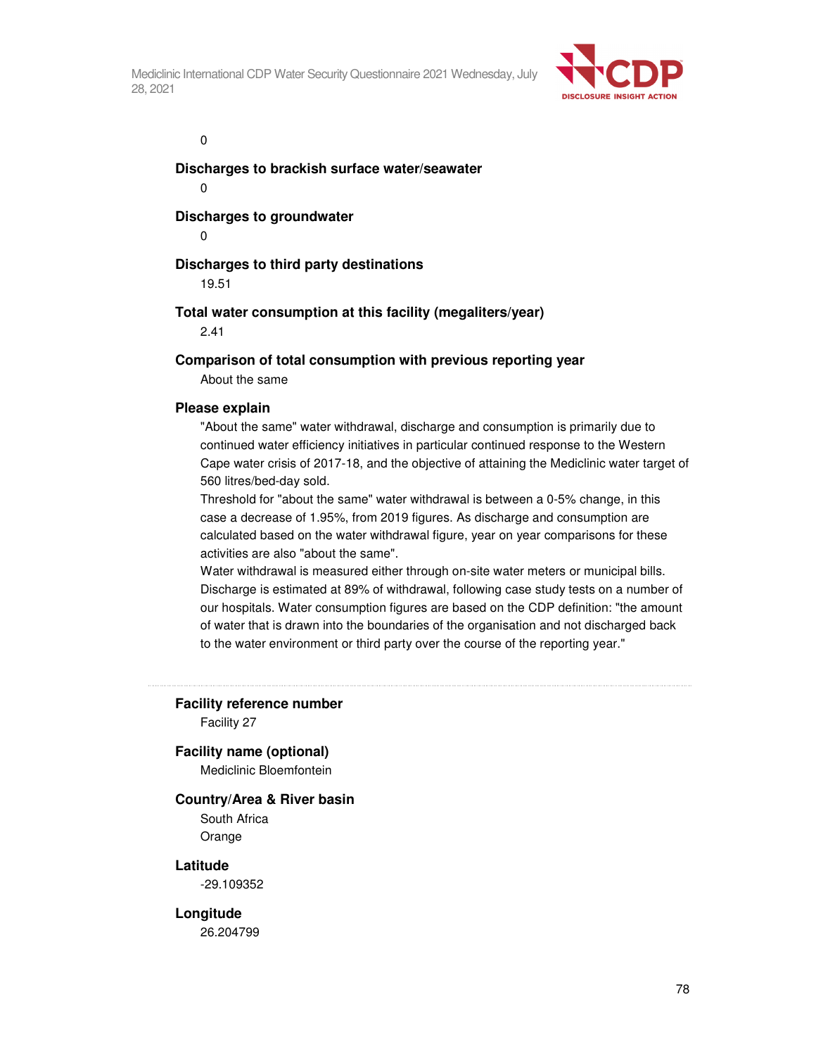0

**Discharges to brackish surface water/seawater**

0

**Discharges to groundwater**

0

**Discharges to third party destinations**

19.51

**Total water consumption at this facility (megaliters/year)**

2.41

**Comparison of total consumption with previous reporting year**

About the same

**Please explain**

"About the same" water withdrawal, discharge and consumption is primarily due to continued water efficiency initiatives in particular continued response to the Western Cape water crisis of 2017-18, and the objective of attaining the Mediclinic water target of 560 litres/bed-day sold.

Threshold for "about the same" water withdrawal is between a 0-5% change, in this case a decrease of 1.95%, from 2019 figures. As discharge and consumption are calculated based on the water withdrawal figure, year on year comparisons for these activities are also "about the same".

Water withdrawal is measured either through on-site water meters or municipal bills. Discharge is estimated at 89% of withdrawal, following case study tests on a number of our hospitals. Water consumption figures are based on the CDP definition: "the amount of water that is drawn into the boundaries of the organisation and not discharged back to the water environment or third party over the course of the reporting year."

---

**Facility reference number**

Facility 27

**Facility name (optional)**

Mediclinic Bloemfontein

**Country/Area & River basin**

South Africa

Orange

**Latitude**

-29.109352

**Longitude**

26.204799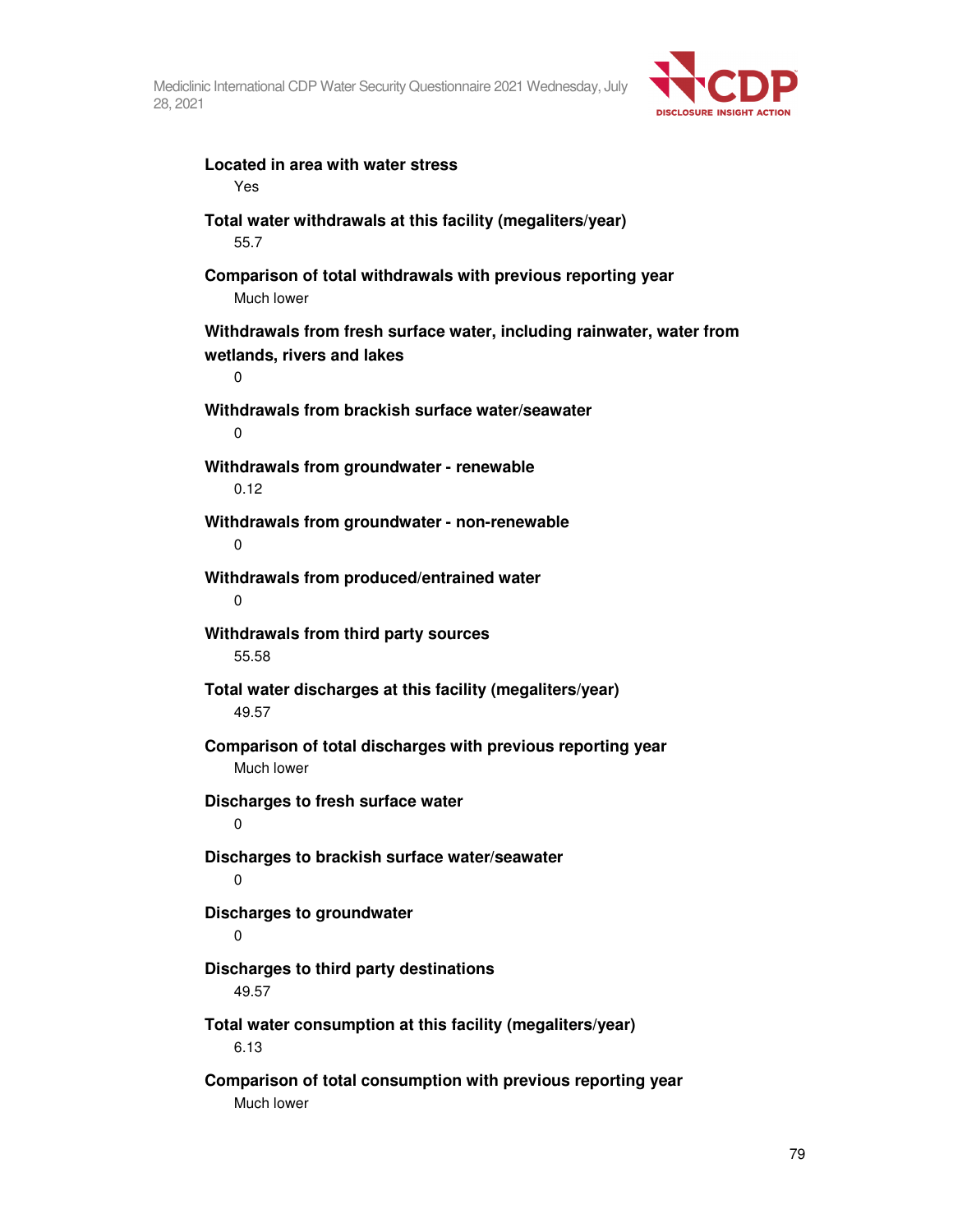**Located in area with water stress**

Yes

**Total water withdrawals at this facility (megaliters/year)**

55.7

**Comparison of total withdrawals with previous reporting year**

Much lower

**Withdrawals from fresh surface water, including rainwater, water from wetlands, rivers and lakes**

0

**Withdrawals from brackish surface water/seawater**

0

**Withdrawals from groundwater - renewable**

0.12

**Withdrawals from groundwater - non-renewable**

0

**Withdrawals from produced/entrained water**

0

**Withdrawals from third party sources**

55.58

**Total water discharges at this facility (megaliters/year)**

49.57

**Comparison of total discharges with previous reporting year**

Much lower

**Discharges to fresh surface water**

0

**Discharges to brackish surface water/seawater**

0

**Discharges to groundwater**

0

**Discharges to third party destinations**

49.57

**Total water consumption at this facility (megaliters/year)**

6.13

**Comparison of total consumption with previous reporting year**

Much lower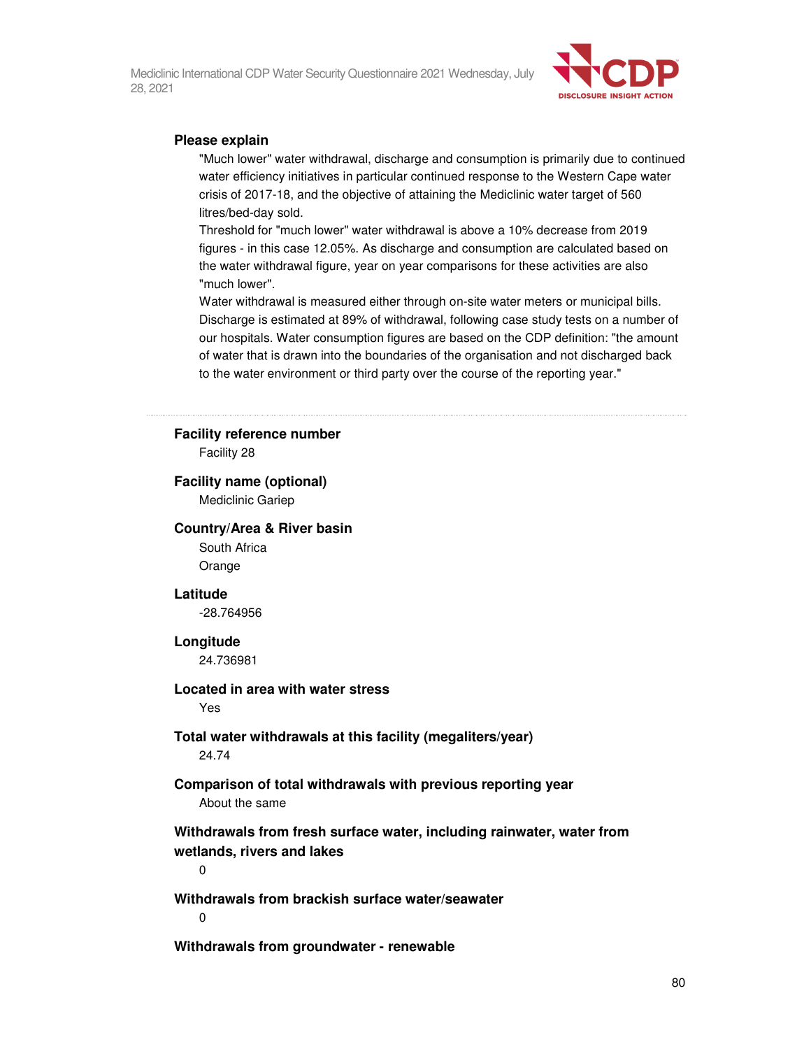**Please explain**

"Much lower" water withdrawal, discharge and consumption is primarily due to continued water efficiency initiatives in particular continued response to the Western Cape water crisis of 2017-18, and the objective of attaining the Mediclinic water target of 560 litres/bed-day sold.

Threshold for "much lower" water withdrawal is above a 10% decrease from 2019 figures - in this case 12.05%. As discharge and consumption are calculated based on the water withdrawal figure, year on year comparisons for these activities are also "much lower".

Water withdrawal is measured either through on-site water meters or municipal bills. Discharge is estimated at 89% of withdrawal, following case study tests on a number of our hospitals. Water consumption figures are based on the CDP definition: "the amount of water that is drawn into the boundaries of the organisation and not discharged back to the water environment or third party over the course of the reporting year."

---

**Facility reference number**

Facility 28

**Facility name (optional)**

Mediclinic Gariep

**Country/Area & River basin**

South Africa

Orange

**Latitude**

-28.764956

**Longitude**

24.736981

**Located in area with water stress**

Yes

**Total water withdrawals at this facility (megaliters/year)**

24.74

**Comparison of total withdrawals with previous reporting year**

About the same

**Withdrawals from fresh surface water, including rainwater, water from wetlands, rivers and lakes**

0

**Withdrawals from brackish surface water/seawater**

0

**Withdrawals from groundwater - renewable**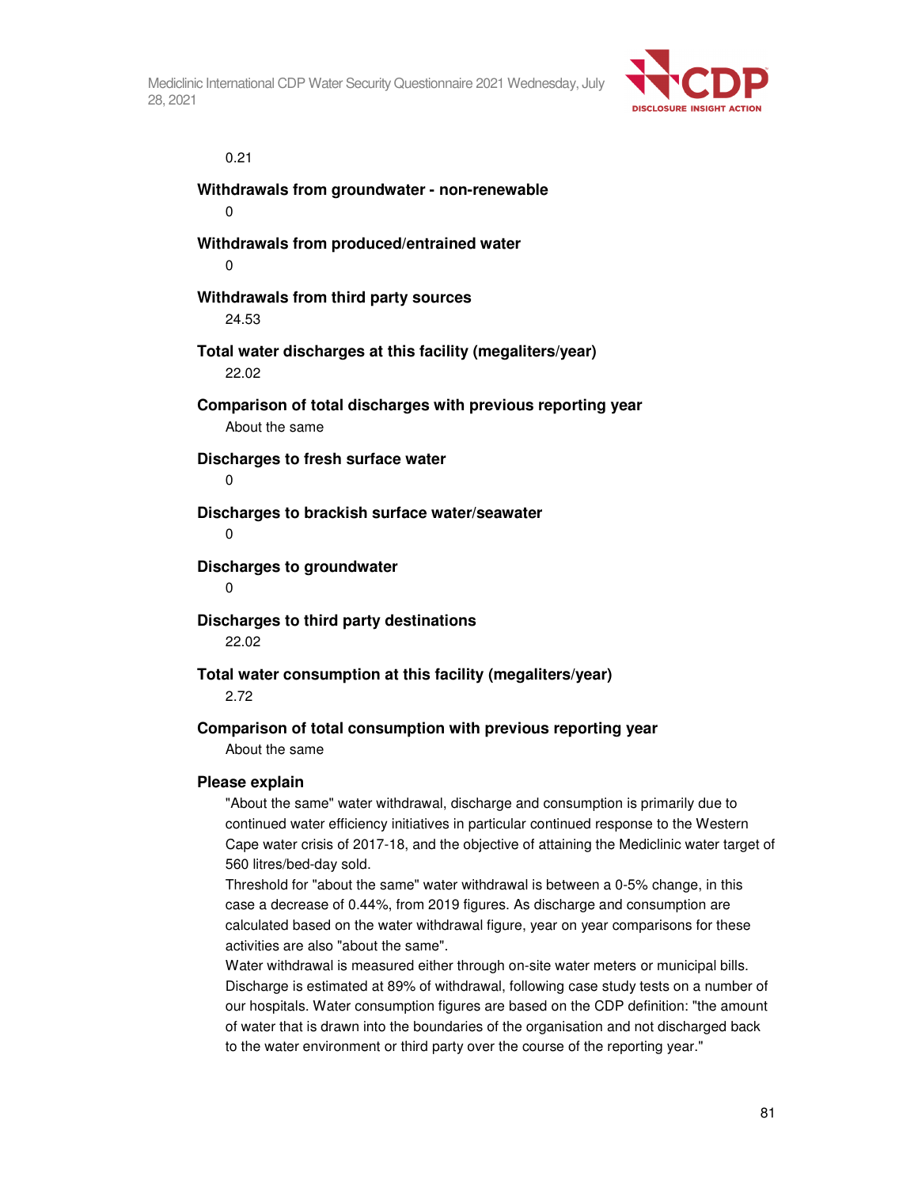0.21

**Withdrawals from groundwater - non-renewable**

0

**Withdrawals from produced/entrained water**

0

**Withdrawals from third party sources**

24.53

**Total water discharges at this facility (megaliters/year)**

22.02

**Comparison of total discharges with previous reporting year**

About the same

**Discharges to fresh surface water**

0

**Discharges to brackish surface water/seawater**

0

**Discharges to groundwater**

0

**Discharges to third party destinations**

22.02

**Total water consumption at this facility (megaliters/year)**

2.72

**Comparison of total consumption with previous reporting year**

About the same

**Please explain**

"About the same" water withdrawal, discharge and consumption is primarily due to continued water efficiency initiatives in particular continued response to the Western Cape water crisis of 2017-18, and the objective of attaining the Mediclinic water target of 560 litres/bed-day sold.

Threshold for "about the same" water withdrawal is between a 0-5% change, in this case a decrease of 0.44%, from 2019 figures. As discharge and consumption are calculated based on the water withdrawal figure, year on year comparisons for these activities are also "about the same".

Water withdrawal is measured either through on-site water meters or municipal bills. Discharge is estimated at 89% of withdrawal, following case study tests on a number of our hospitals. Water consumption figures are based on the CDP definition: "the amount of water that is drawn into the boundaries of the organisation and not discharged back to the water environment or third party over the course of the reporting year."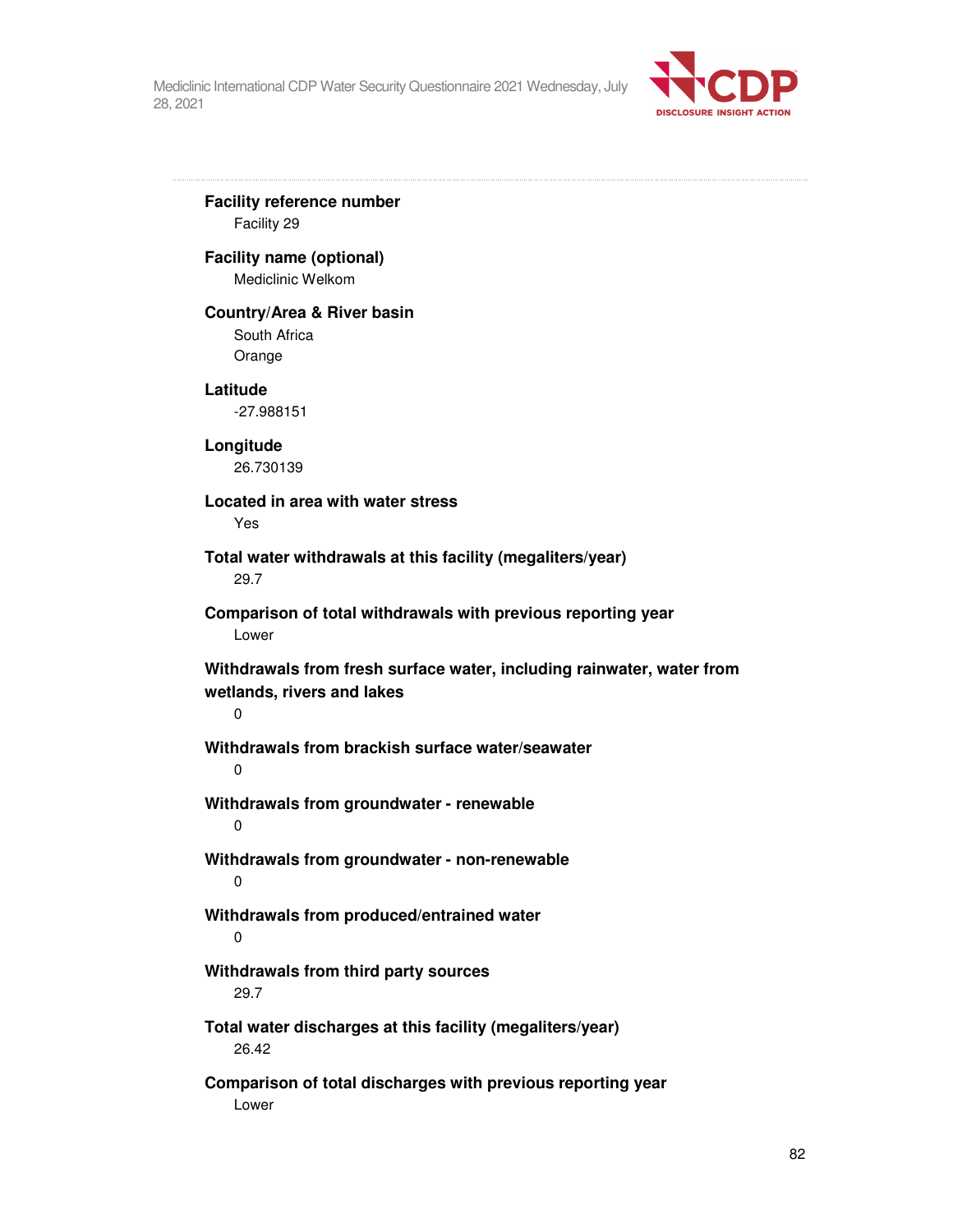**Facility reference number**

Facility 29

**Facility name (optional)**

Mediclinic Welkom

**Country/Area & River basin**

South Africa

Orange

**Latitude**

-27.988151

**Longitude**

26.730139

**Located in area with water stress**

Yes

**Total water withdrawals at this facility (megaliters/year)**

29.7

**Comparison of total withdrawals with previous reporting year**

Lower

**Withdrawals from fresh surface water, including rainwater, water from wetlands, rivers and lakes**

0

**Withdrawals from brackish surface water/seawater**

0

**Withdrawals from groundwater - renewable**

0

**Withdrawals from groundwater - non-renewable**

0

**Withdrawals from produced/entrained water**

0

**Withdrawals from third party sources**

29.7

**Total water discharges at this facility (megaliters/year)**

26.42

**Comparison of total discharges with previous reporting year**

Lower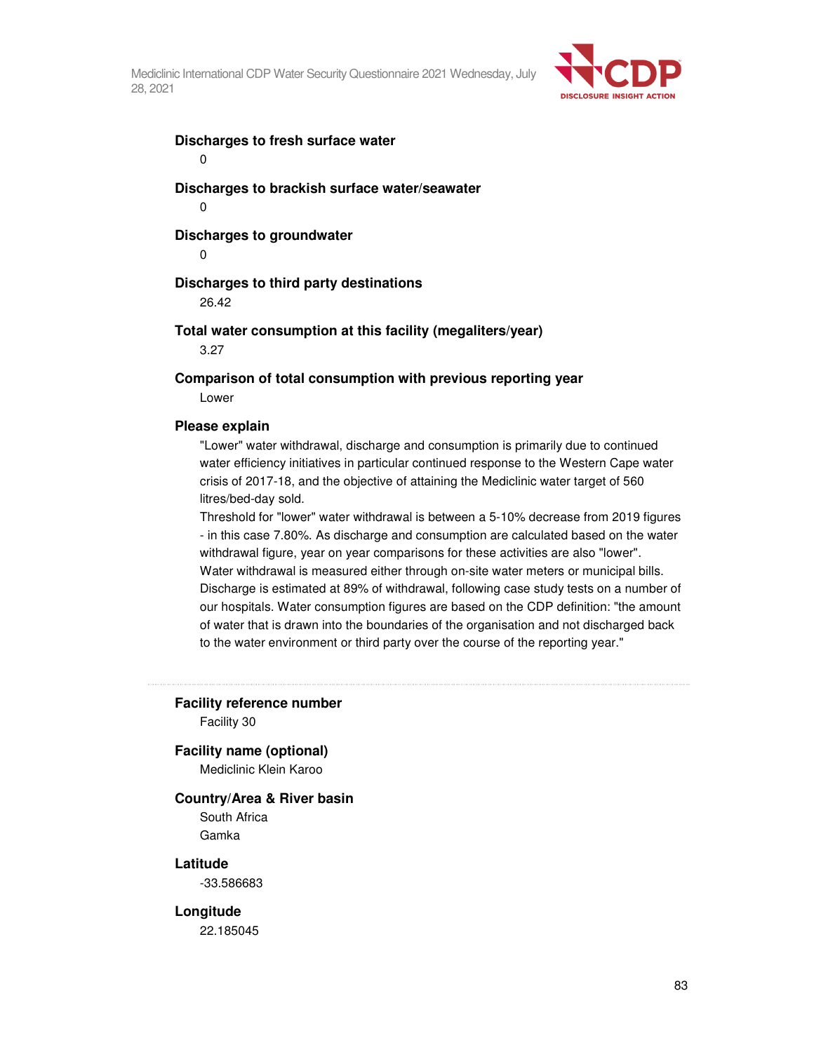**Discharges to fresh surface water**

0

**Discharges to brackish surface water/seawater**

0

**Discharges to groundwater**

0

**Discharges to third party destinations**

26.42

**Total water consumption at this facility (megaliters/year)**

3.27

**Comparison of total consumption with previous reporting year**

Lower

**Please explain**

"Lower" water withdrawal, discharge and consumption is primarily due to continued water efficiency initiatives in particular continued response to the Western Cape water crisis of 2017-18, and the objective of attaining the Mediclinic water target of 560 litres/bed-day sold.

Threshold for "lower" water withdrawal is between a 5-10% decrease from 2019 figures - in this case 7.80%. As discharge and consumption are calculated based on the water withdrawal figure, year on year comparisons for these activities are also "lower".

Water withdrawal is measured either through on-site water meters or municipal bills. Discharge is estimated at 89% of withdrawal, following case study tests on a number of our hospitals. Water consumption figures are based on the CDP definition: "the amount of water that is drawn into the boundaries of the organisation and not discharged back to the water environment or third party over the course of the reporting year."

---

**Facility reference number**

Facility 30

**Facility name (optional)**

Mediclinic Klein Karoo

**Country/Area & River basin**

South Africa

Gamka

**Latitude**

-33.586683

**Longitude**

22.185045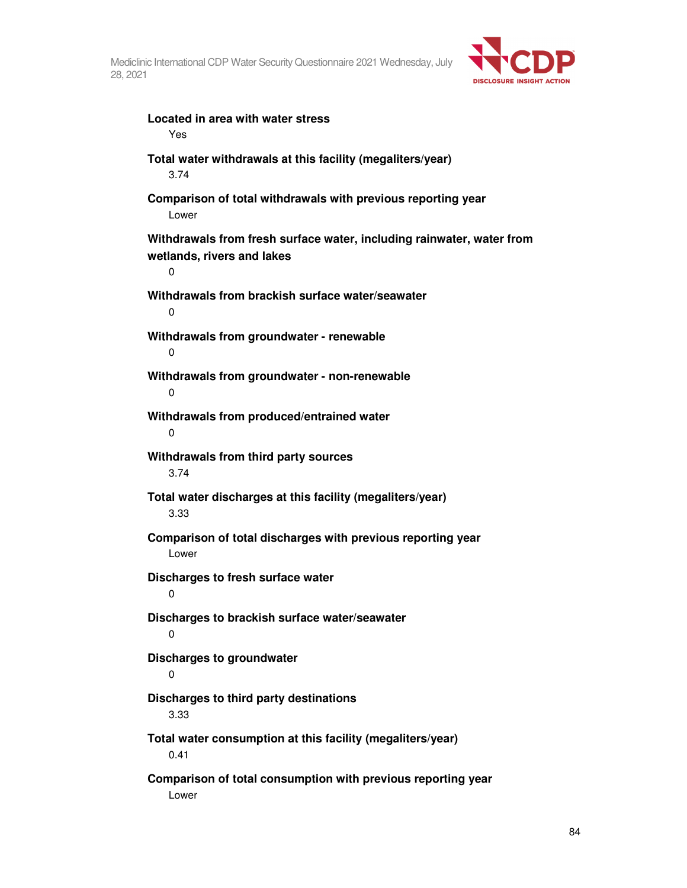**Located in area with water stress**

Yes

**Total water withdrawals at this facility (megaliters/year)**

3.74

**Comparison of total withdrawals with previous reporting year**

Lower

**Withdrawals from fresh surface water, including rainwater, water from wetlands, rivers and lakes**

0

**Withdrawals from brackish surface water/seawater**

0

**Withdrawals from groundwater - renewable**

0

**Withdrawals from groundwater - non-renewable**

0

**Withdrawals from produced/entrained water**

0

**Withdrawals from third party sources**

3.74

**Total water discharges at this facility (megaliters/year)**

3.33

**Comparison of total discharges with previous reporting year**

Lower

**Discharges to fresh surface water**

0

**Discharges to brackish surface water/seawater**

0

**Discharges to groundwater**

0

**Discharges to third party destinations**

3.33

**Total water consumption at this facility (megaliters/year)**

0.41

**Comparison of total consumption with previous reporting year**

Lower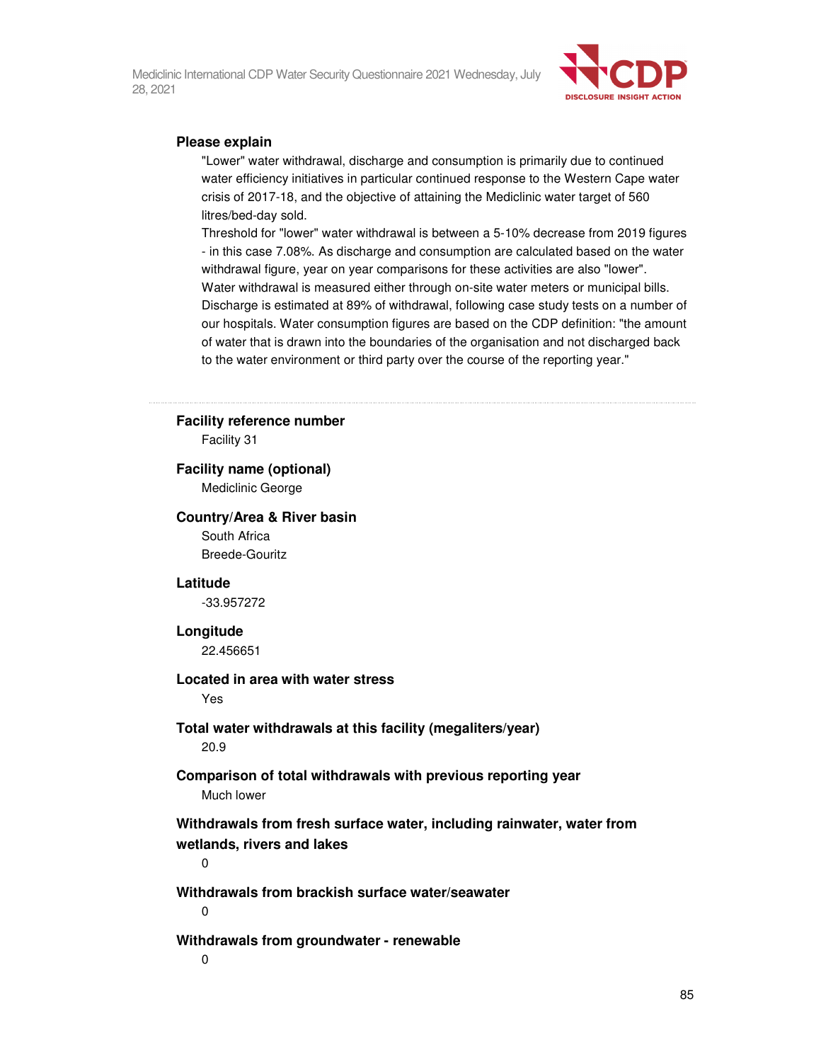**Please explain**

"Lower" water withdrawal, discharge and consumption is primarily due to continued water efficiency initiatives in particular continued response to the Western Cape water crisis of 2017-18, and the objective of attaining the Mediclinic water target of 560 litres/bed-day sold.
Threshold for "lower" water withdrawal is between a 5-10% decrease from 2019 figures - in this case 7.08%. As discharge and consumption are calculated based on the water withdrawal figure, year on year comparisons for these activities are also "lower".
Water withdrawal is measured either through on-site water meters or municipal bills.
Discharge is estimated at 89% of withdrawal, following case study tests on a number of our hospitals. Water consumption figures are based on the CDP definition: "the amount of water that is drawn into the boundaries of the organisation and not discharged back to the water environment or third party over the course of the reporting year."

---

**Facility reference number**

Facility 31

**Facility name (optional)**

Mediclinic George

**Country/Area & River basin**

South Africa
Breede-Gouritz

**Latitude**

-33.957272

**Longitude**

22.456651

**Located in area with water stress**

Yes

**Total water withdrawals at this facility (megaliters/year)**

20.9

**Comparison of total withdrawals with previous reporting year**

Much lower

**Withdrawals from fresh surface water, including rainwater, water from wetlands, rivers and lakes**

0

**Withdrawals from brackish surface water/seawater**

0

**Withdrawals from groundwater - renewable**

0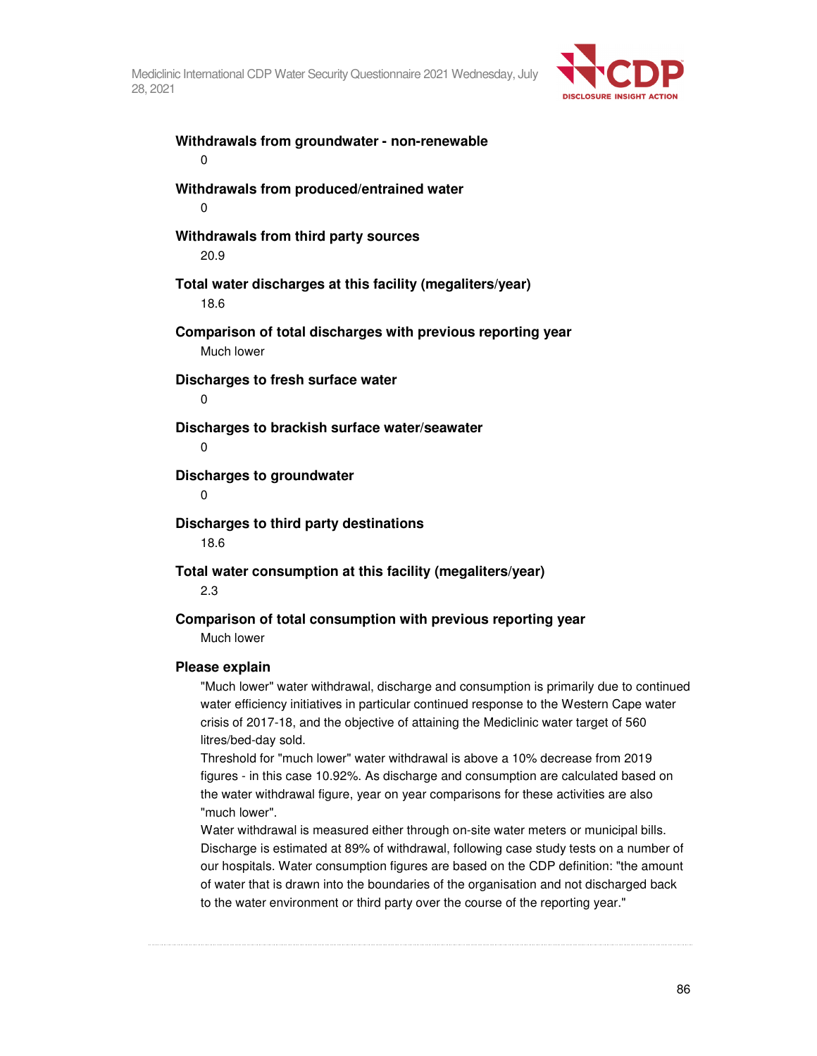**Withdrawals from groundwater - non-renewable**

0

**Withdrawals from produced/entrained water**

0

**Withdrawals from third party sources**

20.9

**Total water discharges at this facility (megaliters/year)**

18.6

**Comparison of total discharges with previous reporting year**

Much lower

**Discharges to fresh surface water**

0

**Discharges to brackish surface water/seawater**

0

**Discharges to groundwater**

0

**Discharges to third party destinations**

18.6

**Total water consumption at this facility (megaliters/year)**

2.3

**Comparison of total consumption with previous reporting year**

Much lower

**Please explain**

"Much lower" water withdrawal, discharge and consumption is primarily due to continued water efficiency initiatives in particular continued response to the Western Cape water crisis of 2017-18, and the objective of attaining the Mediclinic water target of 560 litres/bed-day sold.

Threshold for "much lower" water withdrawal is above a 10% decrease from 2019 figures - in this case 10.92%. As discharge and consumption are calculated based on the water withdrawal figure, year on year comparisons for these activities are also "much lower".

Water withdrawal is measured either through on-site water meters or municipal bills. Discharge is estimated at 89% of withdrawal, following case study tests on a number of our hospitals. Water consumption figures are based on the CDP definition: "the amount of water that is drawn into the boundaries of the organisation and not discharged back to the water environment or third party over the course of the reporting year."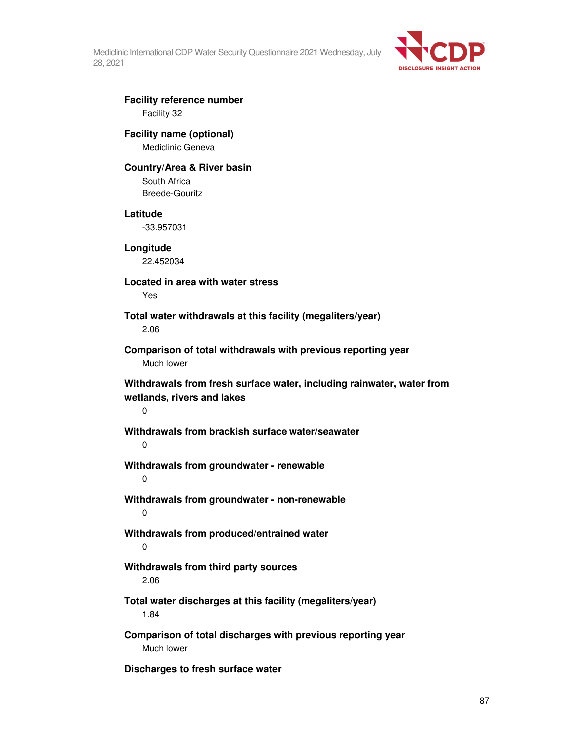**Facility reference number**

Facility 32

**Facility name (optional)**

Mediclinic Geneva

**Country/Area & River basin**

South Africa
Breede-Gouritz

**Latitude**

-33.957031

**Longitude**

22.452034

**Located in area with water stress**

Yes

**Total water withdrawals at this facility (megaliters/year)**

2.06

**Comparison of total withdrawals with previous reporting year**

Much lower

**Withdrawals from fresh surface water, including rainwater, water from wetlands, rivers and lakes**

0

**Withdrawals from brackish surface water/seawater**

0

**Withdrawals from groundwater - renewable**

0

**Withdrawals from groundwater - non-renewable**

0

**Withdrawals from produced/entrained water**

0

**Withdrawals from third party sources**

2.06

**Total water discharges at this facility (megaliters/year)**

1.84

**Comparison of total discharges with previous reporting year**

Much lower

**Discharges to fresh surface water**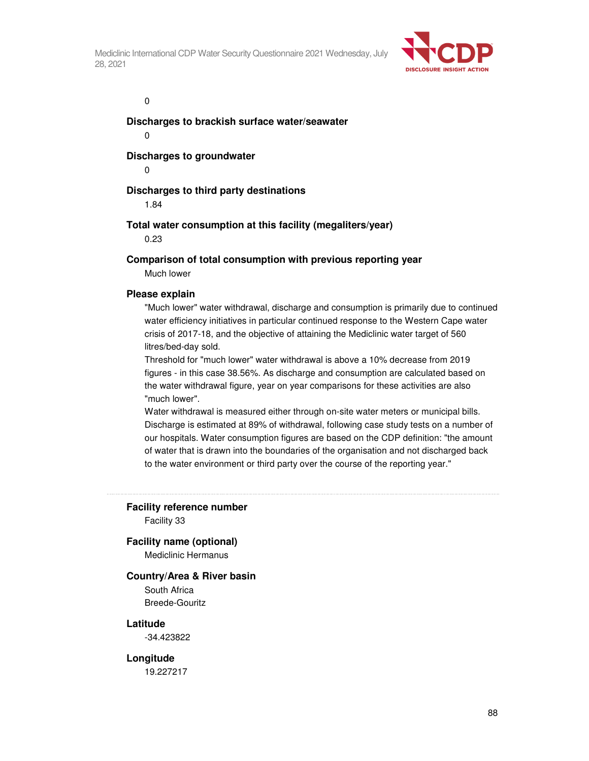0

**Discharges to brackish surface water/seawater**

0

**Discharges to groundwater**

0

**Discharges to third party destinations**

1.84

**Total water consumption at this facility (megaliters/year)**

0.23

**Comparison of total consumption with previous reporting year**

Much lower

**Please explain**

"Much lower" water withdrawal, discharge and consumption is primarily due to continued water efficiency initiatives in particular continued response to the Western Cape water crisis of 2017-18, and the objective of attaining the Mediclinic water target of 560 litres/bed-day sold.

Threshold for "much lower" water withdrawal is above a 10% decrease from 2019 figures - in this case 38.56%. As discharge and consumption are calculated based on the water withdrawal figure, year on year comparisons for these activities are also "much lower".

Water withdrawal is measured either through on-site water meters or municipal bills. Discharge is estimated at 89% of withdrawal, following case study tests on a number of our hospitals. Water consumption figures are based on the CDP definition: "the amount of water that is drawn into the boundaries of the organisation and not discharged back to the water environment or third party over the course of the reporting year."

---

**Facility reference number**

Facility 33

**Facility name (optional)**

Mediclinic Hermanus

**Country/Area & River basin**

South Africa
Breede-Gouritz

**Latitude**

-34.423822

**Longitude**

19.227217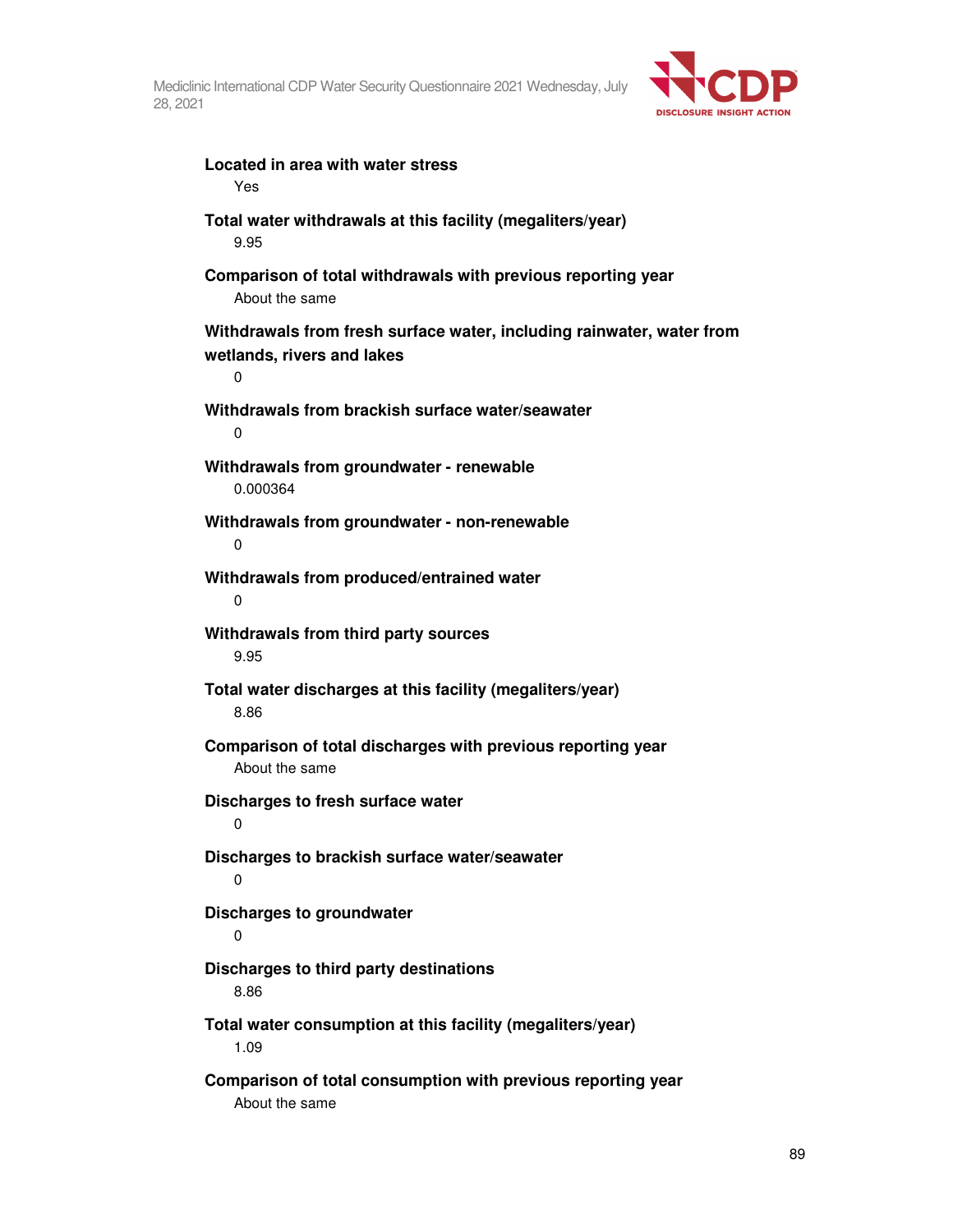**Located in area with water stress**

Yes

**Total water withdrawals at this facility (megaliters/year)**

9.95

**Comparison of total withdrawals with previous reporting year**

About the same

**Withdrawals from fresh surface water, including rainwater, water from wetlands, rivers and lakes**

0

**Withdrawals from brackish surface water/seawater**

0

**Withdrawals from groundwater - renewable**

0.000364

**Withdrawals from groundwater - non-renewable**

0

**Withdrawals from produced/entrained water**

0

**Withdrawals from third party sources**

9.95

**Total water discharges at this facility (megaliters/year)**

8.86

**Comparison of total discharges with previous reporting year**

About the same

**Discharges to fresh surface water**

0

**Discharges to brackish surface water/seawater**

0

**Discharges to groundwater**

0

**Discharges to third party destinations**

8.86

**Total water consumption at this facility (megaliters/year)**

1.09

**Comparison of total consumption with previous reporting year**

About the same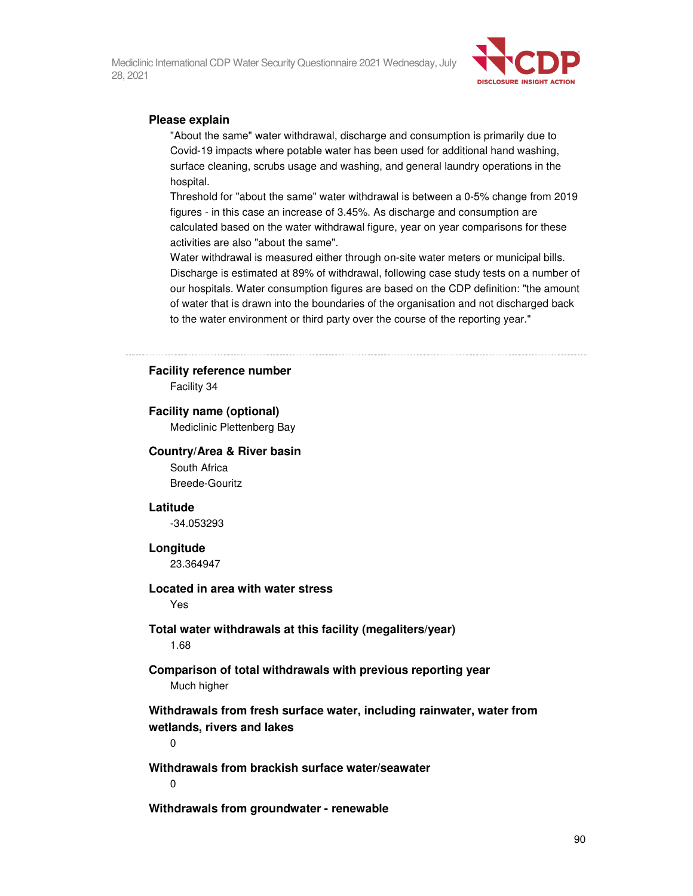**Please explain**

"About the same" water withdrawal, discharge and consumption is primarily due to Covid-19 impacts where potable water has been used for additional hand washing, surface cleaning, scrubs usage and washing, and general laundry operations in the hospital.

Threshold for "about the same" water withdrawal is between a 0-5% change from 2019 figures - in this case an increase of 3.45%. As discharge and consumption are calculated based on the water withdrawal figure, year on year comparisons for these activities are also "about the same".

Water withdrawal is measured either through on-site water meters or municipal bills. Discharge is estimated at 89% of withdrawal, following case study tests on a number of our hospitals. Water consumption figures are based on the CDP definition: "the amount of water that is drawn into the boundaries of the organisation and not discharged back to the water environment or third party over the course of the reporting year."

---

**Facility reference number**

Facility 34

**Facility name (optional)**

Mediclinic Plettenberg Bay

**Country/Area & River basin**

South Africa

Breede-Gouritz

**Latitude**

-34.053293

**Longitude**

23.364947

**Located in area with water stress**

Yes

**Total water withdrawals at this facility (megaliters/year)**

1.68

**Comparison of total withdrawals with previous reporting year**

Much higher

**Withdrawals from fresh surface water, including rainwater, water from wetlands, rivers and lakes**

0

**Withdrawals from brackish surface water/seawater**

0

**Withdrawals from groundwater - renewable**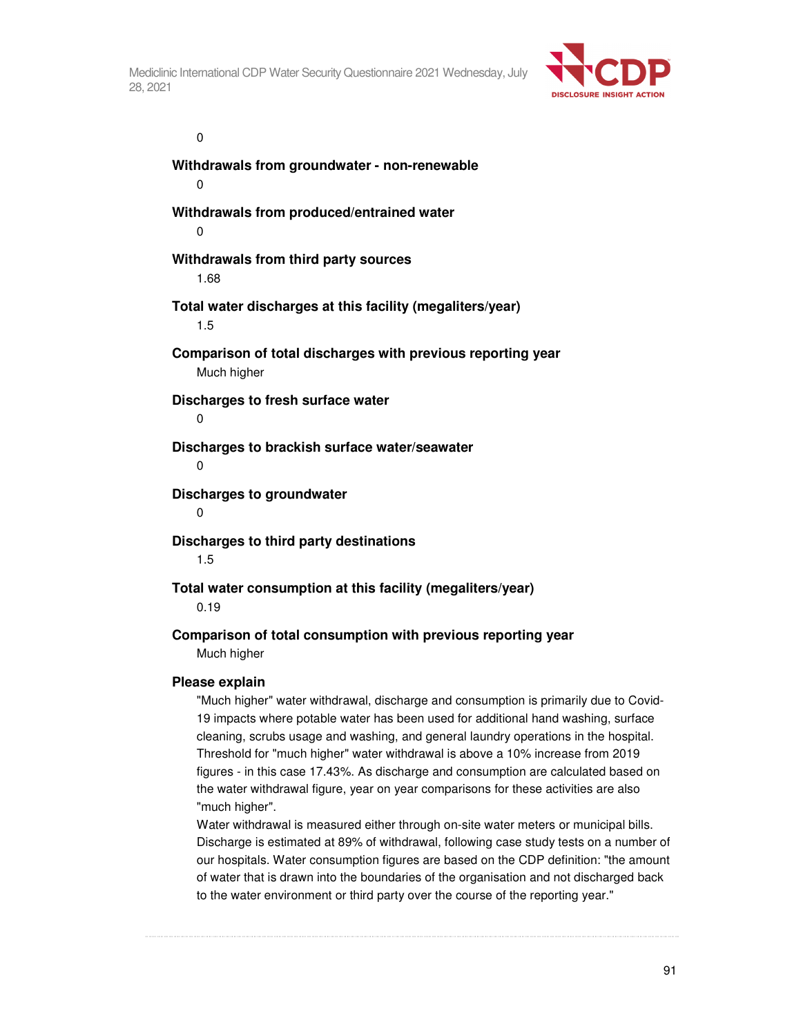0

**Withdrawals from groundwater - non-renewable**

0

**Withdrawals from produced/entrained water**

0

**Withdrawals from third party sources**

1.68

**Total water discharges at this facility (megaliters/year)**

1.5

**Comparison of total discharges with previous reporting year**

Much higher

**Discharges to fresh surface water**

0

**Discharges to brackish surface water/seawater**

0

**Discharges to groundwater**

0

**Discharges to third party destinations**

1.5

**Total water consumption at this facility (megaliters/year)**

0.19

**Comparison of total consumption with previous reporting year**

Much higher

**Please explain**

"Much higher" water withdrawal, discharge and consumption is primarily due to Covid-19 impacts where potable water has been used for additional hand washing, surface cleaning, scrubs usage and washing, and general laundry operations in the hospital. Threshold for "much higher" water withdrawal is above a 10% increase from 2019 figures - in this case 17.43%. As discharge and consumption are calculated based on the water withdrawal figure, year on year comparisons for these activities are also "much higher".

Water withdrawal is measured either through on-site water meters or municipal bills. Discharge is estimated at 89% of withdrawal, following case study tests on a number of our hospitals. Water consumption figures are based on the CDP definition: "the amount of water that is drawn into the boundaries of the organisation and not discharged back to the water environment or third party over the course of the reporting year."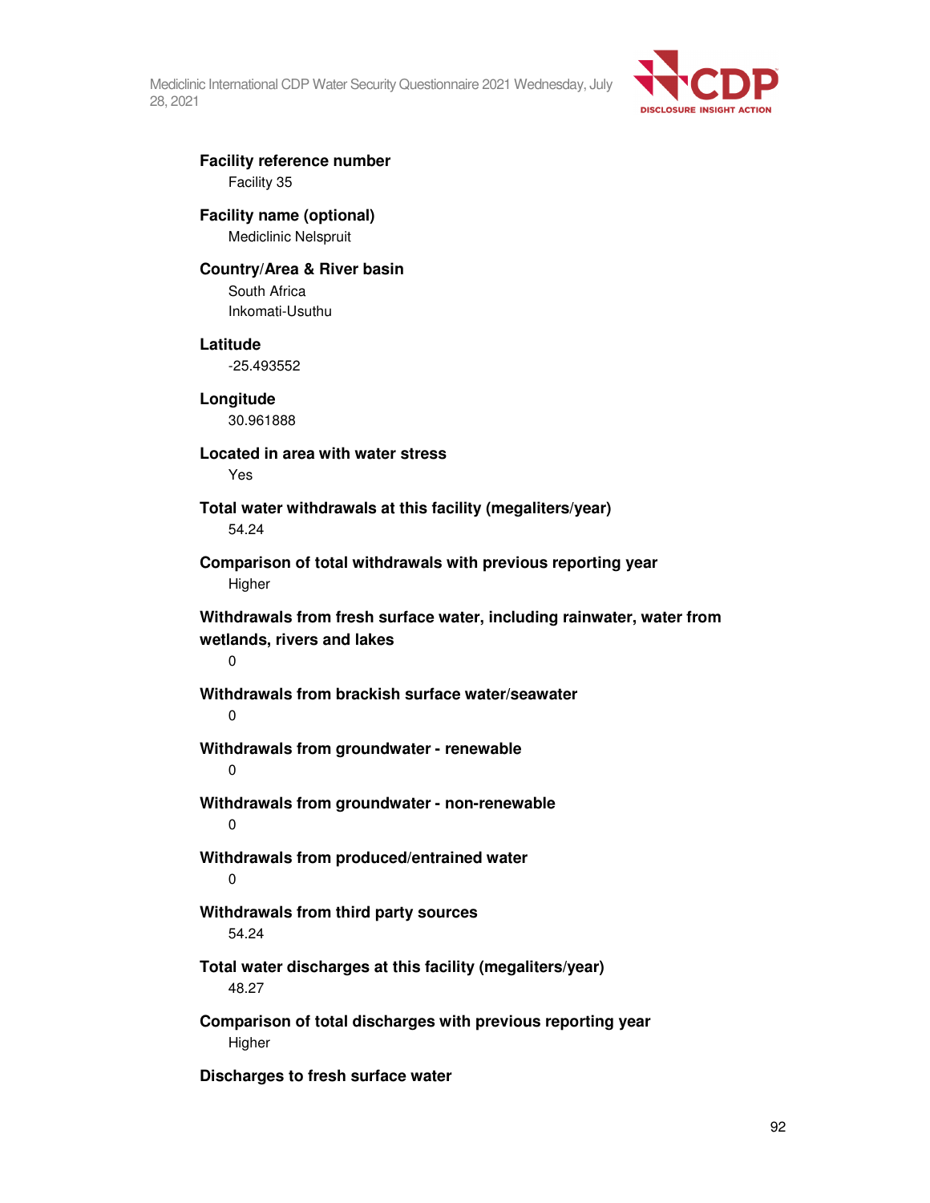**Facility reference number**

Facility 35

**Facility name (optional)**

Mediclinic Nelspruit

**Country/Area & River basin**

South Africa
Inkomati-Usuthu

**Latitude**

-25.493552

**Longitude**

30.961888

**Located in area with water stress**

Yes

**Total water withdrawals at this facility (megaliters/year)**

54.24

**Comparison of total withdrawals with previous reporting year**

Higher

**Withdrawals from fresh surface water, including rainwater, water from wetlands, rivers and lakes**

0

**Withdrawals from brackish surface water/seawater**

0

**Withdrawals from groundwater - renewable**

0

**Withdrawals from groundwater - non-renewable**

0

**Withdrawals from produced/entrained water**

0

**Withdrawals from third party sources**

54.24

**Total water discharges at this facility (megaliters/year)**

48.27

**Comparison of total discharges with previous reporting year**

Higher

**Discharges to fresh surface water**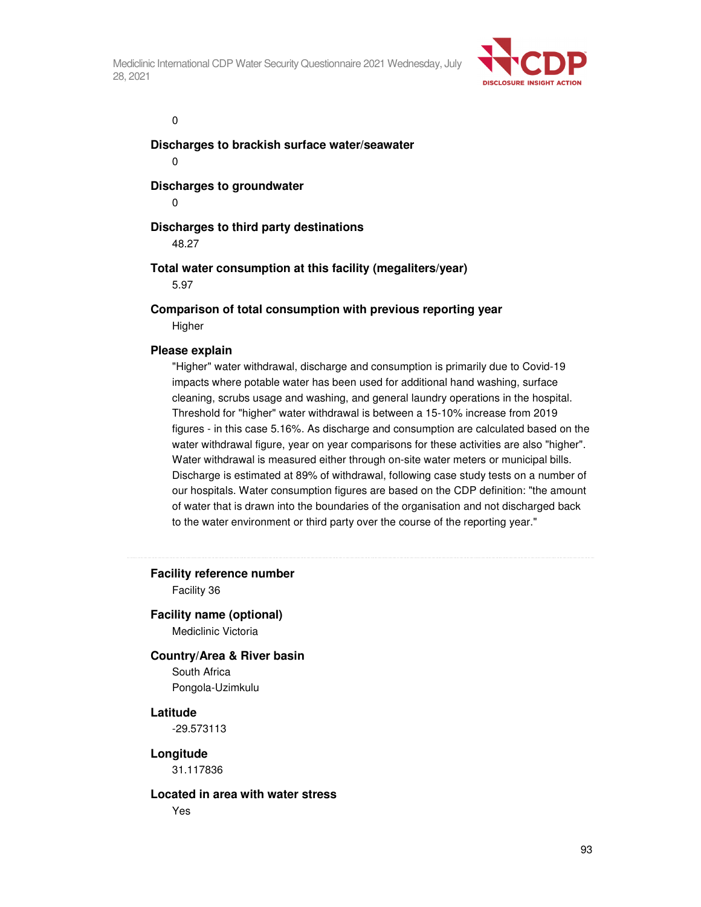0

**Discharges to brackish surface water/seawater**

0

**Discharges to groundwater**

0

**Discharges to third party destinations**

48.27

**Total water consumption at this facility (megaliters/year)**

5.97

**Comparison of total consumption with previous reporting year**

Higher

**Please explain**

"Higher" water withdrawal, discharge and consumption is primarily due to Covid-19 impacts where potable water has been used for additional hand washing, surface cleaning, scrubs usage and washing, and general laundry operations in the hospital. Threshold for "higher" water withdrawal is between a 15-10% increase from 2019 figures - in this case 5.16%. As discharge and consumption are calculated based on the water withdrawal figure, year on year comparisons for these activities are also "higher". Water withdrawal is measured either through on-site water meters or municipal bills. Discharge is estimated at 89% of withdrawal, following case study tests on a number of our hospitals. Water consumption figures are based on the CDP definition: "the amount of water that is drawn into the boundaries of the organisation and not discharged back to the water environment or third party over the course of the reporting year."

---

**Facility reference number**

Facility 36

**Facility name (optional)**

Mediclinic Victoria

**Country/Area & River basin**

South Africa

Pongola-Uzimkulu

**Latitude**

-29.573113

**Longitude**

31.117836

**Located in area with water stress**

Yes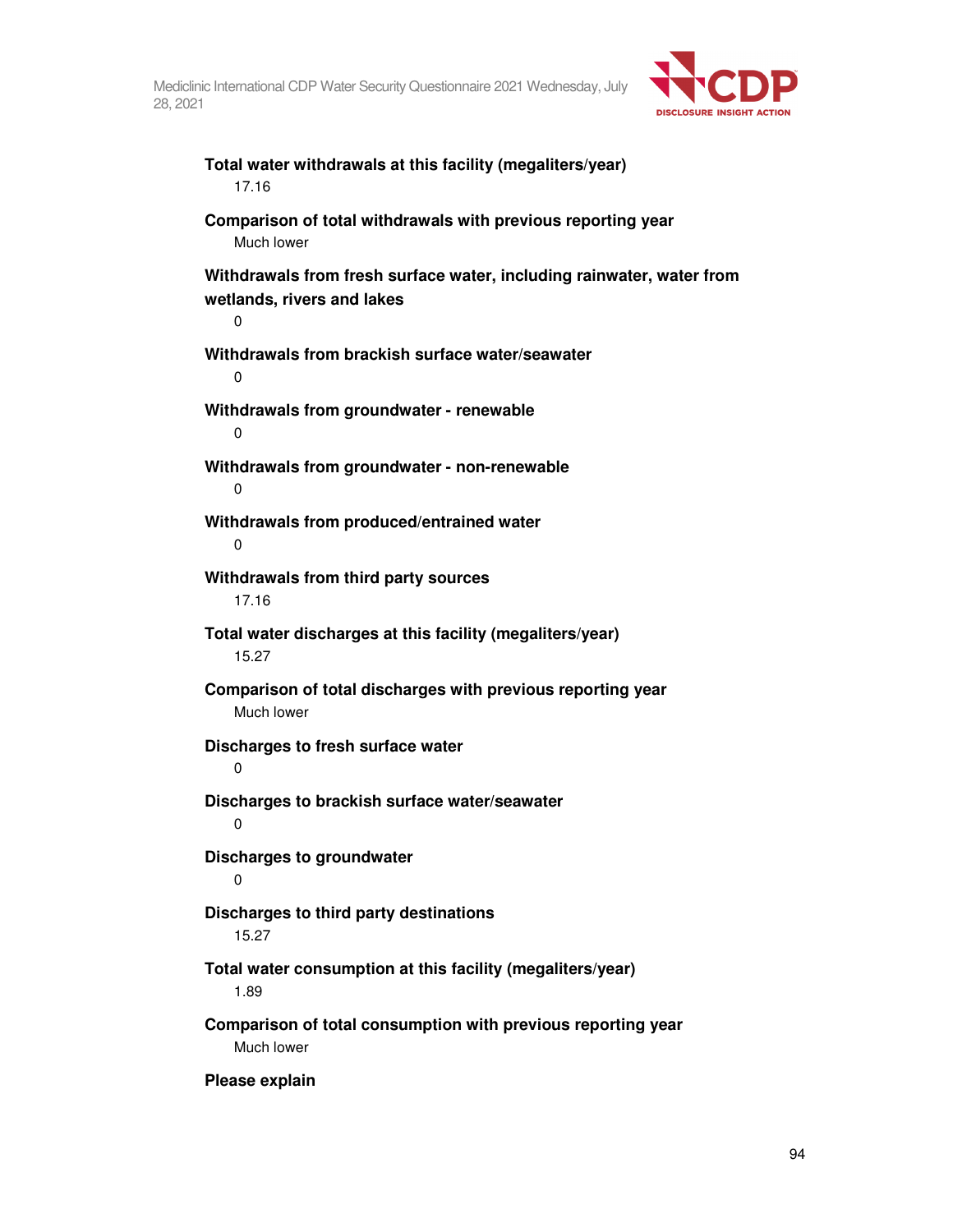**Total water withdrawals at this facility (megaliters/year)**

17.16

**Comparison of total withdrawals with previous reporting year**

Much lower

**Withdrawals from fresh surface water, including rainwater, water from wetlands, rivers and lakes**

0

**Withdrawals from brackish surface water/seawater**

0

**Withdrawals from groundwater - renewable**

0

**Withdrawals from groundwater - non-renewable**

0

**Withdrawals from produced/entrained water**

0

**Withdrawals from third party sources**

17.16

**Total water discharges at this facility (megaliters/year)**

15.27

**Comparison of total discharges with previous reporting year**

Much lower

**Discharges to fresh surface water**

0

**Discharges to brackish surface water/seawater**

0

**Discharges to groundwater**

0

**Discharges to third party destinations**

15.27

**Total water consumption at this facility (megaliters/year)**

1.89

**Comparison of total consumption with previous reporting year**

Much lower

**Please explain**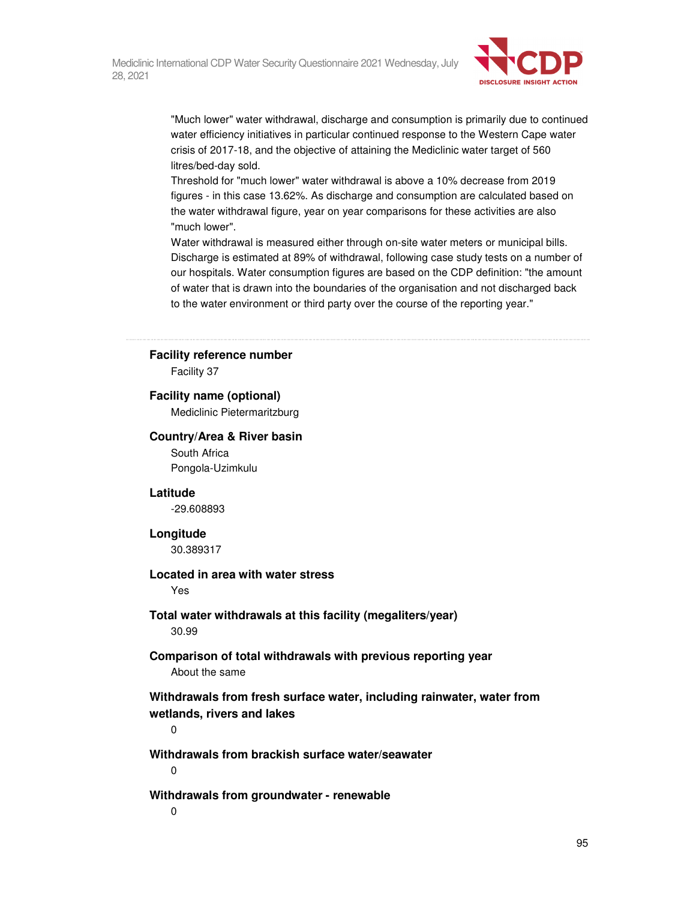"Much lower" water withdrawal, discharge and consumption is primarily due to continued water efficiency initiatives in particular continued response to the Western Cape water crisis of 2017-18, and the objective of attaining the Mediclinic water target of 560 litres/bed-day sold.
Threshold for "much lower" water withdrawal is above a 10% decrease from 2019 figures - in this case 13.62%. As discharge and consumption are calculated based on the water withdrawal figure, year on year comparisons for these activities are also "much lower".
Water withdrawal is measured either through on-site water meters or municipal bills. Discharge is estimated at 89% of withdrawal, following case study tests on a number of our hospitals. Water consumption figures are based on the CDP definition: "the amount of water that is drawn into the boundaries of the organisation and not discharged back to the water environment or third party over the course of the reporting year."

---

**Facility reference number**

Facility 37

**Facility name (optional)**

Mediclinic Pietermaritzburg

**Country/Area & River basin**

South Africa
Pongola-Uzimkulu

**Latitude**

-29.608893

**Longitude**

30.389317

**Located in area with water stress**

Yes

**Total water withdrawals at this facility (megaliters/year)**

30.99

**Comparison of total withdrawals with previous reporting year**

About the same

**Withdrawals from fresh surface water, including rainwater, water from wetlands, rivers and lakes**

0

**Withdrawals from brackish surface water/seawater**

0

**Withdrawals from groundwater - renewable**

0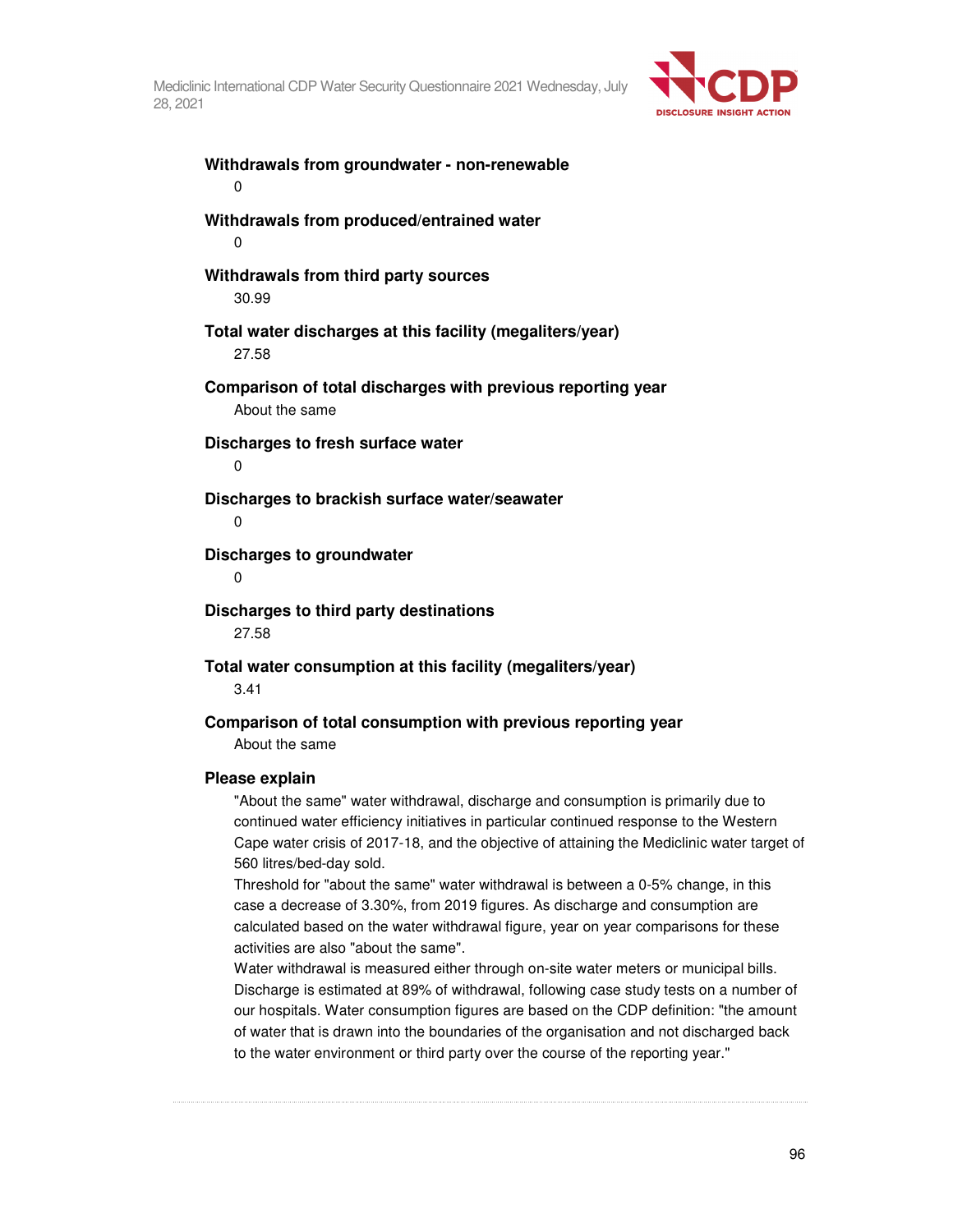**Withdrawals from groundwater - non-renewable**

0

**Withdrawals from produced/entrained water**

0

**Withdrawals from third party sources**

30.99

**Total water discharges at this facility (megaliters/year)**

27.58

**Comparison of total discharges with previous reporting year**

About the same

**Discharges to fresh surface water**

0

**Discharges to brackish surface water/seawater**

0

**Discharges to groundwater**

0

**Discharges to third party destinations**

27.58

**Total water consumption at this facility (megaliters/year)**

3.41

**Comparison of total consumption with previous reporting year**

About the same

**Please explain**

"About the same" water withdrawal, discharge and consumption is primarily due to continued water efficiency initiatives in particular continued response to the Western Cape water crisis of 2017-18, and the objective of attaining the Mediclinic water target of 560 litres/bed-day sold.

Threshold for "about the same" water withdrawal is between a 0-5% change, in this case a decrease of 3.30%, from 2019 figures. As discharge and consumption are calculated based on the water withdrawal figure, year on year comparisons for these activities are also "about the same".

Water withdrawal is measured either through on-site water meters or municipal bills. Discharge is estimated at 89% of withdrawal, following case study tests on a number of our hospitals. Water consumption figures are based on the CDP definition: "the amount of water that is drawn into the boundaries of the organisation and not discharged back to the water environment or third party over the course of the reporting year."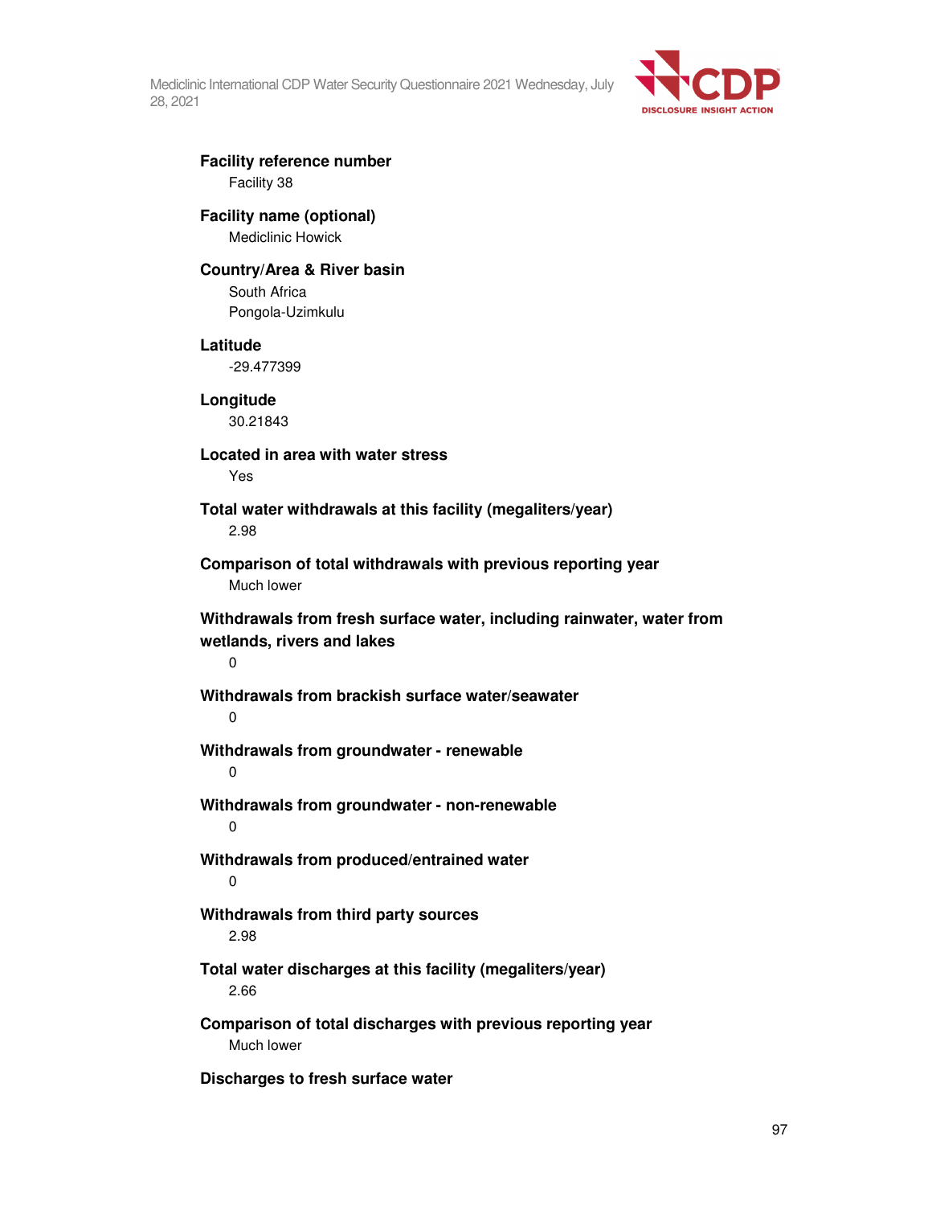**Facility reference number**

Facility 38

**Facility name (optional)**

Mediclinic Howick

**Country/Area & River basin**

South Africa

Pongola-Uzimkulu

**Latitude**

-29.477399

**Longitude**

30.21843

**Located in area with water stress**

Yes

**Total water withdrawals at this facility (megaliters/year)**

2.98

**Comparison of total withdrawals with previous reporting year**

Much lower

**Withdrawals from fresh surface water, including rainwater, water from wetlands, rivers and lakes**

0

**Withdrawals from brackish surface water/seawater**

0

**Withdrawals from groundwater - renewable**

0

**Withdrawals from groundwater - non-renewable**

0

**Withdrawals from produced/entrained water**

0

**Withdrawals from third party sources**

2.98

**Total water discharges at this facility (megaliters/year)**

2.66

**Comparison of total discharges with previous reporting year**

Much lower

**Discharges to fresh surface water**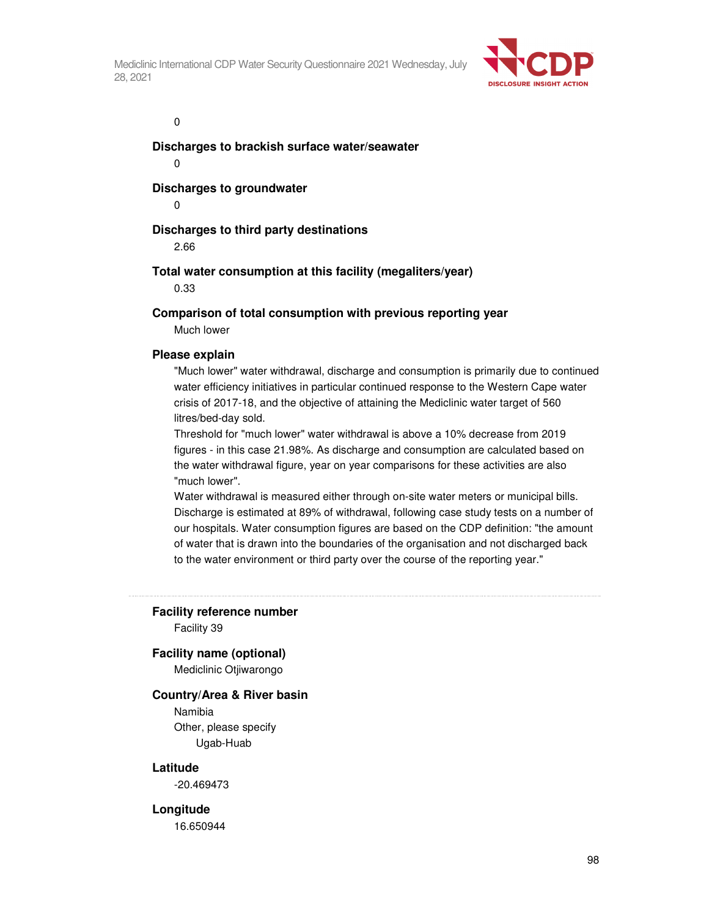0

**Discharges to brackish surface water/seawater**

0

**Discharges to groundwater**

0

**Discharges to third party destinations**

2.66

**Total water consumption at this facility (megaliters/year)**

0.33

**Comparison of total consumption with previous reporting year**

Much lower

**Please explain**

"Much lower" water withdrawal, discharge and consumption is primarily due to continued water efficiency initiatives in particular continued response to the Western Cape water crisis of 2017-18, and the objective of attaining the Mediclinic water target of 560 litres/bed-day sold.

Threshold for "much lower" water withdrawal is above a 10% decrease from 2019 figures - in this case 21.98%. As discharge and consumption are calculated based on the water withdrawal figure, year on year comparisons for these activities are also "much lower".

Water withdrawal is measured either through on-site water meters or municipal bills. Discharge is estimated at 89% of withdrawal, following case study tests on a number of our hospitals. Water consumption figures are based on the CDP definition: "the amount of water that is drawn into the boundaries of the organisation and not discharged back to the water environment or third party over the course of the reporting year."

---

**Facility reference number**

Facility 39

**Facility name (optional)**

Mediclinic Otjiwarongo

**Country/Area & River basin**

Namibia

Other, please specify

Ugab-Huab

**Latitude**

-20.469473

**Longitude**

16.650944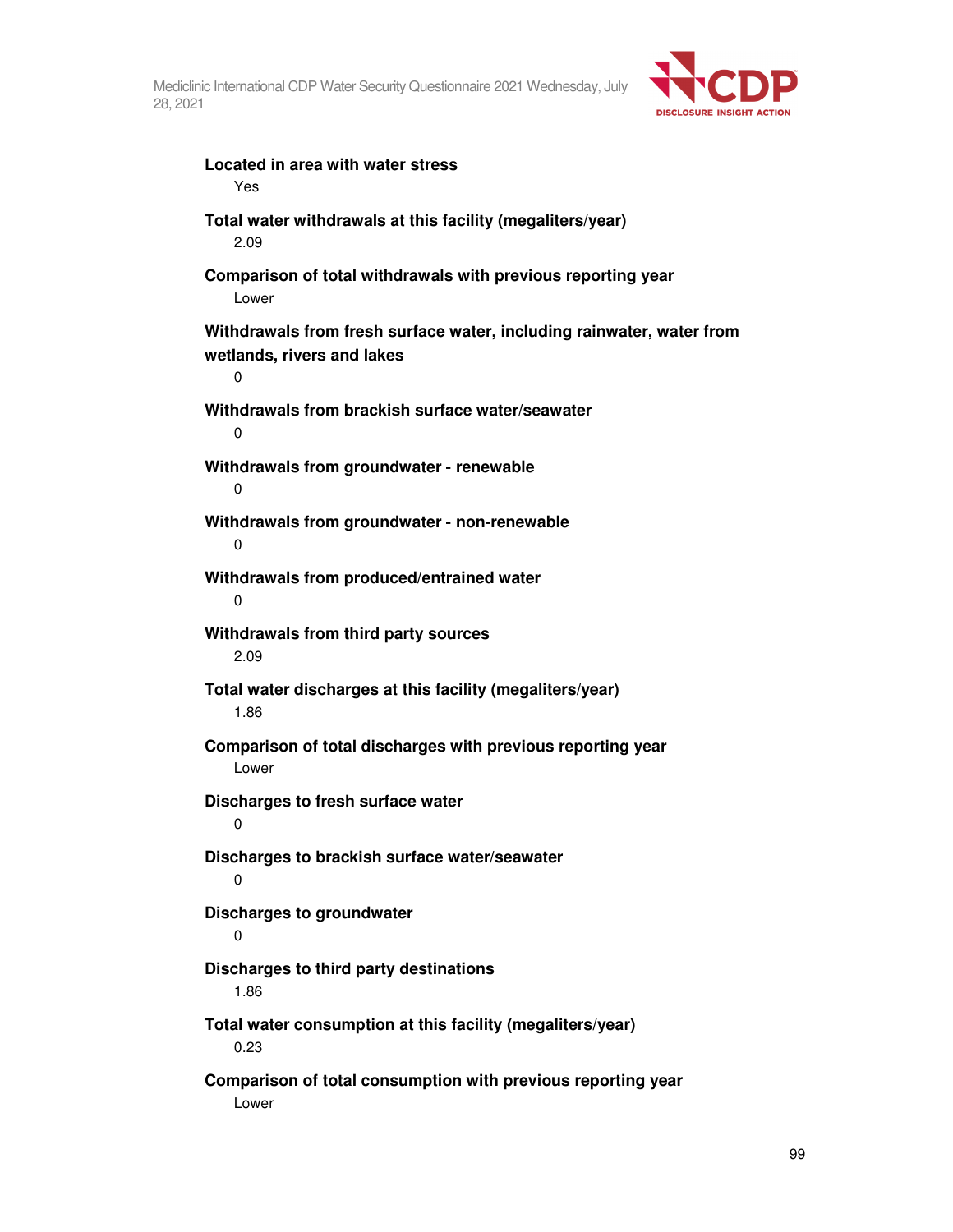**Located in area with water stress**

Yes

**Total water withdrawals at this facility (megaliters/year)**

2.09

**Comparison of total withdrawals with previous reporting year**

Lower

**Withdrawals from fresh surface water, including rainwater, water from wetlands, rivers and lakes**

0

**Withdrawals from brackish surface water/seawater**

0

**Withdrawals from groundwater - renewable**

0

**Withdrawals from groundwater - non-renewable**

0

**Withdrawals from produced/entrained water**

0

**Withdrawals from third party sources**

2.09

**Total water discharges at this facility (megaliters/year)**

1.86

**Comparison of total discharges with previous reporting year**

Lower

**Discharges to fresh surface water**

0

**Discharges to brackish surface water/seawater**

0

**Discharges to groundwater**

0

**Discharges to third party destinations**

1.86

**Total water consumption at this facility (megaliters/year)**

0.23

**Comparison of total consumption with previous reporting year**

Lower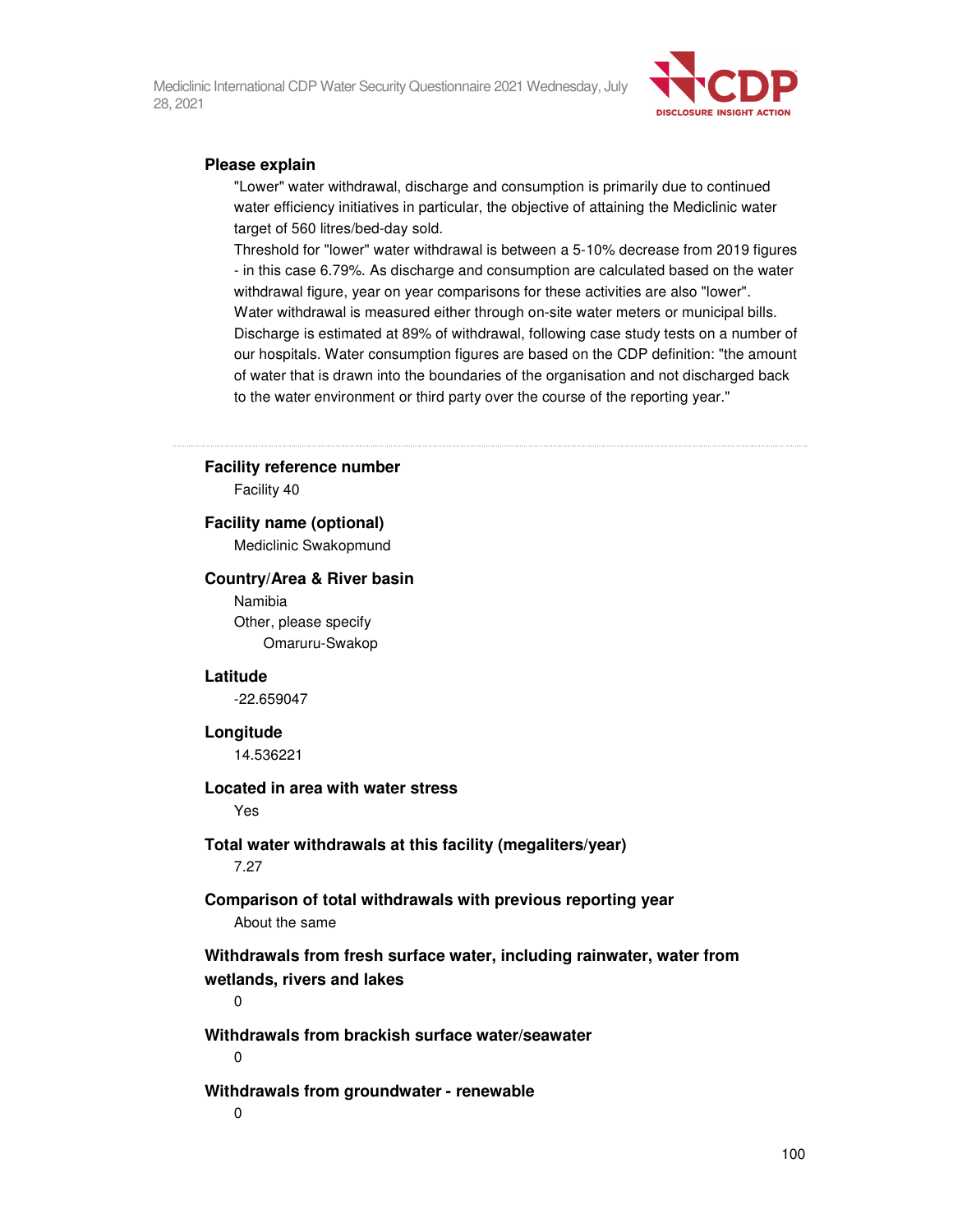**Please explain**

"Lower" water withdrawal, discharge and consumption is primarily due to continued water efficiency initiatives in particular, the objective of attaining the Mediclinic water target of 560 litres/bed-day sold.
Threshold for "lower" water withdrawal is between a 5-10% decrease from 2019 figures - in this case 6.79%. As discharge and consumption are calculated based on the water withdrawal figure, year on year comparisons for these activities are also "lower".
Water withdrawal is measured either through on-site water meters or municipal bills.
Discharge is estimated at 89% of withdrawal, following case study tests on a number of our hospitals. Water consumption figures are based on the CDP definition: "the amount of water that is drawn into the boundaries of the organisation and not discharged back to the water environment or third party over the course of the reporting year."

---

**Facility reference number**

Facility 40

**Facility name (optional)**

Mediclinic Swakopmund

**Country/Area & River basin**

Namibia

Other, please specify

Omaruru-Swakop

**Latitude**

-22.659047

**Longitude**

14.536221

**Located in area with water stress**

Yes

**Total water withdrawals at this facility (megaliters/year)**

7.27

**Comparison of total withdrawals with previous reporting year**

About the same

**Withdrawals from fresh surface water, including rainwater, water from wetlands, rivers and lakes**

0

**Withdrawals from brackish surface water/seawater**

0

**Withdrawals from groundwater - renewable**

0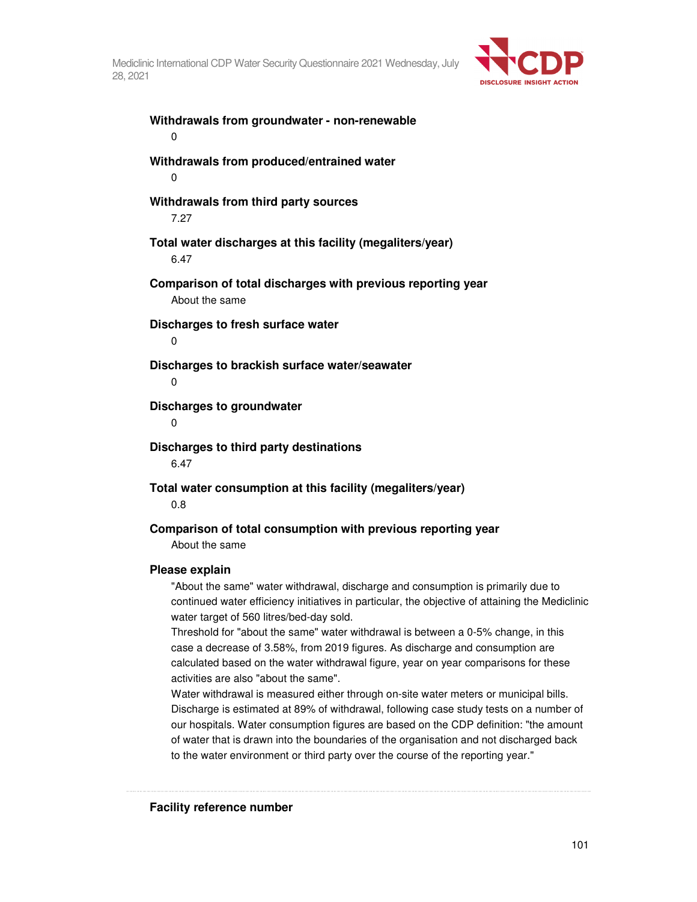**Withdrawals from groundwater - non-renewable**

0

**Withdrawals from produced/entrained water**

0

**Withdrawals from third party sources**

7.27

**Total water discharges at this facility (megaliters/year)**

6.47

**Comparison of total discharges with previous reporting year**

About the same

**Discharges to fresh surface water**

0

**Discharges to brackish surface water/seawater**

0

**Discharges to groundwater**

0

**Discharges to third party destinations**

6.47

**Total water consumption at this facility (megaliters/year)**

0.8

**Comparison of total consumption with previous reporting year**

About the same

**Please explain**

"About the same" water withdrawal, discharge and consumption is primarily due to continued water efficiency initiatives in particular, the objective of attaining the Mediclinic water target of 560 litres/bed-day sold.

Threshold for "about the same" water withdrawal is between a 0-5% change, in this case a decrease of 3.58%, from 2019 figures. As discharge and consumption are calculated based on the water withdrawal figure, year on year comparisons for these activities are also "about the same".

Water withdrawal is measured either through on-site water meters or municipal bills. Discharge is estimated at 89% of withdrawal, following case study tests on a number of our hospitals. Water consumption figures are based on the CDP definition: "the amount of water that is drawn into the boundaries of the organisation and not discharged back to the water environment or third party over the course of the reporting year."

---

**Facility reference number**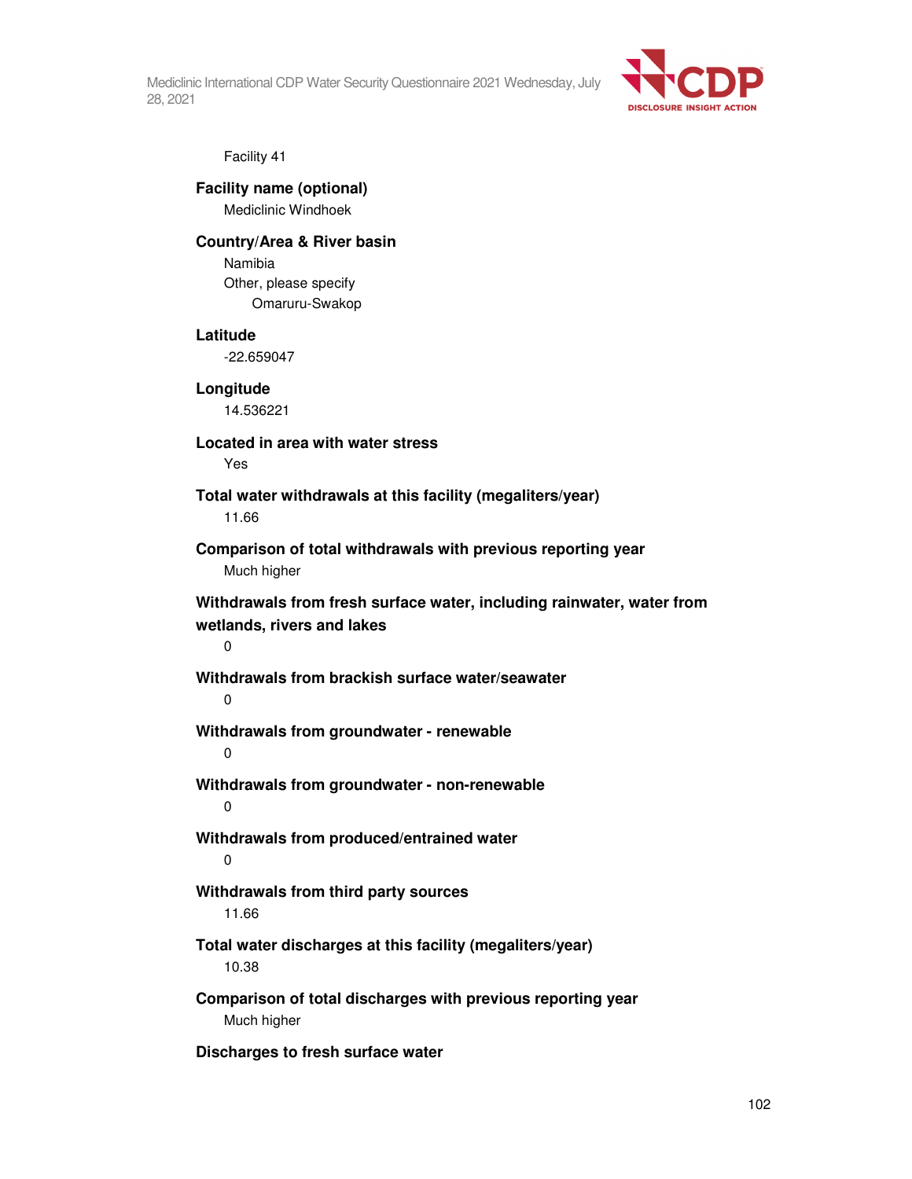Facility 41

**Facility name (optional)**

Mediclinic Windhoek

**Country/Area & River basin**

Namibia

Other, please specify

Omaruru-Swakop

**Latitude**

-22.659047

**Longitude**

14.536221

**Located in area with water stress**

Yes

**Total water withdrawals at this facility (megaliters/year)**

11.66

**Comparison of total withdrawals with previous reporting year**

Much higher

**Withdrawals from fresh surface water, including rainwater, water from wetlands, rivers and lakes**

0

**Withdrawals from brackish surface water/seawater**

0

**Withdrawals from groundwater - renewable**

0

**Withdrawals from groundwater - non-renewable**

0

**Withdrawals from produced/entrained water**

0

**Withdrawals from third party sources**

11.66

**Total water discharges at this facility (megaliters/year)**

10.38

**Comparison of total discharges with previous reporting year**

Much higher

**Discharges to fresh surface water**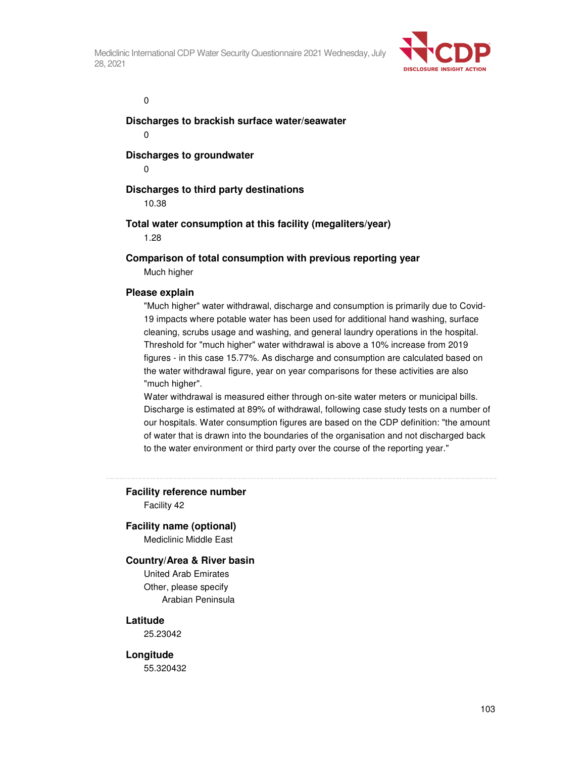0

**Discharges to brackish surface water/seawater**

0

**Discharges to groundwater**

0

**Discharges to third party destinations**

10.38

**Total water consumption at this facility (megaliters/year)**

1.28

**Comparison of total consumption with previous reporting year**

Much higher

**Please explain**

"Much higher" water withdrawal, discharge and consumption is primarily due to Covid-19 impacts where potable water has been used for additional hand washing, surface cleaning, scrubs usage and washing, and general laundry operations in the hospital. Threshold for "much higher" water withdrawal is above a 10% increase from 2019 figures - in this case 15.77%. As discharge and consumption are calculated based on the water withdrawal figure, year on year comparisons for these activities are also "much higher".

Water withdrawal is measured either through on-site water meters or municipal bills. Discharge is estimated at 89% of withdrawal, following case study tests on a number of our hospitals. Water consumption figures are based on the CDP definition: "the amount of water that is drawn into the boundaries of the organisation and not discharged back to the water environment or third party over the course of the reporting year."

---

**Facility reference number**

Facility 42

**Facility name (optional)**

Mediclinic Middle East

**Country/Area & River basin**

United Arab Emirates

Other, please specify

Arabian Peninsula

**Latitude**

25.23042

**Longitude**

55.320432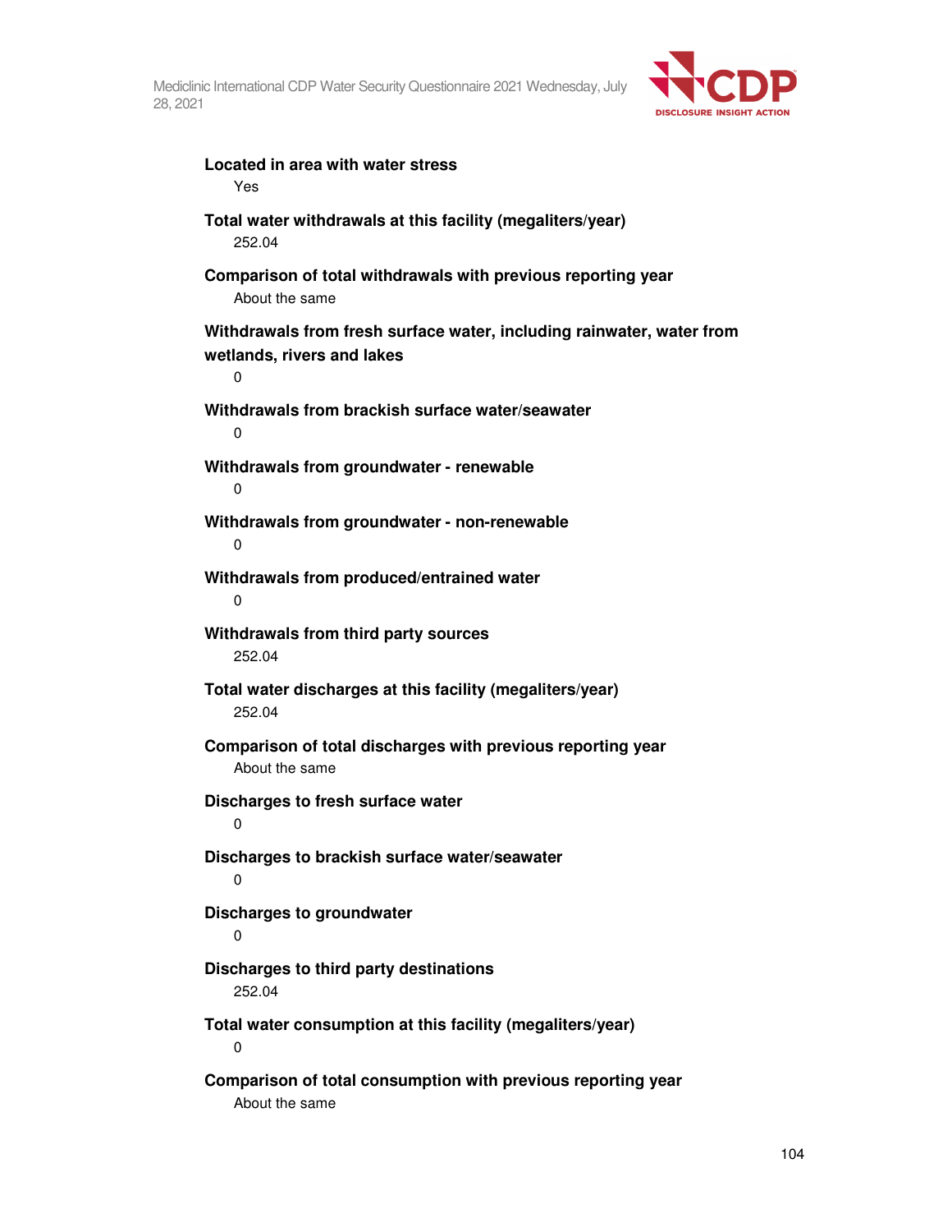**Located in area with water stress**

Yes

**Total water withdrawals at this facility (megaliters/year)**

252.04

**Comparison of total withdrawals with previous reporting year**

About the same

**Withdrawals from fresh surface water, including rainwater, water from wetlands, rivers and lakes**

0

**Withdrawals from brackish surface water/seawater**

0

**Withdrawals from groundwater - renewable**

0

**Withdrawals from groundwater - non-renewable**

0

**Withdrawals from produced/entrained water**

0

**Withdrawals from third party sources**

252.04

**Total water discharges at this facility (megaliters/year)**

252.04

**Comparison of total discharges with previous reporting year**

About the same

**Discharges to fresh surface water**

0

**Discharges to brackish surface water/seawater**

0

**Discharges to groundwater**

0

**Discharges to third party destinations**

252.04

**Total water consumption at this facility (megaliters/year)**

0

**Comparison of total consumption with previous reporting year**

About the same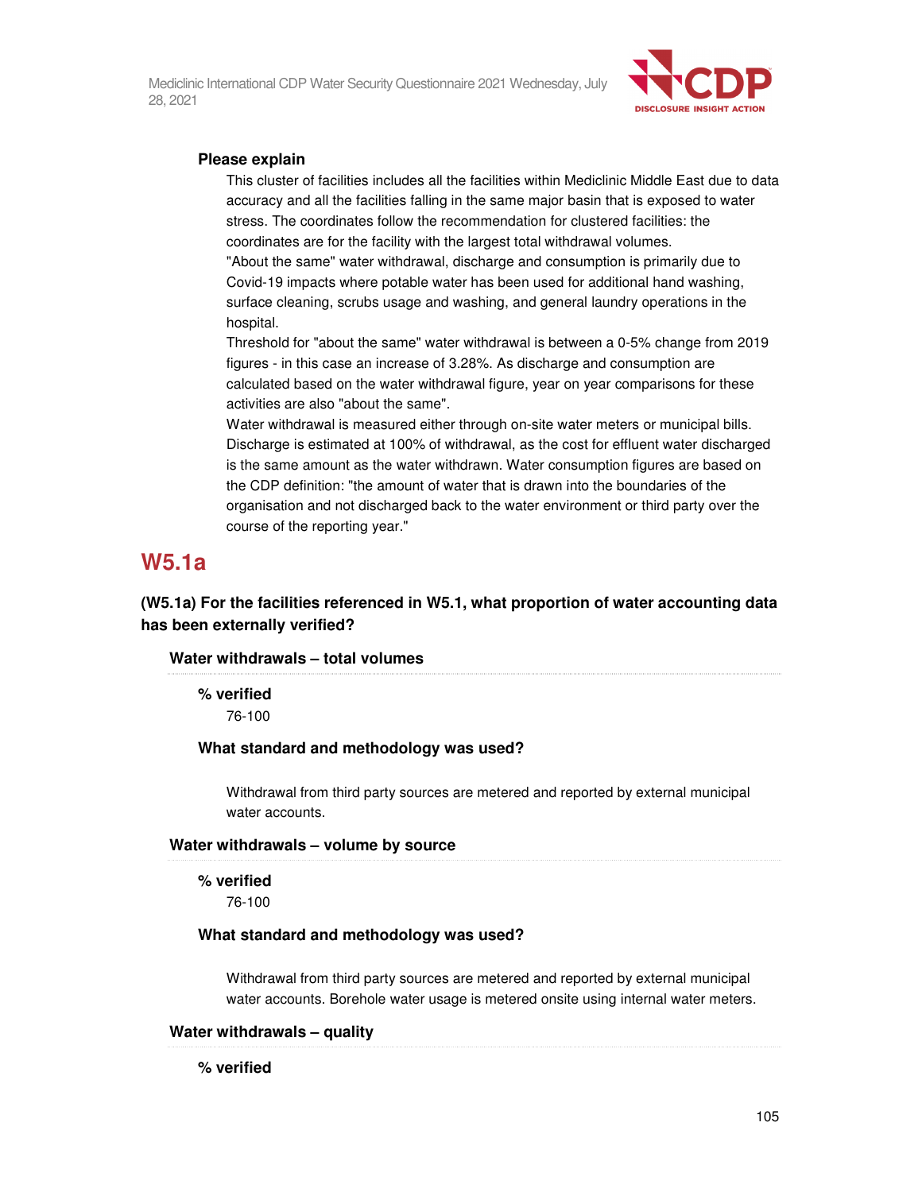#### Please explain

This cluster of facilities includes all the facilities within Mediclinic Middle East due to data accuracy and all the facilities falling in the same major basin that is exposed to water stress. The coordinates follow the recommendation for clustered facilities: the coordinates are for the facility with the largest total withdrawal volumes.

"About the same" water withdrawal, discharge and consumption is primarily due to Covid-19 impacts where potable water has been used for additional hand washing, surface cleaning, scrubs usage and washing, and general laundry operations in the hospital.

Threshold for "about the same" water withdrawal is between a 0-5% change from 2019 figures - in this case an increase of 3.28%. As discharge and consumption are calculated based on the water withdrawal figure, year on year comparisons for these activities are also "about the same".

Water withdrawal is measured either through on-site water meters or municipal bills. Discharge is estimated at 100% of withdrawal, as the cost for effluent water discharged is the same amount as the water withdrawn. Water consumption figures are based on the CDP definition: "the amount of water that is drawn into the boundaries of the organisation and not discharged back to the water environment or third party over the course of the reporting year."

## W5.1a

**(W5.1a) For the facilities referenced in W5.1, what proportion of water accounting data has been externally verified?**

### Water withdrawals – total volumes

#### % verified

76-100

#### What standard and methodology was used?

Withdrawal from third party sources are metered and reported by external municipal water accounts.

### Water withdrawals – volume by source

#### % verified

76-100

#### What standard and methodology was used?

Withdrawal from third party sources are metered and reported by external municipal water accounts. Borehole water usage is metered onsite using internal water meters.

### Water withdrawals – quality

#### % verified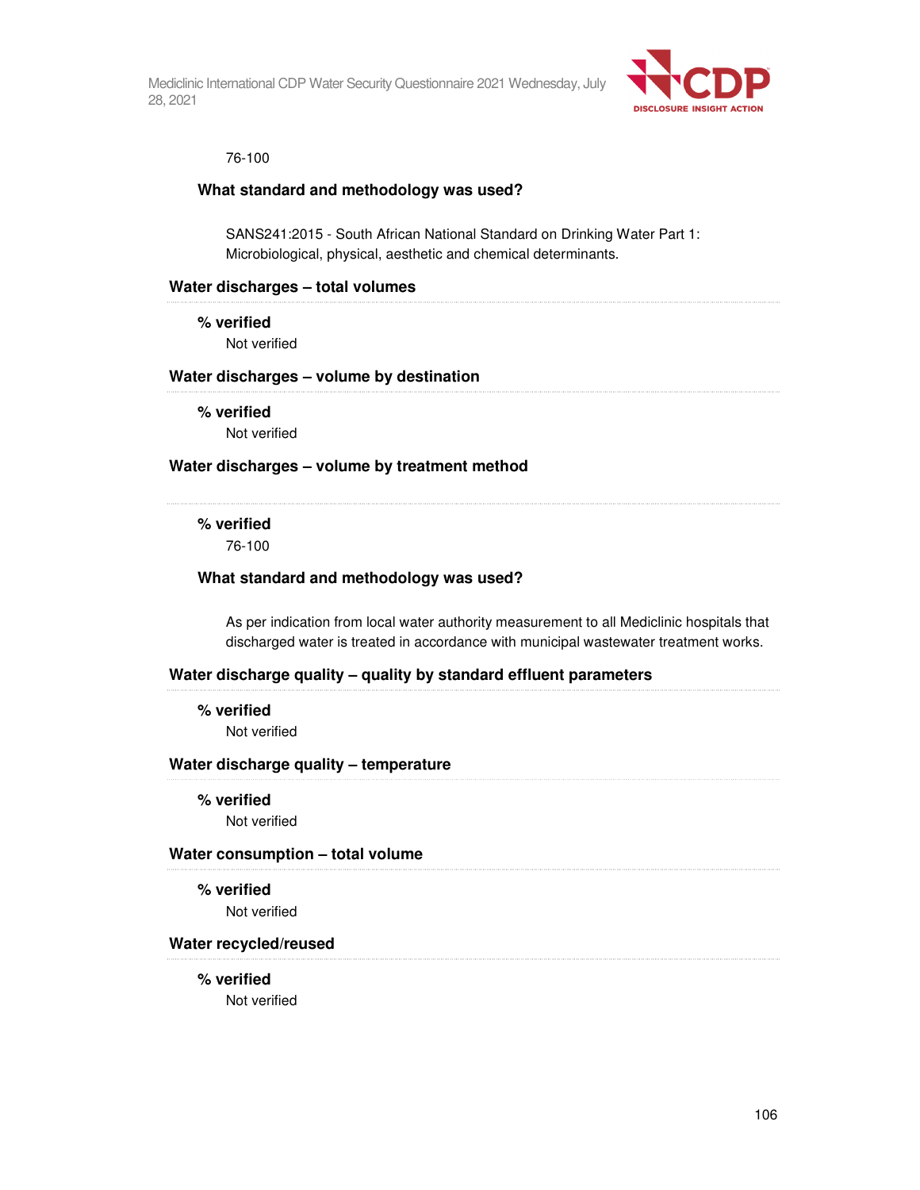76-100

**What standard and methodology was used?**

SANS241:2015 - South African National Standard on Drinking Water Part 1: Microbiological, physical, aesthetic and chemical determinants.

**Water discharges – total volumes**

**% verified**

Not verified

**Water discharges – volume by destination**

**% verified**

Not verified

**Water discharges – volume by treatment method**

**% verified**

76-100

**What standard and methodology was used?**

As per indication from local water authority measurement to all Mediclinic hospitals that discharged water is treated in accordance with municipal wastewater treatment works.

**Water discharge quality – quality by standard effluent parameters**

**% verified**

Not verified

**Water discharge quality – temperature**

**% verified**

Not verified

**Water consumption – total volume**

**% verified**

Not verified

**Water recycled/reused**

**% verified**

Not verified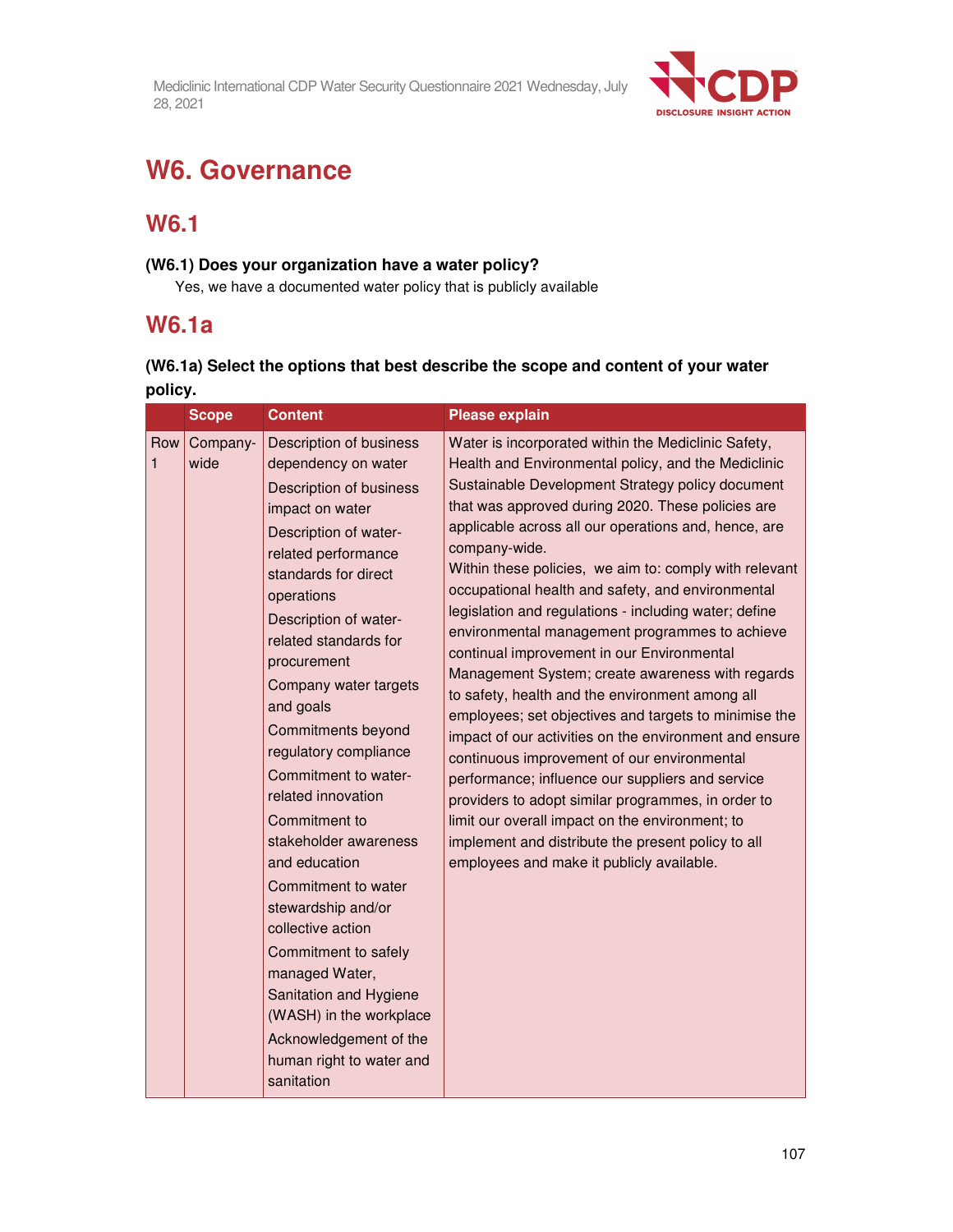# W6. Governance

## W6.1

**(W6.1) Does your organization have a water policy?**

Yes, we have a documented water policy that is publicly available

## W6.1a

**(W6.1a) Select the options that best describe the scope and content of your water policy.**

| | Scope | Content | Please explain |
|---|---|---|---|
| Row 1 | Company-wide | Description of business dependency on water<br>Description of business impact on water<br>Description of water-related performance standards for direct operations<br>Description of water-related standards for procurement<br>Company water targets and goals<br>Commitments beyond regulatory compliance<br>Commitment to water-related innovation<br>Commitment to stakeholder awareness and education<br>Commitment to water stewardship and/or collective action<br>Commitment to safely managed Water, Sanitation and Hygiene (WASH) in the workplace<br>Acknowledgement of the human right to water and sanitation | Water is incorporated within the Mediclinic Safety, Health and Environmental policy, and the Mediclinic Sustainable Development Strategy policy document that was approved during 2020. These policies are applicable across all our operations and, hence, are company-wide.<br>Within these policies, we aim to: comply with relevant occupational health and safety, and environmental legislation and regulations - including water; define environmental management programmes to achieve continual improvement in our Environmental Management System; create awareness with regards to safety, health and the environment among all employees; set objectives and targets to minimise the impact of our activities on the environment and ensure continuous improvement of our environmental performance; influence our suppliers and service providers to adopt similar programmes, in order to limit our overall impact on the environment; to implement and distribute the present policy to all employees and make it publicly available. |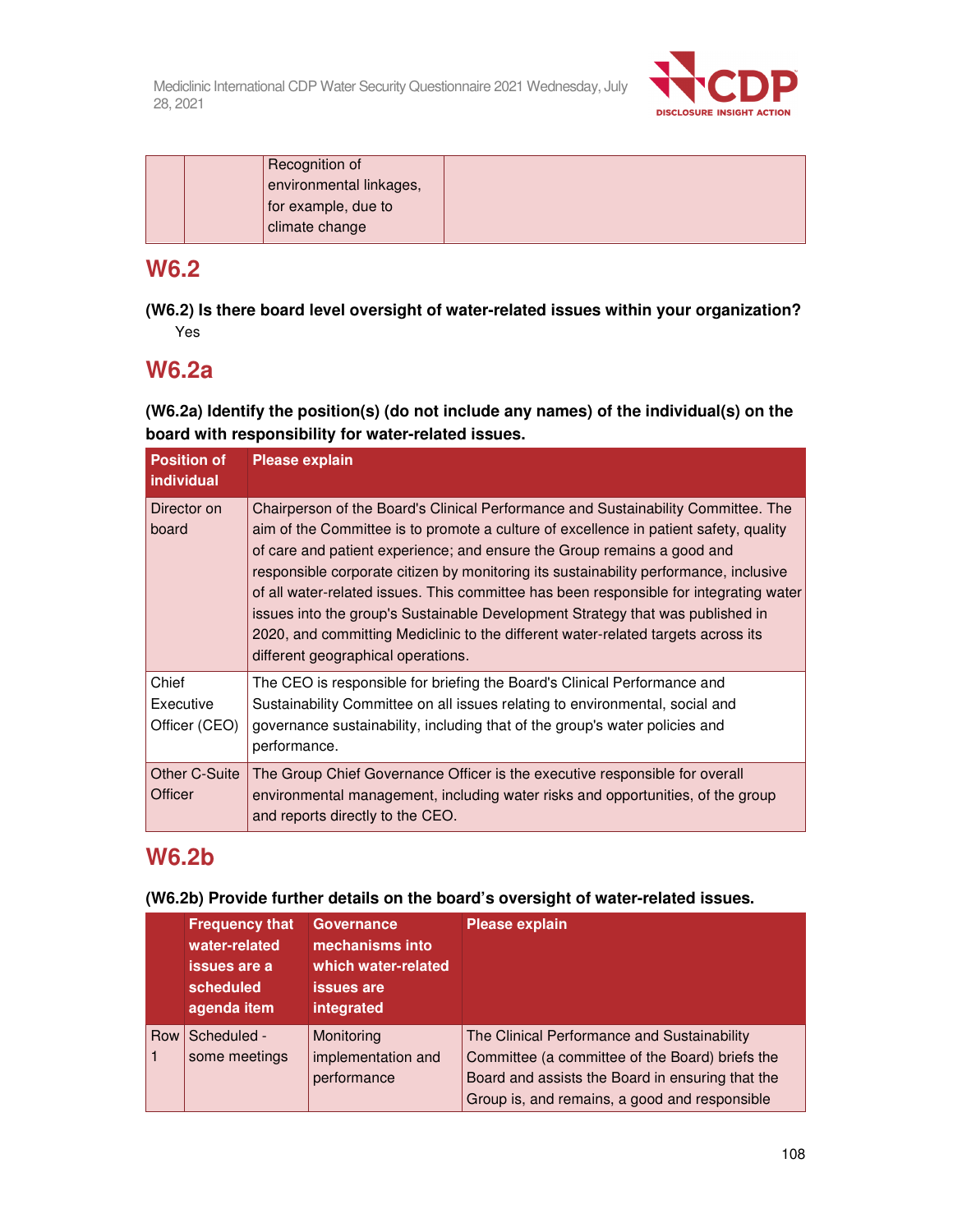| | | Recognition of environmental linkages, for example, due to climate change | |
|---|---|---|---|

## W6.2

**(W6.2) Is there board level oversight of water-related issues within your organization?**

Yes

## W6.2a

**(W6.2a) Identify the position(s) (do not include any names) of the individual(s) on the board with responsibility for water-related issues.**

| Position of individual | Please explain |
|---|---|
| Director on board | Chairperson of the Board's Clinical Performance and Sustainability Committee. The aim of the Committee is to promote a culture of excellence in patient safety, quality of care and patient experience; and ensure the Group remains a good and responsible corporate citizen by monitoring its sustainability performance, inclusive of all water-related issues. This committee has been responsible for integrating water issues into the group's Sustainable Development Strategy that was published in 2020, and committing Mediclinic to the different water-related targets across its different geographical operations. |
| Chief Executive Officer (CEO) | The CEO is responsible for briefing the Board's Clinical Performance and Sustainability Committee on all issues relating to environmental, social and governance sustainability, including that of the group's water policies and performance. |
| Other C-Suite Officer | The Group Chief Governance Officer is the executive responsible for overall environmental management, including water risks and opportunities, of the group and reports directly to the CEO. |

## W6.2b

**(W6.2b) Provide further details on the board's oversight of water-related issues.**

| | Frequency that water-related issues are a scheduled agenda item | Governance mechanisms into which water-related issues are integrated | Please explain |
|---|---|---|---|
| Row 1 | Scheduled - some meetings | Monitoring implementation and performance | The Clinical Performance and Sustainability Committee (a committee of the Board) briefs the Board and assists the Board in ensuring that the Group is, and remains, a good and responsible |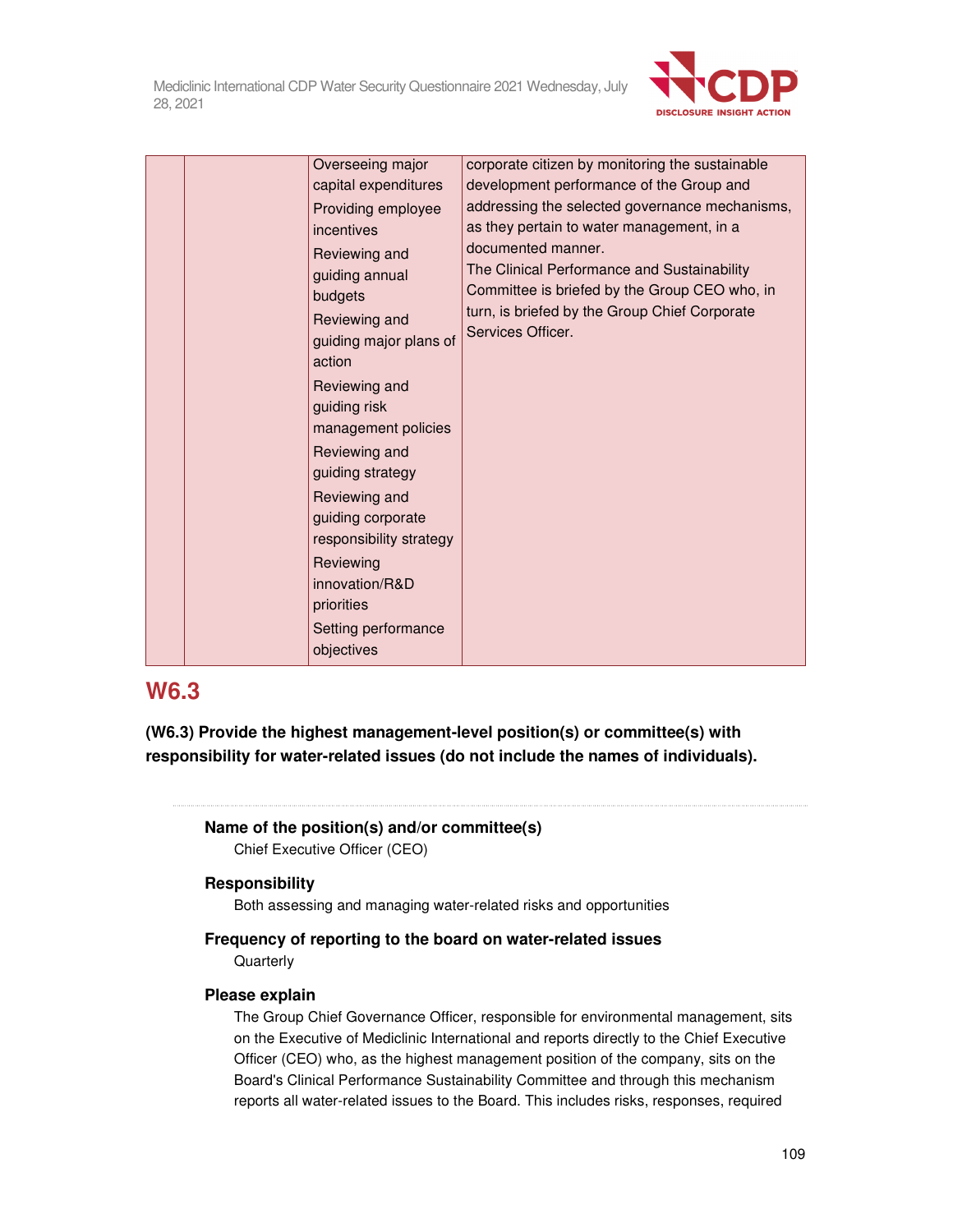| | | Overseeing major capital expenditures<br>Providing employee incentives<br>Reviewing and guiding annual budgets<br>Reviewing and guiding major plans of action<br>Reviewing and guiding risk management policies<br>Reviewing and guiding strategy<br>Reviewing and guiding corporate responsibility strategy<br>Reviewing innovation/R&D priorities<br>Setting performance objectives | corporate citizen by monitoring the sustainable development performance of the Group and addressing the selected governance mechanisms, as they pertain to water management, in a documented manner.<br>The Clinical Performance and Sustainability Committee is briefed by the Group CEO who, in turn, is briefed by the Group Chief Corporate Services Officer. |
|---|---|---|---|

## W6.3

**(W6.3) Provide the highest management-level position(s) or committee(s) with responsibility for water-related issues (do not include the names of individuals).**

**Name of the position(s) and/or committee(s)**

Chief Executive Officer (CEO)

**Responsibility**

Both assessing and managing water-related risks and opportunities

**Frequency of reporting to the board on water-related issues**

Quarterly

**Please explain**

The Group Chief Governance Officer, responsible for environmental management, sits on the Executive of Mediclinic International and reports directly to the Chief Executive Officer (CEO) who, as the highest management position of the company, sits on the Board's Clinical Performance Sustainability Committee and through this mechanism reports all water-related issues to the Board. This includes risks, responses, required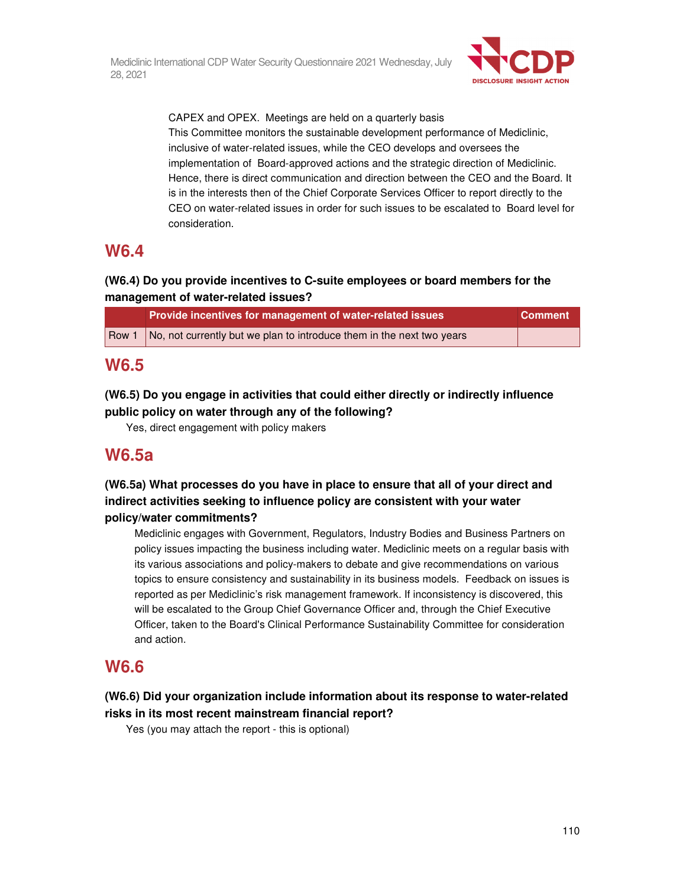CAPEX and OPEX. Meetings are held on a quarterly basis
This Committee monitors the sustainable development performance of Mediclinic, inclusive of water-related issues, while the CEO develops and oversees the implementation of Board-approved actions and the strategic direction of Mediclinic. Hence, there is direct communication and direction between the CEO and the Board. It is in the interests then of the Chief Corporate Services Officer to report directly to the CEO on water-related issues in order for such issues to be escalated to Board level for consideration.

## W6.4

### (W6.4) Do you provide incentives to C-suite employees or board members for the management of water-related issues?

| | Provide incentives for management of water-related issues | Comment |
|---|---|---|
| Row 1 | No, not currently but we plan to introduce them in the next two years | |

## W6.5

### (W6.5) Do you engage in activities that could either directly or indirectly influence public policy on water through any of the following?

Yes, direct engagement with policy makers

## W6.5a

### (W6.5a) What processes do you have in place to ensure that all of your direct and indirect activities seeking to influence policy are consistent with your water policy/water commitments?

Mediclinic engages with Government, Regulators, Industry Bodies and Business Partners on policy issues impacting the business including water. Mediclinic meets on a regular basis with its various associations and policy-makers to debate and give recommendations on various topics to ensure consistency and sustainability in its business models. Feedback on issues is reported as per Mediclinic's risk management framework. If inconsistency is discovered, this will be escalated to the Group Chief Governance Officer and, through the Chief Executive Officer, taken to the Board's Clinical Performance Sustainability Committee for consideration and action.

## W6.6

### (W6.6) Did your organization include information about its response to water-related risks in its most recent mainstream financial report?

Yes (you may attach the report - this is optional)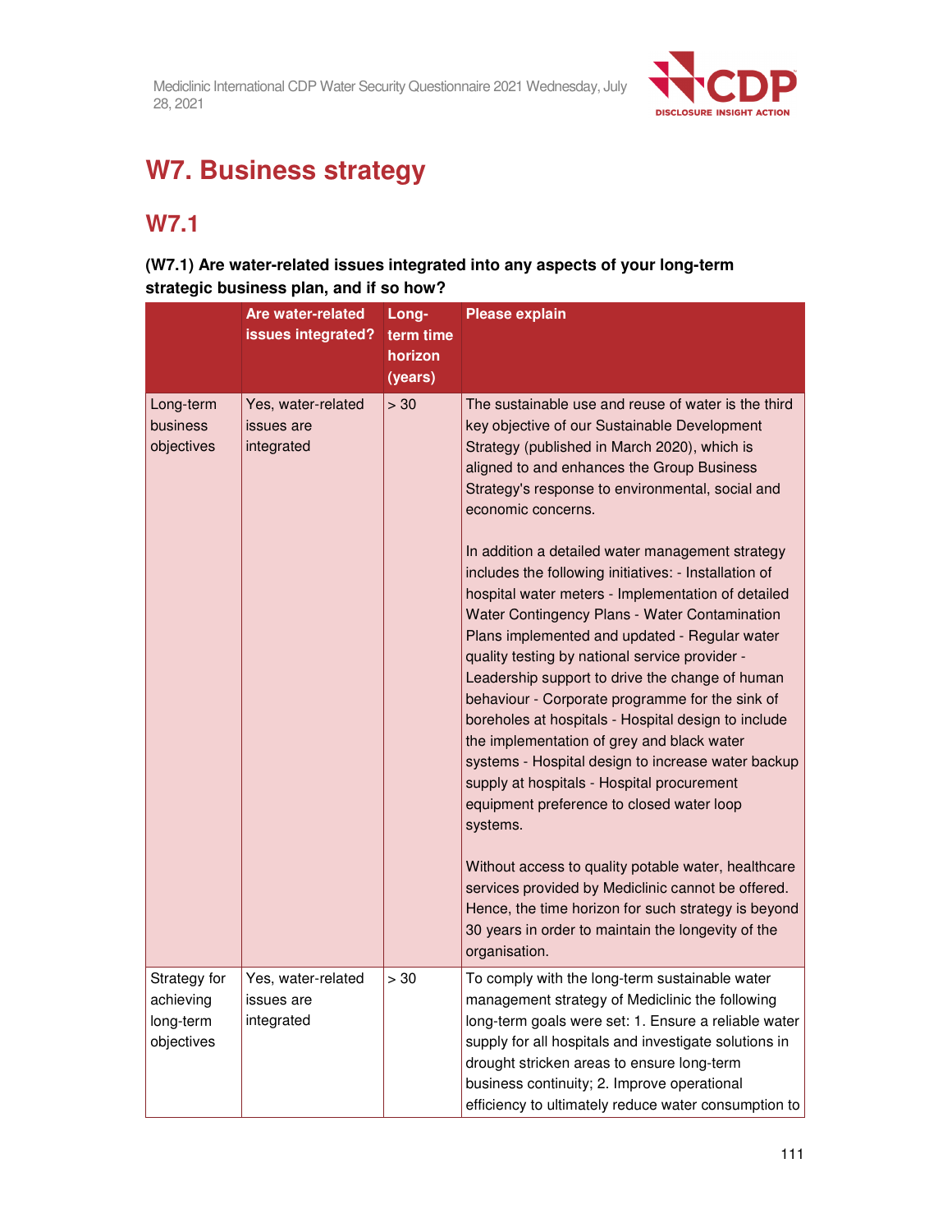# W7. Business strategy

## W7.1

**(W7.1) Are water-related issues integrated into any aspects of your long-term strategic business plan, and if so how?**

| | Are water-related issues integrated? | Long-term time horizon (years) | Please explain |
|---|---|---|---|
| Long-term business objectives | Yes, water-related issues are integrated | > 30 | The sustainable use and reuse of water is the third key objective of our Sustainable Development Strategy (published in March 2020), which is aligned to and enhances the Group Business Strategy's response to environmental, social and economic concerns.<br><br>In addition a detailed water management strategy includes the following initiatives: - Installation of hospital water meters - Implementation of detailed Water Contingency Plans - Water Contamination Plans implemented and updated - Regular water quality testing by national service provider - Leadership support to drive the change of human behaviour - Corporate programme for the sink of boreholes at hospitals - Hospital design to include the implementation of grey and black water systems - Hospital design to increase water backup supply at hospitals - Hospital procurement equipment preference to closed water loop systems.<br><br>Without access to quality potable water, healthcare services provided by Mediclinic cannot be offered. Hence, the time horizon for such strategy is beyond 30 years in order to maintain the longevity of the organisation. |
| Strategy for achieving long-term objectives | Yes, water-related issues are integrated | > 30 | To comply with the long-term sustainable water management strategy of Mediclinic the following long-term goals were set: 1. Ensure a reliable water supply for all hospitals and investigate solutions in drought stricken areas to ensure long-term business continuity; 2. Improve operational efficiency to ultimately reduce water consumption to |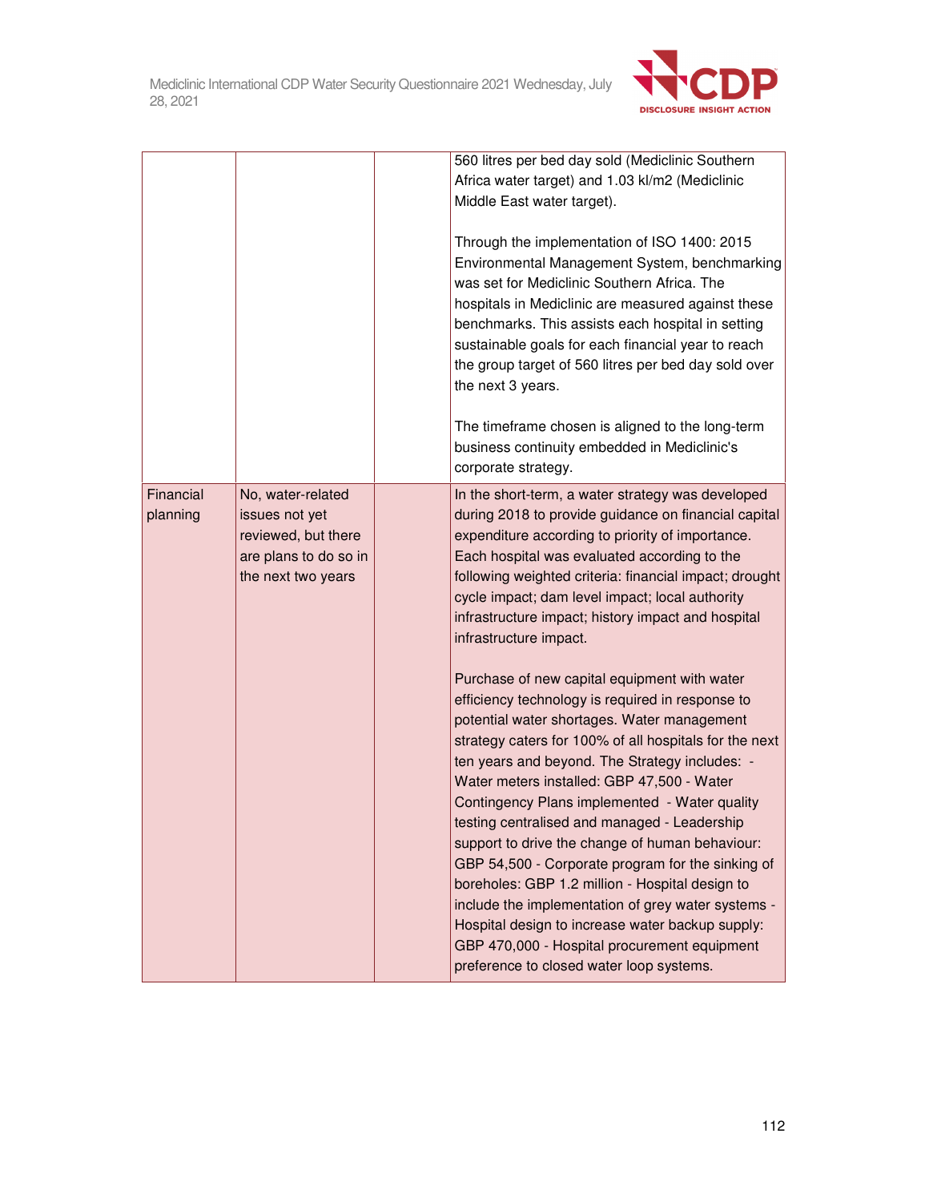| | | | |
|---|---|---|---|
| | | | 560 litres per bed day sold (Mediclinic Southern Africa water target) and 1.03 kl/m2 (Mediclinic Middle East water target).<br><br>Through the implementation of ISO 1400: 2015 Environmental Management System, benchmarking was set for Mediclinic Southern Africa. The hospitals in Mediclinic are measured against these benchmarks. This assists each hospital in setting sustainable goals for each financial year to reach the group target of 560 litres per bed day sold over the next 3 years.<br><br>The timeframe chosen is aligned to the long-term business continuity embedded in Mediclinic's corporate strategy. |
| Financial planning | No, water-related issues not yet reviewed, but there are plans to do so in the next two years | | In the short-term, a water strategy was developed during 2018 to provide guidance on financial capital expenditure according to priority of importance. Each hospital was evaluated according to the following weighted criteria: financial impact; drought cycle impact; dam level impact; local authority infrastructure impact; history impact and hospital infrastructure impact.<br><br>Purchase of new capital equipment with water efficiency technology is required in response to potential water shortages. Water management strategy caters for 100% of all hospitals for the next ten years and beyond. The Strategy includes: - Water meters installed: GBP 47,500 - Water Contingency Plans implemented - Water quality testing centralised and managed - Leadership support to drive the change of human behaviour: GBP 54,500 - Corporate program for the sinking of boreholes: GBP 1.2 million - Hospital design to include the implementation of grey water systems - Hospital design to increase water backup supply: GBP 470,000 - Hospital procurement equipment preference to closed water loop systems. |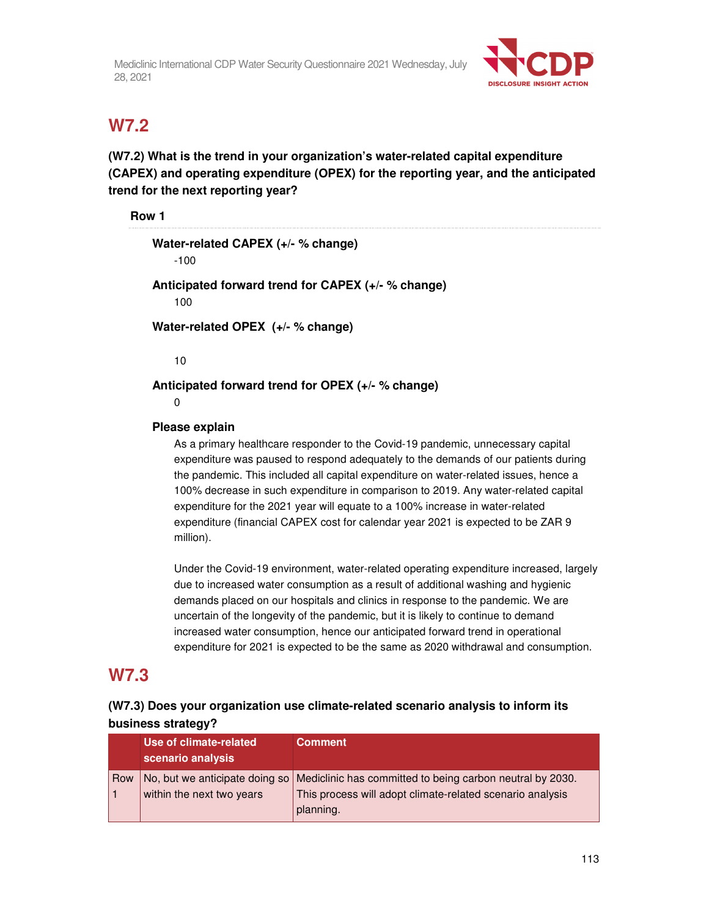## W7.2

### (W7.2) What is the trend in your organization's water-related capital expenditure (CAPEX) and operating expenditure (OPEX) for the reporting year, and the anticipated trend for the next reporting year?

**Row 1**

**Water-related CAPEX (+/- % change)**

-100

**Anticipated forward trend for CAPEX (+/- % change)**

100

**Water-related OPEX (+/- % change)**

10

**Anticipated forward trend for OPEX (+/- % change)**

0

**Please explain**

As a primary healthcare responder to the Covid-19 pandemic, unnecessary capital expenditure was paused to respond adequately to the demands of our patients during the pandemic. This included all capital expenditure on water-related issues, hence a 100% decrease in such expenditure in comparison to 2019. Any water-related capital expenditure for the 2021 year will equate to a 100% increase in water-related expenditure (financial CAPEX cost for calendar year 2021 is expected to be ZAR 9 million).

Under the Covid-19 environment, water-related operating expenditure increased, largely due to increased water consumption as a result of additional washing and hygienic demands placed on our hospitals and clinics in response to the pandemic. We are uncertain of the longevity of the pandemic, but it is likely to continue to demand increased water consumption, hence our anticipated forward trend in operational expenditure for 2021 is expected to be the same as 2020 withdrawal and consumption.

## W7.3

### (W7.3) Does your organization use climate-related scenario analysis to inform its business strategy?

| | Use of climate-related scenario analysis | Comment |
|---|---|---|
| Row 1 | No, but we anticipate doing so within the next two years | Mediclinic has committed to being carbon neutral by 2030. This process will adopt climate-related scenario analysis planning. |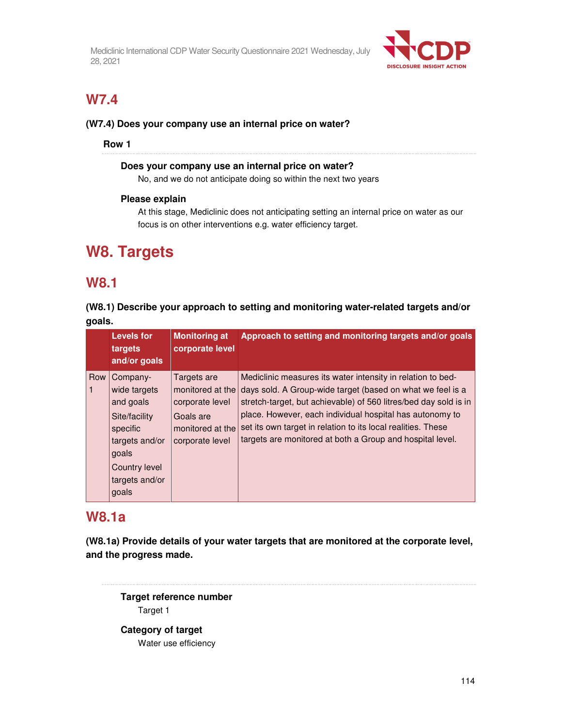## W7.4

**(W7.4) Does your company use an internal price on water?**

**Row 1**

**Does your company use an internal price on water?**

No, and we do not anticipate doing so within the next two years

**Please explain**

At this stage, Mediclinic does not anticipating setting an internal price on water as our focus is on other interventions e.g. water efficiency target.

# W8. Targets

## W8.1

**(W8.1) Describe your approach to setting and monitoring water-related targets and/or goals.**

| | Levels for targets and/or goals | Monitoring at corporate level | Approach to setting and monitoring targets and/or goals |
|---|---|---|---|
| Row 1 | Company-wide targets and goals<br>Site/facility specific targets and/or goals<br>Country level targets and/or goals | Targets are monitored at the corporate level<br>Goals are monitored at the corporate level | Mediclinic measures its water intensity in relation to bed-days sold. A Group-wide target (based on what we feel is a stretch-target, but achievable) of 560 litres/bed day sold is in place. However, each individual hospital has autonomy to set its own target in relation to its local realities. These targets are monitored at both a Group and hospital level. |

## W8.1a

**(W8.1a) Provide details of your water targets that are monitored at the corporate level, and the progress made.**

**Target reference number**

Target 1

**Category of target**

Water use efficiency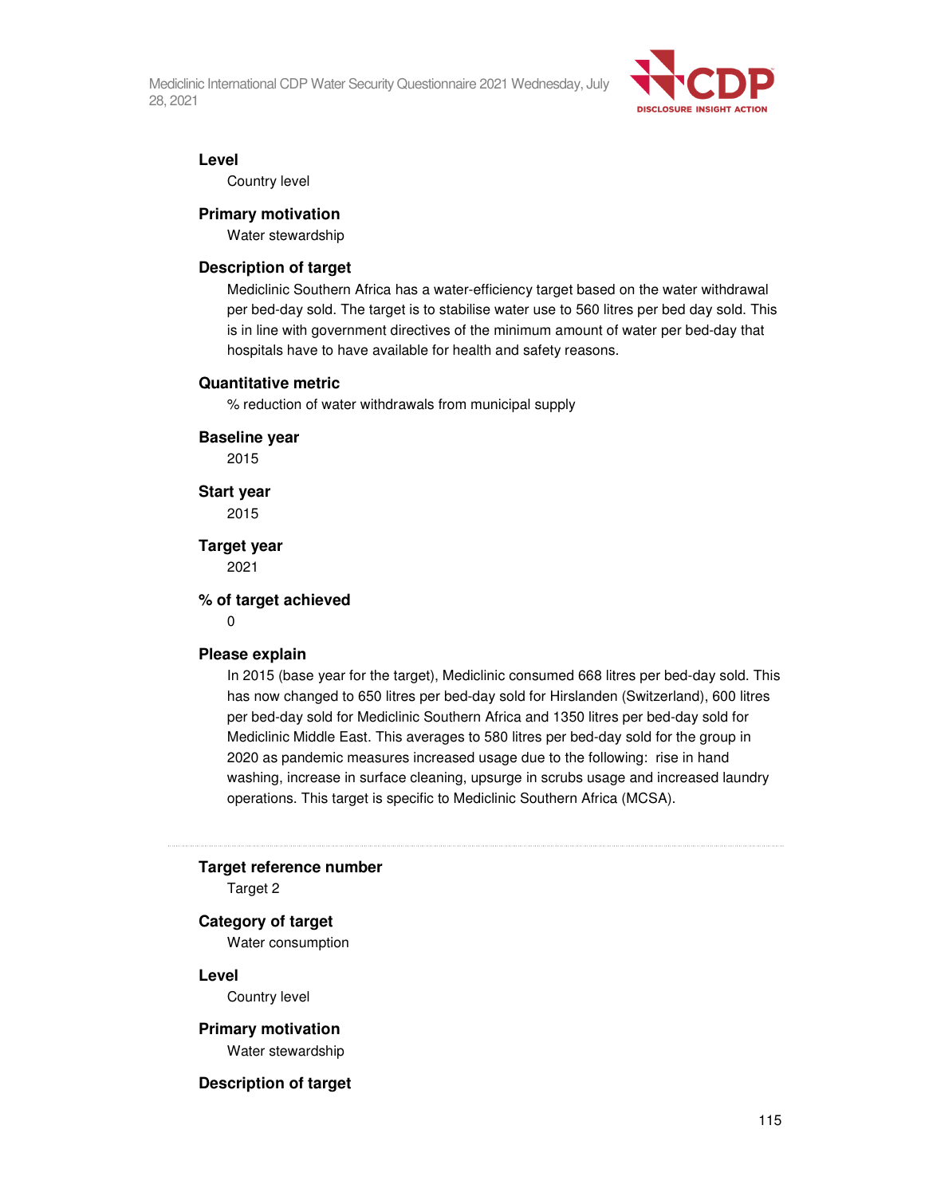**Level**

Country level

**Primary motivation**

Water stewardship

**Description of target**

Mediclinic Southern Africa has a water-efficiency target based on the water withdrawal per bed-day sold. The target is to stabilise water use to 560 litres per bed day sold. This is in line with government directives of the minimum amount of water per bed-day that hospitals have to have available for health and safety reasons.

**Quantitative metric**

% reduction of water withdrawals from municipal supply

**Baseline year**

2015

**Start year**

2015

**Target year**

2021

**% of target achieved**

0

**Please explain**

In 2015 (base year for the target), Mediclinic consumed 668 litres per bed-day sold. This has now changed to 650 litres per bed-day sold for Hirslanden (Switzerland), 600 litres per bed-day sold for Mediclinic Southern Africa and 1350 litres per bed-day sold for Mediclinic Middle East. This averages to 580 litres per bed-day sold for the group in 2020 as pandemic measures increased usage due to the following: rise in hand washing, increase in surface cleaning, upsurge in scrubs usage and increased laundry operations. This target is specific to Mediclinic Southern Africa (MCSA).

---

**Target reference number**

Target 2

**Category of target**

Water consumption

**Level**

Country level

**Primary motivation**

Water stewardship

**Description of target**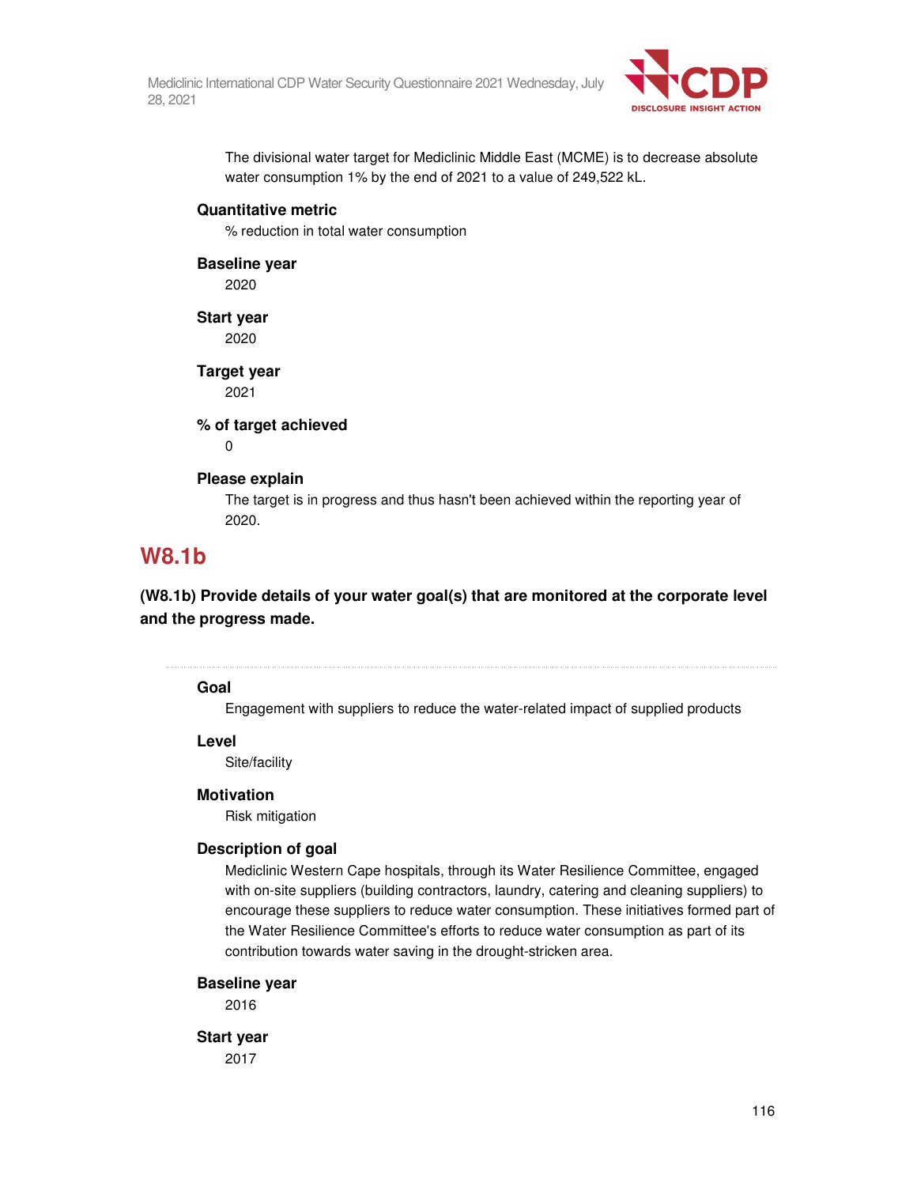The divisional water target for Mediclinic Middle East (MCME) is to decrease absolute water consumption 1% by the end of 2021 to a value of 249,522 kL.

**Quantitative metric**

% reduction in total water consumption

**Baseline year**

2020

**Start year**

2020

**Target year**

2021

**% of target achieved**

0

**Please explain**

The target is in progress and thus hasn't been achieved within the reporting year of 2020.

## W8.1b

**(W8.1b) Provide details of your water goal(s) that are monitored at the corporate level and the progress made.**

---

**Goal**

Engagement with suppliers to reduce the water-related impact of supplied products

**Level**

Site/facility

**Motivation**

Risk mitigation

**Description of goal**

Mediclinic Western Cape hospitals, through its Water Resilience Committee, engaged with on-site suppliers (building contractors, laundry, catering and cleaning suppliers) to encourage these suppliers to reduce water consumption. These initiatives formed part of the Water Resilience Committee's efforts to reduce water consumption as part of its contribution towards water saving in the drought-stricken area.

**Baseline year**

2016

**Start year**

2017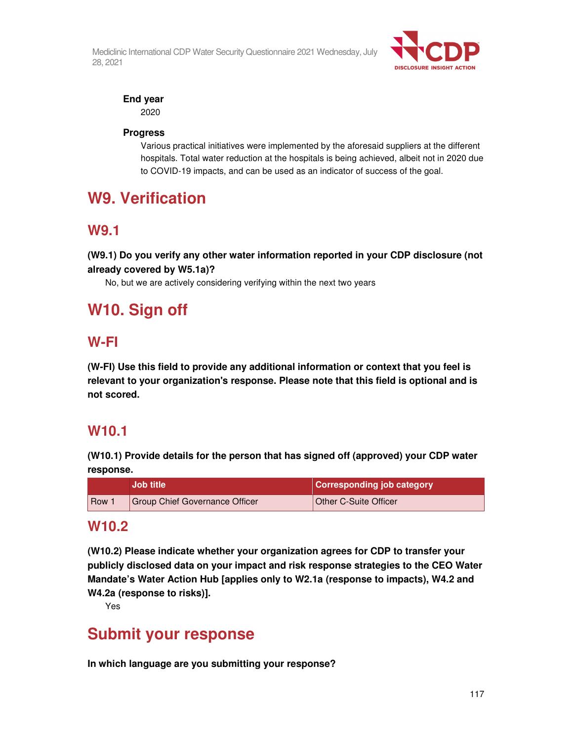**End year**

2020

**Progress**

Various practical initiatives were implemented by the aforesaid suppliers at the different hospitals. Total water reduction at the hospitals is being achieved, albeit not in 2020 due to COVID-19 impacts, and can be used as an indicator of success of the goal.

# W9. Verification

## W9.1

**(W9.1) Do you verify any other water information reported in your CDP disclosure (not already covered by W5.1a)?**

No, but we are actively considering verifying within the next two years

# W10. Sign off

## W-FI

**(W-FI) Use this field to provide any additional information or context that you feel is relevant to your organization's response. Please note that this field is optional and is not scored.**

## W10.1

**(W10.1) Provide details for the person that has signed off (approved) your CDP water response.**

| | Job title | Corresponding job category |
|---|---|---|
| Row 1 | Group Chief Governance Officer | Other C-Suite Officer |

## W10.2

**(W10.2) Please indicate whether your organization agrees for CDP to transfer your publicly disclosed data on your impact and risk response strategies to the CEO Water Mandate's Water Action Hub [applies only to W2.1a (response to impacts), W4.2 and W4.2a (response to risks)].**

Yes

# Submit your response

**In which language are you submitting your response?**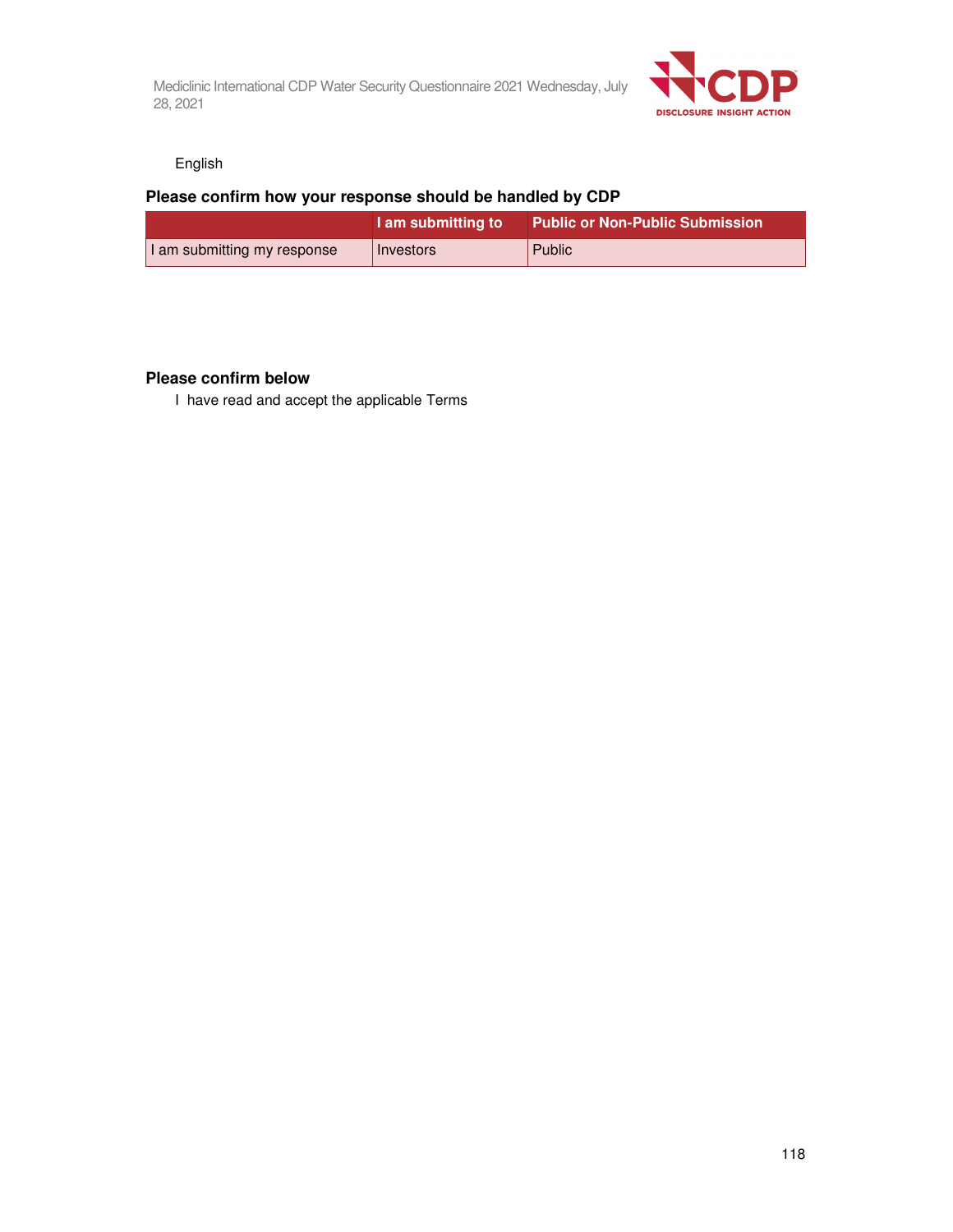English

### Please confirm how your response should be handled by CDP

| | I am submitting to | Public or Non-Public Submission |
|---|---|---|
| I am submitting my response | Investors | Public |

### Please confirm below

I have read and accept the applicable Terms